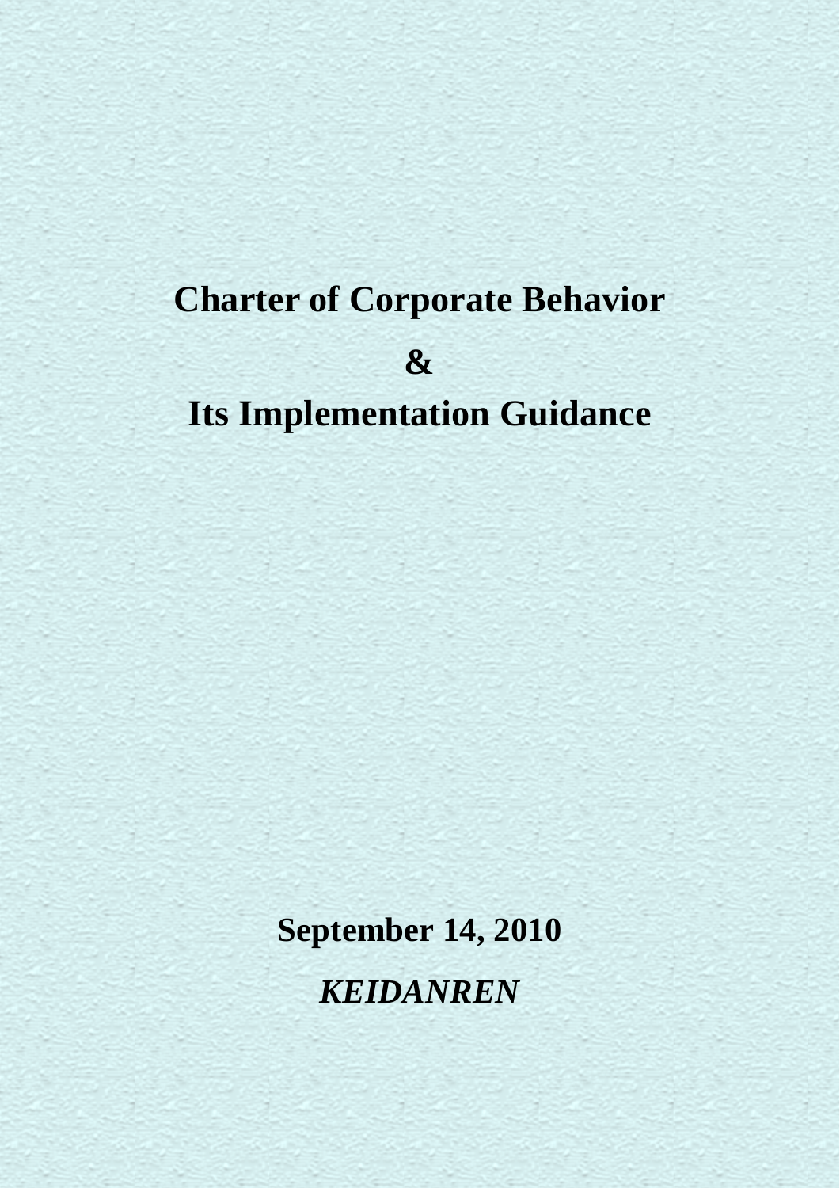# Charter of Corporate Behavior

# &

# Its Implementation Guidance

**September 14, 2010**

***KEIDANREN***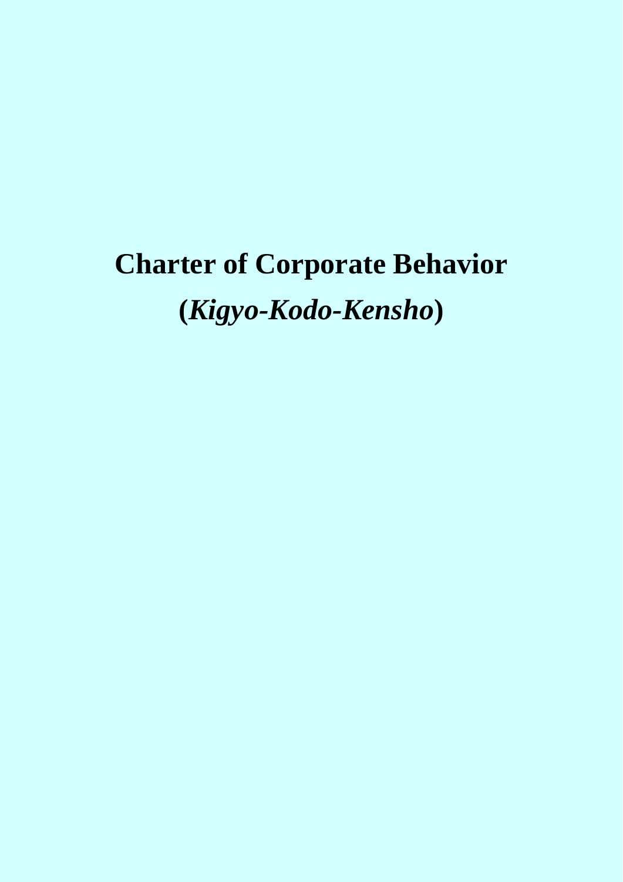# Charter of Corporate Behavior

# (*Kigyo-Kodo-Kensho*)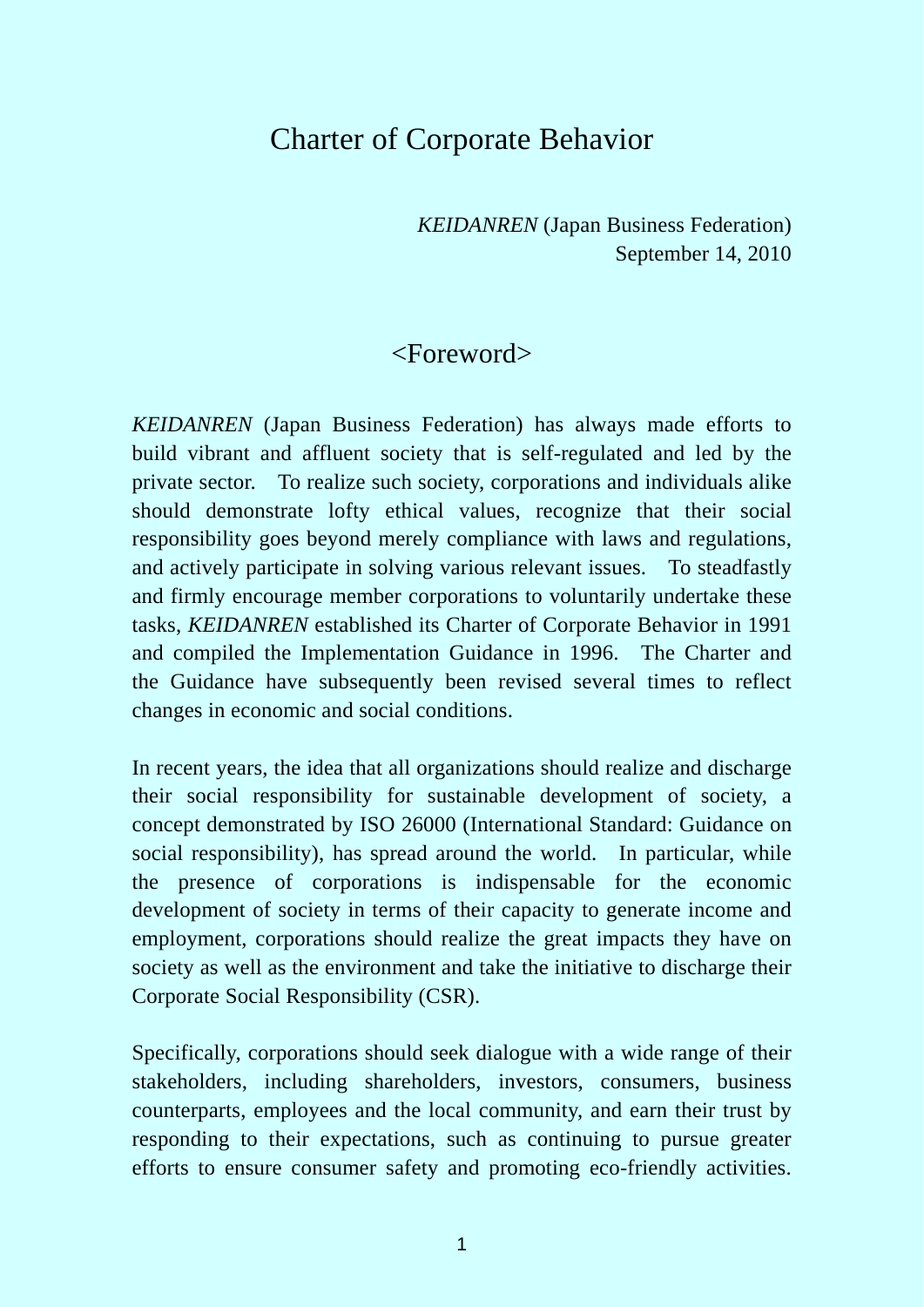# Charter of Corporate Behavior

*KEIDANREN* (Japan Business Federation)
September 14, 2010

## <Foreword>

*KEIDANREN* (Japan Business Federation) has always made efforts to build vibrant and affluent society that is self-regulated and led by the private sector. To realize such society, corporations and individuals alike should demonstrate lofty ethical values, recognize that their social responsibility goes beyond merely compliance with laws and regulations, and actively participate in solving various relevant issues. To steadfastly and firmly encourage member corporations to voluntarily undertake these tasks, *KEIDANREN* established its Charter of Corporate Behavior in 1991 and compiled the Implementation Guidance in 1996. The Charter and the Guidance have subsequently been revised several times to reflect changes in economic and social conditions.

In recent years, the idea that all organizations should realize and discharge their social responsibility for sustainable development of society, a concept demonstrated by ISO 26000 (International Standard: Guidance on social responsibility), has spread around the world. In particular, while the presence of corporations is indispensable for the economic development of society in terms of their capacity to generate income and employment, corporations should realize the great impacts they have on society as well as the environment and take the initiative to discharge their Corporate Social Responsibility (CSR).

Specifically, corporations should seek dialogue with a wide range of their stakeholders, including shareholders, investors, consumers, business counterparts, employees and the local community, and earn their trust by responding to their expectations, such as continuing to pursue greater efforts to ensure consumer safety and promoting eco-friendly activities.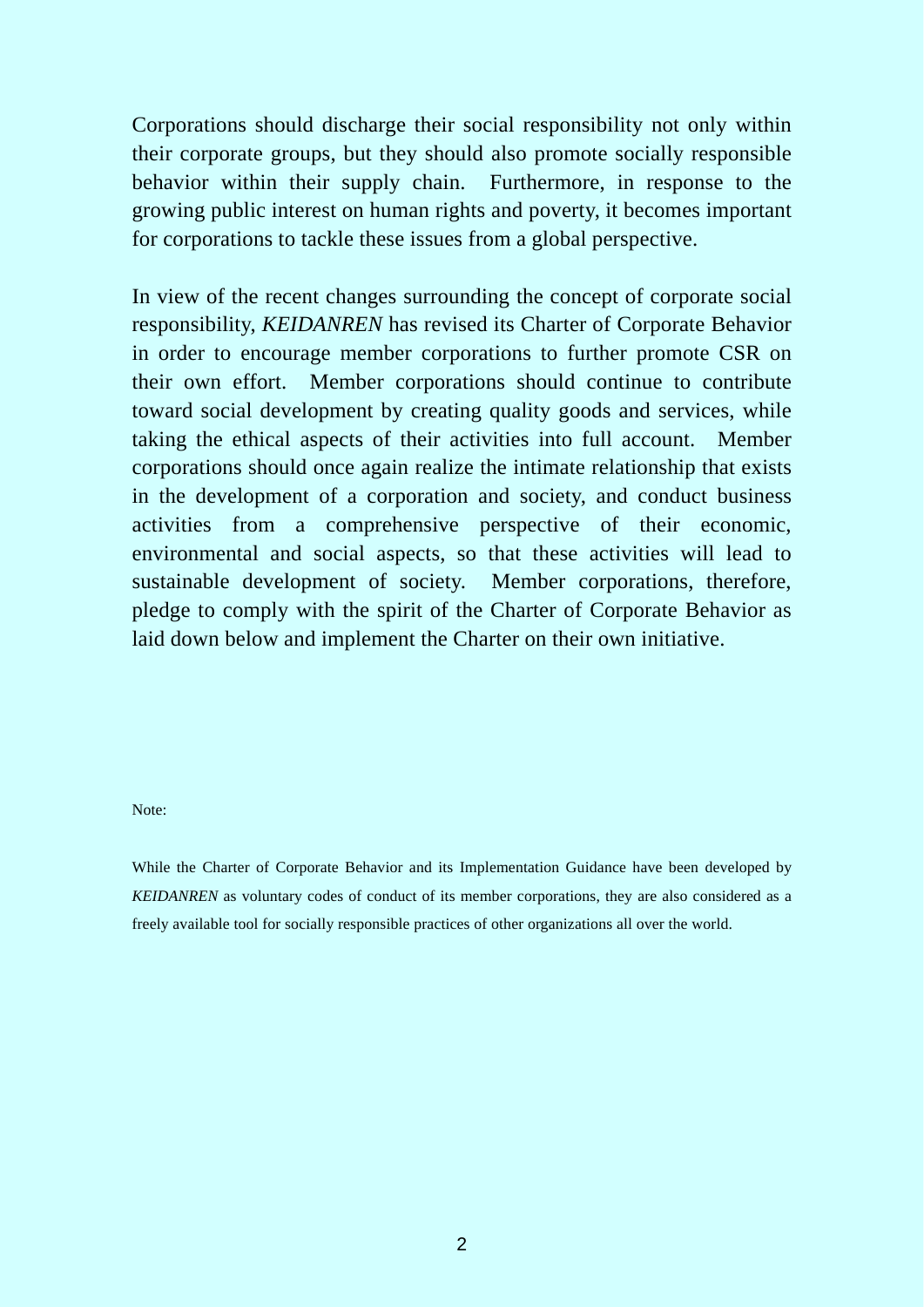Corporations should discharge their social responsibility not only within their corporate groups, but they should also promote socially responsible behavior within their supply chain. Furthermore, in response to the growing public interest on human rights and poverty, it becomes important for corporations to tackle these issues from a global perspective.

In view of the recent changes surrounding the concept of corporate social responsibility, *KEIDANREN* has revised its Charter of Corporate Behavior in order to encourage member corporations to further promote CSR on their own effort. Member corporations should continue to contribute toward social development by creating quality goods and services, while taking the ethical aspects of their activities into full account. Member corporations should once again realize the intimate relationship that exists in the development of a corporation and society, and conduct business activities from a comprehensive perspective of their economic, environmental and social aspects, so that these activities will lead to sustainable development of society. Member corporations, therefore, pledge to comply with the spirit of the Charter of Corporate Behavior as laid down below and implement the Charter on their own initiative.

Note:

While the Charter of Corporate Behavior and its Implementation Guidance have been developed by *KEIDANREN* as voluntary codes of conduct of its member corporations, they are also considered as a freely available tool for socially responsible practices of other organizations all over the world.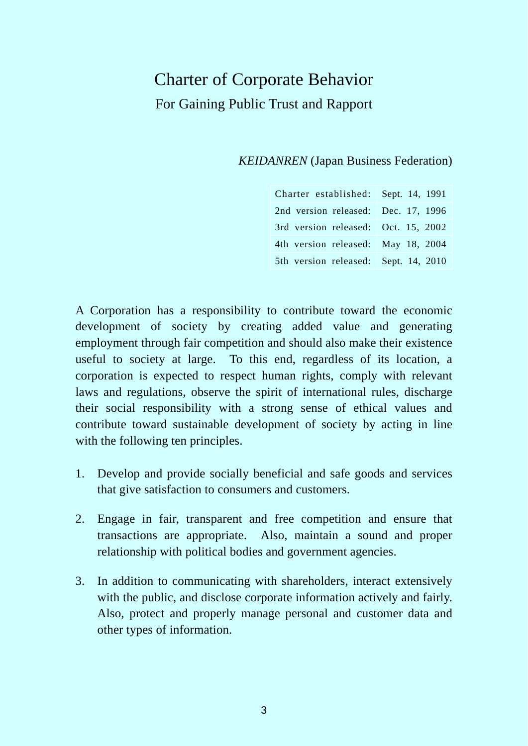# Charter of Corporate Behavior

## For Gaining Public Trust and Rapport

*KEIDANREN* (Japan Business Federation)

| | |
|---|---|
| Charter established: | Sept. 14, 1991 |
| 2nd version released: | Dec. 17, 1996 |
| 3rd version released: | Oct. 15, 2002 |
| 4th version released: | May 18, 2004 |
| 5th version released: | Sept. 14, 2010 |

A Corporation has a responsibility to contribute toward the economic development of society by creating added value and generating employment through fair competition and should also make their existence useful to society at large. To this end, regardless of its location, a corporation is expected to respect human rights, comply with relevant laws and regulations, observe the spirit of international rules, discharge their social responsibility with a strong sense of ethical values and contribute toward sustainable development of society by acting in line with the following ten principles.

1. Develop and provide socially beneficial and safe goods and services that give satisfaction to consumers and customers.

2. Engage in fair, transparent and free competition and ensure that transactions are appropriate. Also, maintain a sound and proper relationship with political bodies and government agencies.

3. In addition to communicating with shareholders, interact extensively with the public, and disclose corporate information actively and fairly. Also, protect and properly manage personal and customer data and other types of information.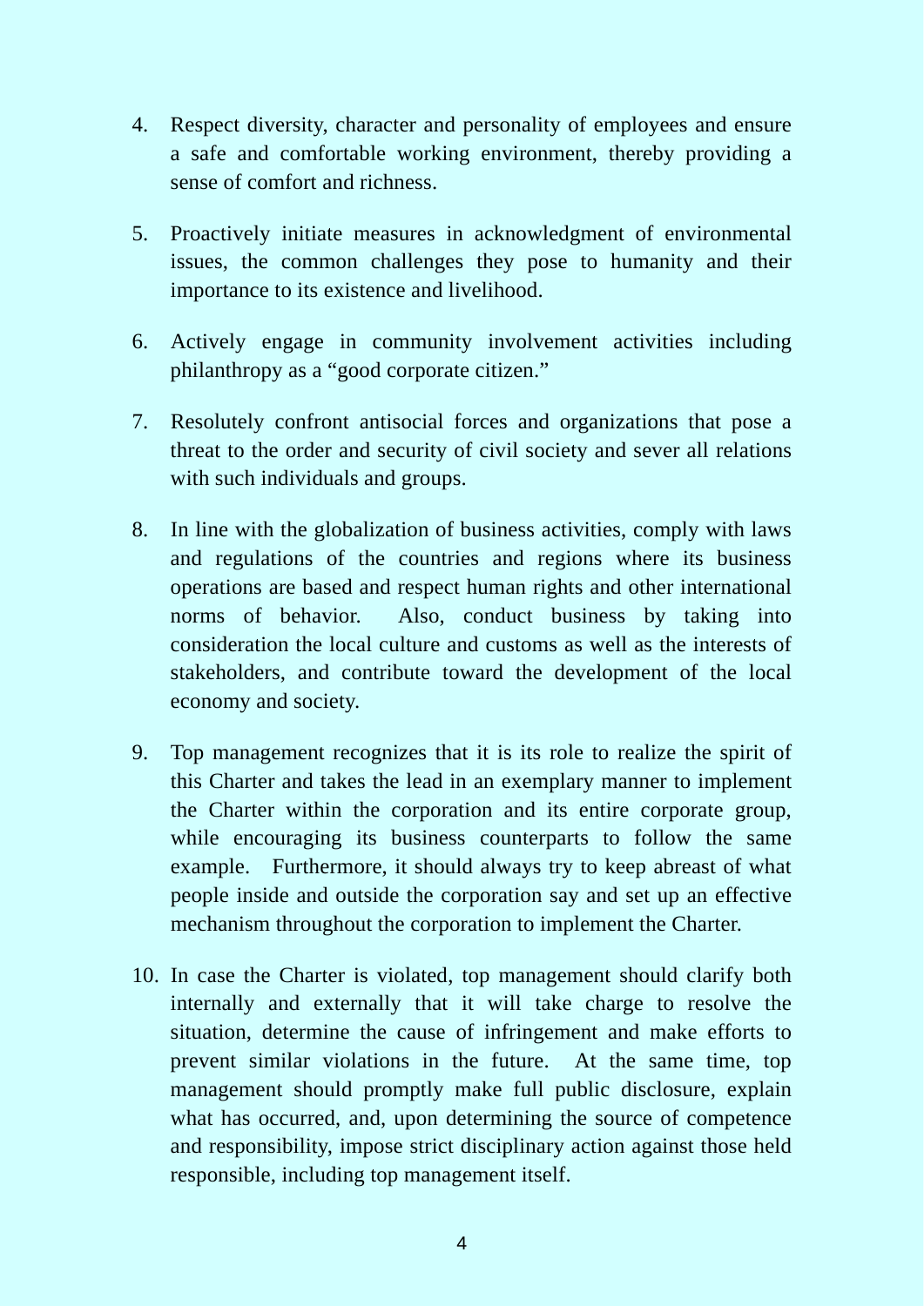4. Respect diversity, character and personality of employees and ensure a safe and comfortable working environment, thereby providing a sense of comfort and richness.

5. Proactively initiate measures in acknowledgment of environmental issues, the common challenges they pose to humanity and their importance to its existence and livelihood.

6. Actively engage in community involvement activities including philanthropy as a "good corporate citizen."

7. Resolutely confront antisocial forces and organizations that pose a threat to the order and security of civil society and sever all relations with such individuals and groups.

8. In line with the globalization of business activities, comply with laws and regulations of the countries and regions where its business operations are based and respect human rights and other international norms of behavior. Also, conduct business by taking into consideration the local culture and customs as well as the interests of stakeholders, and contribute toward the development of the local economy and society.

9. Top management recognizes that it is its role to realize the spirit of this Charter and takes the lead in an exemplary manner to implement the Charter within the corporation and its entire corporate group, while encouraging its business counterparts to follow the same example. Furthermore, it should always try to keep abreast of what people inside and outside the corporation say and set up an effective mechanism throughout the corporation to implement the Charter.

10. In case the Charter is violated, top management should clarify both internally and externally that it will take charge to resolve the situation, determine the cause of infringement and make efforts to prevent similar violations in the future. At the same time, top management should promptly make full public disclosure, explain what has occurred, and, upon determining the source of competence and responsibility, impose strict disciplinary action against those held responsible, including top management itself.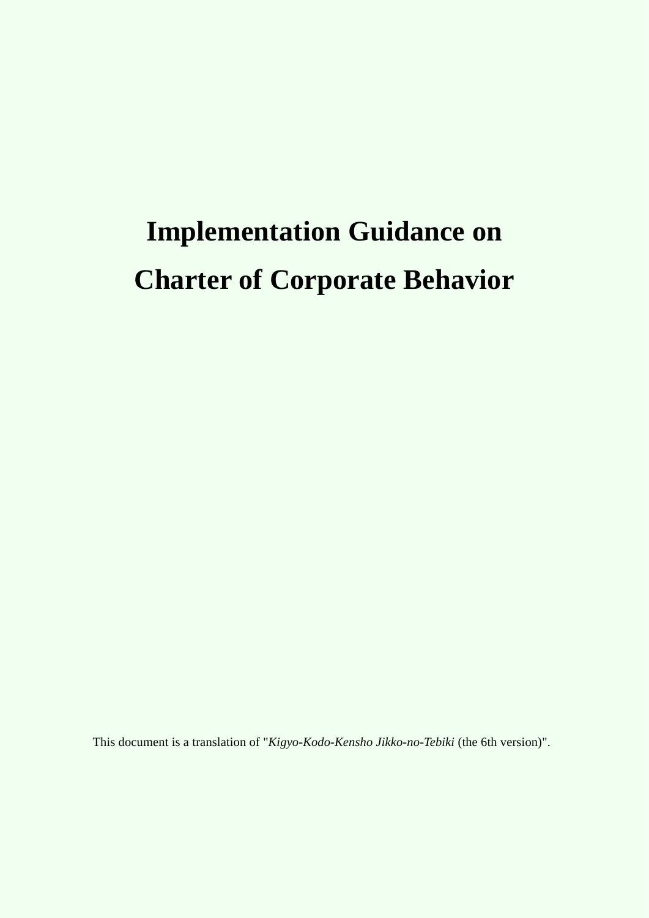# Implementation Guidance on Charter of Corporate Behavior

This document is a translation of "*Kigyo-Kodo-Kensho Jikko-no-Tebiki* (the 6th version)".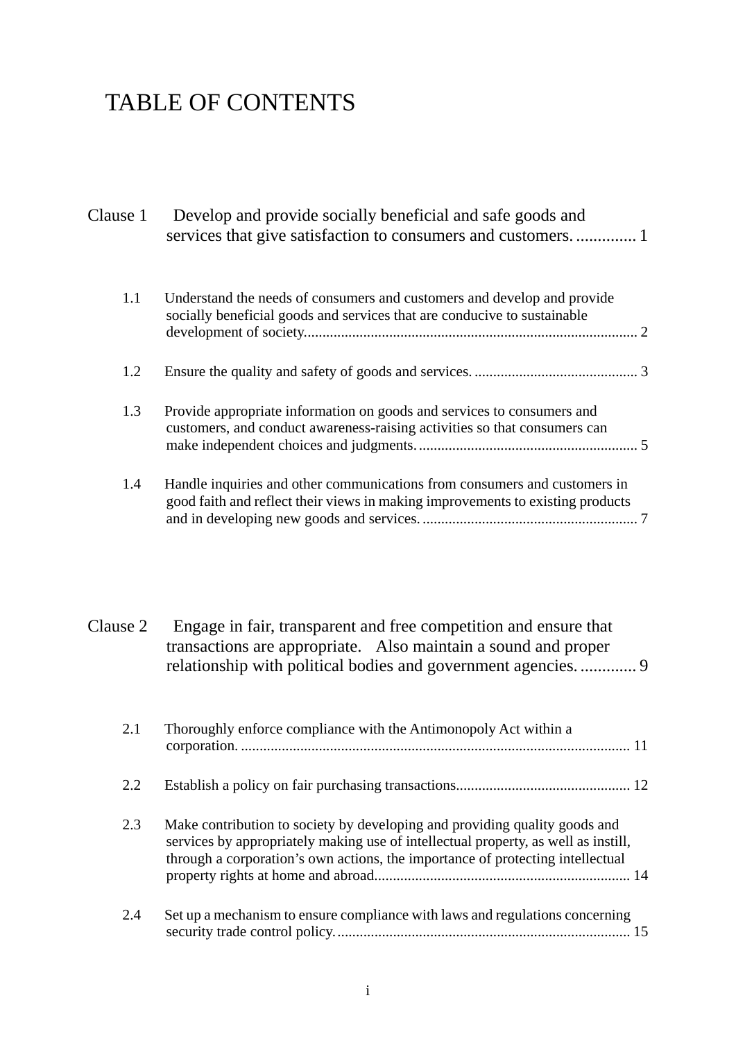# TABLE OF CONTENTS

Clause 1 Develop and provide socially beneficial and safe goods and services that give satisfaction to consumers and customers. .............. 1

1.1 Understand the needs of consumers and customers and develop and provide socially beneficial goods and services that are conducive to sustainable development of society......................................................................................... 2

1.2 Ensure the quality and safety of goods and services. ............................................ 3

1.3 Provide appropriate information on goods and services to consumers and customers, and conduct awareness-raising activities so that consumers can make independent choices and judgments. ........................................................... 5

1.4 Handle inquiries and other communications from consumers and customers in good faith and reflect their views in making improvements to existing products and in developing new goods and services. .......................................................... 7

Clause 2 Engage in fair, transparent and free competition and ensure that transactions are appropriate. Also maintain a sound and proper relationship with political bodies and government agencies. ............. 9

2.1 Thoroughly enforce compliance with the Antimonopoly Act within a corporation. ........................................................................................................ 11

2.2 Establish a policy on fair purchasing transactions.............................................. 12

2.3 Make contribution to society by developing and providing quality goods and services by appropriately making use of intellectual property, as well as instill, through a corporation's own actions, the importance of protecting intellectual property rights at home and abroad.................................................................... 14

2.4 Set up a mechanism to ensure compliance with laws and regulations concerning security trade control policy. .............................................................................. 15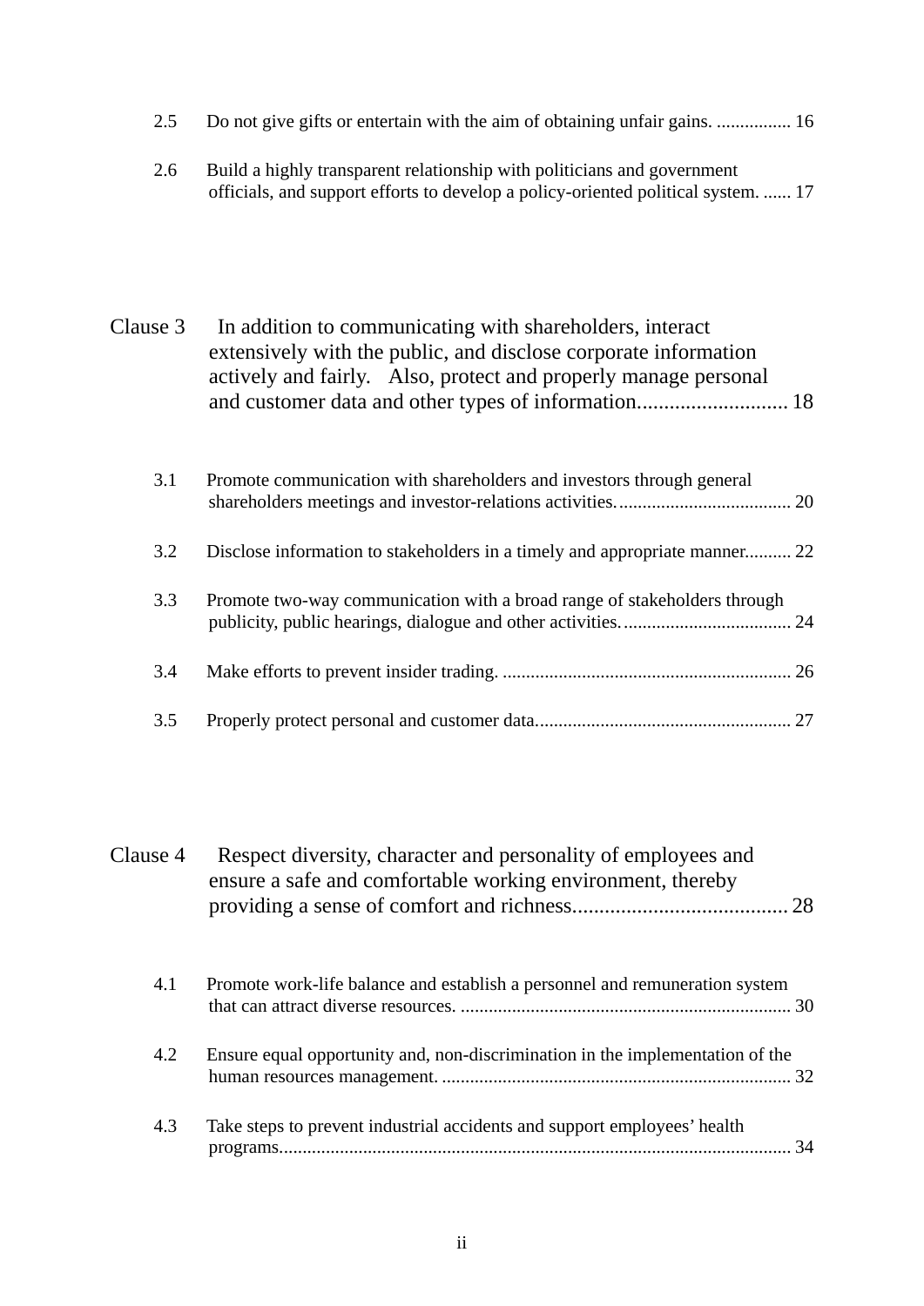2.5 Do not give gifts or entertain with the aim of obtaining unfair gains. ................ 16

2.6 Build a highly transparent relationship with politicians and government officials, and support efforts to develop a policy-oriented political system. ...... 17

Clause 3 In addition to communicating with shareholders, interact extensively with the public, and disclose corporate information actively and fairly. Also, protect and properly manage personal and customer data and other types of information............................ 18

3.1 Promote communication with shareholders and investors through general shareholders meetings and investor-relations activities..................................... 20

3.2 Disclose information to stakeholders in a timely and appropriate manner.......... 22

3.3 Promote two-way communication with a broad range of stakeholders through publicity, public hearings, dialogue and other activities.................................... 24

3.4 Make efforts to prevent insider trading. ............................................................. 26

3.5 Properly protect personal and customer data...................................................... 27

Clause 4 Respect diversity, character and personality of employees and ensure a safe and comfortable working environment, thereby providing a sense of comfort and richness........................................ 28

4.1 Promote work-life balance and establish a personnel and remuneration system that can attract diverse resources. ....................................................................... 30

4.2 Ensure equal opportunity and, non-discrimination in the implementation of the human resources management. ........................................................................... 32

4.3 Take steps to prevent industrial accidents and support employees' health programs............................................................................................................. 34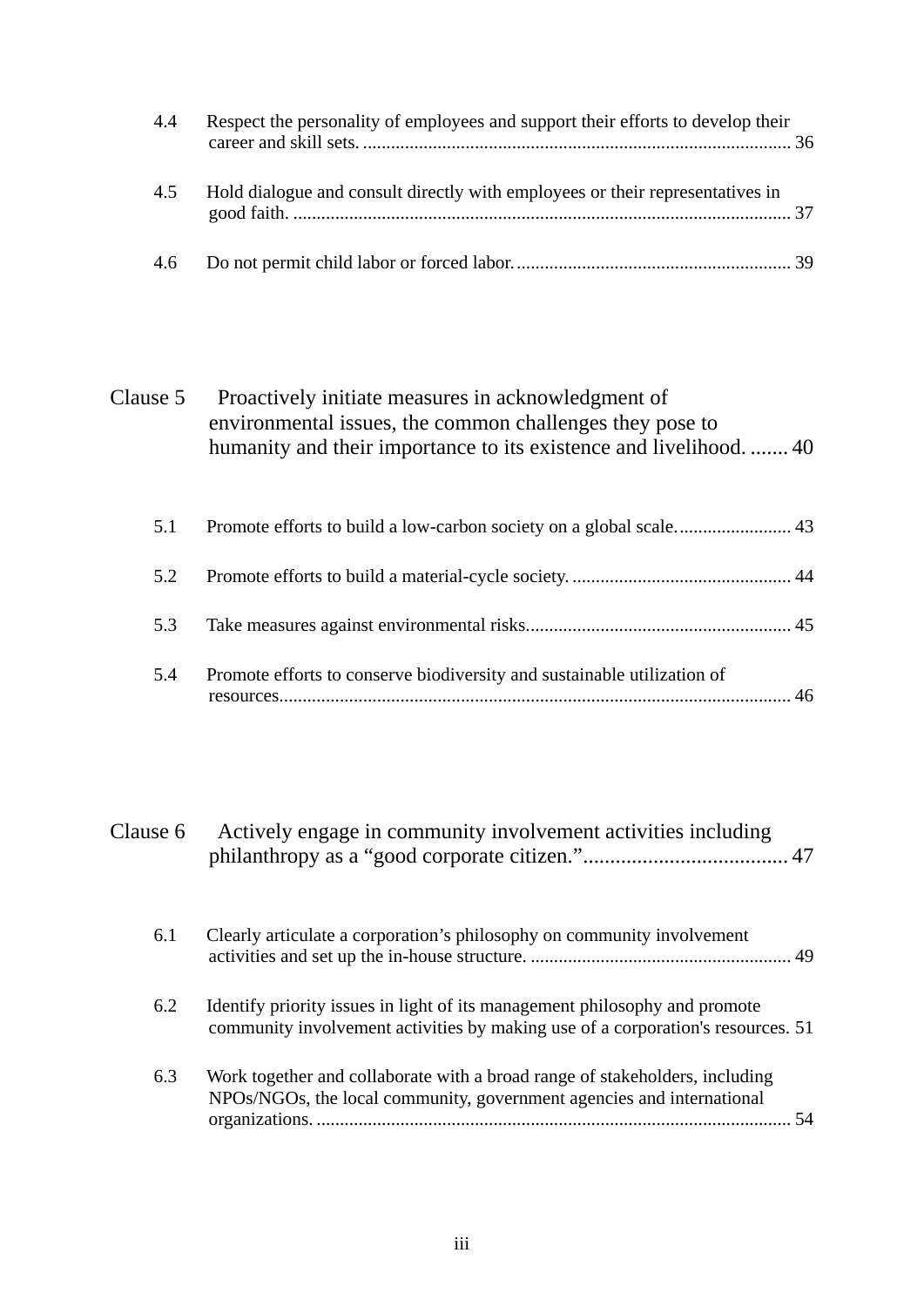4.4 Respect the personality of employees and support their efforts to develop their career and skill sets. ........................................................................................... 36

4.5 Hold dialogue and consult directly with employees or their representatives in good faith. .......................................................................................................... 37

4.6 Do not permit child labor or forced labor. .......................................................... 39

Clause 5 Proactively initiate measures in acknowledgment of environmental issues, the common challenges they pose to humanity and their importance to its existence and livelihood. ....... 40

5.1 Promote efforts to build a low-carbon society on a global scale. ........................ 43

5.2 Promote efforts to build a material-cycle society. .............................................. 44

5.3 Take measures against environmental risks. ........................................................ 45

5.4 Promote efforts to conserve biodiversity and sustainable utilization of resources. ............................................................................................................. 46

Clause 6 Actively engage in community involvement activities including philanthropy as a “good corporate citizen.” ...................................... 47

6.1 Clearly articulate a corporation’s philosophy on community involvement activities and set up the in-house structure. ....................................................... 49

6.2 Identify priority issues in light of its management philosophy and promote community involvement activities by making use of a corporation's resources. 51

6.3 Work together and collaborate with a broad range of stakeholders, including NPOs/NGOs, the local community, government agencies and international organizations. ..................................................................................................... 54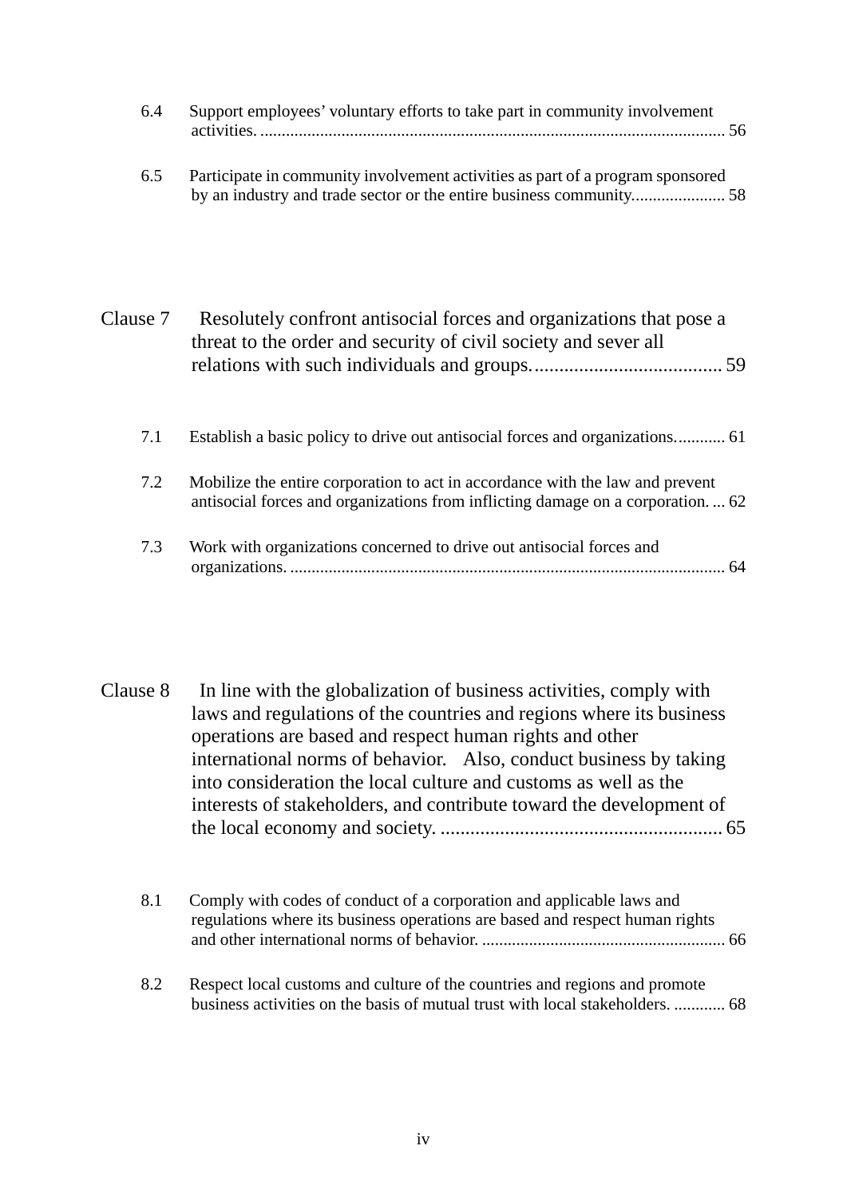6.4 Support employees' voluntary efforts to take part in community involvement activities. ............................................................................................................ 56

6.5 Participate in community involvement activities as part of a program sponsored by an industry and trade sector or the entire business community...................... 58

Clause 7 Resolutely confront antisocial forces and organizations that pose a threat to the order and security of civil society and sever all relations with such individuals and groups....................................... 59

7.1 Establish a basic policy to drive out antisocial forces and organizations............ 61

7.2 Mobilize the entire corporation to act in accordance with the law and prevent antisocial forces and organizations from inflicting damage on a corporation. ... 62

7.3 Work with organizations concerned to drive out antisocial forces and organizations. ..................................................................................................... 64

Clause 8 In line with the globalization of business activities, comply with laws and regulations of the countries and regions where its business operations are based and respect human rights and other international norms of behavior. Also, conduct business by taking into consideration the local culture and customs as well as the interests of stakeholders, and contribute toward the development of the local economy and society. ......................................................... 65

8.1 Comply with codes of conduct of a corporation and applicable laws and regulations where its business operations are based and respect human rights and other international norms of behavior. ......................................................... 66

8.2 Respect local customs and culture of the countries and regions and promote business activities on the basis of mutual trust with local stakeholders. ............ 68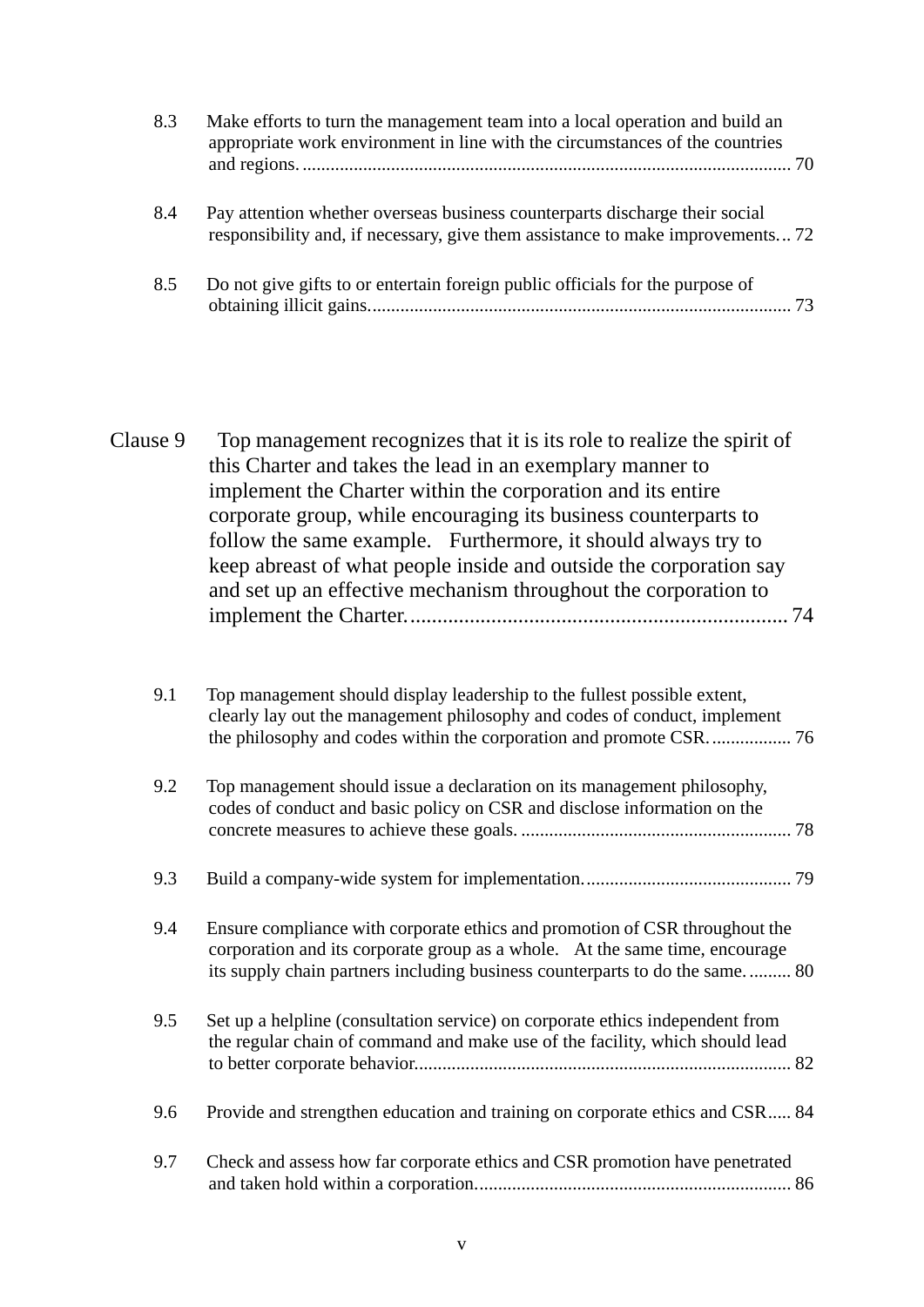8.3 Make efforts to turn the management team into a local operation and build an appropriate work environment in line with the circumstances of the countries and regions. ........................................................................................................ 70

8.4 Pay attention whether overseas business counterparts discharge their social responsibility and, if necessary, give them assistance to make improvements... 72

8.5 Do not give gifts to or entertain foreign public officials for the purpose of obtaining illicit gains.......................................................................................... 73

Clause 9 Top management recognizes that it is its role to realize the spirit of this Charter and takes the lead in an exemplary manner to implement the Charter within the corporation and its entire corporate group, while encouraging its business counterparts to follow the same example. Furthermore, it should always try to keep abreast of what people inside and outside the corporation say and set up an effective mechanism throughout the corporation to implement the Charter....................................................................... 74

9.1 Top management should display leadership to the fullest possible extent, clearly lay out the management philosophy and codes of conduct, implement the philosophy and codes within the corporation and promote CSR................. 76

9.2 Top management should issue a declaration on its management philosophy, codes of conduct and basic policy on CSR and disclose information on the concrete measures to achieve these goals. .......................................................... 78

9.3 Build a company-wide system for implementation............................................ 79

9.4 Ensure compliance with corporate ethics and promotion of CSR throughout the corporation and its corporate group as a whole. At the same time, encourage its supply chain partners including business counterparts to do the same. ......... 80

9.5 Set up a helpline (consultation service) on corporate ethics independent from the regular chain of command and make use of the facility, which should lead to better corporate behavior................................................................................ 82

9.6 Provide and strengthen education and training on corporate ethics and CSR..... 84

9.7 Check and assess how far corporate ethics and CSR promotion have penetrated and taken hold within a corporation................................................................... 86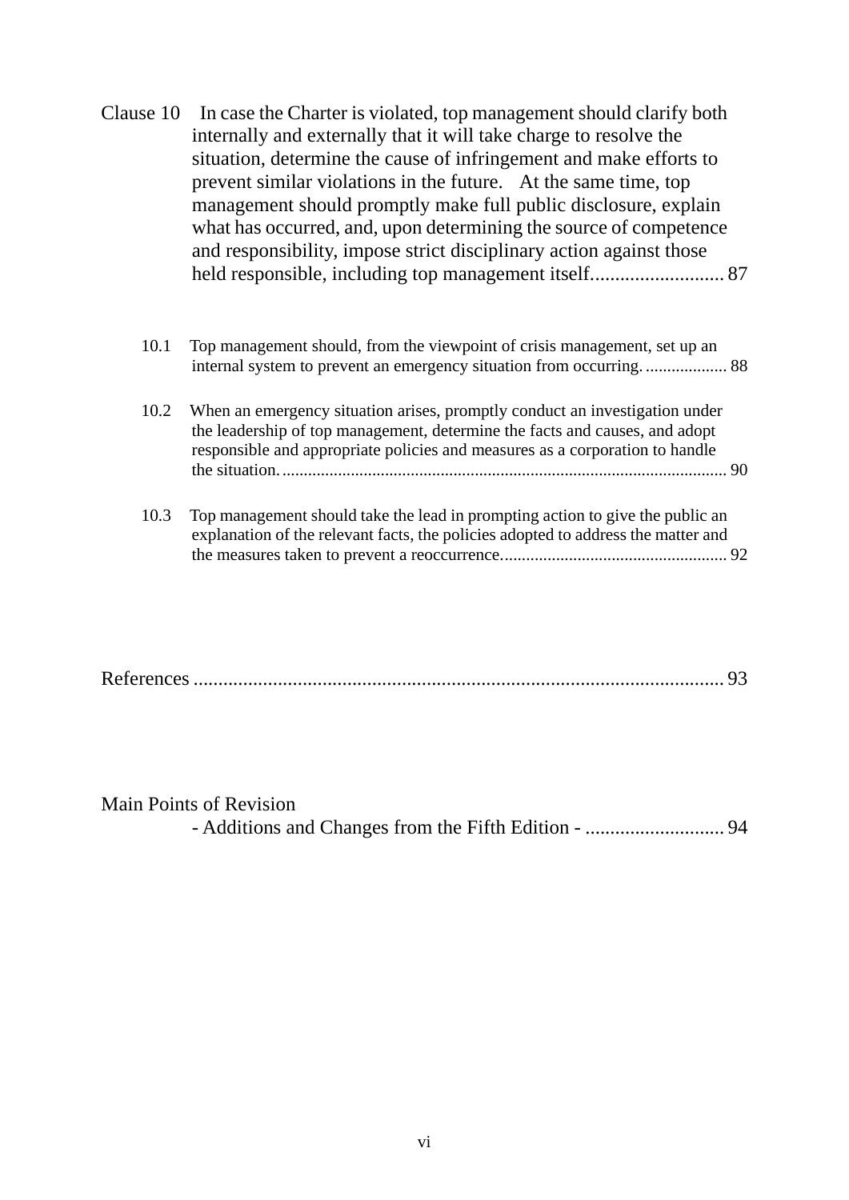Clause 10 In case the Charter is violated, top management should clarify both internally and externally that it will take charge to resolve the situation, determine the cause of infringement and make efforts to prevent similar violations in the future. At the same time, top management should promptly make full public disclosure, explain what has occurred, and, upon determining the source of competence and responsibility, impose strict disciplinary action against those held responsible, including top management itself........................... 87

10.1 Top management should, from the viewpoint of crisis management, set up an internal system to prevent an emergency situation from occurring. ................... 88

10.2 When an emergency situation arises, promptly conduct an investigation under the leadership of top management, determine the facts and causes, and adopt responsible and appropriate policies and measures as a corporation to handle the situation. ....................................................................................................... 90

10.3 Top management should take the lead in prompting action to give the public an explanation of the relevant facts, the policies adopted to address the matter and the measures taken to prevent a reoccurrence..................................................... 92

References .......................................................................................................... 93

Main Points of Revision
- Additions and Changes from the Fifth Edition - ............................ 94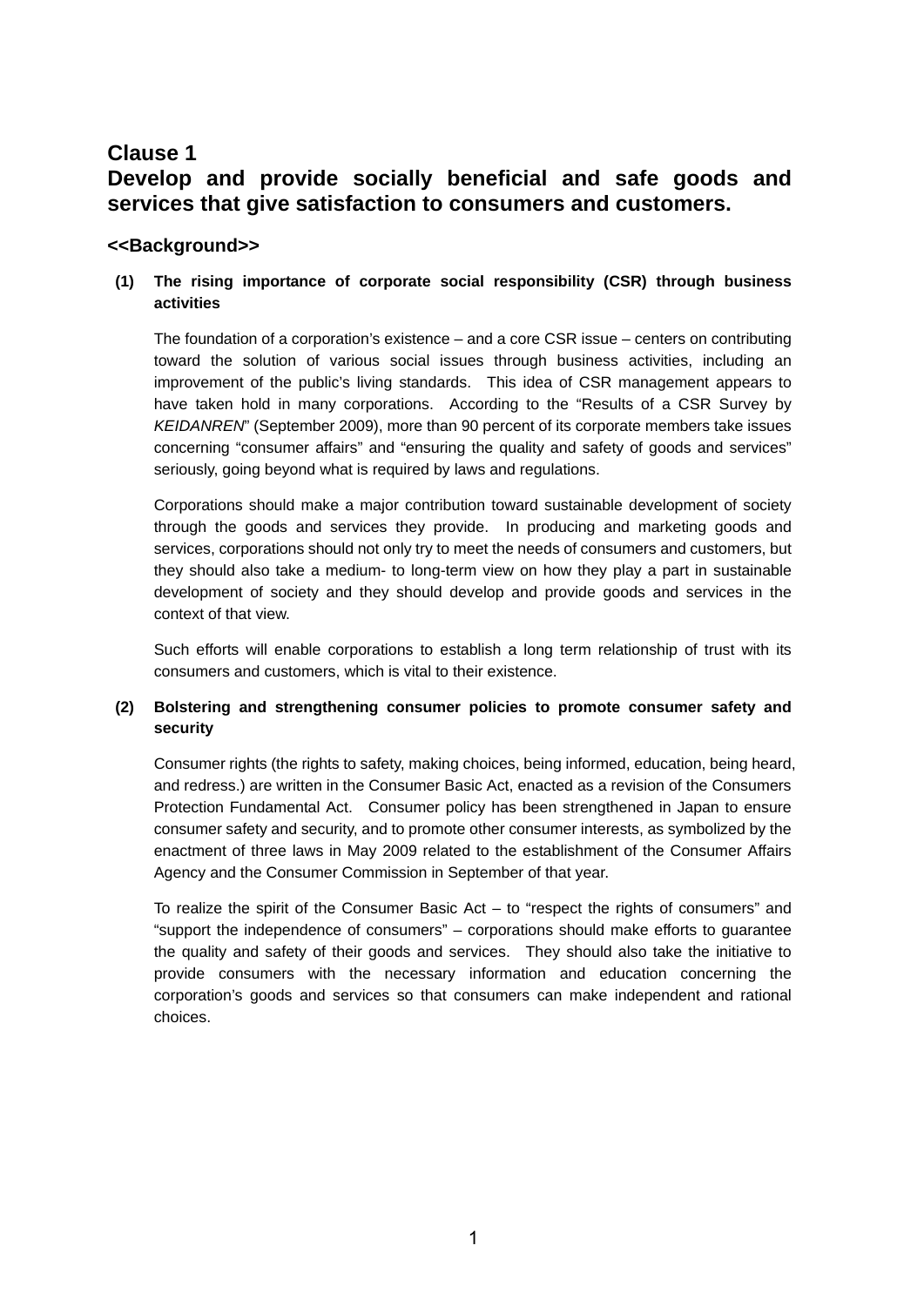## Clause 1
## Develop and provide socially beneficial and safe goods and services that give satisfaction to consumers and customers.

### <<Background>>

**(1) The rising importance of corporate social responsibility (CSR) through business activities**

The foundation of a corporation's existence – and a core CSR issue – centers on contributing toward the solution of various social issues through business activities, including an improvement of the public's living standards. This idea of CSR management appears to have taken hold in many corporations. According to the "Results of a CSR Survey by *KEIDANREN*" (September 2009), more than 90 percent of its corporate members take issues concerning "consumer affairs" and "ensuring the quality and safety of goods and services" seriously, going beyond what is required by laws and regulations.

Corporations should make a major contribution toward sustainable development of society through the goods and services they provide. In producing and marketing goods and services, corporations should not only try to meet the needs of consumers and customers, but they should also take a medium- to long-term view on how they play a part in sustainable development of society and they should develop and provide goods and services in the context of that view.

Such efforts will enable corporations to establish a long term relationship of trust with its consumers and customers, which is vital to their existence.

**(2) Bolstering and strengthening consumer policies to promote consumer safety and security**

Consumer rights (the rights to safety, making choices, being informed, education, being heard, and redress.) are written in the Consumer Basic Act, enacted as a revision of the Consumers Protection Fundamental Act. Consumer policy has been strengthened in Japan to ensure consumer safety and security, and to promote other consumer interests, as symbolized by the enactment of three laws in May 2009 related to the establishment of the Consumer Affairs Agency and the Consumer Commission in September of that year.

To realize the spirit of the Consumer Basic Act – to "respect the rights of consumers" and "support the independence of consumers" – corporations should make efforts to guarantee the quality and safety of their goods and services. They should also take the initiative to provide consumers with the necessary information and education concerning the corporation's goods and services so that consumers can make independent and rational choices.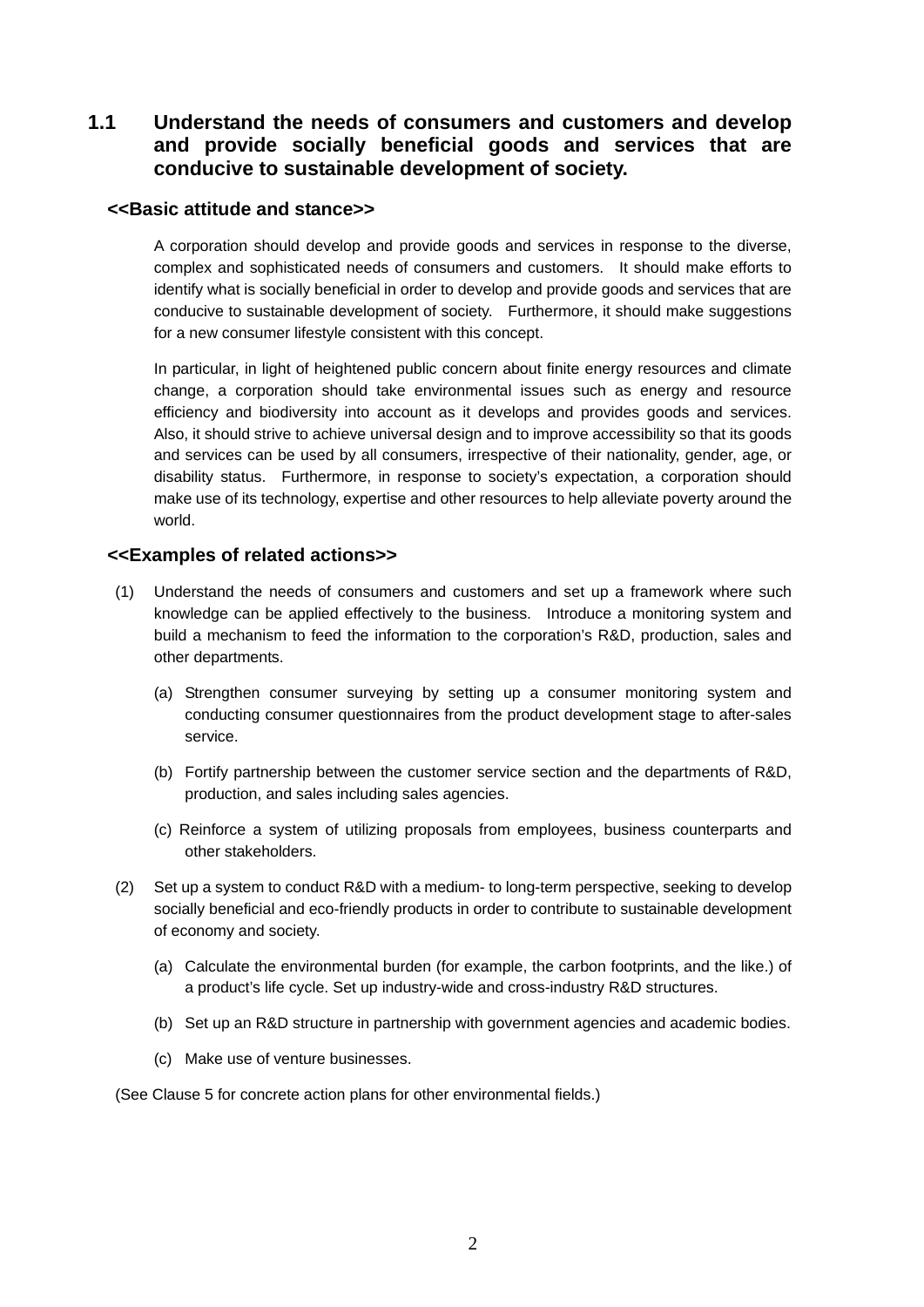## 1.1 Understand the needs of consumers and customers and develop and provide socially beneficial goods and services that are conducive to sustainable development of society.

### <<Basic attitude and stance>>

A corporation should develop and provide goods and services in response to the diverse, complex and sophisticated needs of consumers and customers. It should make efforts to identify what is socially beneficial in order to develop and provide goods and services that are conducive to sustainable development of society. Furthermore, it should make suggestions for a new consumer lifestyle consistent with this concept.

In particular, in light of heightened public concern about finite energy resources and climate change, a corporation should take environmental issues such as energy and resource efficiency and biodiversity into account as it develops and provides goods and services. Also, it should strive to achieve universal design and to improve accessibility so that its goods and services can be used by all consumers, irrespective of their nationality, gender, age, or disability status. Furthermore, in response to society's expectation, a corporation should make use of its technology, expertise and other resources to help alleviate poverty around the world.

### <<Examples of related actions>>

(1) Understand the needs of consumers and customers and set up a framework where such knowledge can be applied effectively to the business. Introduce a monitoring system and build a mechanism to feed the information to the corporation's R&D, production, sales and other departments.

   (a) Strengthen consumer surveying by setting up a consumer monitoring system and conducting consumer questionnaires from the product development stage to after-sales service.

   (b) Fortify partnership between the customer service section and the departments of R&D, production, and sales including sales agencies.

   (c) Reinforce a system of utilizing proposals from employees, business counterparts and other stakeholders.

(2) Set up a system to conduct R&D with a medium- to long-term perspective, seeking to develop socially beneficial and eco-friendly products in order to contribute to sustainable development of economy and society.

   (a) Calculate the environmental burden (for example, the carbon footprints, and the like.) of a product's life cycle. Set up industry-wide and cross-industry R&D structures.

   (b) Set up an R&D structure in partnership with government agencies and academic bodies.

   (c) Make use of venture businesses.

(See Clause 5 for concrete action plans for other environmental fields.)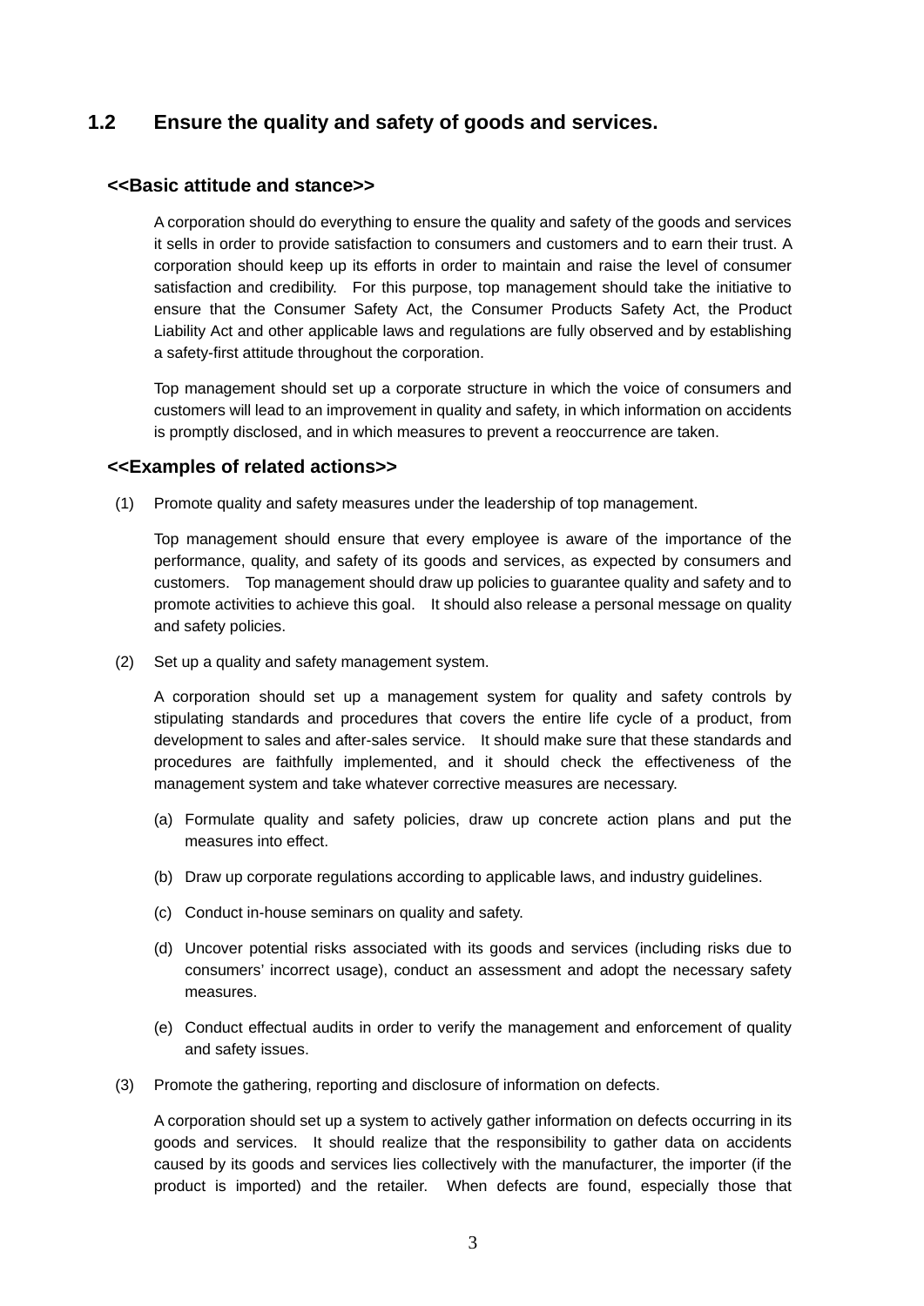## 1.2 Ensure the quality and safety of goods and services.

### <<Basic attitude and stance>>

A corporation should do everything to ensure the quality and safety of the goods and services it sells in order to provide satisfaction to consumers and customers and to earn their trust. A corporation should keep up its efforts in order to maintain and raise the level of consumer satisfaction and credibility. For this purpose, top management should take the initiative to ensure that the Consumer Safety Act, the Consumer Products Safety Act, the Product Liability Act and other applicable laws and regulations are fully observed and by establishing a safety-first attitude throughout the corporation.

Top management should set up a corporate structure in which the voice of consumers and customers will lead to an improvement in quality and safety, in which information on accidents is promptly disclosed, and in which measures to prevent a reoccurrence are taken.

### <<Examples of related actions>>

(1) Promote quality and safety measures under the leadership of top management.

Top management should ensure that every employee is aware of the importance of the performance, quality, and safety of its goods and services, as expected by consumers and customers. Top management should draw up policies to guarantee quality and safety and to promote activities to achieve this goal. It should also release a personal message on quality and safety policies.

(2) Set up a quality and safety management system.

A corporation should set up a management system for quality and safety controls by stipulating standards and procedures that covers the entire life cycle of a product, from development to sales and after-sales service. It should make sure that these standards and procedures are faithfully implemented, and it should check the effectiveness of the management system and take whatever corrective measures are necessary.

(a) Formulate quality and safety policies, draw up concrete action plans and put the measures into effect.

(b) Draw up corporate regulations according to applicable laws, and industry guidelines.

(c) Conduct in-house seminars on quality and safety.

(d) Uncover potential risks associated with its goods and services (including risks due to consumers' incorrect usage), conduct an assessment and adopt the necessary safety measures.

(e) Conduct effectual audits in order to verify the management and enforcement of quality and safety issues.

(3) Promote the gathering, reporting and disclosure of information on defects.

A corporation should set up a system to actively gather information on defects occurring in its goods and services. It should realize that the responsibility to gather data on accidents caused by its goods and services lies collectively with the manufacturer, the importer (if the product is imported) and the retailer. When defects are found, especially those that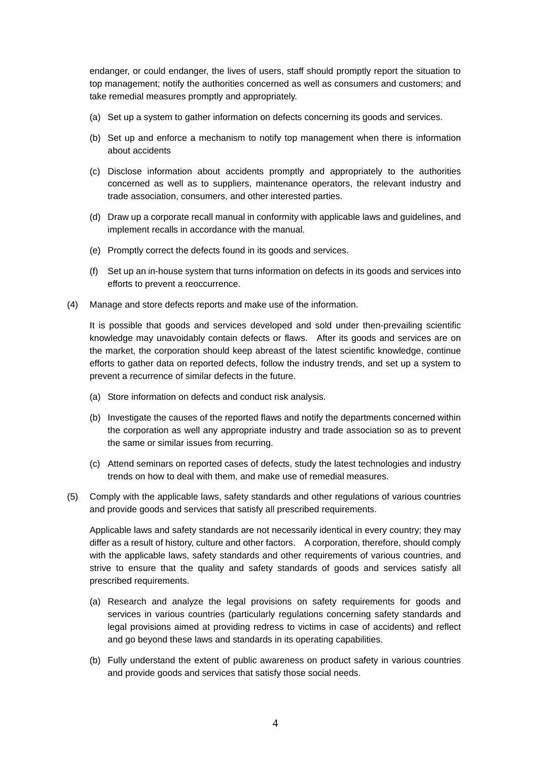endanger, or could endanger, the lives of users, staff should promptly report the situation to top management; notify the authorities concerned as well as consumers and customers; and take remedial measures promptly and appropriately.

(a) Set up a system to gather information on defects concerning its goods and services.

(b) Set up and enforce a mechanism to notify top management when there is information about accidents

(c) Disclose information about accidents promptly and appropriately to the authorities concerned as well as to suppliers, maintenance operators, the relevant industry and trade association, consumers, and other interested parties.

(d) Draw up a corporate recall manual in conformity with applicable laws and guidelines, and implement recalls in accordance with the manual.

(e) Promptly correct the defects found in its goods and services.

(f) Set up an in-house system that turns information on defects in its goods and services into efforts to prevent a reoccurrence.

(4) Manage and store defects reports and make use of the information.

It is possible that goods and services developed and sold under then-prevailing scientific knowledge may unavoidably contain defects or flaws. After its goods and services are on the market, the corporation should keep abreast of the latest scientific knowledge, continue efforts to gather data on reported defects, follow the industry trends, and set up a system to prevent a recurrence of similar defects in the future.

(a) Store information on defects and conduct risk analysis.

(b) Investigate the causes of the reported flaws and notify the departments concerned within the corporation as well any appropriate industry and trade association so as to prevent the same or similar issues from recurring.

(c) Attend seminars on reported cases of defects, study the latest technologies and industry trends on how to deal with them, and make use of remedial measures.

(5) Comply with the applicable laws, safety standards and other regulations of various countries and provide goods and services that satisfy all prescribed requirements.

Applicable laws and safety standards are not necessarily identical in every country; they may differ as a result of history, culture and other factors. A corporation, therefore, should comply with the applicable laws, safety standards and other requirements of various countries, and strive to ensure that the quality and safety standards of goods and services satisfy all prescribed requirements.

(a) Research and analyze the legal provisions on safety requirements for goods and services in various countries (particularly regulations concerning safety standards and legal provisions aimed at providing redress to victims in case of accidents) and reflect and go beyond these laws and standards in its operating capabilities.

(b) Fully understand the extent of public awareness on product safety in various countries and provide goods and services that satisfy those social needs.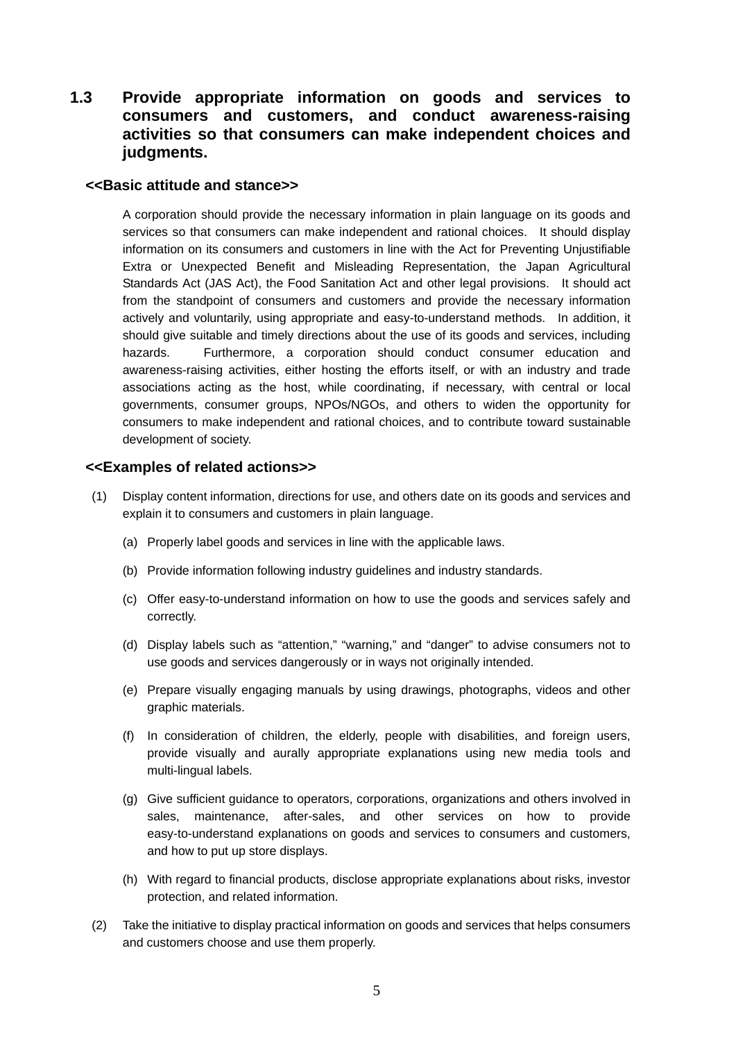### 1.3 Provide appropriate information on goods and services to consumers and customers, and conduct awareness-raising activities so that consumers can make independent choices and judgments.

**<<Basic attitude and stance>>**

A corporation should provide the necessary information in plain language on its goods and services so that consumers can make independent and rational choices. It should display information on its consumers and customers in line with the Act for Preventing Unjustifiable Extra or Unexpected Benefit and Misleading Representation, the Japan Agricultural Standards Act (JAS Act), the Food Sanitation Act and other legal provisions. It should act from the standpoint of consumers and customers and provide the necessary information actively and voluntarily, using appropriate and easy-to-understand methods. In addition, it should give suitable and timely directions about the use of its goods and services, including hazards. Furthermore, a corporation should conduct consumer education and awareness-raising activities, either hosting the efforts itself, or with an industry and trade associations acting as the host, while coordinating, if necessary, with central or local governments, consumer groups, NPOs/NGOs, and others to widen the opportunity for consumers to make independent and rational choices, and to contribute toward sustainable development of society.

**<<Examples of related actions>>**

(1) Display content information, directions for use, and others date on its goods and services and explain it to consumers and customers in plain language.

(a) Properly label goods and services in line with the applicable laws.

(b) Provide information following industry guidelines and industry standards.

(c) Offer easy-to-understand information on how to use the goods and services safely and correctly.

(d) Display labels such as “attention,” “warning,” and “danger” to advise consumers not to use goods and services dangerously or in ways not originally intended.

(e) Prepare visually engaging manuals by using drawings, photographs, videos and other graphic materials.

(f) In consideration of children, the elderly, people with disabilities, and foreign users, provide visually and aurally appropriate explanations using new media tools and multi-lingual labels.

(g) Give sufficient guidance to operators, corporations, organizations and others involved in sales, maintenance, after-sales, and other services on how to provide easy-to-understand explanations on goods and services to consumers and customers, and how to put up store displays.

(h) With regard to financial products, disclose appropriate explanations about risks, investor protection, and related information.

(2) Take the initiative to display practical information on goods and services that helps consumers and customers choose and use them properly.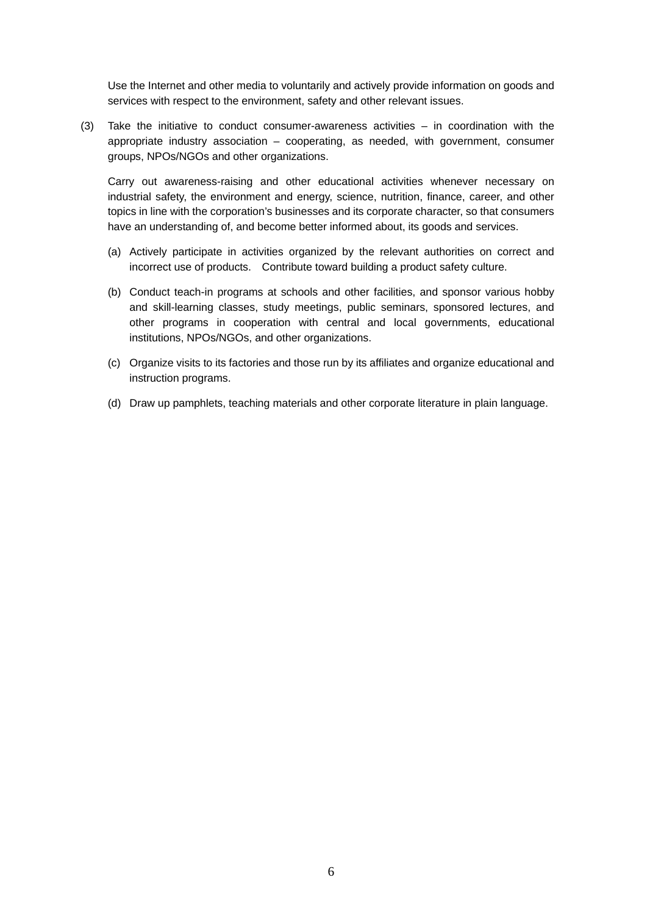Use the Internet and other media to voluntarily and actively provide information on goods and services with respect to the environment, safety and other relevant issues.

(3) Take the initiative to conduct consumer-awareness activities – in coordination with the appropriate industry association – cooperating, as needed, with government, consumer groups, NPOs/NGOs and other organizations.

Carry out awareness-raising and other educational activities whenever necessary on industrial safety, the environment and energy, science, nutrition, finance, career, and other topics in line with the corporation's businesses and its corporate character, so that consumers have an understanding of, and become better informed about, its goods and services.

(a) Actively participate in activities organized by the relevant authorities on correct and incorrect use of products. Contribute toward building a product safety culture.

(b) Conduct teach-in programs at schools and other facilities, and sponsor various hobby and skill-learning classes, study meetings, public seminars, sponsored lectures, and other programs in cooperation with central and local governments, educational institutions, NPOs/NGOs, and other organizations.

(c) Organize visits to its factories and those run by its affiliates and organize educational and instruction programs.

(d) Draw up pamphlets, teaching materials and other corporate literature in plain language.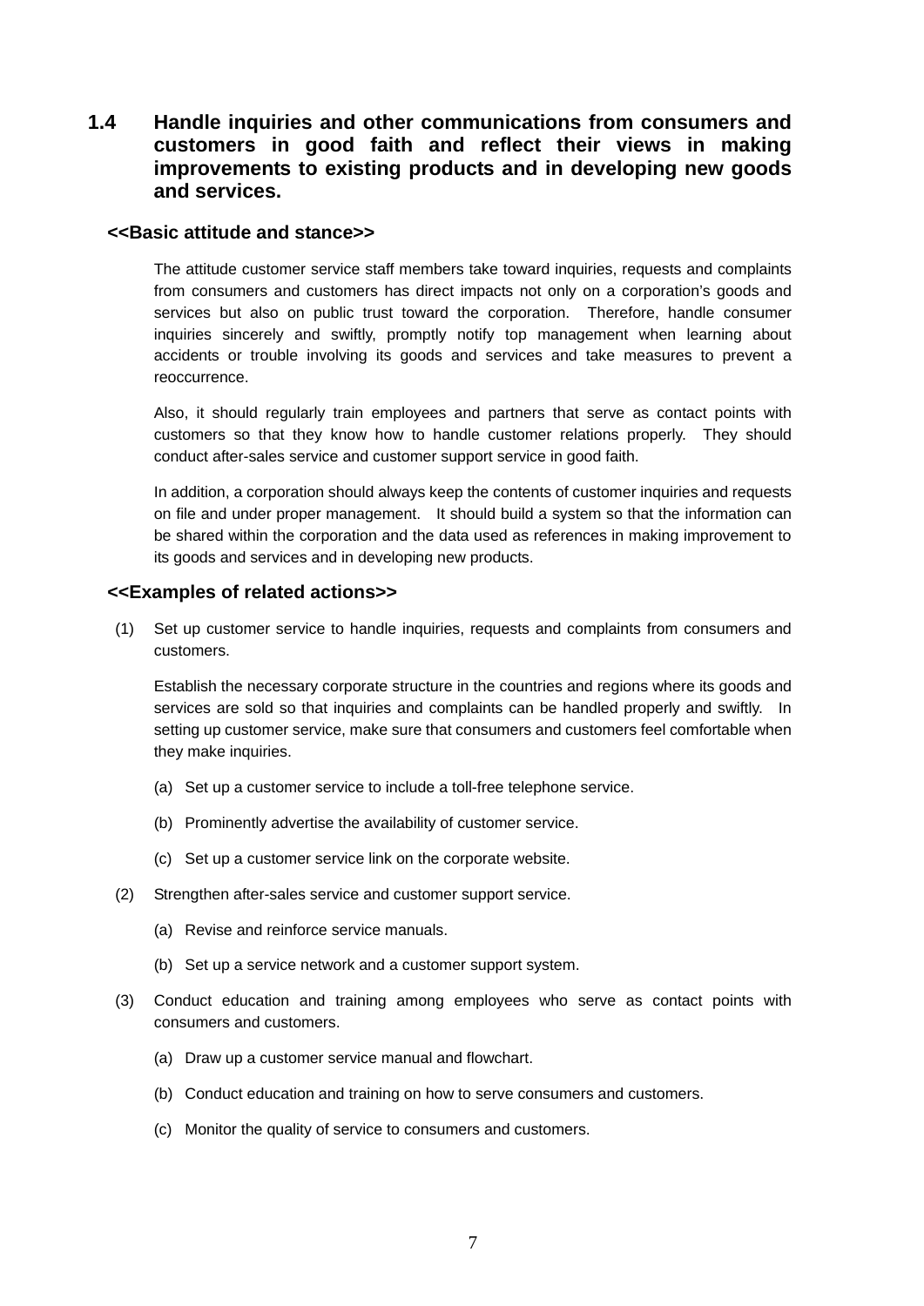### 1.4 Handle inquiries and other communications from consumers and customers in good faith and reflect their views in making improvements to existing products and in developing new goods and services.

**<<Basic attitude and stance>>**

The attitude customer service staff members take toward inquiries, requests and complaints from consumers and customers has direct impacts not only on a corporation's goods and services but also on public trust toward the corporation. Therefore, handle consumer inquiries sincerely and swiftly, promptly notify top management when learning about accidents or trouble involving its goods and services and take measures to prevent a reoccurrence.

Also, it should regularly train employees and partners that serve as contact points with customers so that they know how to handle customer relations properly. They should conduct after-sales service and customer support service in good faith.

In addition, a corporation should always keep the contents of customer inquiries and requests on file and under proper management. It should build a system so that the information can be shared within the corporation and the data used as references in making improvement to its goods and services and in developing new products.

**<<Examples of related actions>>**

(1) Set up customer service to handle inquiries, requests and complaints from consumers and customers.

Establish the necessary corporate structure in the countries and regions where its goods and services are sold so that inquiries and complaints can be handled properly and swiftly. In setting up customer service, make sure that consumers and customers feel comfortable when they make inquiries.

(a) Set up a customer service to include a toll-free telephone service.

(b) Prominently advertise the availability of customer service.

(c) Set up a customer service link on the corporate website.

(2) Strengthen after-sales service and customer support service.

(a) Revise and reinforce service manuals.

(b) Set up a service network and a customer support system.

(3) Conduct education and training among employees who serve as contact points with consumers and customers.

(a) Draw up a customer service manual and flowchart.

(b) Conduct education and training on how to serve consumers and customers.

(c) Monitor the quality of service to consumers and customers.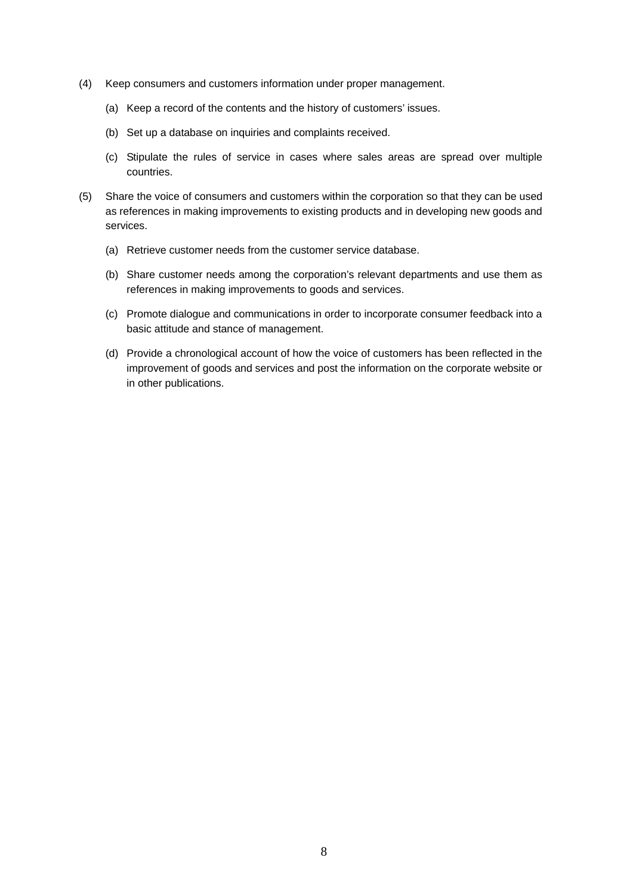(4) Keep consumers and customers information under proper management.

    (a) Keep a record of the contents and the history of customers' issues.

    (b) Set up a database on inquiries and complaints received.

    (c) Stipulate the rules of service in cases where sales areas are spread over multiple countries.

(5) Share the voice of consumers and customers within the corporation so that they can be used as references in making improvements to existing products and in developing new goods and services.

    (a) Retrieve customer needs from the customer service database.

    (b) Share customer needs among the corporation's relevant departments and use them as references in making improvements to goods and services.

    (c) Promote dialogue and communications in order to incorporate consumer feedback into a basic attitude and stance of management.

    (d) Provide a chronological account of how the voice of customers has been reflected in the improvement of goods and services and post the information on the corporate website or in other publications.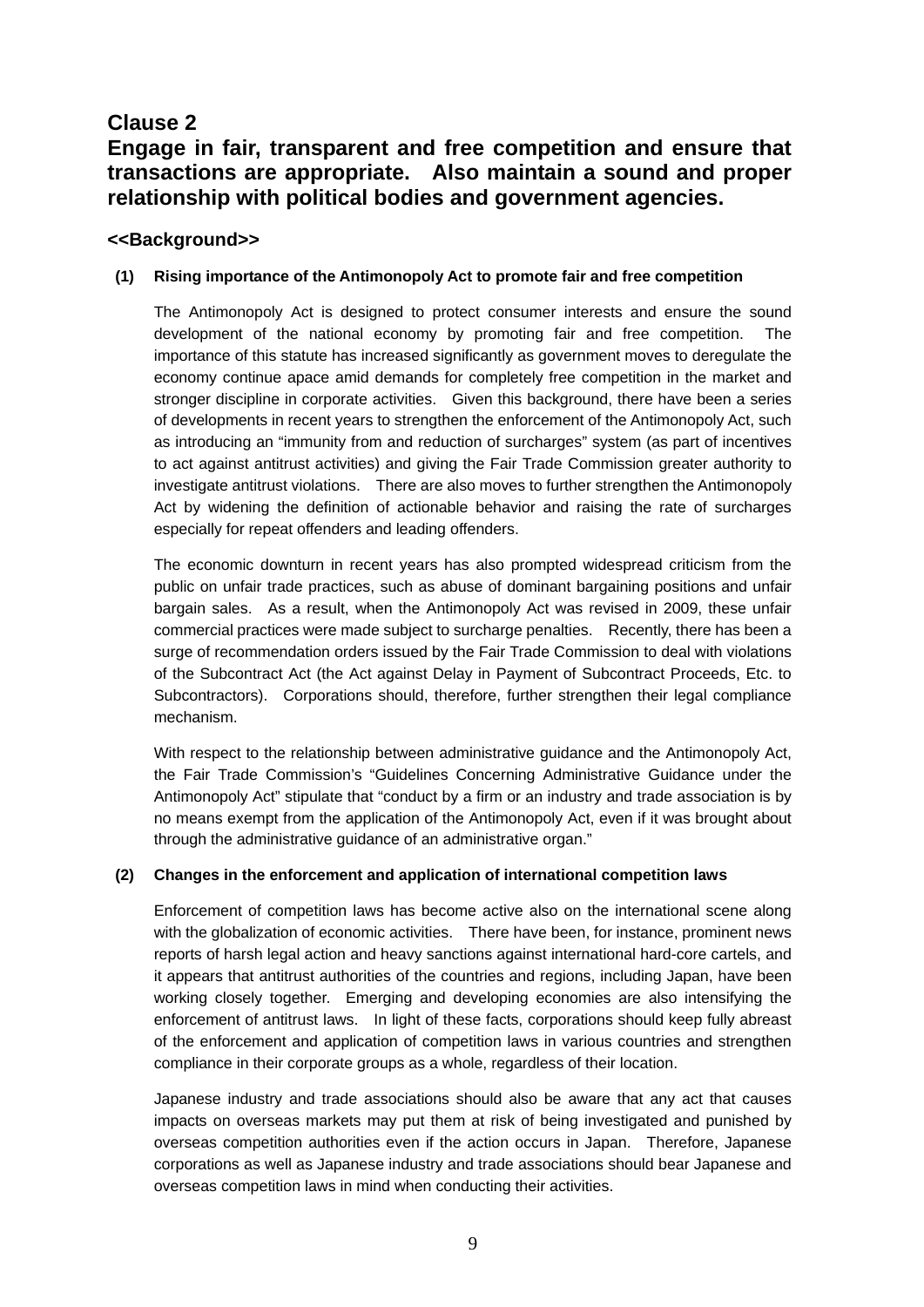## Clause 2

## Engage in fair, transparent and free competition and ensure that transactions are appropriate. Also maintain a sound and proper relationship with political bodies and government agencies.

### <<Background>>

**(1) Rising importance of the Antimonopoly Act to promote fair and free competition**

The Antimonopoly Act is designed to protect consumer interests and ensure the sound development of the national economy by promoting fair and free competition. The importance of this statute has increased significantly as government moves to deregulate the economy continue apace amid demands for completely free competition in the market and stronger discipline in corporate activities. Given this background, there have been a series of developments in recent years to strengthen the enforcement of the Antimonopoly Act, such as introducing an "immunity from and reduction of surcharges" system (as part of incentives to act against antitrust activities) and giving the Fair Trade Commission greater authority to investigate antitrust violations. There are also moves to further strengthen the Antimonopoly Act by widening the definition of actionable behavior and raising the rate of surcharges especially for repeat offenders and leading offenders.

The economic downturn in recent years has also prompted widespread criticism from the public on unfair trade practices, such as abuse of dominant bargaining positions and unfair bargain sales. As a result, when the Antimonopoly Act was revised in 2009, these unfair commercial practices were made subject to surcharge penalties. Recently, there has been a surge of recommendation orders issued by the Fair Trade Commission to deal with violations of the Subcontract Act (the Act against Delay in Payment of Subcontract Proceeds, Etc. to Subcontractors). Corporations should, therefore, further strengthen their legal compliance mechanism.

With respect to the relationship between administrative guidance and the Antimonopoly Act, the Fair Trade Commission's "Guidelines Concerning Administrative Guidance under the Antimonopoly Act" stipulate that "conduct by a firm or an industry and trade association is by no means exempt from the application of the Antimonopoly Act, even if it was brought about through the administrative guidance of an administrative organ."

**(2) Changes in the enforcement and application of international competition laws**

Enforcement of competition laws has become active also on the international scene along with the globalization of economic activities. There have been, for instance, prominent news reports of harsh legal action and heavy sanctions against international hard-core cartels, and it appears that antitrust authorities of the countries and regions, including Japan, have been working closely together. Emerging and developing economies are also intensifying the enforcement of antitrust laws. In light of these facts, corporations should keep fully abreast of the enforcement and application of competition laws in various countries and strengthen compliance in their corporate groups as a whole, regardless of their location.

Japanese industry and trade associations should also be aware that any act that causes impacts on overseas markets may put them at risk of being investigated and punished by overseas competition authorities even if the action occurs in Japan. Therefore, Japanese corporations as well as Japanese industry and trade associations should bear Japanese and overseas competition laws in mind when conducting their activities.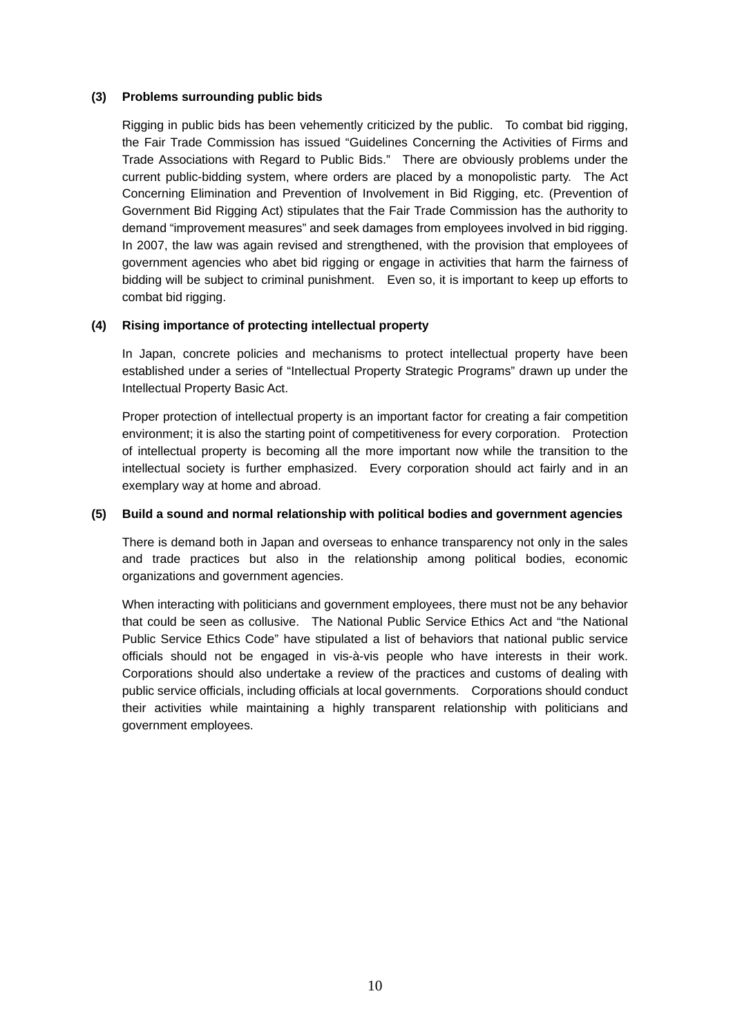### (3) Problems surrounding public bids

Rigging in public bids has been vehemently criticized by the public. To combat bid rigging, the Fair Trade Commission has issued "Guidelines Concerning the Activities of Firms and Trade Associations with Regard to Public Bids." There are obviously problems under the current public-bidding system, where orders are placed by a monopolistic party. The Act Concerning Elimination and Prevention of Involvement in Bid Rigging, etc. (Prevention of Government Bid Rigging Act) stipulates that the Fair Trade Commission has the authority to demand "improvement measures" and seek damages from employees involved in bid rigging. In 2007, the law was again revised and strengthened, with the provision that employees of government agencies who abet bid rigging or engage in activities that harm the fairness of bidding will be subject to criminal punishment. Even so, it is important to keep up efforts to combat bid rigging.

### (4) Rising importance of protecting intellectual property

In Japan, concrete policies and mechanisms to protect intellectual property have been established under a series of "Intellectual Property Strategic Programs" drawn up under the Intellectual Property Basic Act.

Proper protection of intellectual property is an important factor for creating a fair competition environment; it is also the starting point of competitiveness for every corporation. Protection of intellectual property is becoming all the more important now while the transition to the intellectual society is further emphasized. Every corporation should act fairly and in an exemplary way at home and abroad.

### (5) Build a sound and normal relationship with political bodies and government agencies

There is demand both in Japan and overseas to enhance transparency not only in the sales and trade practices but also in the relationship among political bodies, economic organizations and government agencies.

When interacting with politicians and government employees, there must not be any behavior that could be seen as collusive. The National Public Service Ethics Act and "the National Public Service Ethics Code" have stipulated a list of behaviors that national public service officials should not be engaged in vis-à-vis people who have interests in their work. Corporations should also undertake a review of the practices and customs of dealing with public service officials, including officials at local governments. Corporations should conduct their activities while maintaining a highly transparent relationship with politicians and government employees.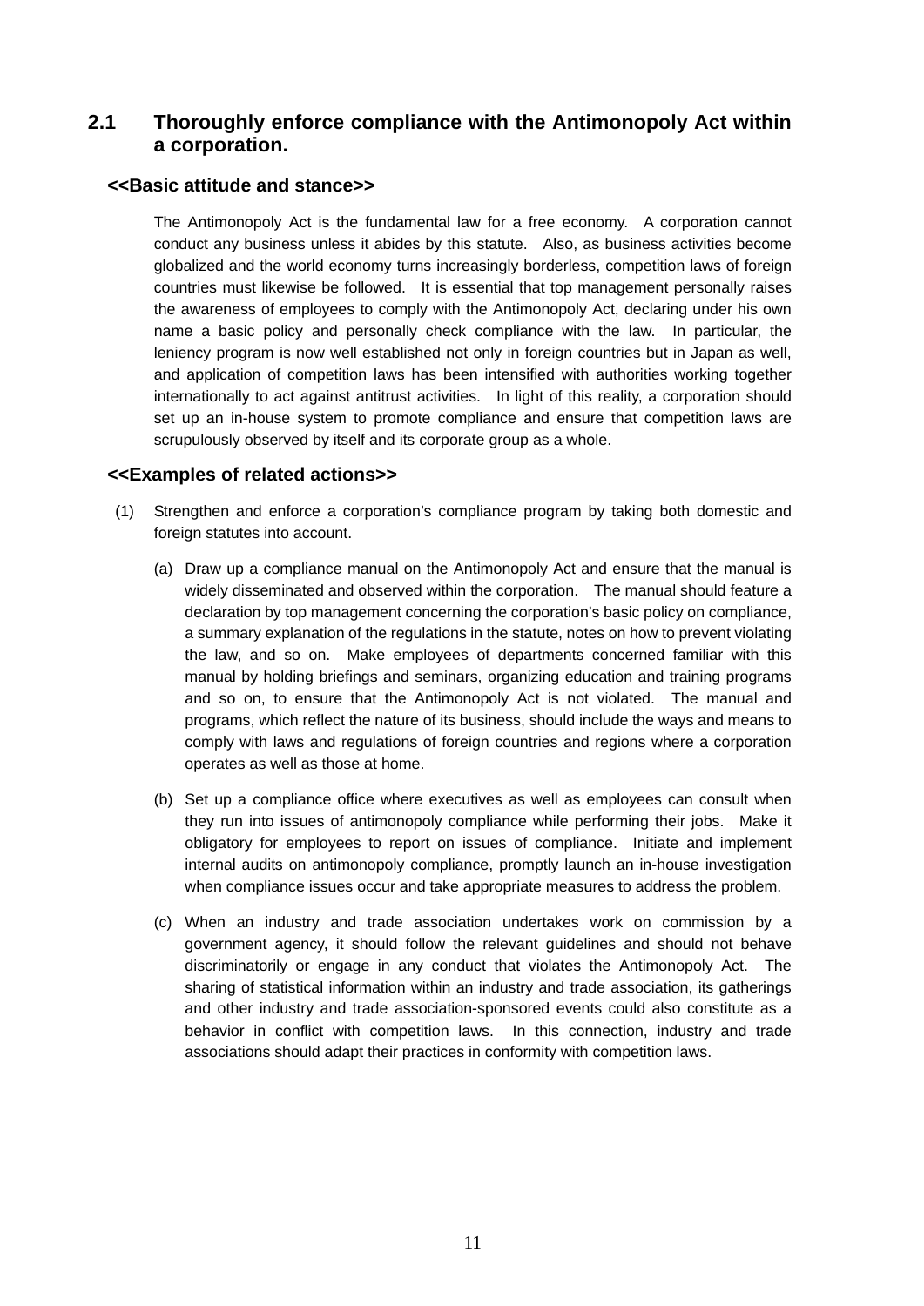## 2.1 Thoroughly enforce compliance with the Antimonopoly Act within a corporation.

### <<Basic attitude and stance>>

The Antimonopoly Act is the fundamental law for a free economy. A corporation cannot conduct any business unless it abides by this statute. Also, as business activities become globalized and the world economy turns increasingly borderless, competition laws of foreign countries must likewise be followed. It is essential that top management personally raises the awareness of employees to comply with the Antimonopoly Act, declaring under his own name a basic policy and personally check compliance with the law. In particular, the leniency program is now well established not only in foreign countries but in Japan as well, and application of competition laws has been intensified with authorities working together internationally to act against antitrust activities. In light of this reality, a corporation should set up an in-house system to promote compliance and ensure that competition laws are scrupulously observed by itself and its corporate group as a whole.

### <<Examples of related actions>>

(1) Strengthen and enforce a corporation's compliance program by taking both domestic and foreign statutes into account.

(a) Draw up a compliance manual on the Antimonopoly Act and ensure that the manual is widely disseminated and observed within the corporation. The manual should feature a declaration by top management concerning the corporation's basic policy on compliance, a summary explanation of the regulations in the statute, notes on how to prevent violating the law, and so on. Make employees of departments concerned familiar with this manual by holding briefings and seminars, organizing education and training programs and so on, to ensure that the Antimonopoly Act is not violated. The manual and programs, which reflect the nature of its business, should include the ways and means to comply with laws and regulations of foreign countries and regions where a corporation operates as well as those at home.

(b) Set up a compliance office where executives as well as employees can consult when they run into issues of antimonopoly compliance while performing their jobs. Make it obligatory for employees to report on issues of compliance. Initiate and implement internal audits on antimonopoly compliance, promptly launch an in-house investigation when compliance issues occur and take appropriate measures to address the problem.

(c) When an industry and trade association undertakes work on commission by a government agency, it should follow the relevant guidelines and should not behave discriminatorily or engage in any conduct that violates the Antimonopoly Act. The sharing of statistical information within an industry and trade association, its gatherings and other industry and trade association-sponsored events could also constitute as a behavior in conflict with competition laws. In this connection, industry and trade associations should adapt their practices in conformity with competition laws.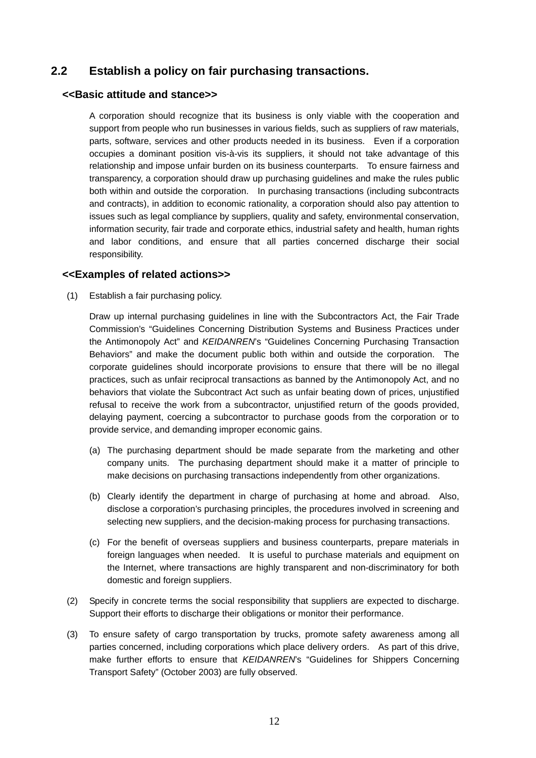## 2.2 Establish a policy on fair purchasing transactions.

### <<Basic attitude and stance>>

A corporation should recognize that its business is only viable with the cooperation and support from people who run businesses in various fields, such as suppliers of raw materials, parts, software, services and other products needed in its business. Even if a corporation occupies a dominant position vis-à-vis its suppliers, it should not take advantage of this relationship and impose unfair burden on its business counterparts. To ensure fairness and transparency, a corporation should draw up purchasing guidelines and make the rules public both within and outside the corporation. In purchasing transactions (including subcontracts and contracts), in addition to economic rationality, a corporation should also pay attention to issues such as legal compliance by suppliers, quality and safety, environmental conservation, information security, fair trade and corporate ethics, industrial safety and health, human rights and labor conditions, and ensure that all parties concerned discharge their social responsibility.

### <<Examples of related actions>>

(1) Establish a fair purchasing policy.

Draw up internal purchasing guidelines in line with the Subcontractors Act, the Fair Trade Commission's "Guidelines Concerning Distribution Systems and Business Practices under the Antimonopoly Act" and *KEIDANREN*'s "Guidelines Concerning Purchasing Transaction Behaviors" and make the document public both within and outside the corporation. The corporate guidelines should incorporate provisions to ensure that there will be no illegal practices, such as unfair reciprocal transactions as banned by the Antimonopoly Act, and no behaviors that violate the Subcontract Act such as unfair beating down of prices, unjustified refusal to receive the work from a subcontractor, unjustified return of the goods provided, delaying payment, coercing a subcontractor to purchase goods from the corporation or to provide service, and demanding improper economic gains.

(a) The purchasing department should be made separate from the marketing and other company units. The purchasing department should make it a matter of principle to make decisions on purchasing transactions independently from other organizations.

(b) Clearly identify the department in charge of purchasing at home and abroad. Also, disclose a corporation's purchasing principles, the procedures involved in screening and selecting new suppliers, and the decision-making process for purchasing transactions.

(c) For the benefit of overseas suppliers and business counterparts, prepare materials in foreign languages when needed. It is useful to purchase materials and equipment on the Internet, where transactions are highly transparent and non-discriminatory for both domestic and foreign suppliers.

(2) Specify in concrete terms the social responsibility that suppliers are expected to discharge. Support their efforts to discharge their obligations or monitor their performance.

(3) To ensure safety of cargo transportation by trucks, promote safety awareness among all parties concerned, including corporations which place delivery orders. As part of this drive, make further efforts to ensure that *KEIDANREN*'s "Guidelines for Shippers Concerning Transport Safety" (October 2003) are fully observed.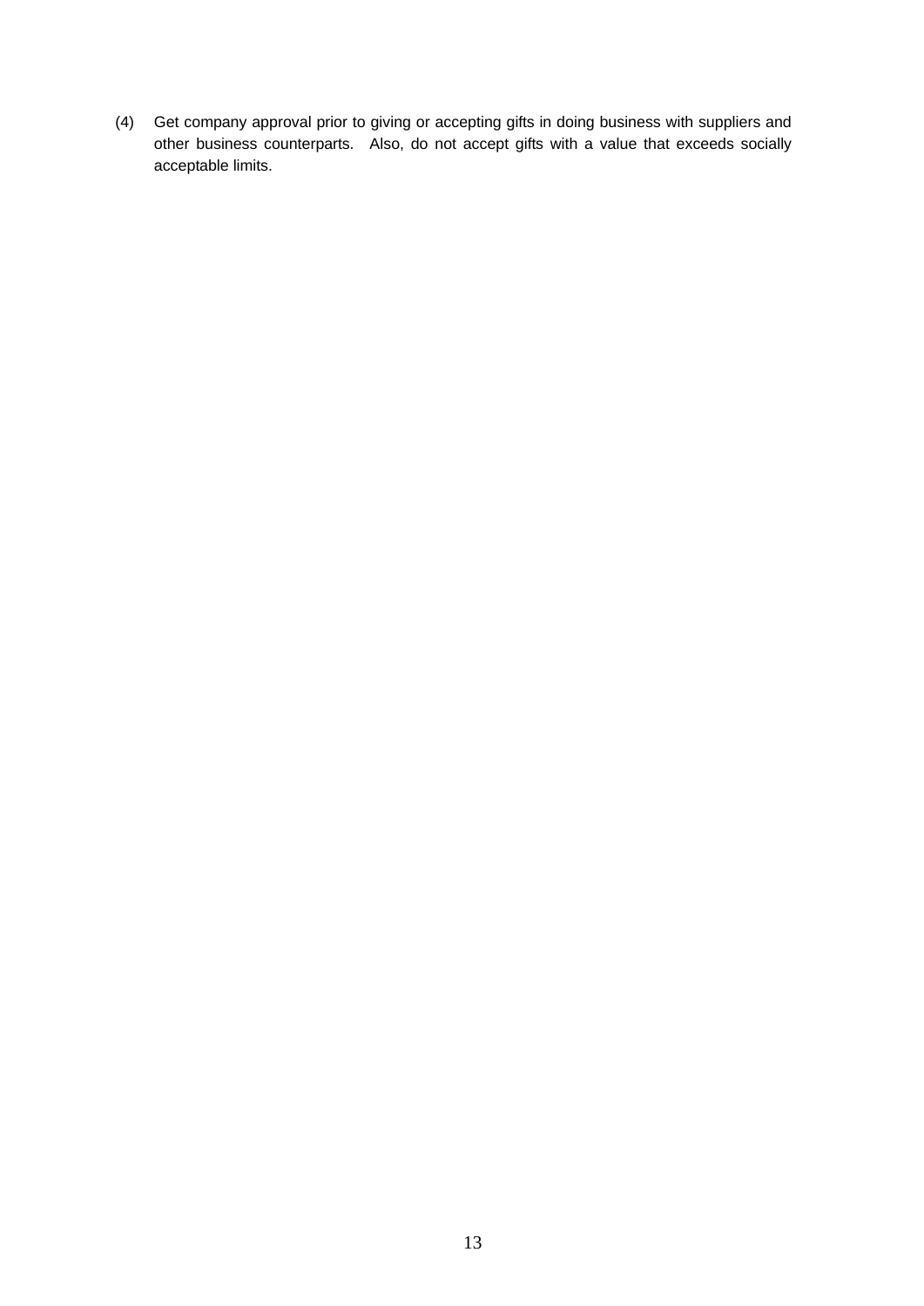(4) Get company approval prior to giving or accepting gifts in doing business with suppliers and other business counterparts. Also, do not accept gifts with a value that exceeds socially acceptable limits.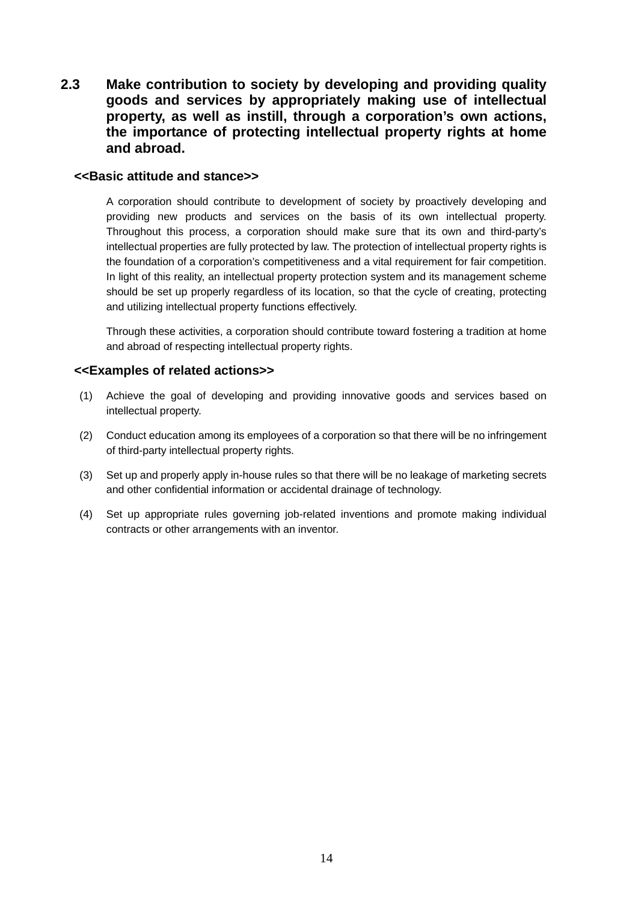## 2.3 Make contribution to society by developing and providing quality goods and services by appropriately making use of intellectual property, as well as instill, through a corporation's own actions, the importance of protecting intellectual property rights at home and abroad.

**<<Basic attitude and stance>>**

A corporation should contribute to development of society by proactively developing and providing new products and services on the basis of its own intellectual property. Throughout this process, a corporation should make sure that its own and third-party's intellectual properties are fully protected by law. The protection of intellectual property rights is the foundation of a corporation's competitiveness and a vital requirement for fair competition. In light of this reality, an intellectual property protection system and its management scheme should be set up properly regardless of its location, so that the cycle of creating, protecting and utilizing intellectual property functions effectively.

Through these activities, a corporation should contribute toward fostering a tradition at home and abroad of respecting intellectual property rights.

**<<Examples of related actions>>**

(1) Achieve the goal of developing and providing innovative goods and services based on intellectual property.

(2) Conduct education among its employees of a corporation so that there will be no infringement of third-party intellectual property rights.

(3) Set up and properly apply in-house rules so that there will be no leakage of marketing secrets and other confidential information or accidental drainage of technology.

(4) Set up appropriate rules governing job-related inventions and promote making individual contracts or other arrangements with an inventor.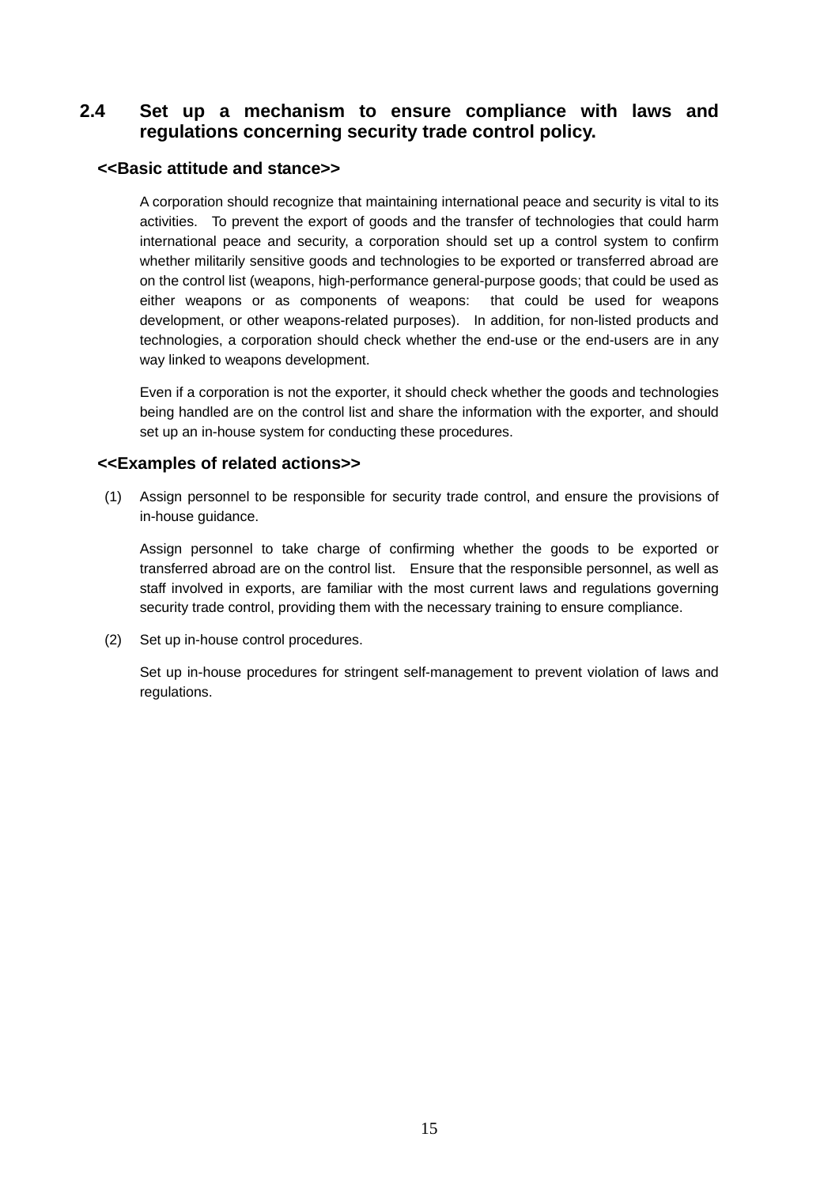## 2.4 Set up a mechanism to ensure compliance with laws and regulations concerning security trade control policy.

**<<Basic attitude and stance>>**

A corporation should recognize that maintaining international peace and security is vital to its activities. To prevent the export of goods and the transfer of technologies that could harm international peace and security, a corporation should set up a control system to confirm whether militarily sensitive goods and technologies to be exported or transferred abroad are on the control list (weapons, high-performance general-purpose goods; that could be used as either weapons or as components of weapons: that could be used for weapons development, or other weapons-related purposes). In addition, for non-listed products and technologies, a corporation should check whether the end-use or the end-users are in any way linked to weapons development.

Even if a corporation is not the exporter, it should check whether the goods and technologies being handled are on the control list and share the information with the exporter, and should set up an in-house system for conducting these procedures.

**<<Examples of related actions>>**

(1) Assign personnel to be responsible for security trade control, and ensure the provisions of in-house guidance.

Assign personnel to take charge of confirming whether the goods to be exported or transferred abroad are on the control list. Ensure that the responsible personnel, as well as staff involved in exports, are familiar with the most current laws and regulations governing security trade control, providing them with the necessary training to ensure compliance.

(2) Set up in-house control procedures.

Set up in-house procedures for stringent self-management to prevent violation of laws and regulations.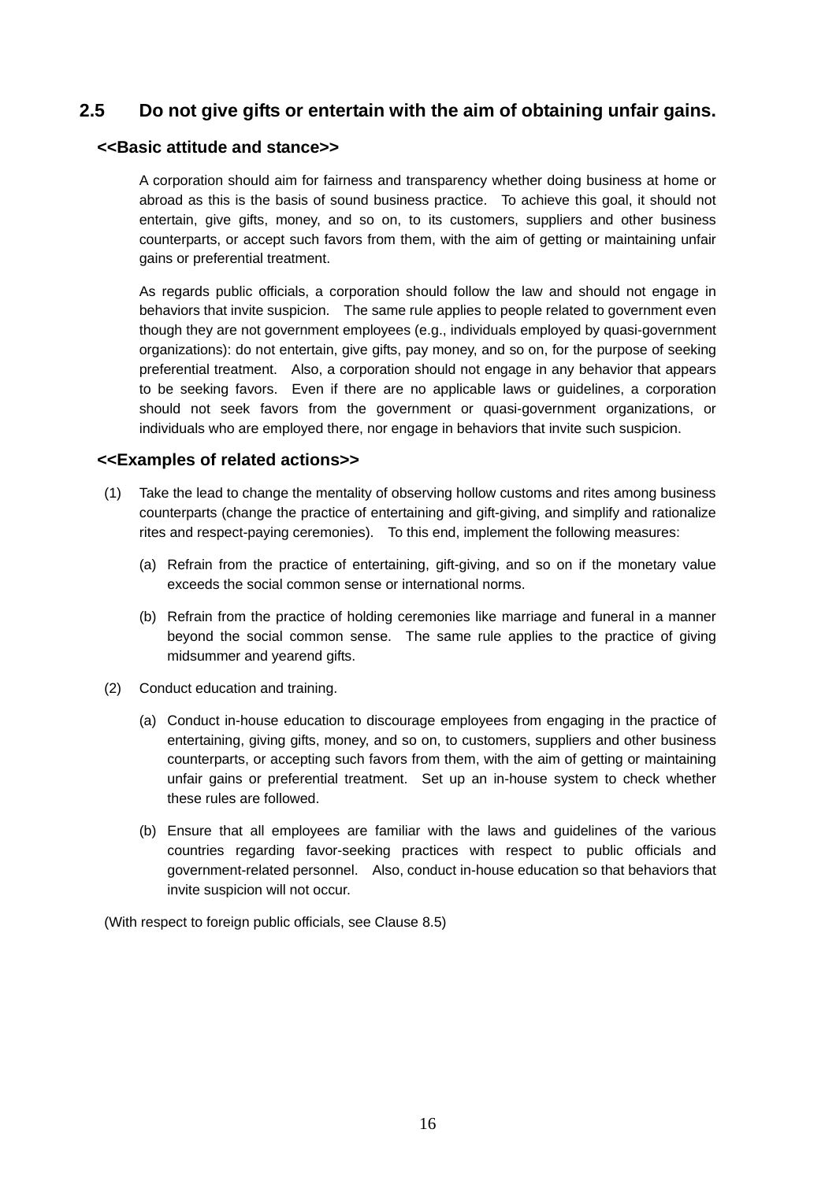## 2.5 Do not give gifts or entertain with the aim of obtaining unfair gains.

### <<Basic attitude and stance>>

A corporation should aim for fairness and transparency whether doing business at home or abroad as this is the basis of sound business practice. To achieve this goal, it should not entertain, give gifts, money, and so on, to its customers, suppliers and other business counterparts, or accept such favors from them, with the aim of getting or maintaining unfair gains or preferential treatment.

As regards public officials, a corporation should follow the law and should not engage in behaviors that invite suspicion. The same rule applies to people related to government even though they are not government employees (e.g., individuals employed by quasi-government organizations): do not entertain, give gifts, pay money, and so on, for the purpose of seeking preferential treatment. Also, a corporation should not engage in any behavior that appears to be seeking favors. Even if there are no applicable laws or guidelines, a corporation should not seek favors from the government or quasi-government organizations, or individuals who are employed there, nor engage in behaviors that invite such suspicion.

### <<Examples of related actions>>

(1) Take the lead to change the mentality of observing hollow customs and rites among business counterparts (change the practice of entertaining and gift-giving, and simplify and rationalize rites and respect-paying ceremonies). To this end, implement the following measures:

  (a) Refrain from the practice of entertaining, gift-giving, and so on if the monetary value exceeds the social common sense or international norms.

  (b) Refrain from the practice of holding ceremonies like marriage and funeral in a manner beyond the social common sense. The same rule applies to the practice of giving midsummer and yearend gifts.

(2) Conduct education and training.

  (a) Conduct in-house education to discourage employees from engaging in the practice of entertaining, giving gifts, money, and so on, to customers, suppliers and other business counterparts, or accepting such favors from them, with the aim of getting or maintaining unfair gains or preferential treatment. Set up an in-house system to check whether these rules are followed.

  (b) Ensure that all employees are familiar with the laws and guidelines of the various countries regarding favor-seeking practices with respect to public officials and government-related personnel. Also, conduct in-house education so that behaviors that invite suspicion will not occur.

(With respect to foreign public officials, see Clause 8.5)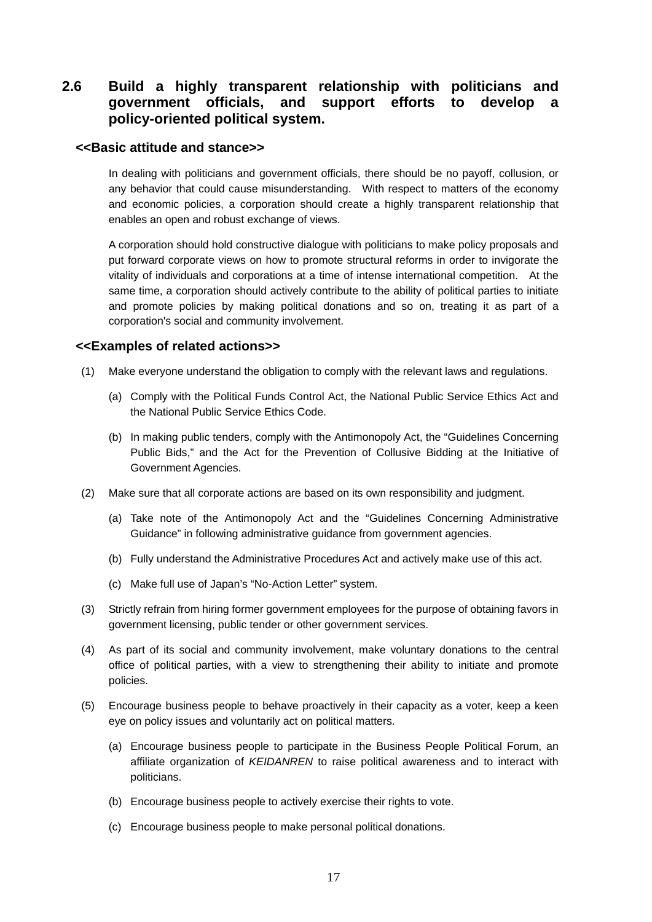## 2.6 Build a highly transparent relationship with politicians and government officials, and support efforts to develop a policy-oriented political system.

### <<Basic attitude and stance>>

In dealing with politicians and government officials, there should be no payoff, collusion, or any behavior that could cause misunderstanding. With respect to matters of the economy and economic policies, a corporation should create a highly transparent relationship that enables an open and robust exchange of views.

A corporation should hold constructive dialogue with politicians to make policy proposals and put forward corporate views on how to promote structural reforms in order to invigorate the vitality of individuals and corporations at a time of intense international competition. At the same time, a corporation should actively contribute to the ability of political parties to initiate and promote policies by making political donations and so on, treating it as part of a corporation's social and community involvement.

### <<Examples of related actions>>

(1) Make everyone understand the obligation to comply with the relevant laws and regulations.

- (a) Comply with the Political Funds Control Act, the National Public Service Ethics Act and the National Public Service Ethics Code.
- (b) In making public tenders, comply with the Antimonopoly Act, the “Guidelines Concerning Public Bids,” and the Act for the Prevention of Collusive Bidding at the Initiative of Government Agencies.

(2) Make sure that all corporate actions are based on its own responsibility and judgment.

- (a) Take note of the Antimonopoly Act and the “Guidelines Concerning Administrative Guidance” in following administrative guidance from government agencies.
- (b) Fully understand the Administrative Procedures Act and actively make use of this act.
- (c) Make full use of Japan’s “No-Action Letter” system.

(3) Strictly refrain from hiring former government employees for the purpose of obtaining favors in government licensing, public tender or other government services.

(4) As part of its social and community involvement, make voluntary donations to the central office of political parties, with a view to strengthening their ability to initiate and promote policies.

(5) Encourage business people to behave proactively in their capacity as a voter, keep a keen eye on policy issues and voluntarily act on political matters.

- (a) Encourage business people to participate in the Business People Political Forum, an affiliate organization of *KEIDANREN* to raise political awareness and to interact with politicians.
- (b) Encourage business people to actively exercise their rights to vote.
- (c) Encourage business people to make personal political donations.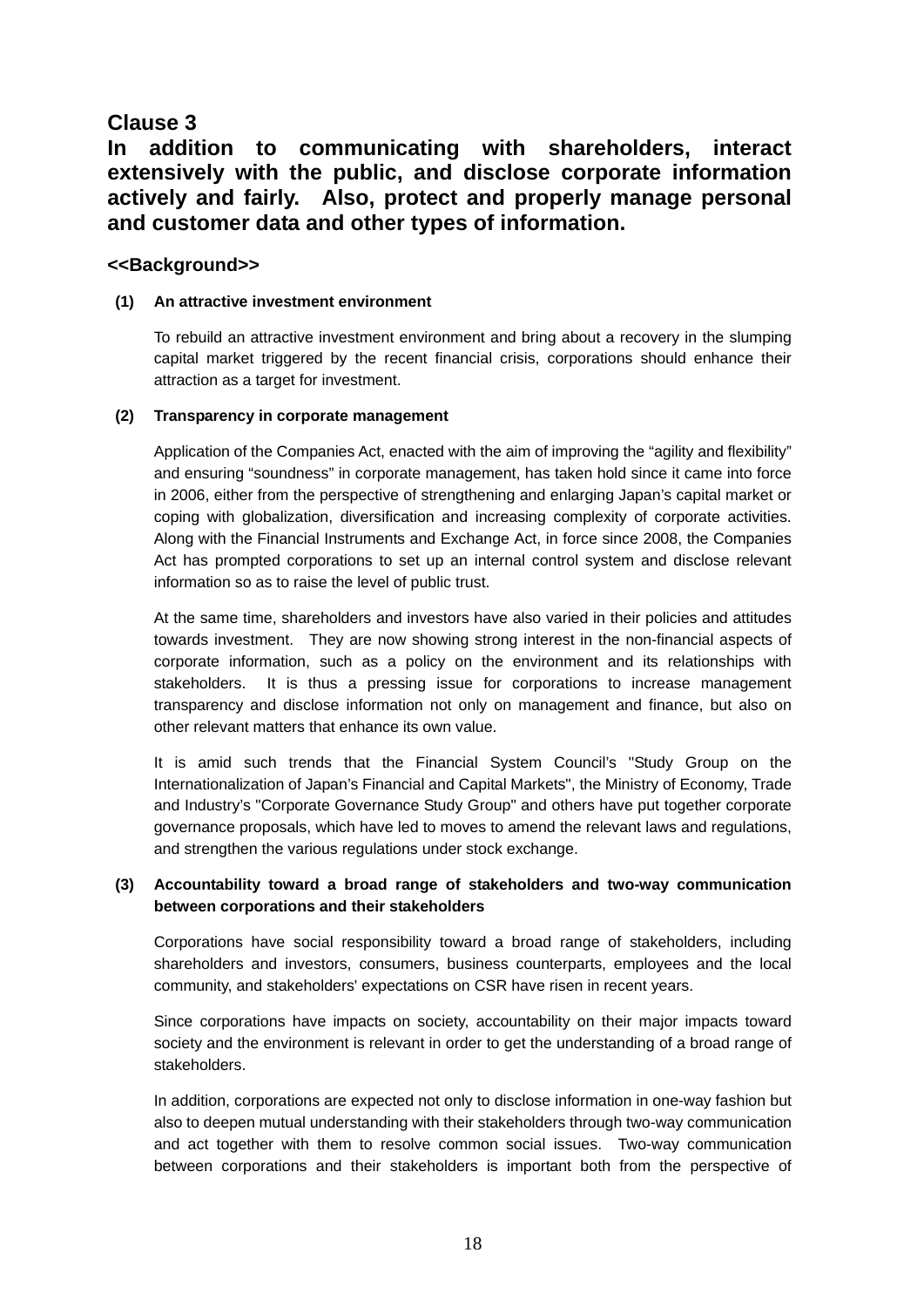## Clause 3

## In addition to communicating with shareholders, interact extensively with the public, and disclose corporate information actively and fairly. Also, protect and properly manage personal and customer data and other types of information.

### <<Background>>

**(1) An attractive investment environment**

To rebuild an attractive investment environment and bring about a recovery in the slumping capital market triggered by the recent financial crisis, corporations should enhance their attraction as a target for investment.

**(2) Transparency in corporate management**

Application of the Companies Act, enacted with the aim of improving the "agility and flexibility" and ensuring "soundness" in corporate management, has taken hold since it came into force in 2006, either from the perspective of strengthening and enlarging Japan's capital market or coping with globalization, diversification and increasing complexity of corporate activities. Along with the Financial Instruments and Exchange Act, in force since 2008, the Companies Act has prompted corporations to set up an internal control system and disclose relevant information so as to raise the level of public trust.

At the same time, shareholders and investors have also varied in their policies and attitudes towards investment. They are now showing strong interest in the non-financial aspects of corporate information, such as a policy on the environment and its relationships with stakeholders. It is thus a pressing issue for corporations to increase management transparency and disclose information not only on management and finance, but also on other relevant matters that enhance its own value.

It is amid such trends that the Financial System Council's "Study Group on the Internationalization of Japan's Financial and Capital Markets", the Ministry of Economy, Trade and Industry's "Corporate Governance Study Group" and others have put together corporate governance proposals, which have led to moves to amend the relevant laws and regulations, and strengthen the various regulations under stock exchange.

**(3) Accountability toward a broad range of stakeholders and two-way communication between corporations and their stakeholders**

Corporations have social responsibility toward a broad range of stakeholders, including shareholders and investors, consumers, business counterparts, employees and the local community, and stakeholders' expectations on CSR have risen in recent years.

Since corporations have impacts on society, accountability on their major impacts toward society and the environment is relevant in order to get the understanding of a broad range of stakeholders.

In addition, corporations are expected not only to disclose information in one-way fashion but also to deepen mutual understanding with their stakeholders through two-way communication and act together with them to resolve common social issues. Two-way communication between corporations and their stakeholders is important both from the perspective of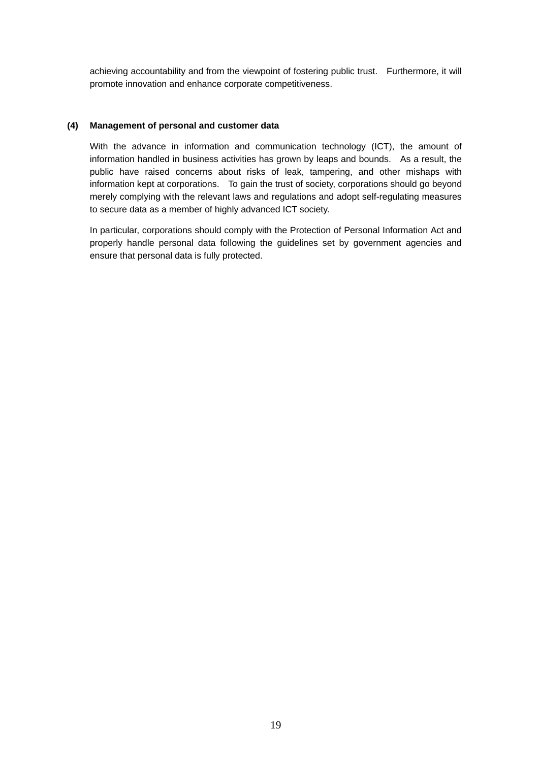achieving accountability and from the viewpoint of fostering public trust. Furthermore, it will promote innovation and enhance corporate competitiveness.

### (4) Management of personal and customer data

With the advance in information and communication technology (ICT), the amount of information handled in business activities has grown by leaps and bounds. As a result, the public have raised concerns about risks of leak, tampering, and other mishaps with information kept at corporations. To gain the trust of society, corporations should go beyond merely complying with the relevant laws and regulations and adopt self-regulating measures to secure data as a member of highly advanced ICT society.

In particular, corporations should comply with the Protection of Personal Information Act and properly handle personal data following the guidelines set by government agencies and ensure that personal data is fully protected.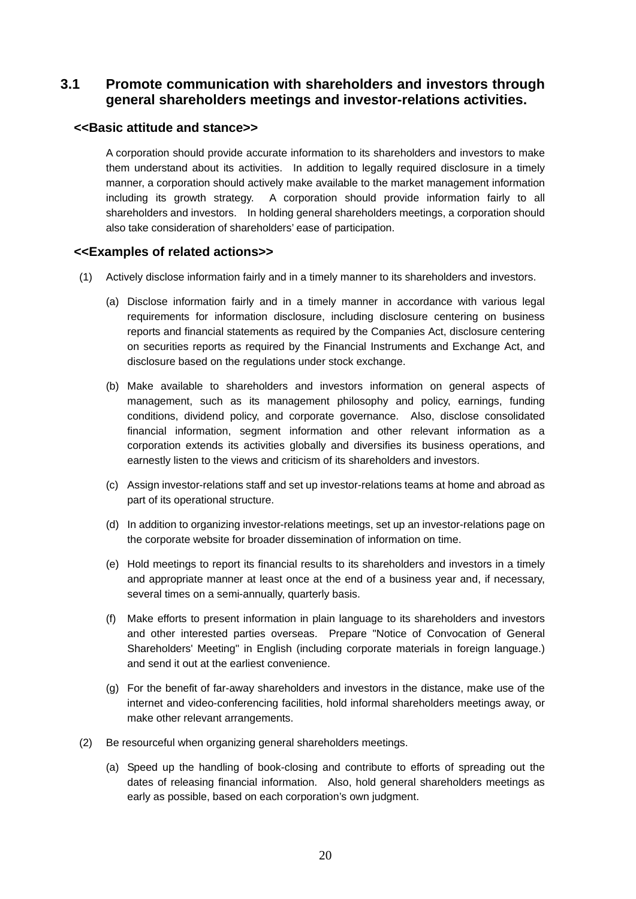## 3.1 Promote communication with shareholders and investors through general shareholders meetings and investor-relations activities.

### <<Basic attitude and stance>>

A corporation should provide accurate information to its shareholders and investors to make them understand about its activities. In addition to legally required disclosure in a timely manner, a corporation should actively make available to the market management information including its growth strategy. A corporation should provide information fairly to all shareholders and investors. In holding general shareholders meetings, a corporation should also take consideration of shareholders' ease of participation.

### <<Examples of related actions>>

(1) Actively disclose information fairly and in a timely manner to its shareholders and investors.

(a) Disclose information fairly and in a timely manner in accordance with various legal requirements for information disclosure, including disclosure centering on business reports and financial statements as required by the Companies Act, disclosure centering on securities reports as required by the Financial Instruments and Exchange Act, and disclosure based on the regulations under stock exchange.

(b) Make available to shareholders and investors information on general aspects of management, such as its management philosophy and policy, earnings, funding conditions, dividend policy, and corporate governance. Also, disclose consolidated financial information, segment information and other relevant information as a corporation extends its activities globally and diversifies its business operations, and earnestly listen to the views and criticism of its shareholders and investors.

(c) Assign investor-relations staff and set up investor-relations teams at home and abroad as part of its operational structure.

(d) In addition to organizing investor-relations meetings, set up an investor-relations page on the corporate website for broader dissemination of information on time.

(e) Hold meetings to report its financial results to its shareholders and investors in a timely and appropriate manner at least once at the end of a business year and, if necessary, several times on a semi-annually, quarterly basis.

(f) Make efforts to present information in plain language to its shareholders and investors and other interested parties overseas. Prepare "Notice of Convocation of General Shareholders' Meeting" in English (including corporate materials in foreign language.) and send it out at the earliest convenience.

(g) For the benefit of far-away shareholders and investors in the distance, make use of the internet and video-conferencing facilities, hold informal shareholders meetings away, or make other relevant arrangements.

(2) Be resourceful when organizing general shareholders meetings.

(a) Speed up the handling of book-closing and contribute to efforts of spreading out the dates of releasing financial information. Also, hold general shareholders meetings as early as possible, based on each corporation's own judgment.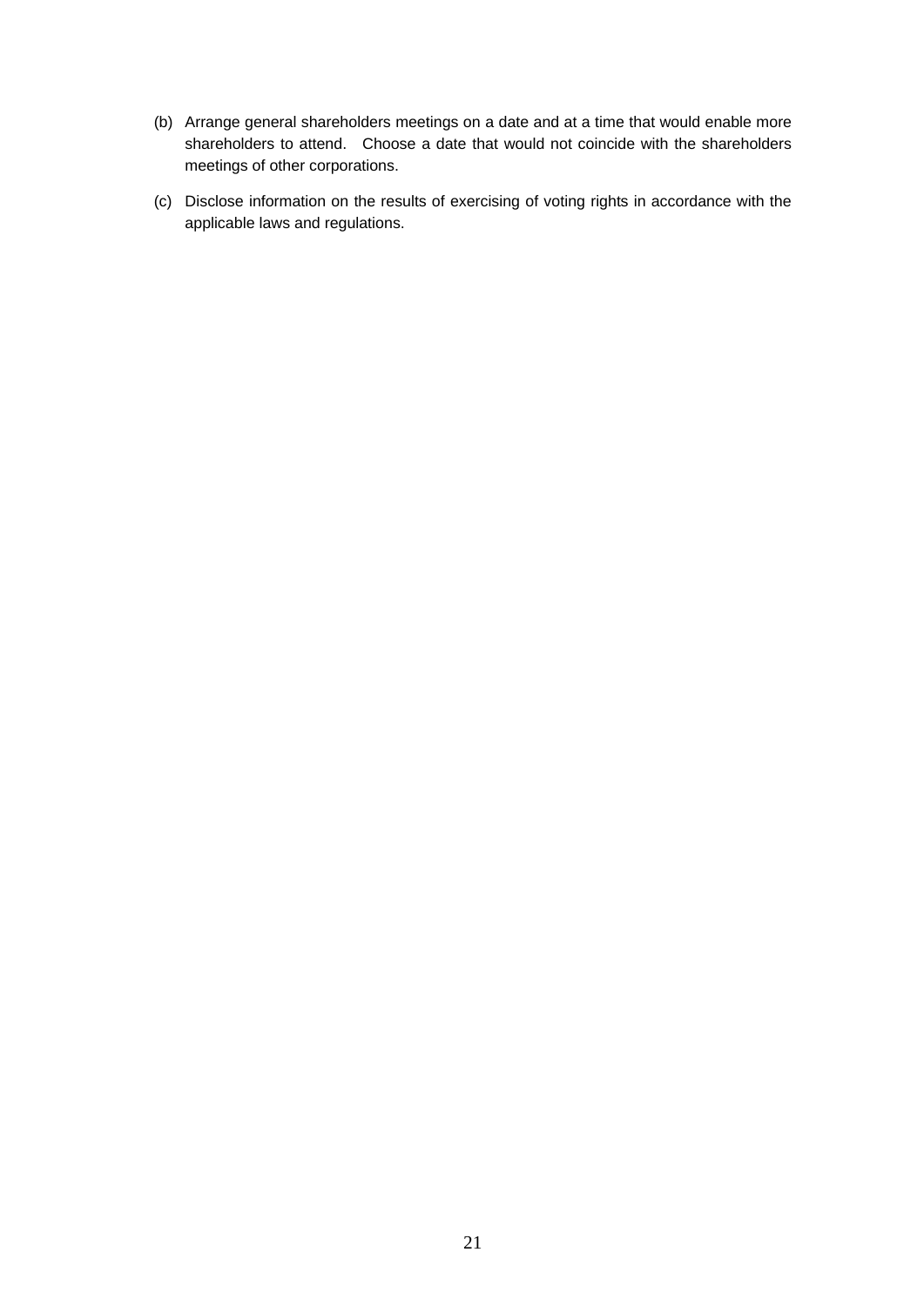(b) Arrange general shareholders meetings on a date and at a time that would enable more shareholders to attend. Choose a date that would not coincide with the shareholders meetings of other corporations.

(c) Disclose information on the results of exercising of voting rights in accordance with the applicable laws and regulations.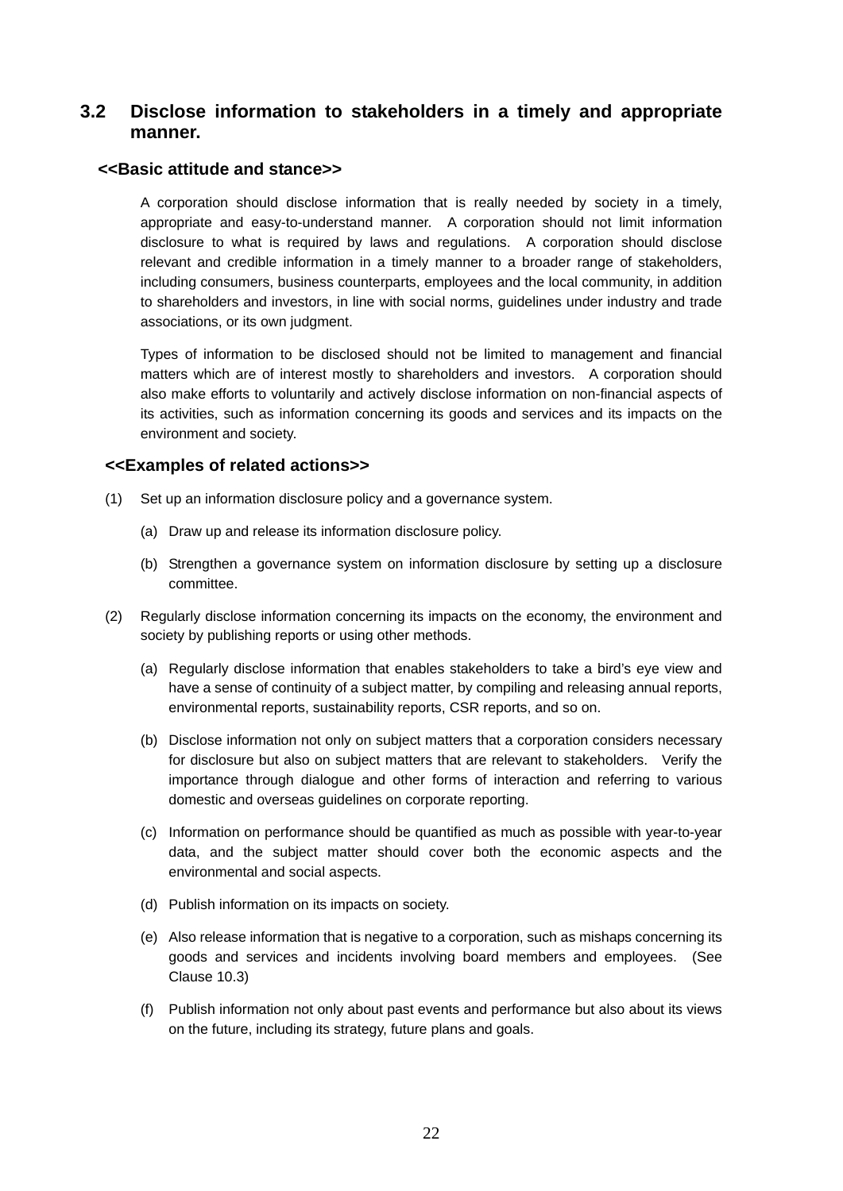## 3.2 Disclose information to stakeholders in a timely and appropriate manner.

### <<Basic attitude and stance>>

A corporation should disclose information that is really needed by society in a timely, appropriate and easy-to-understand manner. A corporation should not limit information disclosure to what is required by laws and regulations. A corporation should disclose relevant and credible information in a timely manner to a broader range of stakeholders, including consumers, business counterparts, employees and the local community, in addition to shareholders and investors, in line with social norms, guidelines under industry and trade associations, or its own judgment.

Types of information to be disclosed should not be limited to management and financial matters which are of interest mostly to shareholders and investors. A corporation should also make efforts to voluntarily and actively disclose information on non-financial aspects of its activities, such as information concerning its goods and services and its impacts on the environment and society.

### <<Examples of related actions>>

(1) Set up an information disclosure policy and a governance system.

   (a) Draw up and release its information disclosure policy.

   (b) Strengthen a governance system on information disclosure by setting up a disclosure committee.

(2) Regularly disclose information concerning its impacts on the economy, the environment and society by publishing reports or using other methods.

   (a) Regularly disclose information that enables stakeholders to take a bird's eye view and have a sense of continuity of a subject matter, by compiling and releasing annual reports, environmental reports, sustainability reports, CSR reports, and so on.

   (b) Disclose information not only on subject matters that a corporation considers necessary for disclosure but also on subject matters that are relevant to stakeholders. Verify the importance through dialogue and other forms of interaction and referring to various domestic and overseas guidelines on corporate reporting.

   (c) Information on performance should be quantified as much as possible with year-to-year data, and the subject matter should cover both the economic aspects and the environmental and social aspects.

   (d) Publish information on its impacts on society.

   (e) Also release information that is negative to a corporation, such as mishaps concerning its goods and services and incidents involving board members and employees. (See Clause 10.3)

   (f) Publish information not only about past events and performance but also about its views on the future, including its strategy, future plans and goals.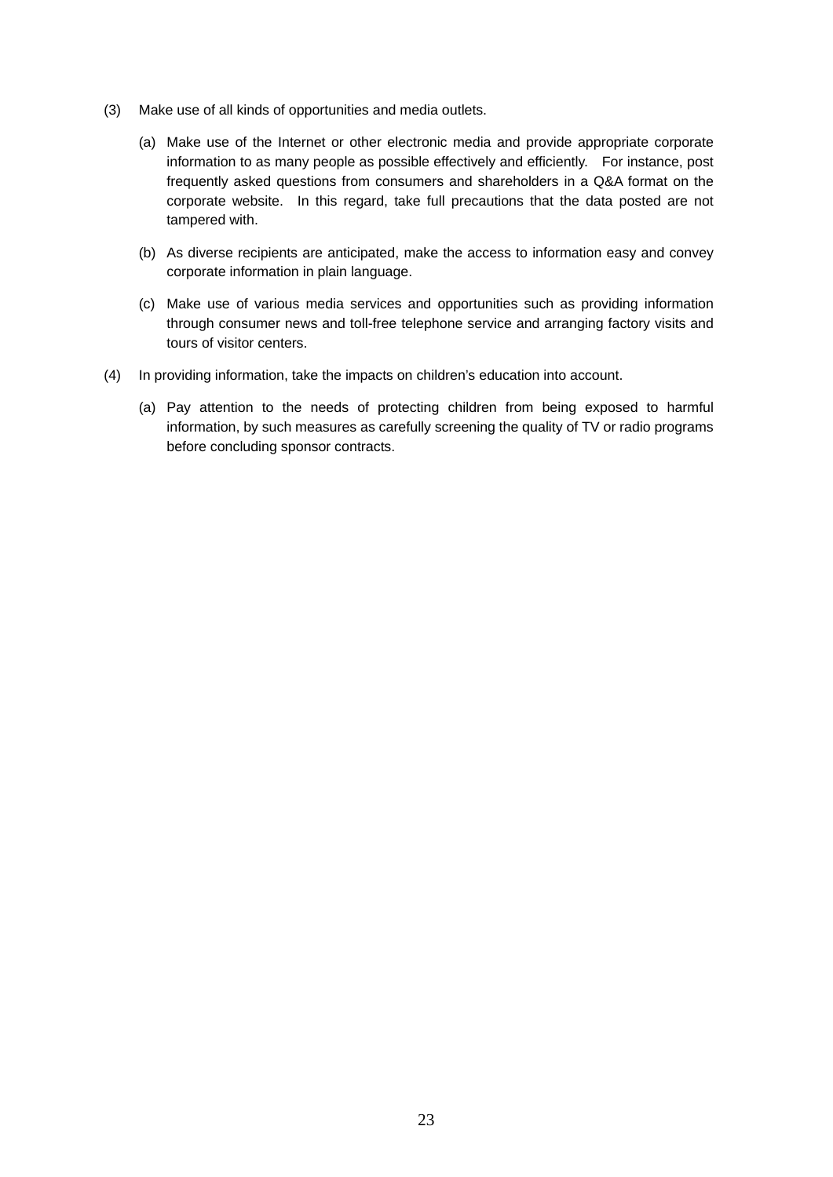(3) Make use of all kinds of opportunities and media outlets.

  (a) Make use of the Internet or other electronic media and provide appropriate corporate information to as many people as possible effectively and efficiently. For instance, post frequently asked questions from consumers and shareholders in a Q&A format on the corporate website. In this regard, take full precautions that the data posted are not tampered with.

  (b) As diverse recipients are anticipated, make the access to information easy and convey corporate information in plain language.

  (c) Make use of various media services and opportunities such as providing information through consumer news and toll-free telephone service and arranging factory visits and tours of visitor centers.

(4) In providing information, take the impacts on children's education into account.

  (a) Pay attention to the needs of protecting children from being exposed to harmful information, by such measures as carefully screening the quality of TV or radio programs before concluding sponsor contracts.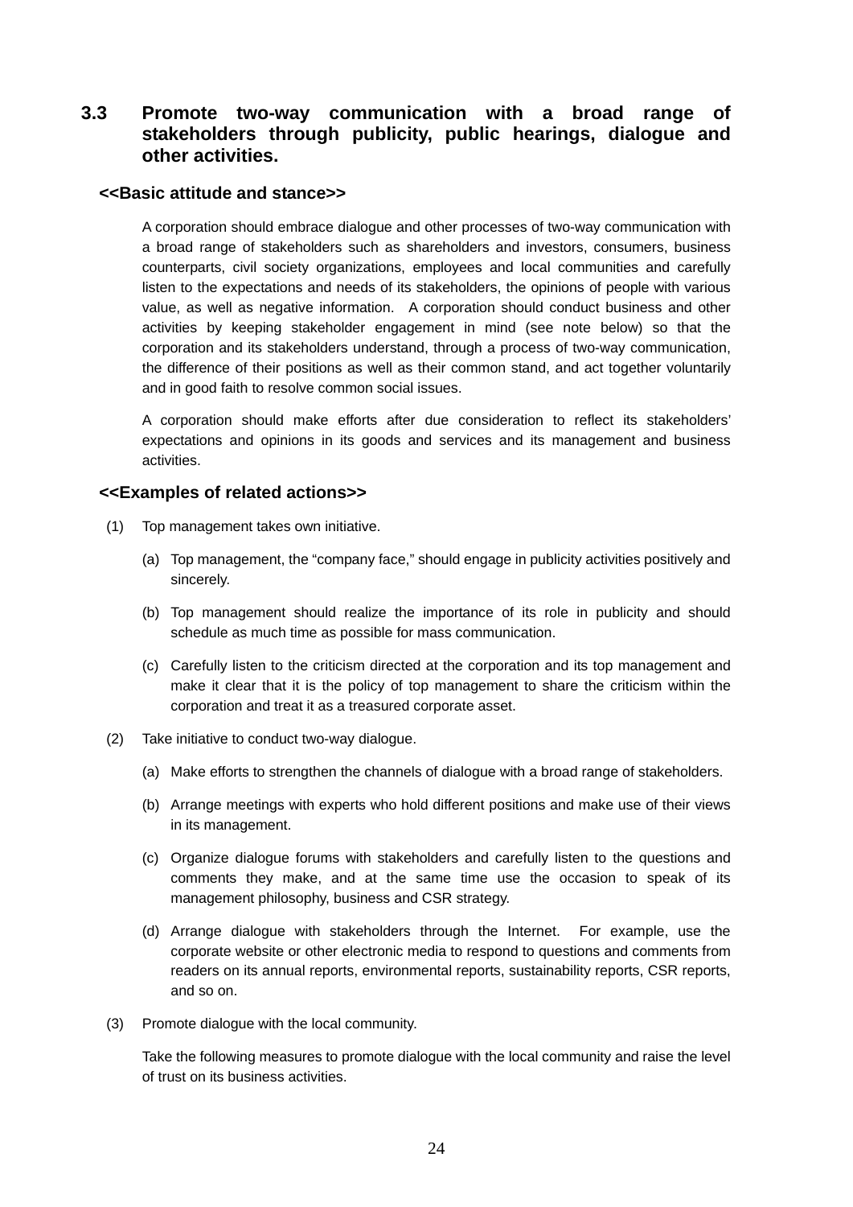## 3.3 Promote two-way communication with a broad range of stakeholders through publicity, public hearings, dialogue and other activities.

### <<Basic attitude and stance>>

A corporation should embrace dialogue and other processes of two-way communication with a broad range of stakeholders such as shareholders and investors, consumers, business counterparts, civil society organizations, employees and local communities and carefully listen to the expectations and needs of its stakeholders, the opinions of people with various value, as well as negative information. A corporation should conduct business and other activities by keeping stakeholder engagement in mind (see note below) so that the corporation and its stakeholders understand, through a process of two-way communication, the difference of their positions as well as their common stand, and act together voluntarily and in good faith to resolve common social issues.

A corporation should make efforts after due consideration to reflect its stakeholders' expectations and opinions in its goods and services and its management and business activities.

### <<Examples of related actions>>

(1) Top management takes own initiative.

- (a) Top management, the "company face," should engage in publicity activities positively and sincerely.
- (b) Top management should realize the importance of its role in publicity and should schedule as much time as possible for mass communication.
- (c) Carefully listen to the criticism directed at the corporation and its top management and make it clear that it is the policy of top management to share the criticism within the corporation and treat it as a treasured corporate asset.

(2) Take initiative to conduct two-way dialogue.

- (a) Make efforts to strengthen the channels of dialogue with a broad range of stakeholders.
- (b) Arrange meetings with experts who hold different positions and make use of their views in its management.
- (c) Organize dialogue forums with stakeholders and carefully listen to the questions and comments they make, and at the same time use the occasion to speak of its management philosophy, business and CSR strategy.
- (d) Arrange dialogue with stakeholders through the Internet. For example, use the corporate website or other electronic media to respond to questions and comments from readers on its annual reports, environmental reports, sustainability reports, CSR reports, and so on.

(3) Promote dialogue with the local community.

Take the following measures to promote dialogue with the local community and raise the level of trust on its business activities.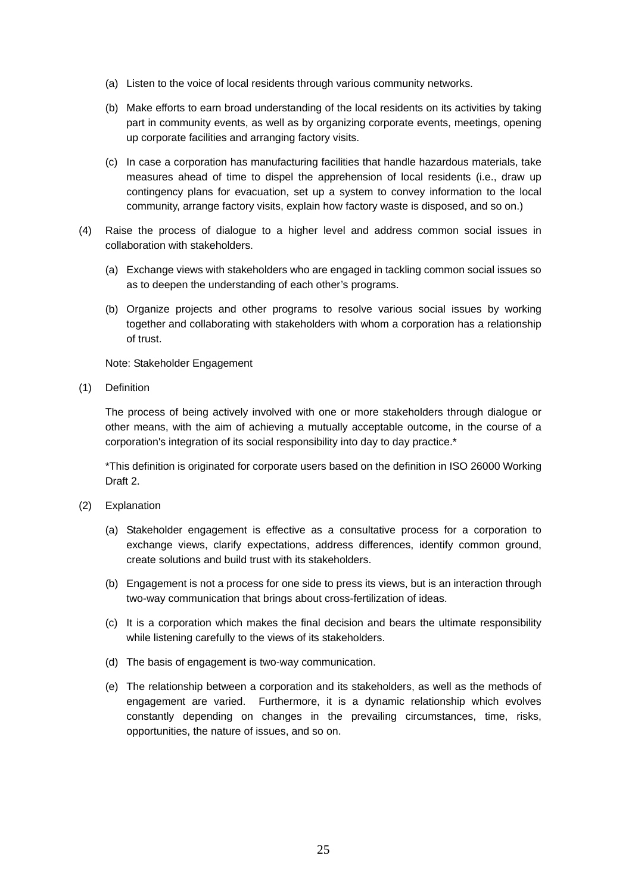(a) Listen to the voice of local residents through various community networks.

(b) Make efforts to earn broad understanding of the local residents on its activities by taking part in community events, as well as by organizing corporate events, meetings, opening up corporate facilities and arranging factory visits.

(c) In case a corporation has manufacturing facilities that handle hazardous materials, take measures ahead of time to dispel the apprehension of local residents (i.e., draw up contingency plans for evacuation, set up a system to convey information to the local community, arrange factory visits, explain how factory waste is disposed, and so on.)

(4) Raise the process of dialogue to a higher level and address common social issues in collaboration with stakeholders.

(a) Exchange views with stakeholders who are engaged in tackling common social issues so as to deepen the understanding of each other's programs.

(b) Organize projects and other programs to resolve various social issues by working together and collaborating with stakeholders with whom a corporation has a relationship of trust.

Note: Stakeholder Engagement

(1) Definition

The process of being actively involved with one or more stakeholders through dialogue or other means, with the aim of achieving a mutually acceptable outcome, in the course of a corporation's integration of its social responsibility into day to day practice.*

*This definition is originated for corporate users based on the definition in ISO 26000 Working Draft 2.

(2) Explanation

(a) Stakeholder engagement is effective as a consultative process for a corporation to exchange views, clarify expectations, address differences, identify common ground, create solutions and build trust with its stakeholders.

(b) Engagement is not a process for one side to press its views, but is an interaction through two-way communication that brings about cross-fertilization of ideas.

(c) It is a corporation which makes the final decision and bears the ultimate responsibility while listening carefully to the views of its stakeholders.

(d) The basis of engagement is two-way communication.

(e) The relationship between a corporation and its stakeholders, as well as the methods of engagement are varied. Furthermore, it is a dynamic relationship which evolves constantly depending on changes in the prevailing circumstances, time, risks, opportunities, the nature of issues, and so on.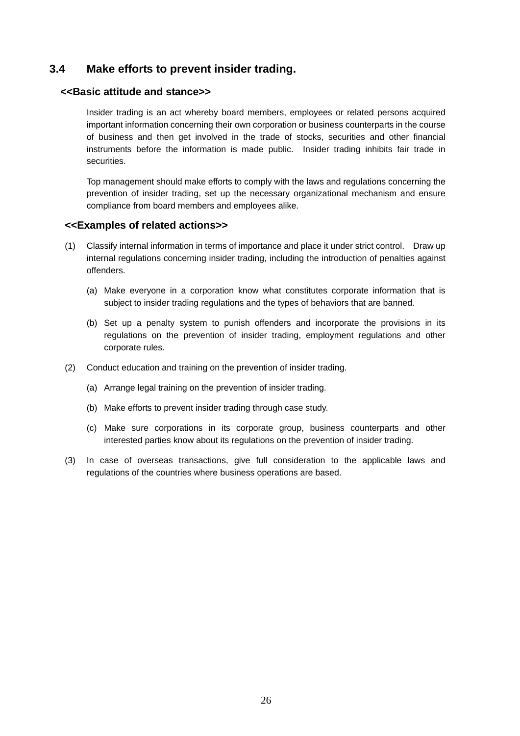## 3.4 Make efforts to prevent insider trading.

### <<Basic attitude and stance>>

Insider trading is an act whereby board members, employees or related persons acquired important information concerning their own corporation or business counterparts in the course of business and then get involved in the trade of stocks, securities and other financial instruments before the information is made public. Insider trading inhibits fair trade in securities.

Top management should make efforts to comply with the laws and regulations concerning the prevention of insider trading, set up the necessary organizational mechanism and ensure compliance from board members and employees alike.

### <<Examples of related actions>>

(1) Classify internal information in terms of importance and place it under strict control. Draw up internal regulations concerning insider trading, including the introduction of penalties against offenders.

  (a) Make everyone in a corporation know what constitutes corporate information that is subject to insider trading regulations and the types of behaviors that are banned.

  (b) Set up a penalty system to punish offenders and incorporate the provisions in its regulations on the prevention of insider trading, employment regulations and other corporate rules.

(2) Conduct education and training on the prevention of insider trading.

  (a) Arrange legal training on the prevention of insider trading.

  (b) Make efforts to prevent insider trading through case study.

  (c) Make sure corporations in its corporate group, business counterparts and other interested parties know about its regulations on the prevention of insider trading.

(3) In case of overseas transactions, give full consideration to the applicable laws and regulations of the countries where business operations are based.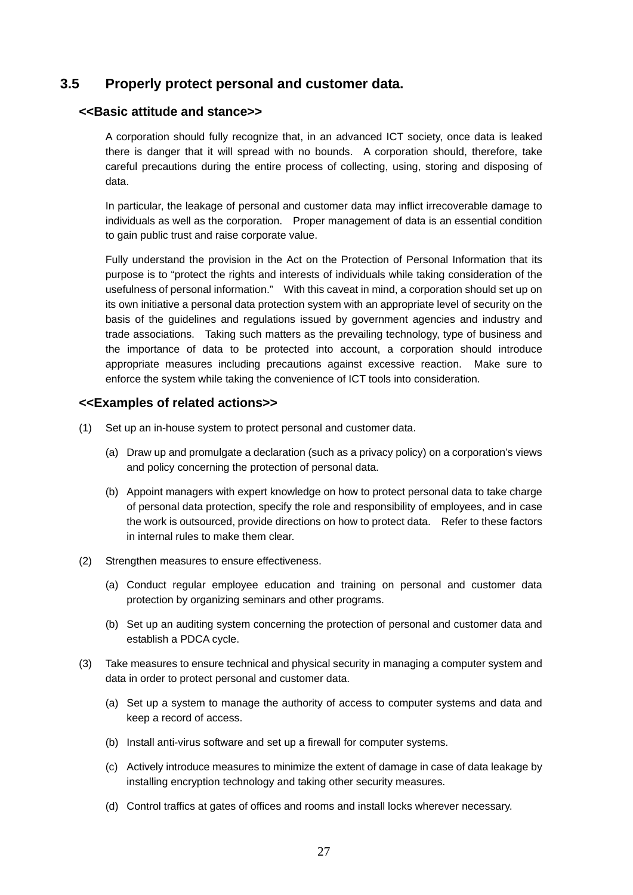## 3.5 Properly protect personal and customer data.

### <<Basic attitude and stance>>

A corporation should fully recognize that, in an advanced ICT society, once data is leaked there is danger that it will spread with no bounds. A corporation should, therefore, take careful precautions during the entire process of collecting, using, storing and disposing of data.

In particular, the leakage of personal and customer data may inflict irrecoverable damage to individuals as well as the corporation. Proper management of data is an essential condition to gain public trust and raise corporate value.

Fully understand the provision in the Act on the Protection of Personal Information that its purpose is to "protect the rights and interests of individuals while taking consideration of the usefulness of personal information." With this caveat in mind, a corporation should set up on its own initiative a personal data protection system with an appropriate level of security on the basis of the guidelines and regulations issued by government agencies and industry and trade associations. Taking such matters as the prevailing technology, type of business and the importance of data to be protected into account, a corporation should introduce appropriate measures including precautions against excessive reaction. Make sure to enforce the system while taking the convenience of ICT tools into consideration.

### <<Examples of related actions>>

(1) Set up an in-house system to protect personal and customer data.

- (a) Draw up and promulgate a declaration (such as a privacy policy) on a corporation's views and policy concerning the protection of personal data.
- (b) Appoint managers with expert knowledge on how to protect personal data to take charge of personal data protection, specify the role and responsibility of employees, and in case the work is outsourced, provide directions on how to protect data. Refer to these factors in internal rules to make them clear.

(2) Strengthen measures to ensure effectiveness.

- (a) Conduct regular employee education and training on personal and customer data protection by organizing seminars and other programs.
- (b) Set up an auditing system concerning the protection of personal and customer data and establish a PDCA cycle.

(3) Take measures to ensure technical and physical security in managing a computer system and data in order to protect personal and customer data.

- (a) Set up a system to manage the authority of access to computer systems and data and keep a record of access.
- (b) Install anti-virus software and set up a firewall for computer systems.
- (c) Actively introduce measures to minimize the extent of damage in case of data leakage by installing encryption technology and taking other security measures.
- (d) Control traffics at gates of offices and rooms and install locks wherever necessary.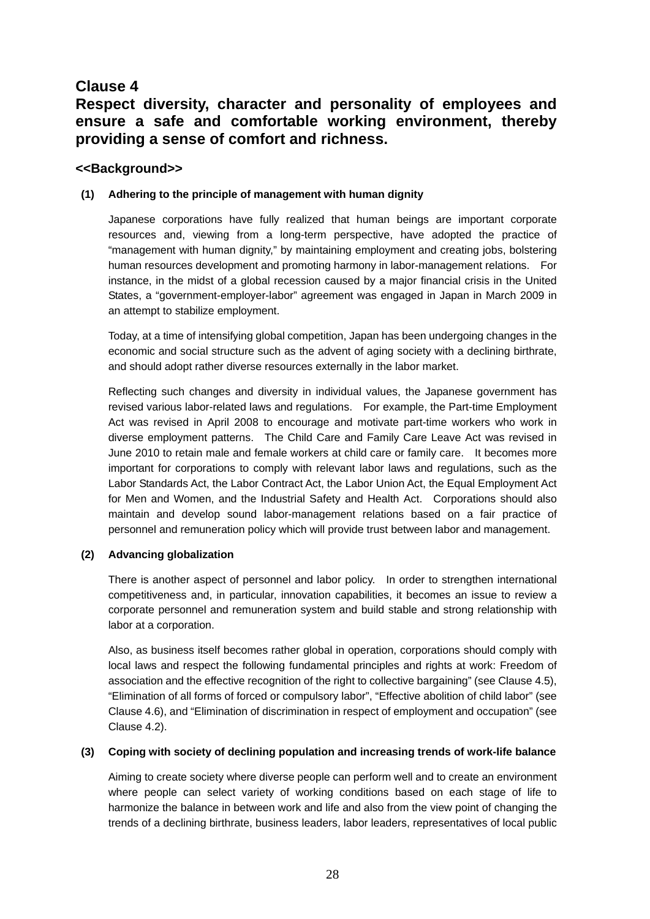## Clause 4

## Respect diversity, character and personality of employees and ensure a safe and comfortable working environment, thereby providing a sense of comfort and richness.

### <<Background>>

**(1) Adhering to the principle of management with human dignity**

Japanese corporations have fully realized that human beings are important corporate resources and, viewing from a long-term perspective, have adopted the practice of "management with human dignity," by maintaining employment and creating jobs, bolstering human resources development and promoting harmony in labor-management relations. For instance, in the midst of a global recession caused by a major financial crisis in the United States, a "government-employer-labor" agreement was engaged in Japan in March 2009 in an attempt to stabilize employment.

Today, at a time of intensifying global competition, Japan has been undergoing changes in the economic and social structure such as the advent of aging society with a declining birthrate, and should adopt rather diverse resources externally in the labor market.

Reflecting such changes and diversity in individual values, the Japanese government has revised various labor-related laws and regulations. For example, the Part-time Employment Act was revised in April 2008 to encourage and motivate part-time workers who work in diverse employment patterns. The Child Care and Family Care Leave Act was revised in June 2010 to retain male and female workers at child care or family care. It becomes more important for corporations to comply with relevant labor laws and regulations, such as the Labor Standards Act, the Labor Contract Act, the Labor Union Act, the Equal Employment Act for Men and Women, and the Industrial Safety and Health Act. Corporations should also maintain and develop sound labor-management relations based on a fair practice of personnel and remuneration policy which will provide trust between labor and management.

**(2) Advancing globalization**

There is another aspect of personnel and labor policy. In order to strengthen international competitiveness and, in particular, innovation capabilities, it becomes an issue to review a corporate personnel and remuneration system and build stable and strong relationship with labor at a corporation.

Also, as business itself becomes rather global in operation, corporations should comply with local laws and respect the following fundamental principles and rights at work: Freedom of association and the effective recognition of the right to collective bargaining" (see Clause 4.5), "Elimination of all forms of forced or compulsory labor", "Effective abolition of child labor" (see Clause 4.6), and "Elimination of discrimination in respect of employment and occupation" (see Clause 4.2).

**(3) Coping with society of declining population and increasing trends of work-life balance**

Aiming to create society where diverse people can perform well and to create an environment where people can select variety of working conditions based on each stage of life to harmonize the balance in between work and life and also from the view point of changing the trends of a declining birthrate, business leaders, labor leaders, representatives of local public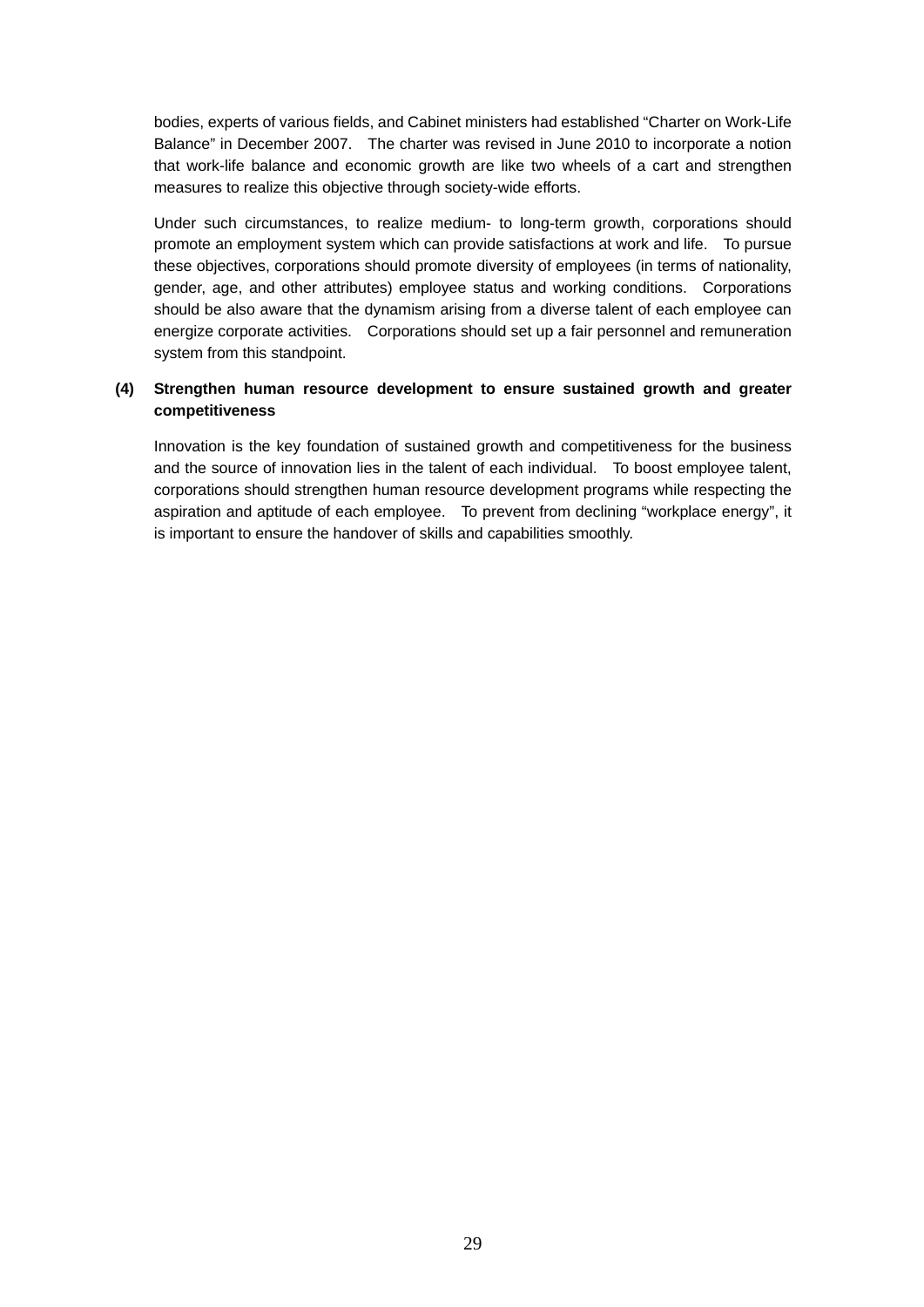bodies, experts of various fields, and Cabinet ministers had established "Charter on Work-Life Balance" in December 2007. The charter was revised in June 2010 to incorporate a notion that work-life balance and economic growth are like two wheels of a cart and strengthen measures to realize this objective through society-wide efforts.

Under such circumstances, to realize medium- to long-term growth, corporations should promote an employment system which can provide satisfactions at work and life. To pursue these objectives, corporations should promote diversity of employees (in terms of nationality, gender, age, and other attributes) employee status and working conditions. Corporations should be also aware that the dynamism arising from a diverse talent of each employee can energize corporate activities. Corporations should set up a fair personnel and remuneration system from this standpoint.

**(4) Strengthen human resource development to ensure sustained growth and greater competitiveness**

Innovation is the key foundation of sustained growth and competitiveness for the business and the source of innovation lies in the talent of each individual. To boost employee talent, corporations should strengthen human resource development programs while respecting the aspiration and aptitude of each employee. To prevent from declining "workplace energy", it is important to ensure the handover of skills and capabilities smoothly.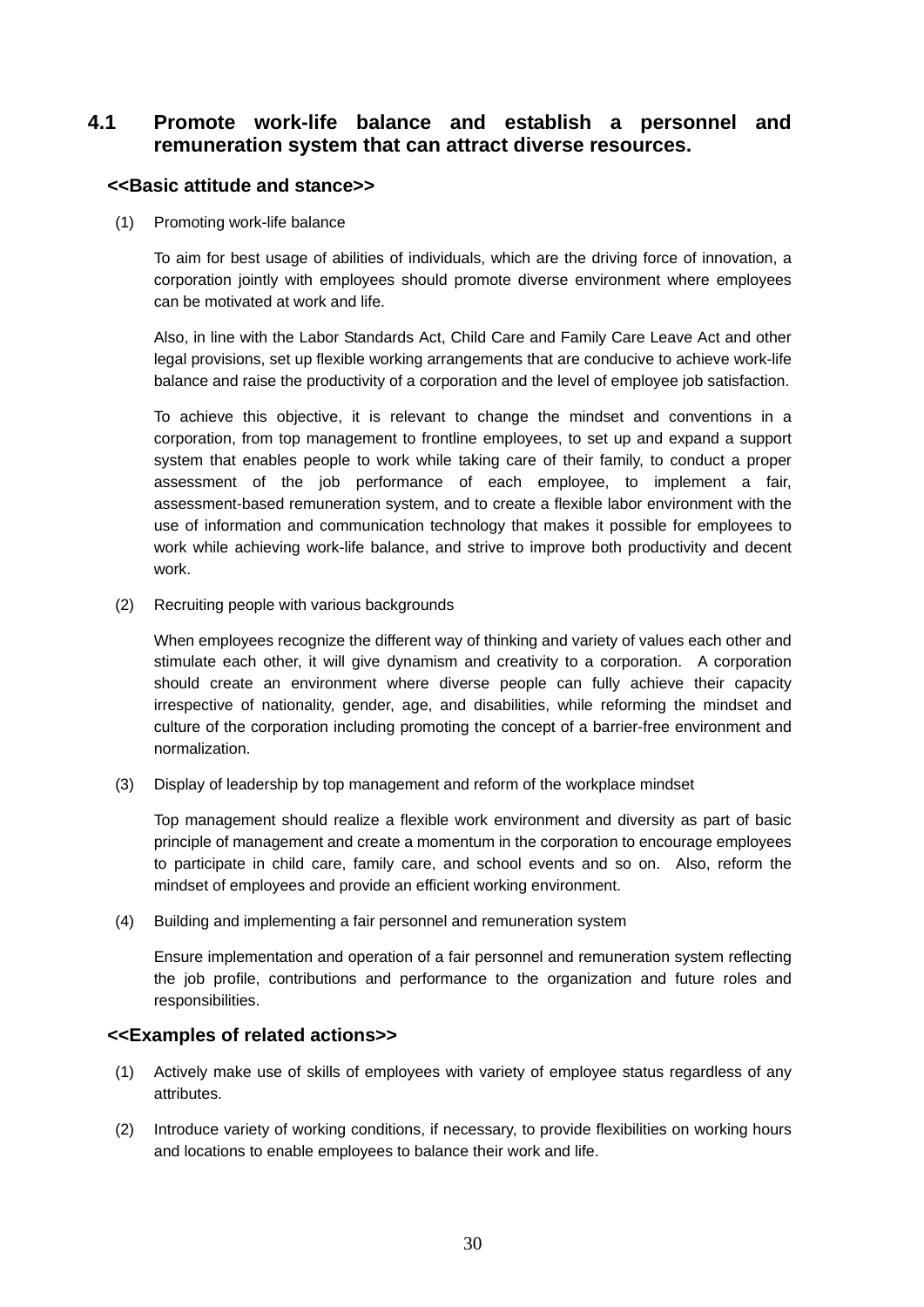## 4.1 Promote work-life balance and establish a personnel and remuneration system that can attract diverse resources.

### <<Basic attitude and stance>>

(1) Promoting work-life balance

To aim for best usage of abilities of individuals, which are the driving force of innovation, a corporation jointly with employees should promote diverse environment where employees can be motivated at work and life.

Also, in line with the Labor Standards Act, Child Care and Family Care Leave Act and other legal provisions, set up flexible working arrangements that are conducive to achieve work-life balance and raise the productivity of a corporation and the level of employee job satisfaction.

To achieve this objective, it is relevant to change the mindset and conventions in a corporation, from top management to frontline employees, to set up and expand a support system that enables people to work while taking care of their family, to conduct a proper assessment of the job performance of each employee, to implement a fair, assessment-based remuneration system, and to create a flexible labor environment with the use of information and communication technology that makes it possible for employees to work while achieving work-life balance, and strive to improve both productivity and decent work.

(2) Recruiting people with various backgrounds

When employees recognize the different way of thinking and variety of values each other and stimulate each other, it will give dynamism and creativity to a corporation. A corporation should create an environment where diverse people can fully achieve their capacity irrespective of nationality, gender, age, and disabilities, while reforming the mindset and culture of the corporation including promoting the concept of a barrier-free environment and normalization.

(3) Display of leadership by top management and reform of the workplace mindset

Top management should realize a flexible work environment and diversity as part of basic principle of management and create a momentum in the corporation to encourage employees to participate in child care, family care, and school events and so on. Also, reform the mindset of employees and provide an efficient working environment.

(4) Building and implementing a fair personnel and remuneration system

Ensure implementation and operation of a fair personnel and remuneration system reflecting the job profile, contributions and performance to the organization and future roles and responsibilities.

### <<Examples of related actions>>

(1) Actively make use of skills of employees with variety of employee status regardless of any attributes.

(2) Introduce variety of working conditions, if necessary, to provide flexibilities on working hours and locations to enable employees to balance their work and life.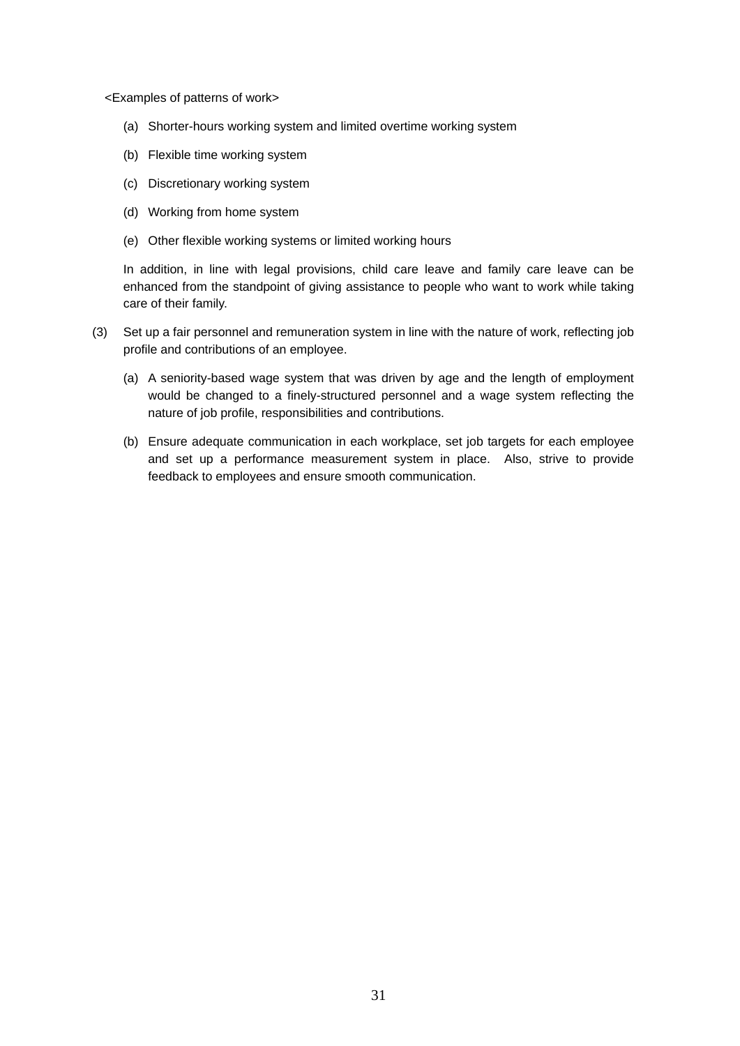<Examples of patterns of work>

(a) Shorter-hours working system and limited overtime working system

(b) Flexible time working system

(c) Discretionary working system

(d) Working from home system

(e) Other flexible working systems or limited working hours

In addition, in line with legal provisions, child care leave and family care leave can be enhanced from the standpoint of giving assistance to people who want to work while taking care of their family.

(3) Set up a fair personnel and remuneration system in line with the nature of work, reflecting job profile and contributions of an employee.

(a) A seniority-based wage system that was driven by age and the length of employment would be changed to a finely-structured personnel and a wage system reflecting the nature of job profile, responsibilities and contributions.

(b) Ensure adequate communication in each workplace, set job targets for each employee and set up a performance measurement system in place. Also, strive to provide feedback to employees and ensure smooth communication.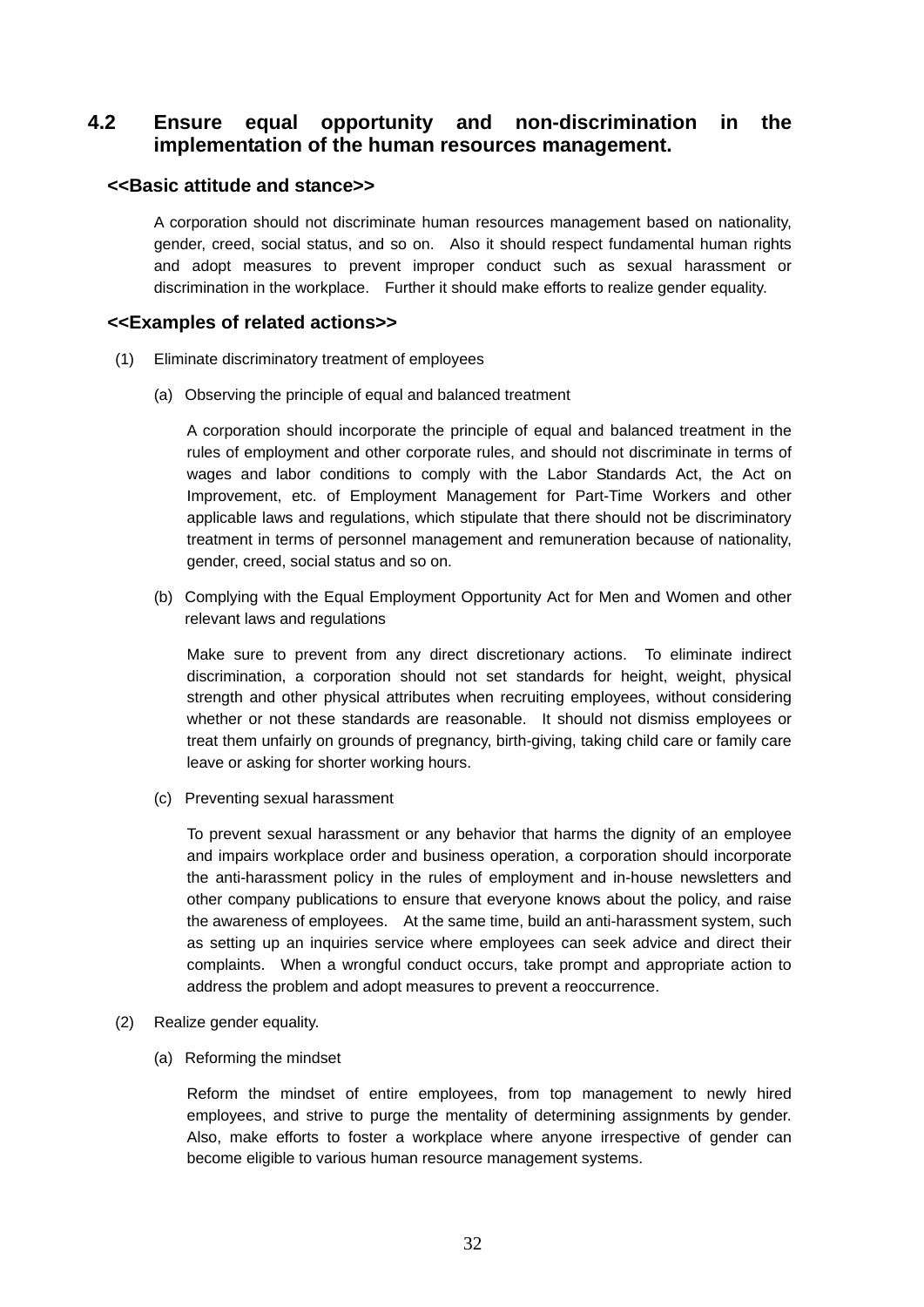## 4.2 Ensure equal opportunity and non-discrimination in the implementation of the human resources management.

**<<Basic attitude and stance>>**

A corporation should not discriminate human resources management based on nationality, gender, creed, social status, and so on. Also it should respect fundamental human rights and adopt measures to prevent improper conduct such as sexual harassment or discrimination in the workplace. Further it should make efforts to realize gender equality.

**<<Examples of related actions>>**

(1) Eliminate discriminatory treatment of employees

(a) Observing the principle of equal and balanced treatment

A corporation should incorporate the principle of equal and balanced treatment in the rules of employment and other corporate rules, and should not discriminate in terms of wages and labor conditions to comply with the Labor Standards Act, the Act on Improvement, etc. of Employment Management for Part-Time Workers and other applicable laws and regulations, which stipulate that there should not be discriminatory treatment in terms of personnel management and remuneration because of nationality, gender, creed, social status and so on.

(b) Complying with the Equal Employment Opportunity Act for Men and Women and other relevant laws and regulations

Make sure to prevent from any direct discretionary actions. To eliminate indirect discrimination, a corporation should not set standards for height, weight, physical strength and other physical attributes when recruiting employees, without considering whether or not these standards are reasonable. It should not dismiss employees or treat them unfairly on grounds of pregnancy, birth-giving, taking child care or family care leave or asking for shorter working hours.

(c) Preventing sexual harassment

To prevent sexual harassment or any behavior that harms the dignity of an employee and impairs workplace order and business operation, a corporation should incorporate the anti-harassment policy in the rules of employment and in-house newsletters and other company publications to ensure that everyone knows about the policy, and raise the awareness of employees. At the same time, build an anti-harassment system, such as setting up an inquiries service where employees can seek advice and direct their complaints. When a wrongful conduct occurs, take prompt and appropriate action to address the problem and adopt measures to prevent a reoccurrence.

(2) Realize gender equality.

(a) Reforming the mindset

Reform the mindset of entire employees, from top management to newly hired employees, and strive to purge the mentality of determining assignments by gender. Also, make efforts to foster a workplace where anyone irrespective of gender can become eligible to various human resource management systems.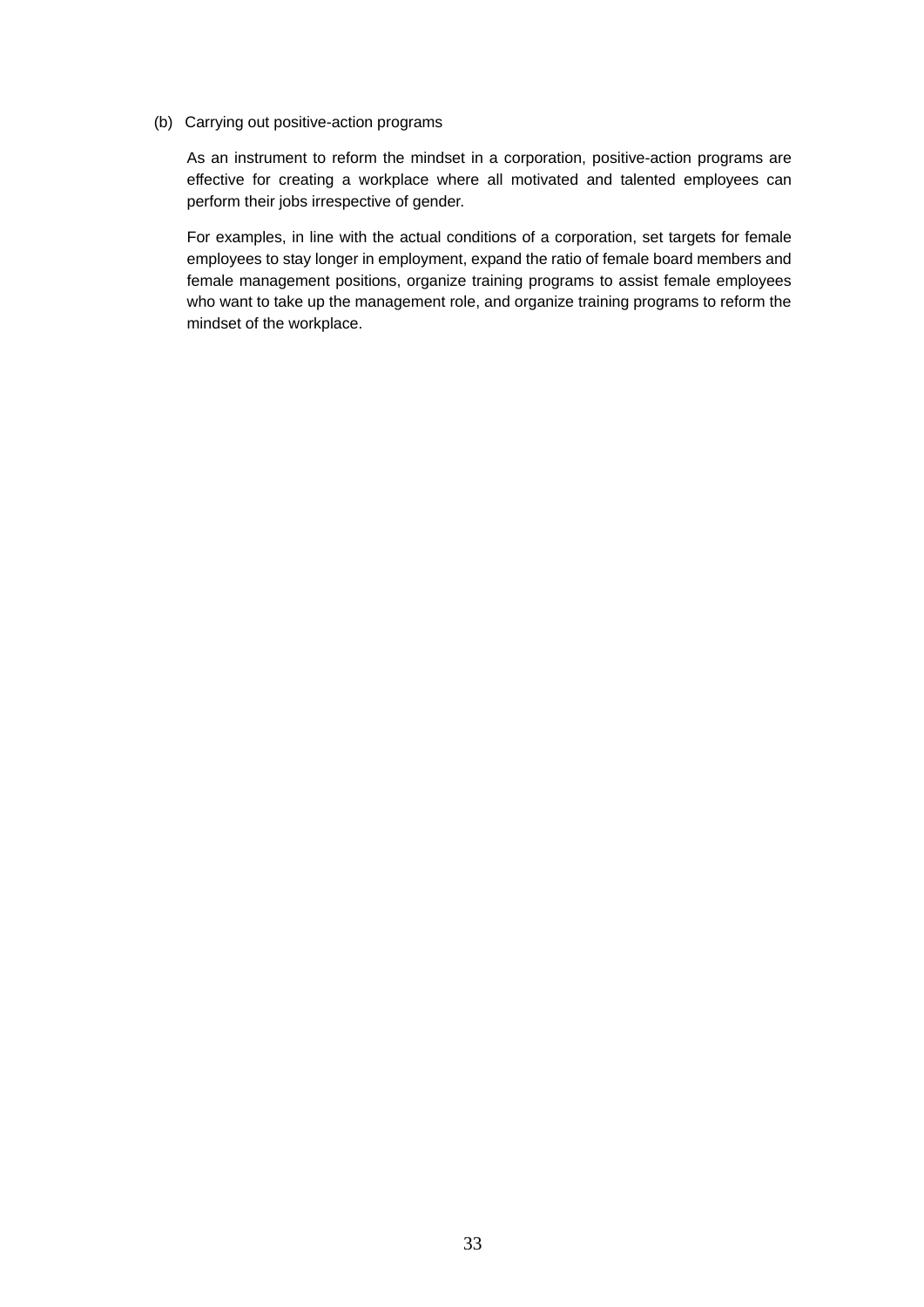(b) Carrying out positive-action programs

As an instrument to reform the mindset in a corporation, positive-action programs are effective for creating a workplace where all motivated and talented employees can perform their jobs irrespective of gender.

For examples, in line with the actual conditions of a corporation, set targets for female employees to stay longer in employment, expand the ratio of female board members and female management positions, organize training programs to assist female employees who want to take up the management role, and organize training programs to reform the mindset of the workplace.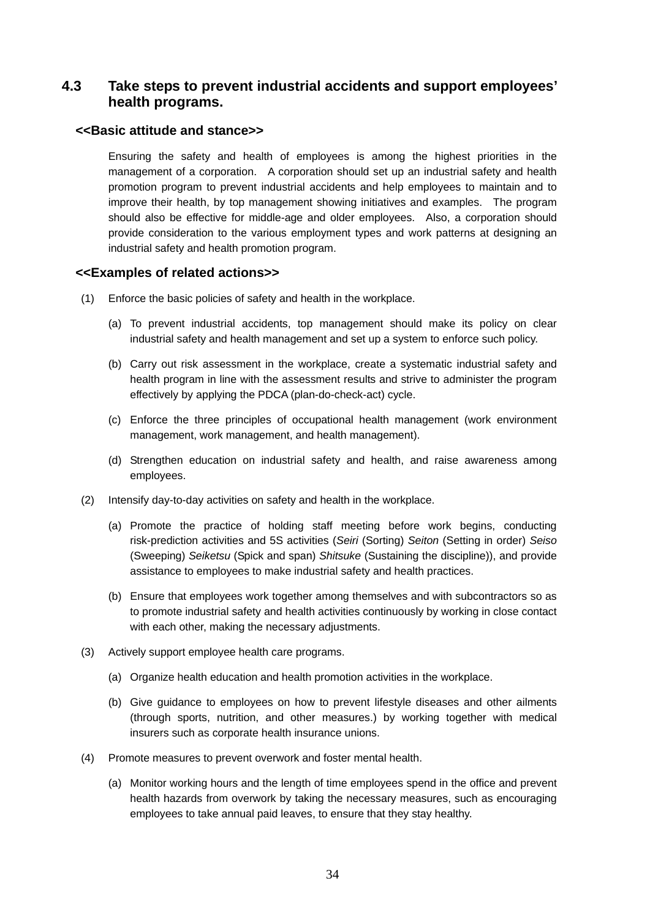### 4.3 Take steps to prevent industrial accidents and support employees' health programs.

**<<Basic attitude and stance>>**

Ensuring the safety and health of employees is among the highest priorities in the management of a corporation. A corporation should set up an industrial safety and health promotion program to prevent industrial accidents and help employees to maintain and to improve their health, by top management showing initiatives and examples. The program should also be effective for middle-age and older employees. Also, a corporation should provide consideration to the various employment types and work patterns at designing an industrial safety and health promotion program.

**<<Examples of related actions>>**

(1) Enforce the basic policies of safety and health in the workplace.

(a) To prevent industrial accidents, top management should make its policy on clear industrial safety and health management and set up a system to enforce such policy.

(b) Carry out risk assessment in the workplace, create a systematic industrial safety and health program in line with the assessment results and strive to administer the program effectively by applying the PDCA (plan-do-check-act) cycle.

(c) Enforce the three principles of occupational health management (work environment management, work management, and health management).

(d) Strengthen education on industrial safety and health, and raise awareness among employees.

(2) Intensify day-to-day activities on safety and health in the workplace.

(a) Promote the practice of holding staff meeting before work begins, conducting risk-prediction activities and 5S activities (*Seiri* (Sorting) *Seiton* (Setting in order) *Seiso* (Sweeping) *Seiketsu* (Spick and span) *Shitsuke* (Sustaining the discipline)), and provide assistance to employees to make industrial safety and health practices.

(b) Ensure that employees work together among themselves and with subcontractors so as to promote industrial safety and health activities continuously by working in close contact with each other, making the necessary adjustments.

(3) Actively support employee health care programs.

(a) Organize health education and health promotion activities in the workplace.

(b) Give guidance to employees on how to prevent lifestyle diseases and other ailments (through sports, nutrition, and other measures.) by working together with medical insurers such as corporate health insurance unions.

(4) Promote measures to prevent overwork and foster mental health.

(a) Monitor working hours and the length of time employees spend in the office and prevent health hazards from overwork by taking the necessary measures, such as encouraging employees to take annual paid leaves, to ensure that they stay healthy.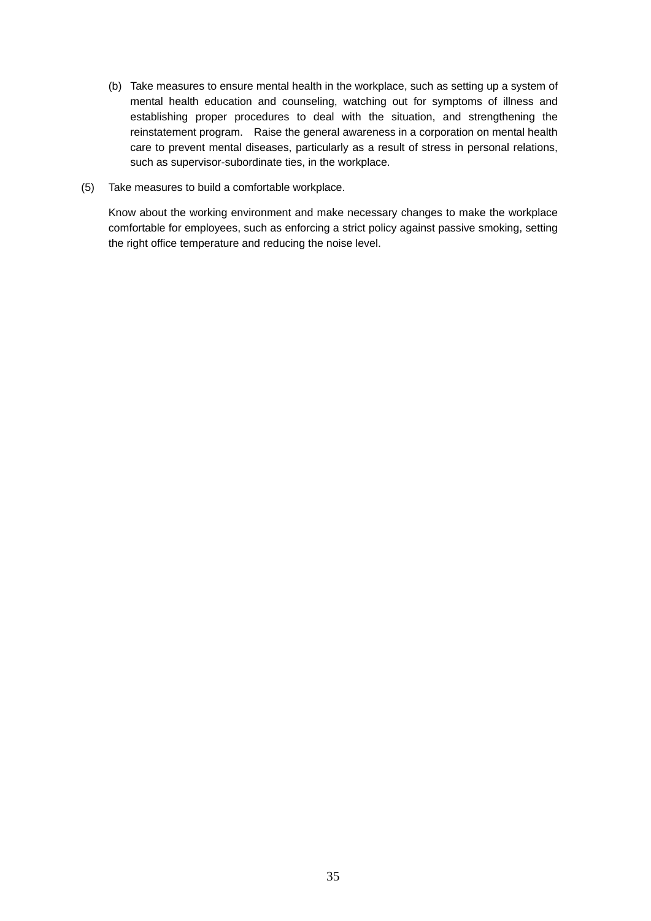(b) Take measures to ensure mental health in the workplace, such as setting up a system of mental health education and counseling, watching out for symptoms of illness and establishing proper procedures to deal with the situation, and strengthening the reinstatement program. Raise the general awareness in a corporation on mental health care to prevent mental diseases, particularly as a result of stress in personal relations, such as supervisor-subordinate ties, in the workplace.

(5) Take measures to build a comfortable workplace.

Know about the working environment and make necessary changes to make the workplace comfortable for employees, such as enforcing a strict policy against passive smoking, setting the right office temperature and reducing the noise level.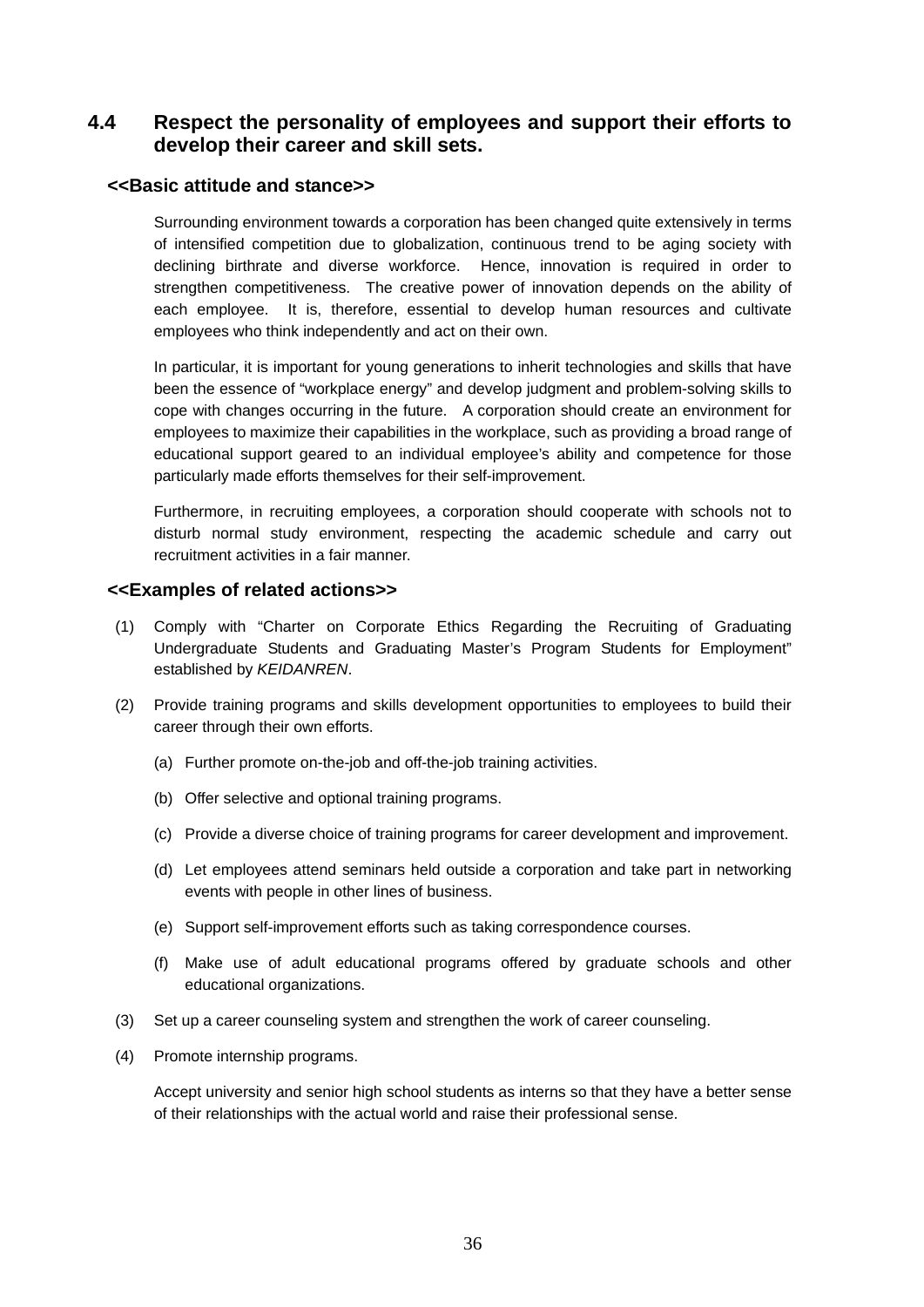## 4.4 Respect the personality of employees and support their efforts to develop their career and skill sets.

### <<Basic attitude and stance>>

Surrounding environment towards a corporation has been changed quite extensively in terms of intensified competition due to globalization, continuous trend to be aging society with declining birthrate and diverse workforce. Hence, innovation is required in order to strengthen competitiveness. The creative power of innovation depends on the ability of each employee. It is, therefore, essential to develop human resources and cultivate employees who think independently and act on their own.

In particular, it is important for young generations to inherit technologies and skills that have been the essence of "workplace energy" and develop judgment and problem-solving skills to cope with changes occurring in the future. A corporation should create an environment for employees to maximize their capabilities in the workplace, such as providing a broad range of educational support geared to an individual employee's ability and competence for those particularly made efforts themselves for their self-improvement.

Furthermore, in recruiting employees, a corporation should cooperate with schools not to disturb normal study environment, respecting the academic schedule and carry out recruitment activities in a fair manner.

### <<Examples of related actions>>

(1) Comply with "Charter on Corporate Ethics Regarding the Recruiting of Graduating Undergraduate Students and Graduating Master's Program Students for Employment" established by *KEIDANREN*.

(2) Provide training programs and skills development opportunities to employees to build their career through their own efforts.

  (a) Further promote on-the-job and off-the-job training activities.

  (b) Offer selective and optional training programs.

  (c) Provide a diverse choice of training programs for career development and improvement.

  (d) Let employees attend seminars held outside a corporation and take part in networking events with people in other lines of business.

  (e) Support self-improvement efforts such as taking correspondence courses.

  (f) Make use of adult educational programs offered by graduate schools and other educational organizations.

(3) Set up a career counseling system and strengthen the work of career counseling.

(4) Promote internship programs.

Accept university and senior high school students as interns so that they have a better sense of their relationships with the actual world and raise their professional sense.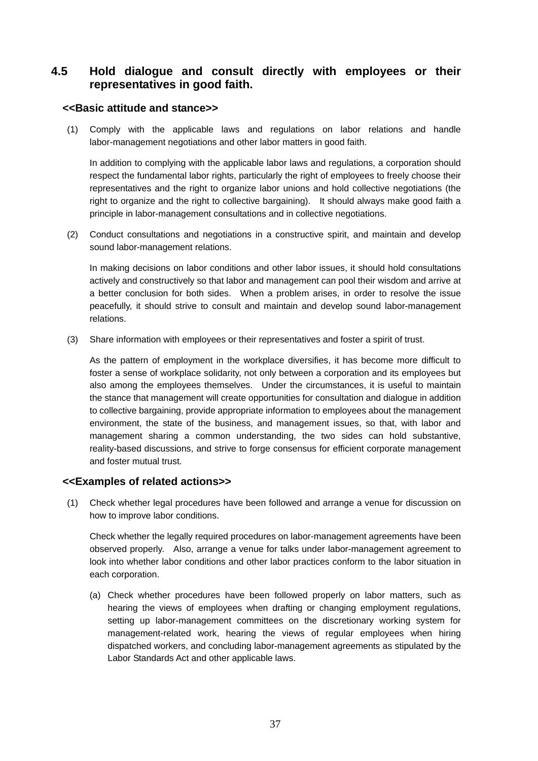## 4.5 Hold dialogue and consult directly with employees or their representatives in good faith.

### <<Basic attitude and stance>>

(1) Comply with the applicable laws and regulations on labor relations and handle labor-management negotiations and other labor matters in good faith.

In addition to complying with the applicable labor laws and regulations, a corporation should respect the fundamental labor rights, particularly the right of employees to freely choose their representatives and the right to organize labor unions and hold collective negotiations (the right to organize and the right to collective bargaining). It should always make good faith a principle in labor-management consultations and in collective negotiations.

(2) Conduct consultations and negotiations in a constructive spirit, and maintain and develop sound labor-management relations.

In making decisions on labor conditions and other labor issues, it should hold consultations actively and constructively so that labor and management can pool their wisdom and arrive at a better conclusion for both sides. When a problem arises, in order to resolve the issue peacefully, it should strive to consult and maintain and develop sound labor-management relations.

(3) Share information with employees or their representatives and foster a spirit of trust.

As the pattern of employment in the workplace diversifies, it has become more difficult to foster a sense of workplace solidarity, not only between a corporation and its employees but also among the employees themselves. Under the circumstances, it is useful to maintain the stance that management will create opportunities for consultation and dialogue in addition to collective bargaining, provide appropriate information to employees about the management environment, the state of the business, and management issues, so that, with labor and management sharing a common understanding, the two sides can hold substantive, reality-based discussions, and strive to forge consensus for efficient corporate management and foster mutual trust.

### <<Examples of related actions>>

(1) Check whether legal procedures have been followed and arrange a venue for discussion on how to improve labor conditions.

Check whether the legally required procedures on labor-management agreements have been observed properly. Also, arrange a venue for talks under labor-management agreement to look into whether labor conditions and other labor practices conform to the labor situation in each corporation.

(a) Check whether procedures have been followed properly on labor matters, such as hearing the views of employees when drafting or changing employment regulations, setting up labor-management committees on the discretionary working system for management-related work, hearing the views of regular employees when hiring dispatched workers, and concluding labor-management agreements as stipulated by the Labor Standards Act and other applicable laws.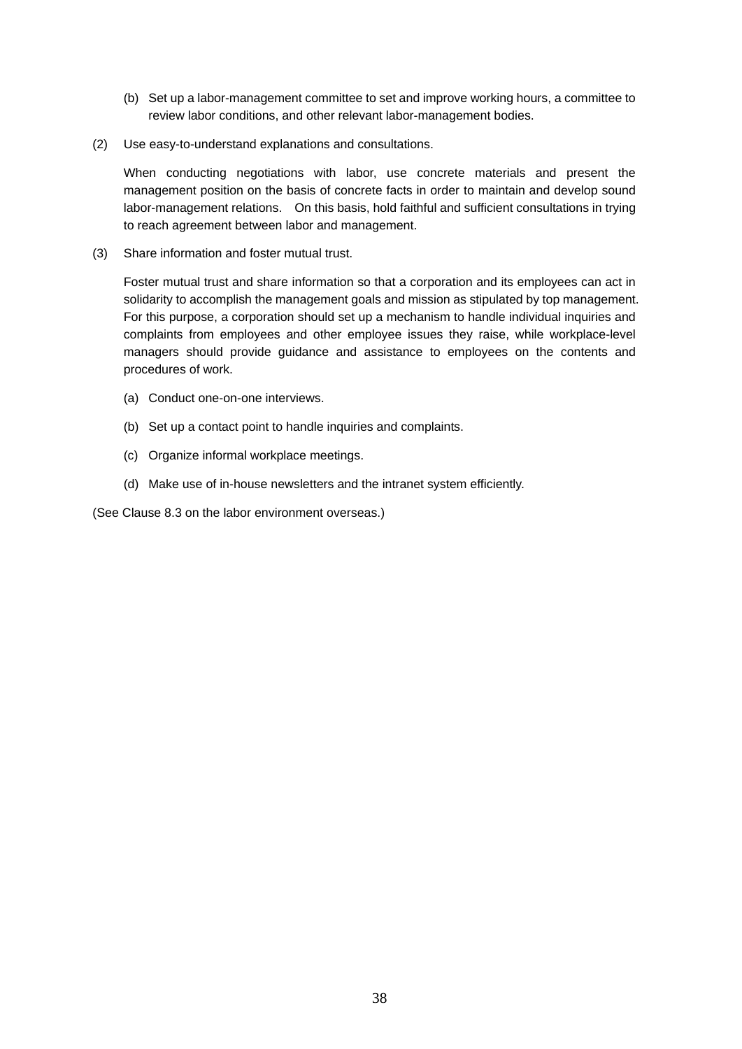(b) Set up a labor-management committee to set and improve working hours, a committee to review labor conditions, and other relevant labor-management bodies.

(2) Use easy-to-understand explanations and consultations.

When conducting negotiations with labor, use concrete materials and present the management position on the basis of concrete facts in order to maintain and develop sound labor-management relations. On this basis, hold faithful and sufficient consultations in trying to reach agreement between labor and management.

(3) Share information and foster mutual trust.

Foster mutual trust and share information so that a corporation and its employees can act in solidarity to accomplish the management goals and mission as stipulated by top management. For this purpose, a corporation should set up a mechanism to handle individual inquiries and complaints from employees and other employee issues they raise, while workplace-level managers should provide guidance and assistance to employees on the contents and procedures of work.

(a) Conduct one-on-one interviews.

(b) Set up a contact point to handle inquiries and complaints.

(c) Organize informal workplace meetings.

(d) Make use of in-house newsletters and the intranet system efficiently.

(See Clause 8.3 on the labor environment overseas.)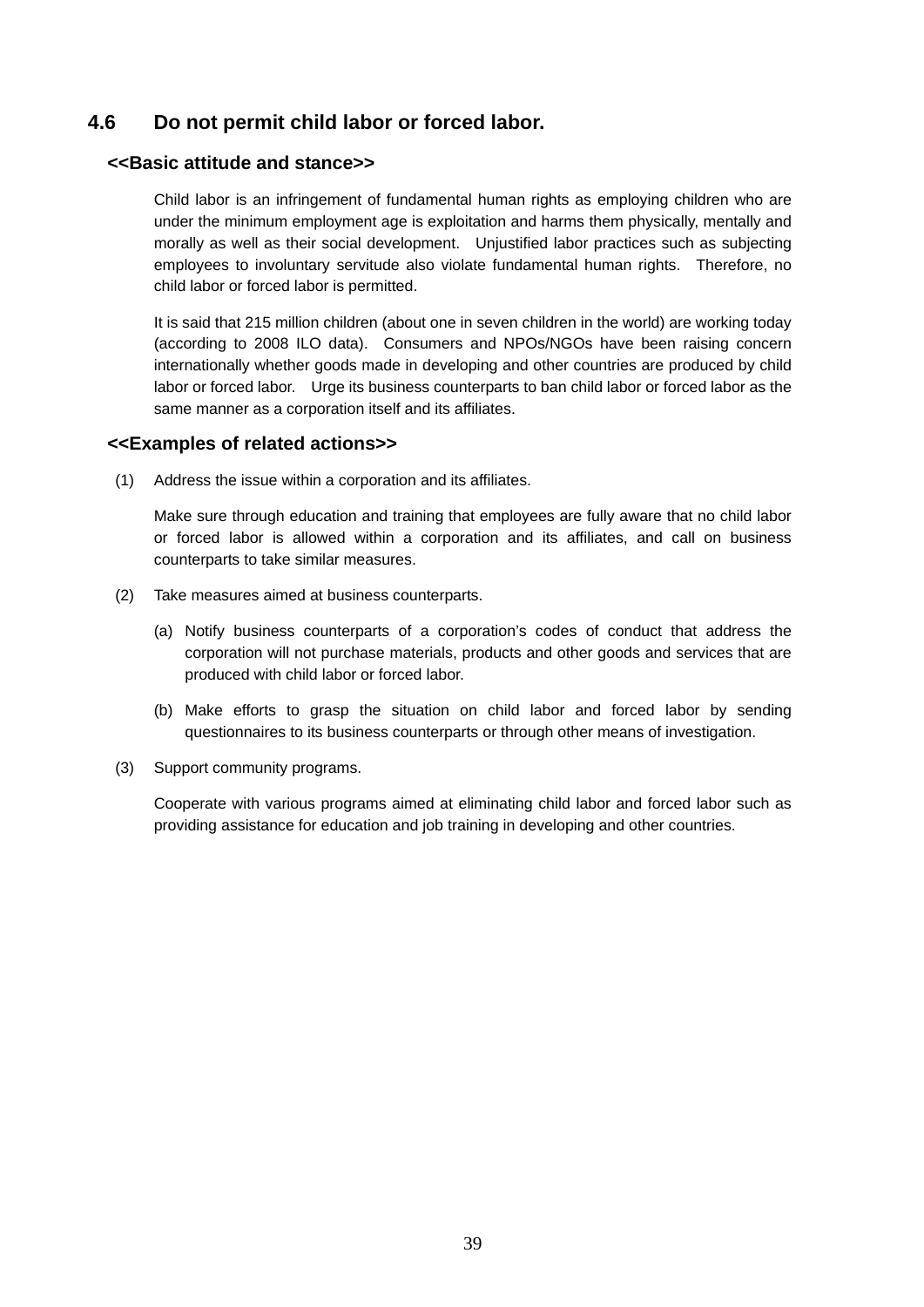## 4.6 Do not permit child labor or forced labor.

### <<Basic attitude and stance>>

Child labor is an infringement of fundamental human rights as employing children who are under the minimum employment age is exploitation and harms them physically, mentally and morally as well as their social development. Unjustified labor practices such as subjecting employees to involuntary servitude also violate fundamental human rights. Therefore, no child labor or forced labor is permitted.

It is said that 215 million children (about one in seven children in the world) are working today (according to 2008 ILO data). Consumers and NPOs/NGOs have been raising concern internationally whether goods made in developing and other countries are produced by child labor or forced labor. Urge its business counterparts to ban child labor or forced labor as the same manner as a corporation itself and its affiliates.

### <<Examples of related actions>>

(1) Address the issue within a corporation and its affiliates.

Make sure through education and training that employees are fully aware that no child labor or forced labor is allowed within a corporation and its affiliates, and call on business counterparts to take similar measures.

(2) Take measures aimed at business counterparts.

(a) Notify business counterparts of a corporation's codes of conduct that address the corporation will not purchase materials, products and other goods and services that are produced with child labor or forced labor.

(b) Make efforts to grasp the situation on child labor and forced labor by sending questionnaires to its business counterparts or through other means of investigation.

(3) Support community programs.

Cooperate with various programs aimed at eliminating child labor and forced labor such as providing assistance for education and job training in developing and other countries.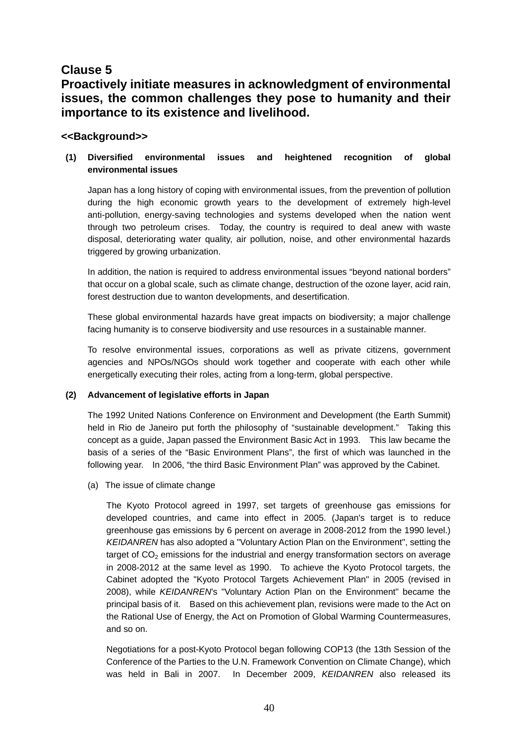# Clause 5

# Proactively initiate measures in acknowledgment of environmental issues, the common challenges they pose to humanity and their importance to its existence and livelihood.

## <<Background>>

**(1) Diversified environmental issues and heightened recognition of global environmental issues**

Japan has a long history of coping with environmental issues, from the prevention of pollution during the high economic growth years to the development of extremely high-level anti-pollution, energy-saving technologies and systems developed when the nation went through two petroleum crises. Today, the country is required to deal anew with waste disposal, deteriorating water quality, air pollution, noise, and other environmental hazards triggered by growing urbanization.

In addition, the nation is required to address environmental issues “beyond national borders” that occur on a global scale, such as climate change, destruction of the ozone layer, acid rain, forest destruction due to wanton developments, and desertification.

These global environmental hazards have great impacts on biodiversity; a major challenge facing humanity is to conserve biodiversity and use resources in a sustainable manner.

To resolve environmental issues, corporations as well as private citizens, government agencies and NPOs/NGOs should work together and cooperate with each other while energetically executing their roles, acting from a long-term, global perspective.

**(2) Advancement of legislative efforts in Japan**

The 1992 United Nations Conference on Environment and Development (the Earth Summit) held in Rio de Janeiro put forth the philosophy of “sustainable development.” Taking this concept as a guide, Japan passed the Environment Basic Act in 1993. This law became the basis of a series of the “Basic Environment Plans”, the first of which was launched in the following year. In 2006, “the third Basic Environment Plan” was approved by the Cabinet.

(a) The issue of climate change

The Kyoto Protocol agreed in 1997, set targets of greenhouse gas emissions for developed countries, and came into effect in 2005. (Japan's target is to reduce greenhouse gas emissions by 6 percent on average in 2008-2012 from the 1990 level.) *KEIDANREN* has also adopted a "Voluntary Action Plan on the Environment", setting the target of $CO_2$ emissions for the industrial and energy transformation sectors on average in 2008-2012 at the same level as 1990. To achieve the Kyoto Protocol targets, the Cabinet adopted the "Kyoto Protocol Targets Achievement Plan" in 2005 (revised in 2008), while *KEIDANREN*'s "Voluntary Action Plan on the Environment" became the principal basis of it. Based on this achievement plan, revisions were made to the Act on the Rational Use of Energy, the Act on Promotion of Global Warming Countermeasures, and so on.

Negotiations for a post-Kyoto Protocol began following COP13 (the 13th Session of the Conference of the Parties to the U.N. Framework Convention on Climate Change), which was held in Bali in 2007. In December 2009, *KEIDANREN* also released its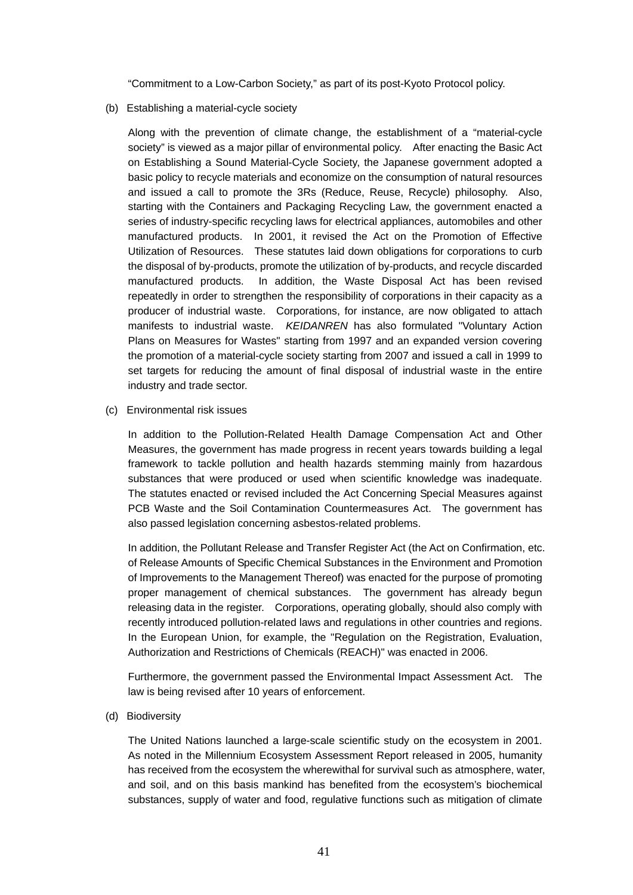"Commitment to a Low-Carbon Society," as part of its post-Kyoto Protocol policy.

(b) Establishing a material-cycle society

Along with the prevention of climate change, the establishment of a "material-cycle society" is viewed as a major pillar of environmental policy. After enacting the Basic Act on Establishing a Sound Material-Cycle Society, the Japanese government adopted a basic policy to recycle materials and economize on the consumption of natural resources and issued a call to promote the 3Rs (Reduce, Reuse, Recycle) philosophy. Also, starting with the Containers and Packaging Recycling Law, the government enacted a series of industry-specific recycling laws for electrical appliances, automobiles and other manufactured products. In 2001, it revised the Act on the Promotion of Effective Utilization of Resources. These statutes laid down obligations for corporations to curb the disposal of by-products, promote the utilization of by-products, and recycle discarded manufactured products. In addition, the Waste Disposal Act has been revised repeatedly in order to strengthen the responsibility of corporations in their capacity as a producer of industrial waste. Corporations, for instance, are now obligated to attach manifests to industrial waste. *KEIDANREN* has also formulated "Voluntary Action Plans on Measures for Wastes" starting from 1997 and an expanded version covering the promotion of a material-cycle society starting from 2007 and issued a call in 1999 to set targets for reducing the amount of final disposal of industrial waste in the entire industry and trade sector.

(c) Environmental risk issues

In addition to the Pollution-Related Health Damage Compensation Act and Other Measures, the government has made progress in recent years towards building a legal framework to tackle pollution and health hazards stemming mainly from hazardous substances that were produced or used when scientific knowledge was inadequate. The statutes enacted or revised included the Act Concerning Special Measures against PCB Waste and the Soil Contamination Countermeasures Act. The government has also passed legislation concerning asbestos-related problems.

In addition, the Pollutant Release and Transfer Register Act (the Act on Confirmation, etc. of Release Amounts of Specific Chemical Substances in the Environment and Promotion of Improvements to the Management Thereof) was enacted for the purpose of promoting proper management of chemical substances. The government has already begun releasing data in the register. Corporations, operating globally, should also comply with recently introduced pollution-related laws and regulations in other countries and regions. In the European Union, for example, the "Regulation on the Registration, Evaluation, Authorization and Restrictions of Chemicals (REACH)" was enacted in 2006.

Furthermore, the government passed the Environmental Impact Assessment Act. The law is being revised after 10 years of enforcement.

(d) Biodiversity

The United Nations launched a large-scale scientific study on the ecosystem in 2001. As noted in the Millennium Ecosystem Assessment Report released in 2005, humanity has received from the ecosystem the wherewithal for survival such as atmosphere, water, and soil, and on this basis mankind has benefited from the ecosystem's biochemical substances, supply of water and food, regulative functions such as mitigation of climate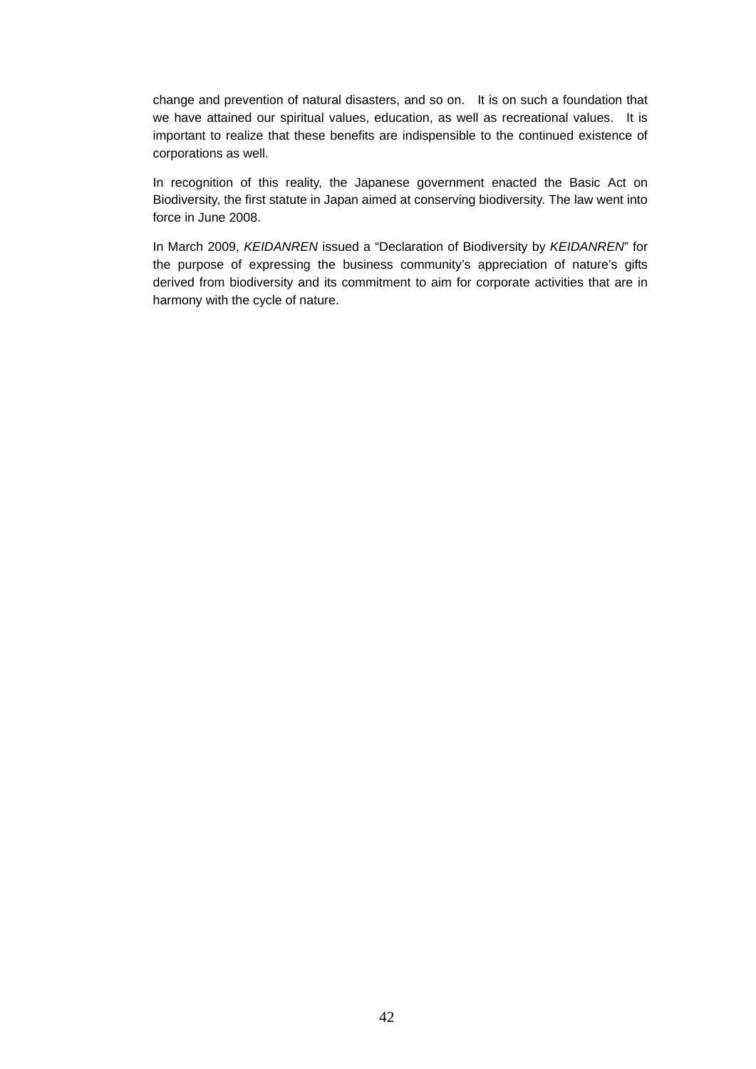change and prevention of natural disasters, and so on. It is on such a foundation that we have attained our spiritual values, education, as well as recreational values. It is important to realize that these benefits are indispensible to the continued existence of corporations as well.

In recognition of this reality, the Japanese government enacted the Basic Act on Biodiversity, the first statute in Japan aimed at conserving biodiversity. The law went into force in June 2008.

In March 2009, *KEIDANREN* issued a “Declaration of Biodiversity by *KEIDANREN*” for the purpose of expressing the business community’s appreciation of nature’s gifts derived from biodiversity and its commitment to aim for corporate activities that are in harmony with the cycle of nature.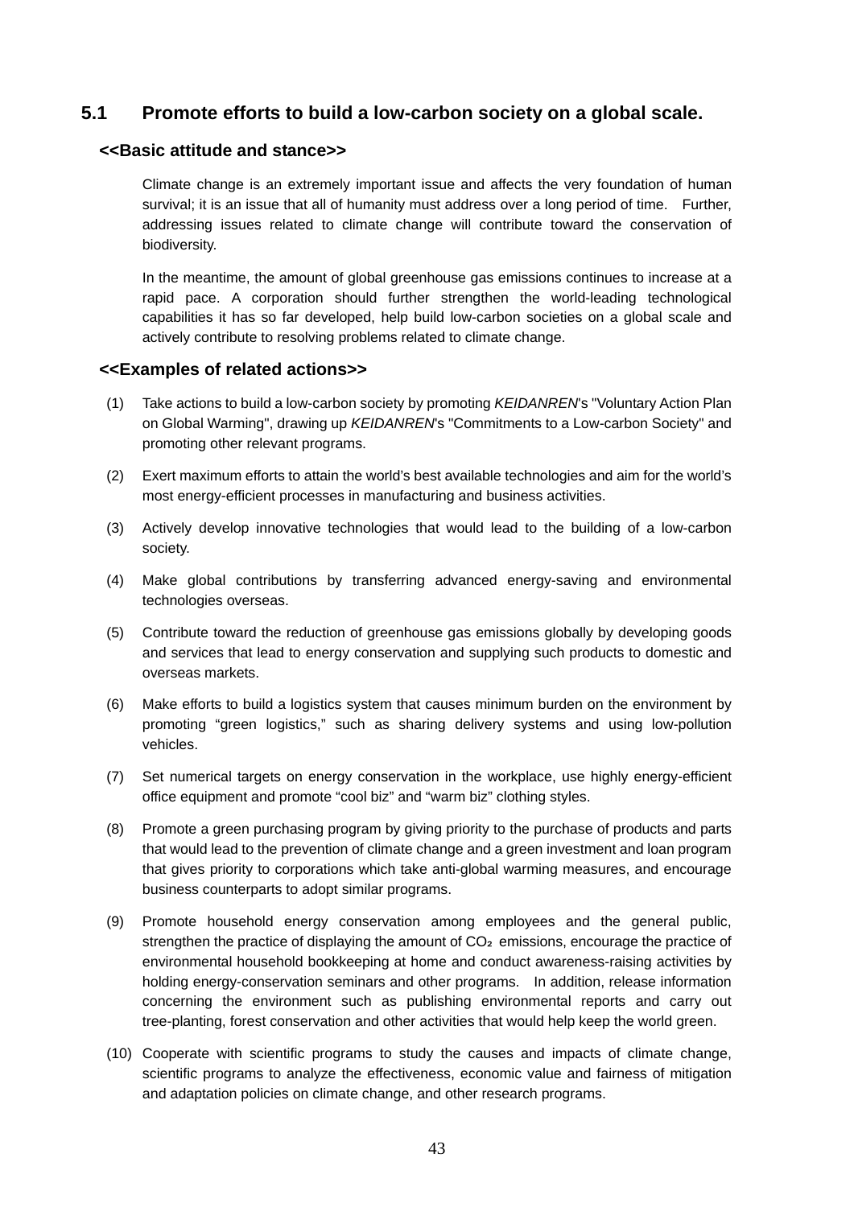## 5.1 Promote efforts to build a low-carbon society on a global scale.

**<<Basic attitude and stance>>**

Climate change is an extremely important issue and affects the very foundation of human survival; it is an issue that all of humanity must address over a long period of time. Further, addressing issues related to climate change will contribute toward the conservation of biodiversity.

In the meantime, the amount of global greenhouse gas emissions continues to increase at a rapid pace. A corporation should further strengthen the world-leading technological capabilities it has so far developed, help build low-carbon societies on a global scale and actively contribute to resolving problems related to climate change.

**<<Examples of related actions>>**

(1) Take actions to build a low-carbon society by promoting *KEIDANREN*'s "Voluntary Action Plan on Global Warming", drawing up *KEIDANREN*'s "Commitments to a Low-carbon Society" and promoting other relevant programs.

(2) Exert maximum efforts to attain the world's best available technologies and aim for the world's most energy-efficient processes in manufacturing and business activities.

(3) Actively develop innovative technologies that would lead to the building of a low-carbon society.

(4) Make global contributions by transferring advanced energy-saving and environmental technologies overseas.

(5) Contribute toward the reduction of greenhouse gas emissions globally by developing goods and services that lead to energy conservation and supplying such products to domestic and overseas markets.

(6) Make efforts to build a logistics system that causes minimum burden on the environment by promoting "green logistics," such as sharing delivery systems and using low-pollution vehicles.

(7) Set numerical targets on energy conservation in the workplace, use highly energy-efficient office equipment and promote "cool biz" and "warm biz" clothing styles.

(8) Promote a green purchasing program by giving priority to the purchase of products and parts that would lead to the prevention of climate change and a green investment and loan program that gives priority to corporations which take anti-global warming measures, and encourage business counterparts to adopt similar programs.

(9) Promote household energy conservation among employees and the general public, strengthen the practice of displaying the amount of $CO_2$ emissions, encourage the practice of environmental household bookkeeping at home and conduct awareness-raising activities by holding energy-conservation seminars and other programs. In addition, release information concerning the environment such as publishing environmental reports and carry out tree-planting, forest conservation and other activities that would help keep the world green.

(10) Cooperate with scientific programs to study the causes and impacts of climate change, scientific programs to analyze the effectiveness, economic value and fairness of mitigation and adaptation policies on climate change, and other research programs.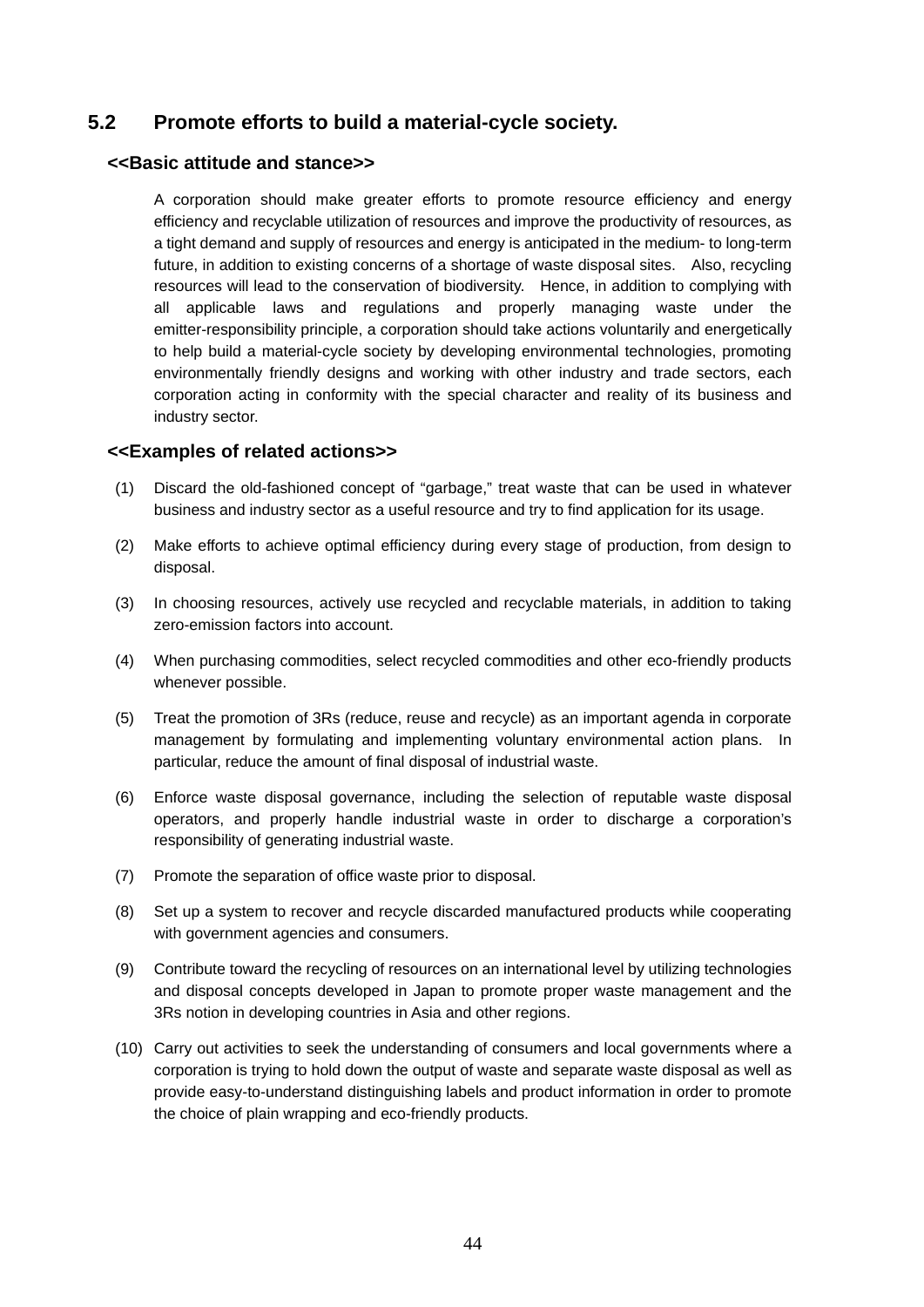## 5.2 Promote efforts to build a material-cycle society.

### <<Basic attitude and stance>>

A corporation should make greater efforts to promote resource efficiency and energy efficiency and recyclable utilization of resources and improve the productivity of resources, as a tight demand and supply of resources and energy is anticipated in the medium- to long-term future, in addition to existing concerns of a shortage of waste disposal sites. Also, recycling resources will lead to the conservation of biodiversity. Hence, in addition to complying with all applicable laws and regulations and properly managing waste under the emitter-responsibility principle, a corporation should take actions voluntarily and energetically to help build a material-cycle society by developing environmental technologies, promoting environmentally friendly designs and working with other industry and trade sectors, each corporation acting in conformity with the special character and reality of its business and industry sector.

### <<Examples of related actions>>

(1) Discard the old-fashioned concept of "garbage," treat waste that can be used in whatever business and industry sector as a useful resource and try to find application for its usage.

(2) Make efforts to achieve optimal efficiency during every stage of production, from design to disposal.

(3) In choosing resources, actively use recycled and recyclable materials, in addition to taking zero-emission factors into account.

(4) When purchasing commodities, select recycled commodities and other eco-friendly products whenever possible.

(5) Treat the promotion of 3Rs (reduce, reuse and recycle) as an important agenda in corporate management by formulating and implementing voluntary environmental action plans. In particular, reduce the amount of final disposal of industrial waste.

(6) Enforce waste disposal governance, including the selection of reputable waste disposal operators, and properly handle industrial waste in order to discharge a corporation's responsibility of generating industrial waste.

(7) Promote the separation of office waste prior to disposal.

(8) Set up a system to recover and recycle discarded manufactured products while cooperating with government agencies and consumers.

(9) Contribute toward the recycling of resources on an international level by utilizing technologies and disposal concepts developed in Japan to promote proper waste management and the 3Rs notion in developing countries in Asia and other regions.

(10) Carry out activities to seek the understanding of consumers and local governments where a corporation is trying to hold down the output of waste and separate waste disposal as well as provide easy-to-understand distinguishing labels and product information in order to promote the choice of plain wrapping and eco-friendly products.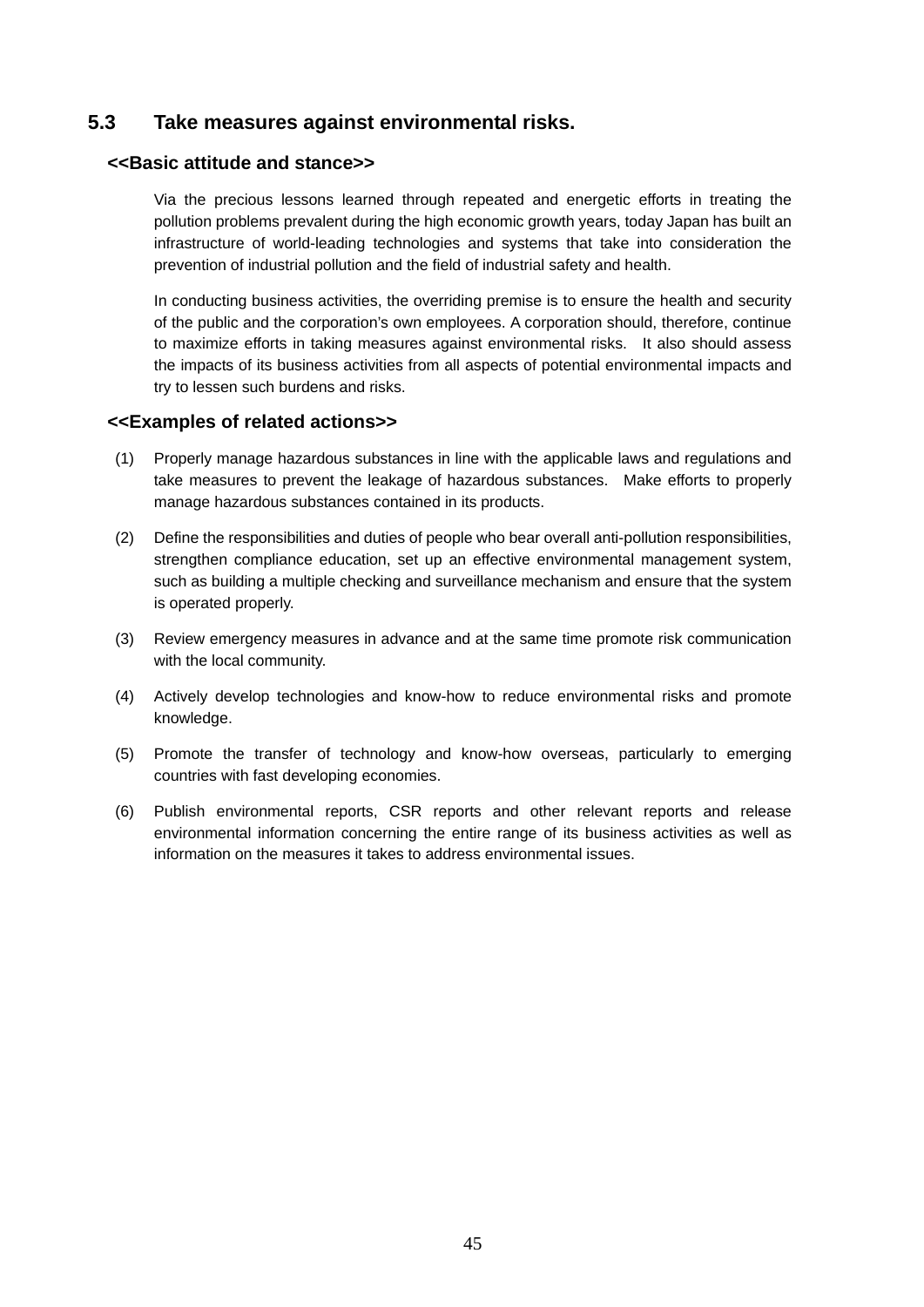## 5.3 Take measures against environmental risks.

### <<Basic attitude and stance>>

Via the precious lessons learned through repeated and energetic efforts in treating the pollution problems prevalent during the high economic growth years, today Japan has built an infrastructure of world-leading technologies and systems that take into consideration the prevention of industrial pollution and the field of industrial safety and health.

In conducting business activities, the overriding premise is to ensure the health and security of the public and the corporation's own employees. A corporation should, therefore, continue to maximize efforts in taking measures against environmental risks. It also should assess the impacts of its business activities from all aspects of potential environmental impacts and try to lessen such burdens and risks.

### <<Examples of related actions>>

(1) Properly manage hazardous substances in line with the applicable laws and regulations and take measures to prevent the leakage of hazardous substances. Make efforts to properly manage hazardous substances contained in its products.

(2) Define the responsibilities and duties of people who bear overall anti-pollution responsibilities, strengthen compliance education, set up an effective environmental management system, such as building a multiple checking and surveillance mechanism and ensure that the system is operated properly.

(3) Review emergency measures in advance and at the same time promote risk communication with the local community.

(4) Actively develop technologies and know-how to reduce environmental risks and promote knowledge.

(5) Promote the transfer of technology and know-how overseas, particularly to emerging countries with fast developing economies.

(6) Publish environmental reports, CSR reports and other relevant reports and release environmental information concerning the entire range of its business activities as well as information on the measures it takes to address environmental issues.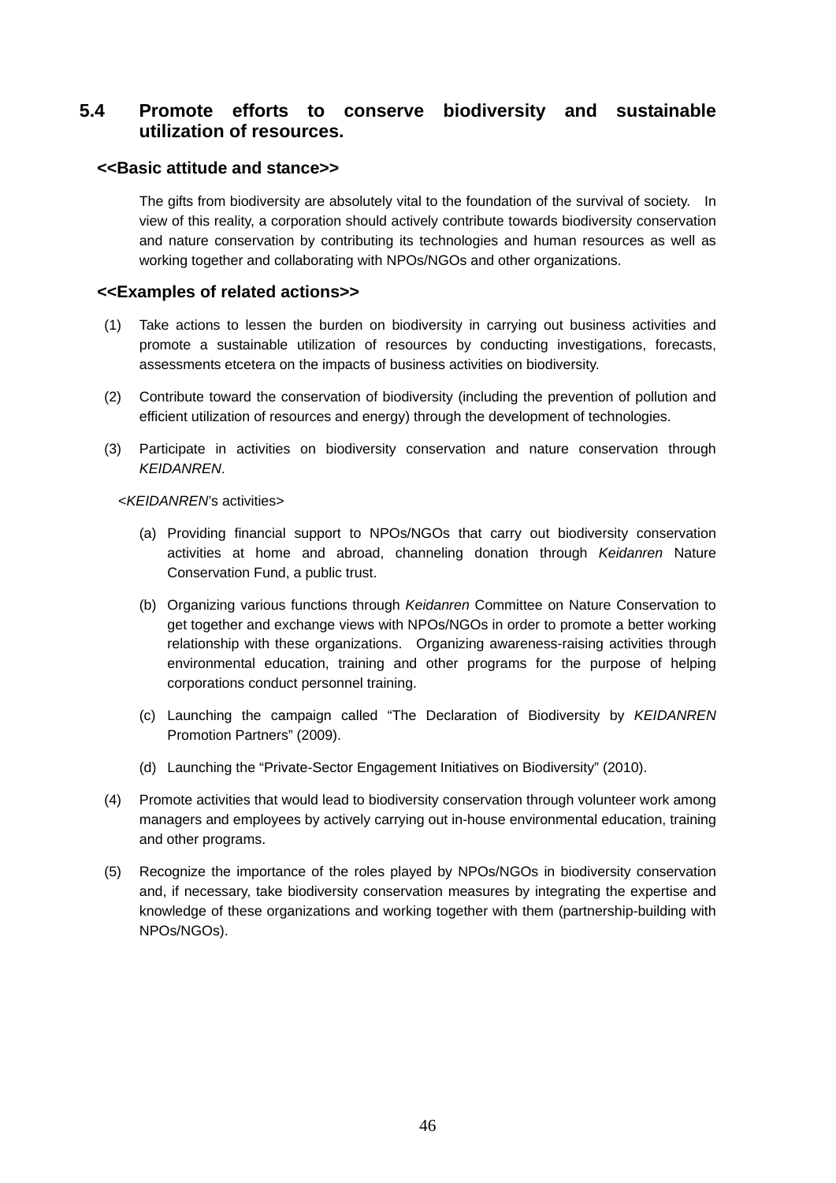## 5.4 Promote efforts to conserve biodiversity and sustainable utilization of resources.

### <<Basic attitude and stance>>

The gifts from biodiversity are absolutely vital to the foundation of the survival of society. In view of this reality, a corporation should actively contribute towards biodiversity conservation and nature conservation by contributing its technologies and human resources as well as working together and collaborating with NPOs/NGOs and other organizations.

### <<Examples of related actions>>

(1) Take actions to lessen the burden on biodiversity in carrying out business activities and promote a sustainable utilization of resources by conducting investigations, forecasts, assessments etcetera on the impacts of business activities on biodiversity.

(2) Contribute toward the conservation of biodiversity (including the prevention of pollution and efficient utilization of resources and energy) through the development of technologies.

(3) Participate in activities on biodiversity conservation and nature conservation through *KEIDANREN*.

<*KEIDANREN*'s activities>

(a) Providing financial support to NPOs/NGOs that carry out biodiversity conservation activities at home and abroad, channeling donation through *Keidanren* Nature Conservation Fund, a public trust.

(b) Organizing various functions through *Keidanren* Committee on Nature Conservation to get together and exchange views with NPOs/NGOs in order to promote a better working relationship with these organizations. Organizing awareness-raising activities through environmental education, training and other programs for the purpose of helping corporations conduct personnel training.

(c) Launching the campaign called "The Declaration of Biodiversity by *KEIDANREN* Promotion Partners" (2009).

(d) Launching the "Private-Sector Engagement Initiatives on Biodiversity" (2010).

(4) Promote activities that would lead to biodiversity conservation through volunteer work among managers and employees by actively carrying out in-house environmental education, training and other programs.

(5) Recognize the importance of the roles played by NPOs/NGOs in biodiversity conservation and, if necessary, take biodiversity conservation measures by integrating the expertise and knowledge of these organizations and working together with them (partnership-building with NPOs/NGOs).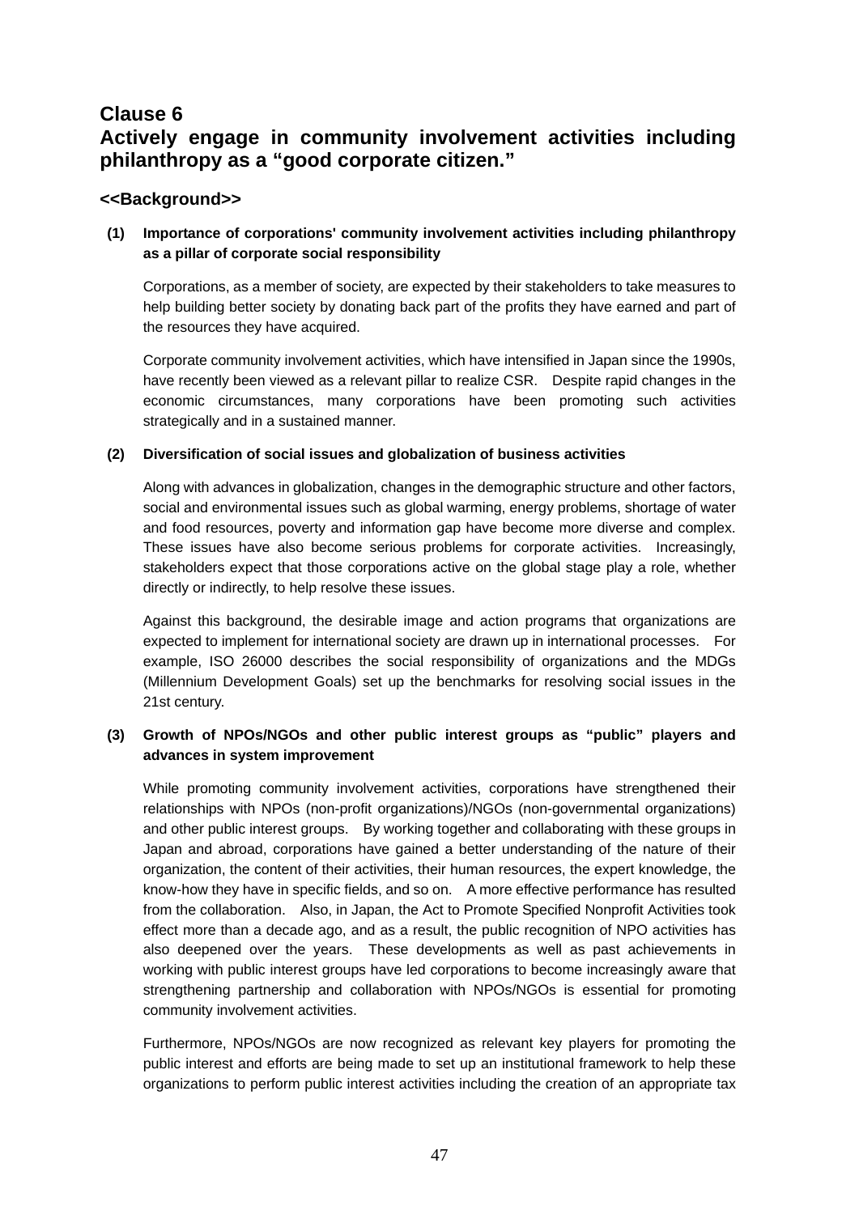## Clause 6

## Actively engage in community involvement activities including philanthropy as a "good corporate citizen."

### <<Background>>

**(1) Importance of corporations' community involvement activities including philanthropy as a pillar of corporate social responsibility**

Corporations, as a member of society, are expected by their stakeholders to take measures to help building better society by donating back part of the profits they have earned and part of the resources they have acquired.

Corporate community involvement activities, which have intensified in Japan since the 1990s, have recently been viewed as a relevant pillar to realize CSR. Despite rapid changes in the economic circumstances, many corporations have been promoting such activities strategically and in a sustained manner.

**(2) Diversification of social issues and globalization of business activities**

Along with advances in globalization, changes in the demographic structure and other factors, social and environmental issues such as global warming, energy problems, shortage of water and food resources, poverty and information gap have become more diverse and complex. These issues have also become serious problems for corporate activities. Increasingly, stakeholders expect that those corporations active on the global stage play a role, whether directly or indirectly, to help resolve these issues.

Against this background, the desirable image and action programs that organizations are expected to implement for international society are drawn up in international processes. For example, ISO 26000 describes the social responsibility of organizations and the MDGs (Millennium Development Goals) set up the benchmarks for resolving social issues in the 21st century.

**(3) Growth of NPOs/NGOs and other public interest groups as "public" players and advances in system improvement**

While promoting community involvement activities, corporations have strengthened their relationships with NPOs (non-profit organizations)/NGOs (non-governmental organizations) and other public interest groups. By working together and collaborating with these groups in Japan and abroad, corporations have gained a better understanding of the nature of their organization, the content of their activities, their human resources, the expert knowledge, the know-how they have in specific fields, and so on. A more effective performance has resulted from the collaboration. Also, in Japan, the Act to Promote Specified Nonprofit Activities took effect more than a decade ago, and as a result, the public recognition of NPO activities has also deepened over the years. These developments as well as past achievements in working with public interest groups have led corporations to become increasingly aware that strengthening partnership and collaboration with NPOs/NGOs is essential for promoting community involvement activities.

Furthermore, NPOs/NGOs are now recognized as relevant key players for promoting the public interest and efforts are being made to set up an institutional framework to help these organizations to perform public interest activities including the creation of an appropriate tax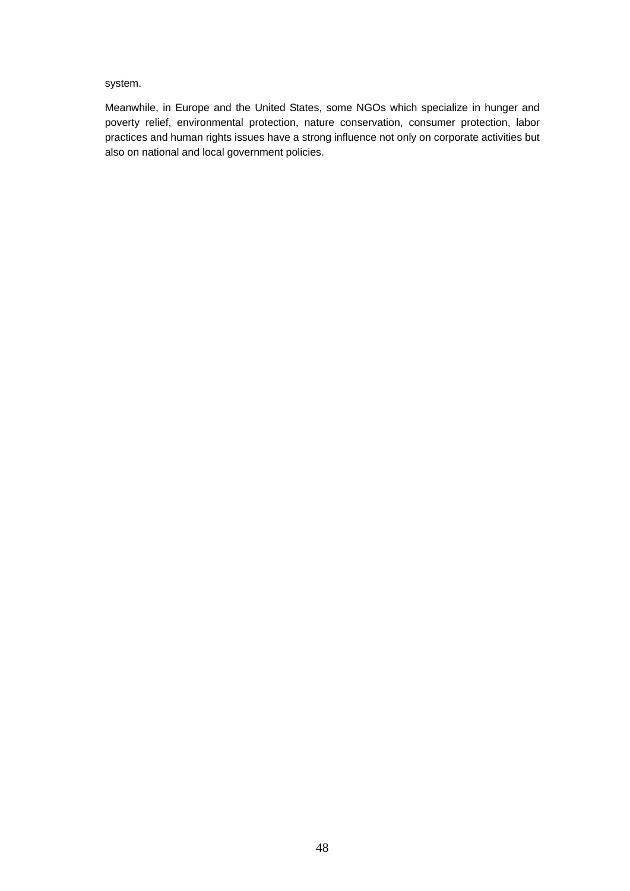system.

Meanwhile, in Europe and the United States, some NGOs which specialize in hunger and poverty relief, environmental protection, nature conservation, consumer protection, labor practices and human rights issues have a strong influence not only on corporate activities but also on national and local government policies.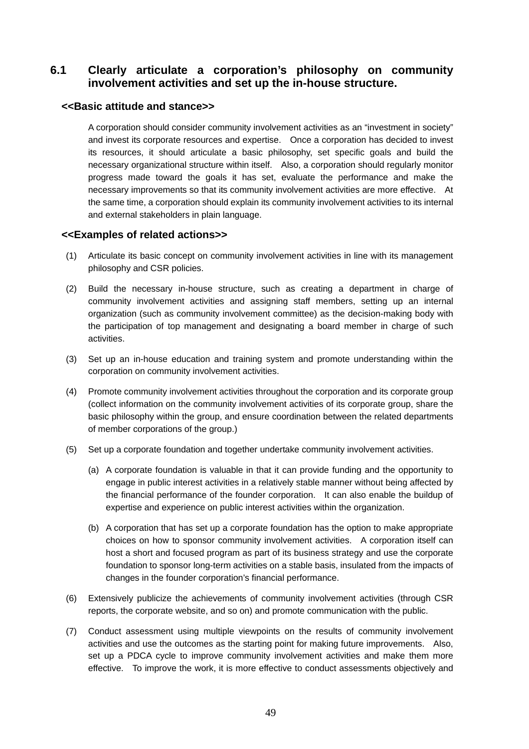## 6.1 Clearly articulate a corporation's philosophy on community involvement activities and set up the in-house structure.

**<<Basic attitude and stance>>**

A corporation should consider community involvement activities as an "investment in society" and invest its corporate resources and expertise. Once a corporation has decided to invest its resources, it should articulate a basic philosophy, set specific goals and build the necessary organizational structure within itself. Also, a corporation should regularly monitor progress made toward the goals it has set, evaluate the performance and make the necessary improvements so that its community involvement activities are more effective. At the same time, a corporation should explain its community involvement activities to its internal and external stakeholders in plain language.

**<<Examples of related actions>>**

(1) Articulate its basic concept on community involvement activities in line with its management philosophy and CSR policies.

(2) Build the necessary in-house structure, such as creating a department in charge of community involvement activities and assigning staff members, setting up an internal organization (such as community involvement committee) as the decision-making body with the participation of top management and designating a board member in charge of such activities.

(3) Set up an in-house education and training system and promote understanding within the corporation on community involvement activities.

(4) Promote community involvement activities throughout the corporation and its corporate group (collect information on the community involvement activities of its corporate group, share the basic philosophy within the group, and ensure coordination between the related departments of member corporations of the group.)

(5) Set up a corporate foundation and together undertake community involvement activities.

(a) A corporate foundation is valuable in that it can provide funding and the opportunity to engage in public interest activities in a relatively stable manner without being affected by the financial performance of the founder corporation. It can also enable the buildup of expertise and experience on public interest activities within the organization.

(b) A corporation that has set up a corporate foundation has the option to make appropriate choices on how to sponsor community involvement activities. A corporation itself can host a short and focused program as part of its business strategy and use the corporate foundation to sponsor long-term activities on a stable basis, insulated from the impacts of changes in the founder corporation's financial performance.

(6) Extensively publicize the achievements of community involvement activities (through CSR reports, the corporate website, and so on) and promote communication with the public.

(7) Conduct assessment using multiple viewpoints on the results of community involvement activities and use the outcomes as the starting point for making future improvements. Also, set up a PDCA cycle to improve community involvement activities and make them more effective. To improve the work, it is more effective to conduct assessments objectively and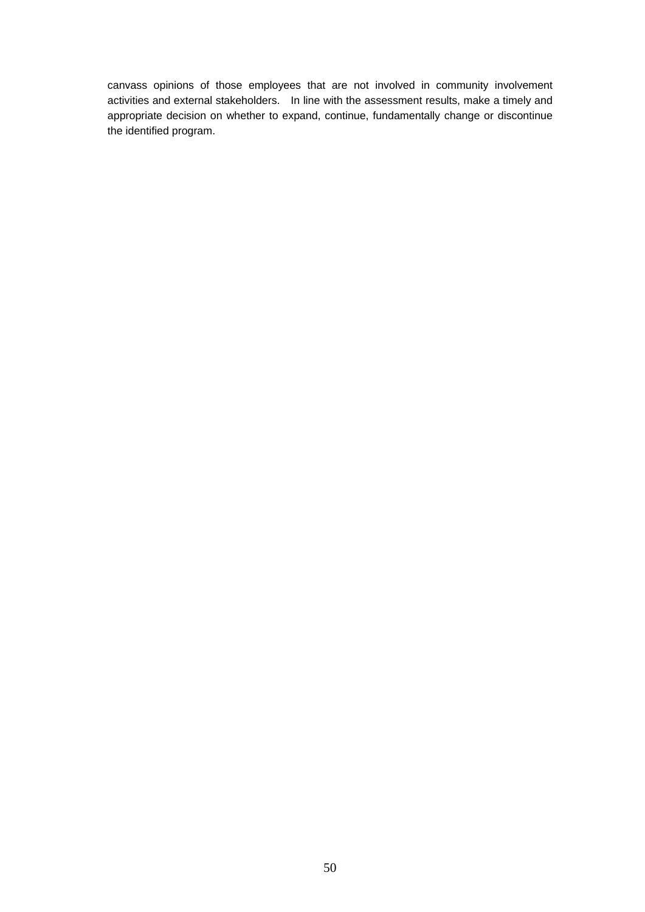canvass opinions of those employees that are not involved in community involvement activities and external stakeholders. In line with the assessment results, make a timely and appropriate decision on whether to expand, continue, fundamentally change or discontinue the identified program.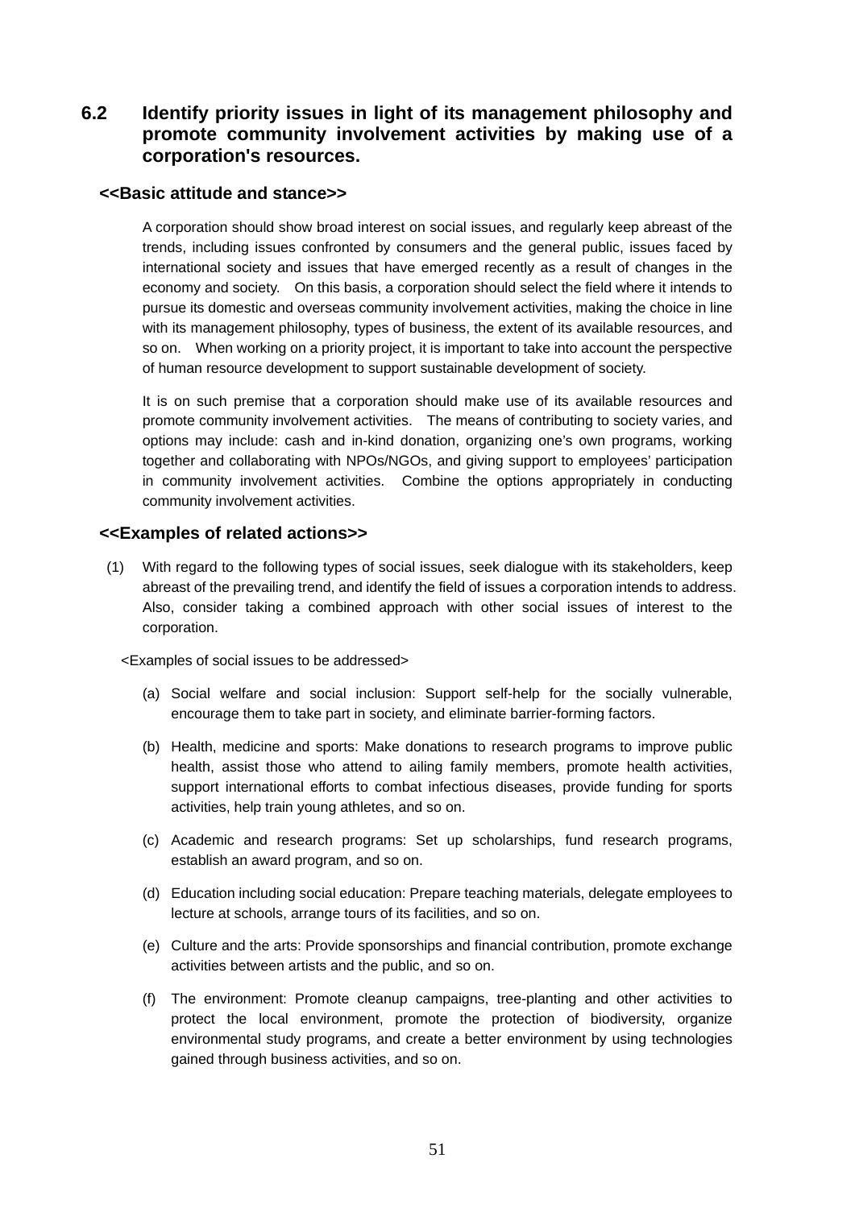## 6.2 Identify priority issues in light of its management philosophy and promote community involvement activities by making use of a corporation's resources.

### <<Basic attitude and stance>>

A corporation should show broad interest on social issues, and regularly keep abreast of the trends, including issues confronted by consumers and the general public, issues faced by international society and issues that have emerged recently as a result of changes in the economy and society. On this basis, a corporation should select the field where it intends to pursue its domestic and overseas community involvement activities, making the choice in line with its management philosophy, types of business, the extent of its available resources, and so on. When working on a priority project, it is important to take into account the perspective of human resource development to support sustainable development of society.

It is on such premise that a corporation should make use of its available resources and promote community involvement activities. The means of contributing to society varies, and options may include: cash and in-kind donation, organizing one's own programs, working together and collaborating with NPOs/NGOs, and giving support to employees' participation in community involvement activities. Combine the options appropriately in conducting community involvement activities.

### <<Examples of related actions>>

(1) With regard to the following types of social issues, seek dialogue with its stakeholders, keep abreast of the prevailing trend, and identify the field of issues a corporation intends to address. Also, consider taking a combined approach with other social issues of interest to the corporation.

<Examples of social issues to be addressed>

- (a) Social welfare and social inclusion: Support self-help for the socially vulnerable, encourage them to take part in society, and eliminate barrier-forming factors.
- (b) Health, medicine and sports: Make donations to research programs to improve public health, assist those who attend to ailing family members, promote health activities, support international efforts to combat infectious diseases, provide funding for sports activities, help train young athletes, and so on.
- (c) Academic and research programs: Set up scholarships, fund research programs, establish an award program, and so on.
- (d) Education including social education: Prepare teaching materials, delegate employees to lecture at schools, arrange tours of its facilities, and so on.
- (e) Culture and the arts: Provide sponsorships and financial contribution, promote exchange activities between artists and the public, and so on.
- (f) The environment: Promote cleanup campaigns, tree-planting and other activities to protect the local environment, promote the protection of biodiversity, organize environmental study programs, and create a better environment by using technologies gained through business activities, and so on.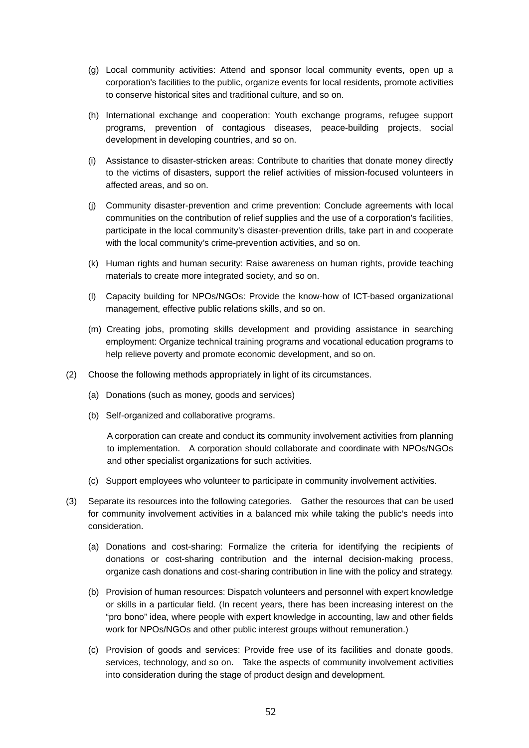(g) Local community activities: Attend and sponsor local community events, open up a corporation's facilities to the public, organize events for local residents, promote activities to conserve historical sites and traditional culture, and so on.

(h) International exchange and cooperation: Youth exchange programs, refugee support programs, prevention of contagious diseases, peace-building projects, social development in developing countries, and so on.

(i) Assistance to disaster-stricken areas: Contribute to charities that donate money directly to the victims of disasters, support the relief activities of mission-focused volunteers in affected areas, and so on.

(j) Community disaster-prevention and crime prevention: Conclude agreements with local communities on the contribution of relief supplies and the use of a corporation's facilities, participate in the local community's disaster-prevention drills, take part in and cooperate with the local community's crime-prevention activities, and so on.

(k) Human rights and human security: Raise awareness on human rights, provide teaching materials to create more integrated society, and so on.

(l) Capacity building for NPOs/NGOs: Provide the know-how of ICT-based organizational management, effective public relations skills, and so on.

(m) Creating jobs, promoting skills development and providing assistance in searching employment: Organize technical training programs and vocational education programs to help relieve poverty and promote economic development, and so on.

(2) Choose the following methods appropriately in light of its circumstances.

(a) Donations (such as money, goods and services)

(b) Self-organized and collaborative programs.

A corporation can create and conduct its community involvement activities from planning to implementation. A corporation should collaborate and coordinate with NPOs/NGOs and other specialist organizations for such activities.

(c) Support employees who volunteer to participate in community involvement activities.

(3) Separate its resources into the following categories. Gather the resources that can be used for community involvement activities in a balanced mix while taking the public's needs into consideration.

(a) Donations and cost-sharing: Formalize the criteria for identifying the recipients of donations or cost-sharing contribution and the internal decision-making process, organize cash donations and cost-sharing contribution in line with the policy and strategy.

(b) Provision of human resources: Dispatch volunteers and personnel with expert knowledge or skills in a particular field. (In recent years, there has been increasing interest on the "pro bono" idea, where people with expert knowledge in accounting, law and other fields work for NPOs/NGOs and other public interest groups without remuneration.)

(c) Provision of goods and services: Provide free use of its facilities and donate goods, services, technology, and so on. Take the aspects of community involvement activities into consideration during the stage of product design and development.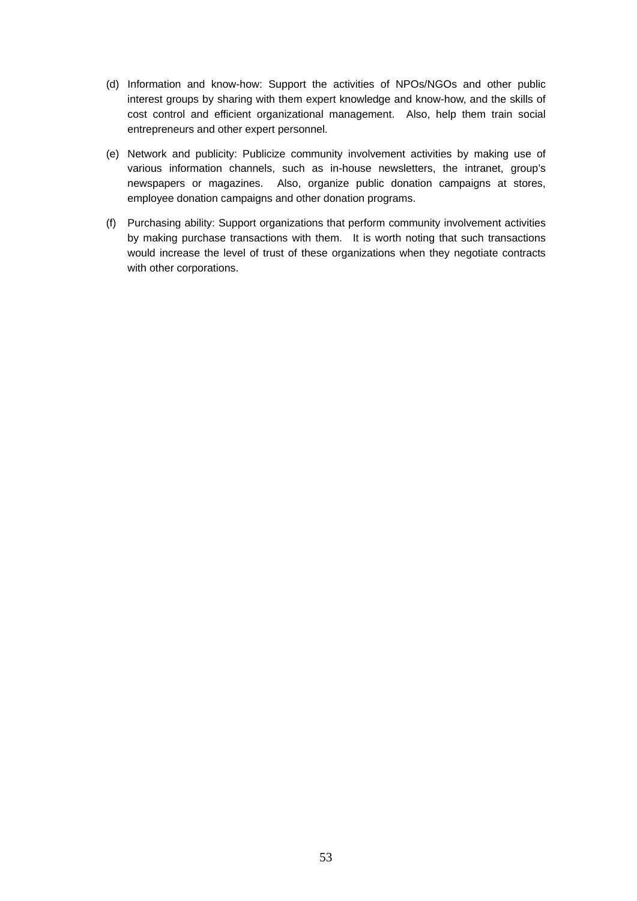(d) Information and know-how: Support the activities of NPOs/NGOs and other public interest groups by sharing with them expert knowledge and know-how, and the skills of cost control and efficient organizational management. Also, help them train social entrepreneurs and other expert personnel.

(e) Network and publicity: Publicize community involvement activities by making use of various information channels, such as in-house newsletters, the intranet, group's newspapers or magazines. Also, organize public donation campaigns at stores, employee donation campaigns and other donation programs.

(f) Purchasing ability: Support organizations that perform community involvement activities by making purchase transactions with them. It is worth noting that such transactions would increase the level of trust of these organizations when they negotiate contracts with other corporations.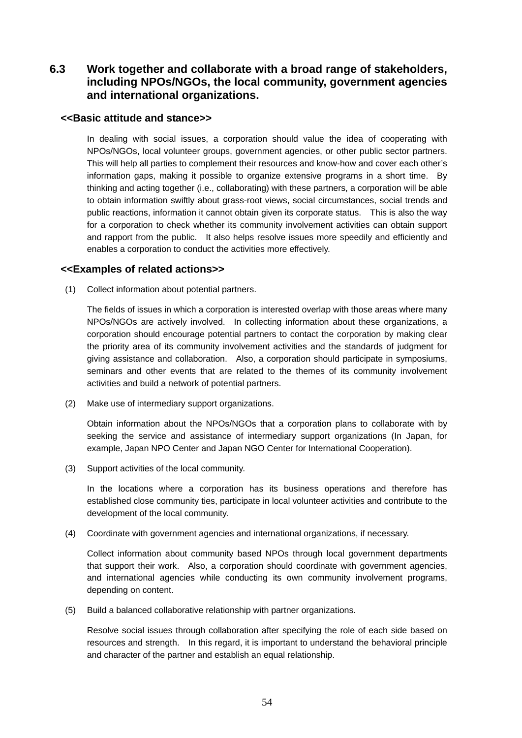## 6.3 Work together and collaborate with a broad range of stakeholders, including NPOs/NGOs, the local community, government agencies and international organizations.

**<<Basic attitude and stance>>**

In dealing with social issues, a corporation should value the idea of cooperating with NPOs/NGOs, local volunteer groups, government agencies, or other public sector partners. This will help all parties to complement their resources and know-how and cover each other's information gaps, making it possible to organize extensive programs in a short time. By thinking and acting together (i.e., collaborating) with these partners, a corporation will be able to obtain information swiftly about grass-root views, social circumstances, social trends and public reactions, information it cannot obtain given its corporate status. This is also the way for a corporation to check whether its community involvement activities can obtain support and rapport from the public. It also helps resolve issues more speedily and efficiently and enables a corporation to conduct the activities more effectively.

**<<Examples of related actions>>**

(1) Collect information about potential partners.

The fields of issues in which a corporation is interested overlap with those areas where many NPOs/NGOs are actively involved. In collecting information about these organizations, a corporation should encourage potential partners to contact the corporation by making clear the priority area of its community involvement activities and the standards of judgment for giving assistance and collaboration. Also, a corporation should participate in symposiums, seminars and other events that are related to the themes of its community involvement activities and build a network of potential partners.

(2) Make use of intermediary support organizations.

Obtain information about the NPOs/NGOs that a corporation plans to collaborate with by seeking the service and assistance of intermediary support organizations (In Japan, for example, Japan NPO Center and Japan NGO Center for International Cooperation).

(3) Support activities of the local community.

In the locations where a corporation has its business operations and therefore has established close community ties, participate in local volunteer activities and contribute to the development of the local community.

(4) Coordinate with government agencies and international organizations, if necessary.

Collect information about community based NPOs through local government departments that support their work. Also, a corporation should coordinate with government agencies, and international agencies while conducting its own community involvement programs, depending on content.

(5) Build a balanced collaborative relationship with partner organizations.

Resolve social issues through collaboration after specifying the role of each side based on resources and strength. In this regard, it is important to understand the behavioral principle and character of the partner and establish an equal relationship.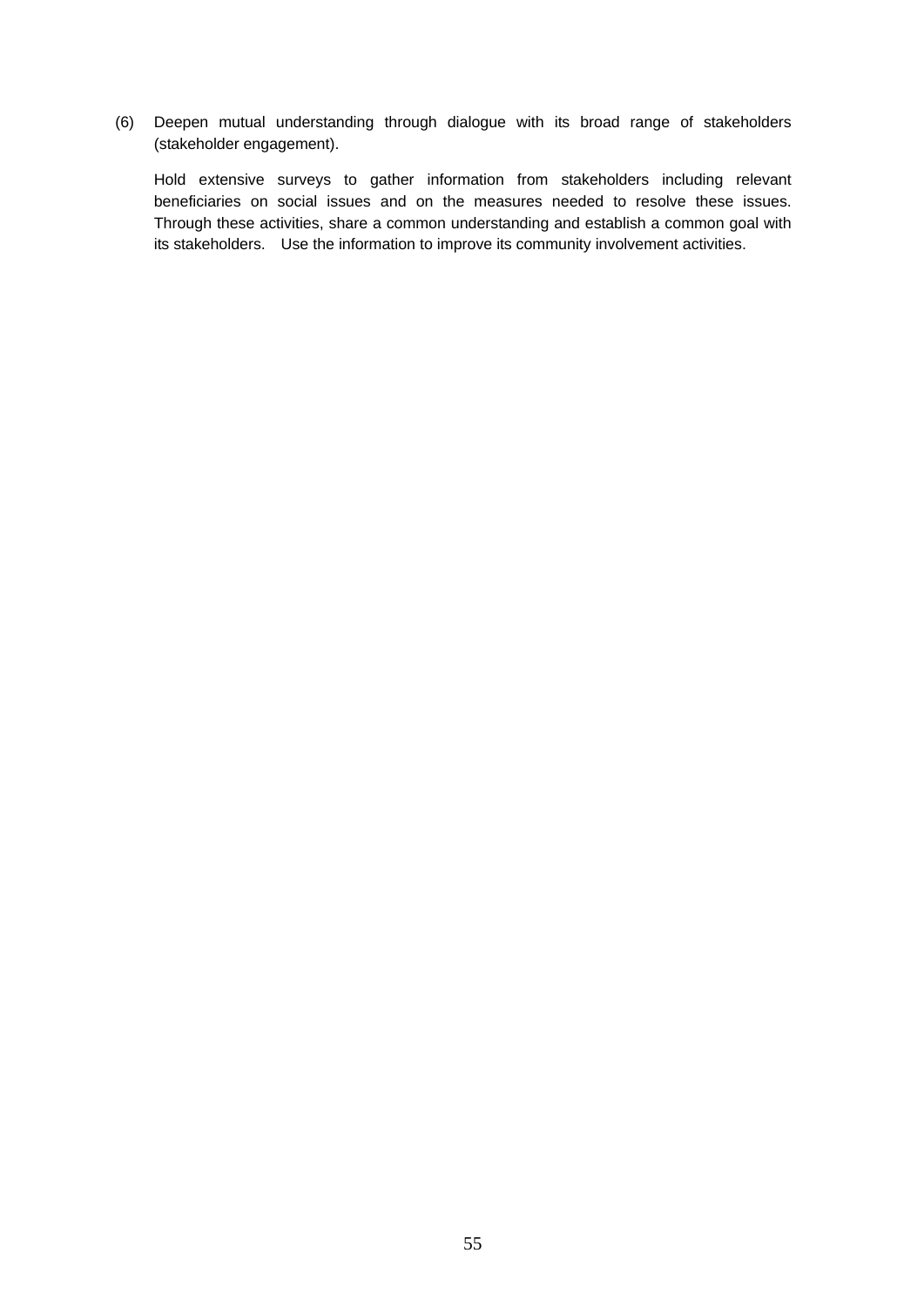(6) Deepen mutual understanding through dialogue with its broad range of stakeholders (stakeholder engagement).

Hold extensive surveys to gather information from stakeholders including relevant beneficiaries on social issues and on the measures needed to resolve these issues. Through these activities, share a common understanding and establish a common goal with its stakeholders. Use the information to improve its community involvement activities.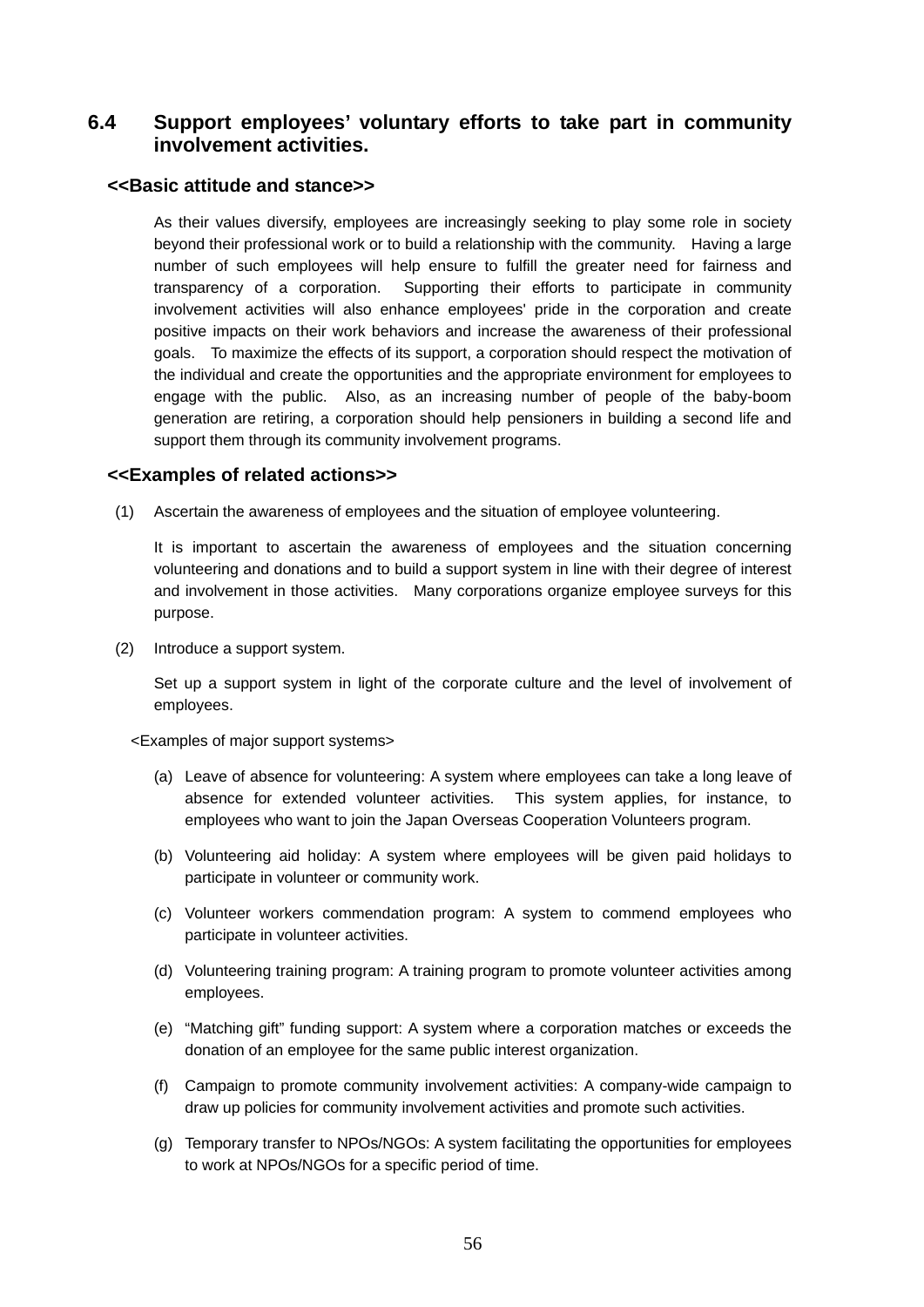## 6.4 Support employees' voluntary efforts to take part in community involvement activities.

### <<Basic attitude and stance>>

As their values diversify, employees are increasingly seeking to play some role in society beyond their professional work or to build a relationship with the community. Having a large number of such employees will help ensure to fulfill the greater need for fairness and transparency of a corporation. Supporting their efforts to participate in community involvement activities will also enhance employees' pride in the corporation and create positive impacts on their work behaviors and increase the awareness of their professional goals. To maximize the effects of its support, a corporation should respect the motivation of the individual and create the opportunities and the appropriate environment for employees to engage with the public. Also, as an increasing number of people of the baby-boom generation are retiring, a corporation should help pensioners in building a second life and support them through its community involvement programs.

### <<Examples of related actions>>

(1) Ascertain the awareness of employees and the situation of employee volunteering.

It is important to ascertain the awareness of employees and the situation concerning volunteering and donations and to build a support system in line with their degree of interest and involvement in those activities. Many corporations organize employee surveys for this purpose.

(2) Introduce a support system.

Set up a support system in light of the corporate culture and the level of involvement of employees.

<Examples of major support systems>

(a) Leave of absence for volunteering: A system where employees can take a long leave of absence for extended volunteer activities. This system applies, for instance, to employees who want to join the Japan Overseas Cooperation Volunteers program.

(b) Volunteering aid holiday: A system where employees will be given paid holidays to participate in volunteer or community work.

(c) Volunteer workers commendation program: A system to commend employees who participate in volunteer activities.

(d) Volunteering training program: A training program to promote volunteer activities among employees.

(e) "Matching gift" funding support: A system where a corporation matches or exceeds the donation of an employee for the same public interest organization.

(f) Campaign to promote community involvement activities: A company-wide campaign to draw up policies for community involvement activities and promote such activities.

(g) Temporary transfer to NPOs/NGOs: A system facilitating the opportunities for employees to work at NPOs/NGOs for a specific period of time.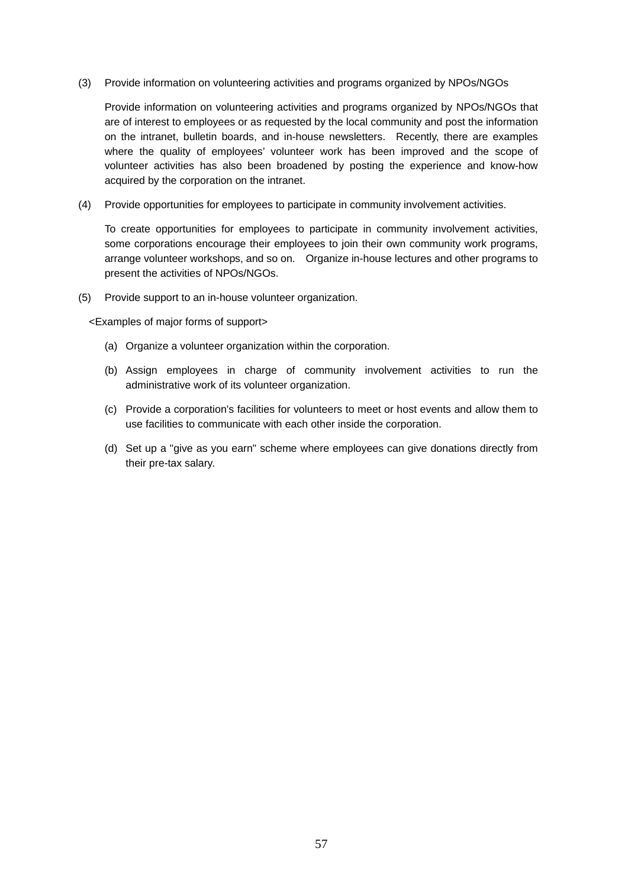(3) Provide information on volunteering activities and programs organized by NPOs/NGOs

Provide information on volunteering activities and programs organized by NPOs/NGOs that are of interest to employees or as requested by the local community and post the information on the intranet, bulletin boards, and in-house newsletters. Recently, there are examples where the quality of employees' volunteer work has been improved and the scope of volunteer activities has also been broadened by posting the experience and know-how acquired by the corporation on the intranet.

(4) Provide opportunities for employees to participate in community involvement activities.

To create opportunities for employees to participate in community involvement activities, some corporations encourage their employees to join their own community work programs, arrange volunteer workshops, and so on. Organize in-house lectures and other programs to present the activities of NPOs/NGOs.

(5) Provide support to an in-house volunteer organization.

<Examples of major forms of support>

(a) Organize a volunteer organization within the corporation.

(b) Assign employees in charge of community involvement activities to run the administrative work of its volunteer organization.

(c) Provide a corporation's facilities for volunteers to meet or host events and allow them to use facilities to communicate with each other inside the corporation.

(d) Set up a "give as you earn" scheme where employees can give donations directly from their pre-tax salary.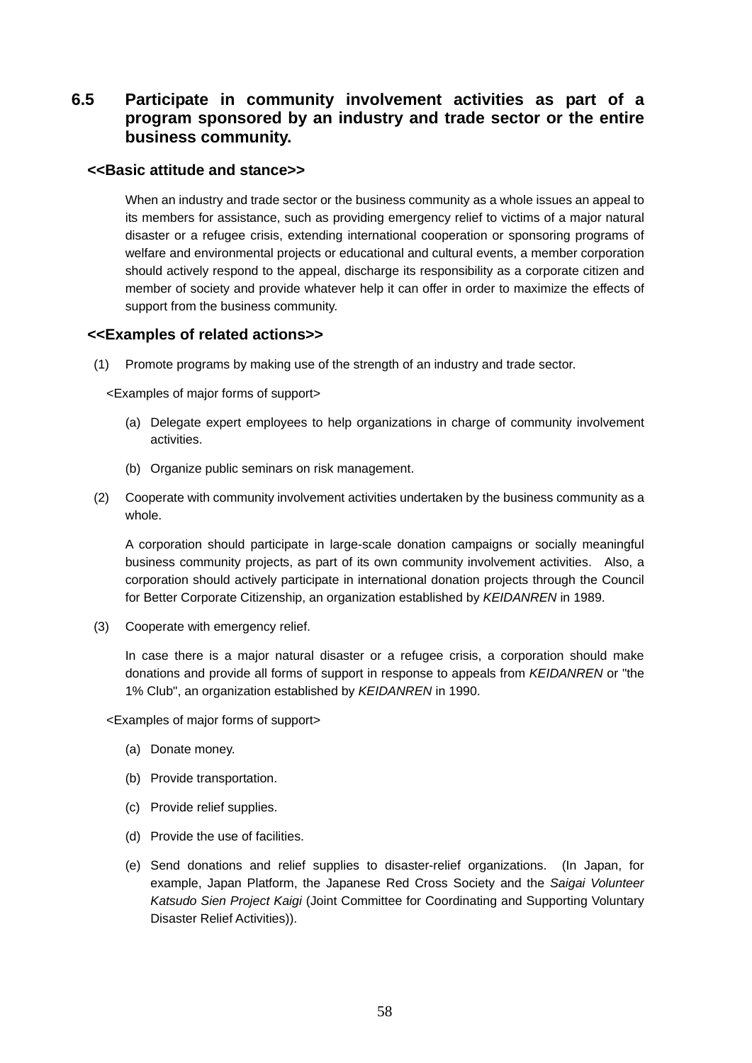## 6.5 Participate in community involvement activities as part of a program sponsored by an industry and trade sector or the entire business community.

**<<Basic attitude and stance>>**

When an industry and trade sector or the business community as a whole issues an appeal to its members for assistance, such as providing emergency relief to victims of a major natural disaster or a refugee crisis, extending international cooperation or sponsoring programs of welfare and environmental projects or educational and cultural events, a member corporation should actively respond to the appeal, discharge its responsibility as a corporate citizen and member of society and provide whatever help it can offer in order to maximize the effects of support from the business community.

**<<Examples of related actions>>**

(1) Promote programs by making use of the strength of an industry and trade sector.

<Examples of major forms of support>

- (a) Delegate expert employees to help organizations in charge of community involvement activities.
- (b) Organize public seminars on risk management.

(2) Cooperate with community involvement activities undertaken by the business community as a whole.

A corporation should participate in large-scale donation campaigns or socially meaningful business community projects, as part of its own community involvement activities. Also, a corporation should actively participate in international donation projects through the Council for Better Corporate Citizenship, an organization established by *KEIDANREN* in 1989.

(3) Cooperate with emergency relief.

In case there is a major natural disaster or a refugee crisis, a corporation should make donations and provide all forms of support in response to appeals from *KEIDANREN* or "the 1% Club", an organization established by *KEIDANREN* in 1990.

<Examples of major forms of support>

- (a) Donate money.
- (b) Provide transportation.
- (c) Provide relief supplies.
- (d) Provide the use of facilities.
- (e) Send donations and relief supplies to disaster-relief organizations. (In Japan, for example, Japan Platform, the Japanese Red Cross Society and the *Saigai Volunteer Katsudo Sien Project Kaigi* (Joint Committee for Coordinating and Supporting Voluntary Disaster Relief Activities)).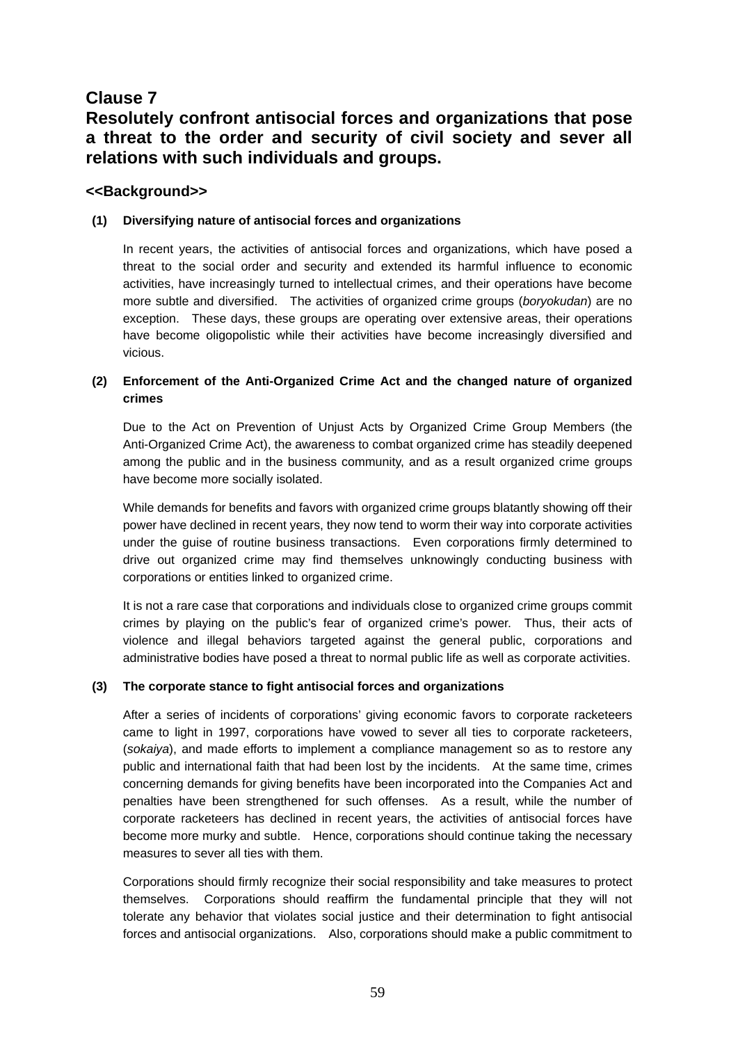## Clause 7

## Resolutely confront antisocial forces and organizations that pose a threat to the order and security of civil society and sever all relations with such individuals and groups.

### <<Background>>

**(1) Diversifying nature of antisocial forces and organizations**

In recent years, the activities of antisocial forces and organizations, which have posed a threat to the social order and security and extended its harmful influence to economic activities, have increasingly turned to intellectual crimes, and their operations have become more subtle and diversified. The activities of organized crime groups (*boryokudan*) are no exception. These days, these groups are operating over extensive areas, their operations have become oligopolistic while their activities have become increasingly diversified and vicious.

**(2) Enforcement of the Anti-Organized Crime Act and the changed nature of organized crimes**

Due to the Act on Prevention of Unjust Acts by Organized Crime Group Members (the Anti-Organized Crime Act), the awareness to combat organized crime has steadily deepened among the public and in the business community, and as a result organized crime groups have become more socially isolated.

While demands for benefits and favors with organized crime groups blatantly showing off their power have declined in recent years, they now tend to worm their way into corporate activities under the guise of routine business transactions. Even corporations firmly determined to drive out organized crime may find themselves unknowingly conducting business with corporations or entities linked to organized crime.

It is not a rare case that corporations and individuals close to organized crime groups commit crimes by playing on the public's fear of organized crime's power. Thus, their acts of violence and illegal behaviors targeted against the general public, corporations and administrative bodies have posed a threat to normal public life as well as corporate activities.

**(3) The corporate stance to fight antisocial forces and organizations**

After a series of incidents of corporations' giving economic favors to corporate racketeers came to light in 1997, corporations have vowed to sever all ties to corporate racketeers, (*sokaiya*), and made efforts to implement a compliance management so as to restore any public and international faith that had been lost by the incidents. At the same time, crimes concerning demands for giving benefits have been incorporated into the Companies Act and penalties have been strengthened for such offenses. As a result, while the number of corporate racketeers has declined in recent years, the activities of antisocial forces have become more murky and subtle. Hence, corporations should continue taking the necessary measures to sever all ties with them.

Corporations should firmly recognize their social responsibility and take measures to protect themselves. Corporations should reaffirm the fundamental principle that they will not tolerate any behavior that violates social justice and their determination to fight antisocial forces and antisocial organizations. Also, corporations should make a public commitment to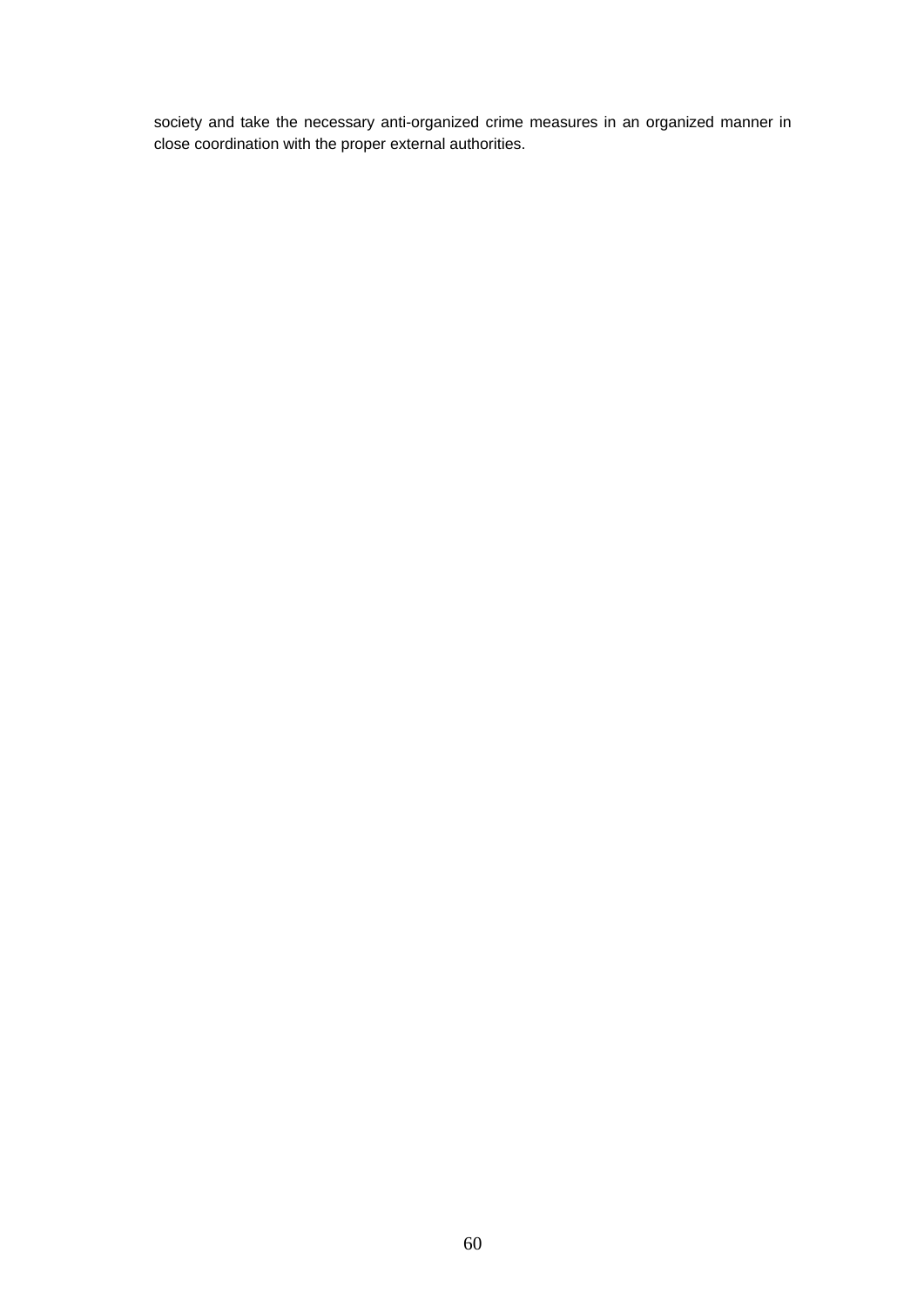society and take the necessary anti-organized crime measures in an organized manner in close coordination with the proper external authorities.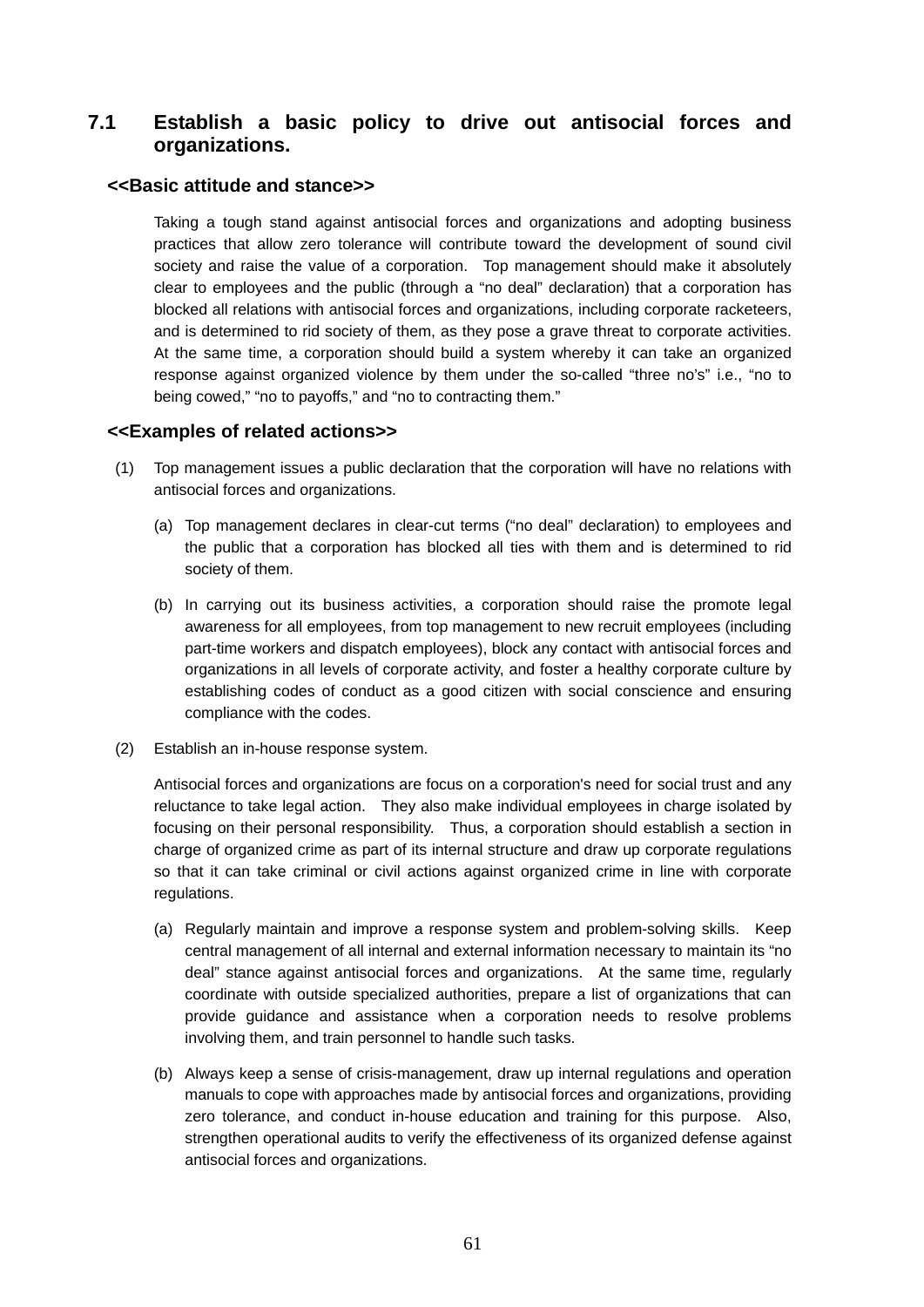## 7.1 Establish a basic policy to drive out antisocial forces and organizations.

### <<Basic attitude and stance>>

Taking a tough stand against antisocial forces and organizations and adopting business practices that allow zero tolerance will contribute toward the development of sound civil society and raise the value of a corporation. Top management should make it absolutely clear to employees and the public (through a "no deal" declaration) that a corporation has blocked all relations with antisocial forces and organizations, including corporate racketeers, and is determined to rid society of them, as they pose a grave threat to corporate activities. At the same time, a corporation should build a system whereby it can take an organized response against organized violence by them under the so-called "three no's" i.e., "no to being cowed," "no to payoffs," and "no to contracting them."

### <<Examples of related actions>>

(1) Top management issues a public declaration that the corporation will have no relations with antisocial forces and organizations.

(a) Top management declares in clear-cut terms ("no deal" declaration) to employees and the public that a corporation has blocked all ties with them and is determined to rid society of them.

(b) In carrying out its business activities, a corporation should raise the promote legal awareness for all employees, from top management to new recruit employees (including part-time workers and dispatch employees), block any contact with antisocial forces and organizations in all levels of corporate activity, and foster a healthy corporate culture by establishing codes of conduct as a good citizen with social conscience and ensuring compliance with the codes.

(2) Establish an in-house response system.

Antisocial forces and organizations are focus on a corporation's need for social trust and any reluctance to take legal action. They also make individual employees in charge isolated by focusing on their personal responsibility. Thus, a corporation should establish a section in charge of organized crime as part of its internal structure and draw up corporate regulations so that it can take criminal or civil actions against organized crime in line with corporate regulations.

(a) Regularly maintain and improve a response system and problem-solving skills. Keep central management of all internal and external information necessary to maintain its "no deal" stance against antisocial forces and organizations. At the same time, regularly coordinate with outside specialized authorities, prepare a list of organizations that can provide guidance and assistance when a corporation needs to resolve problems involving them, and train personnel to handle such tasks.

(b) Always keep a sense of crisis-management, draw up internal regulations and operation manuals to cope with approaches made by antisocial forces and organizations, providing zero tolerance, and conduct in-house education and training for this purpose. Also, strengthen operational audits to verify the effectiveness of its organized defense against antisocial forces and organizations.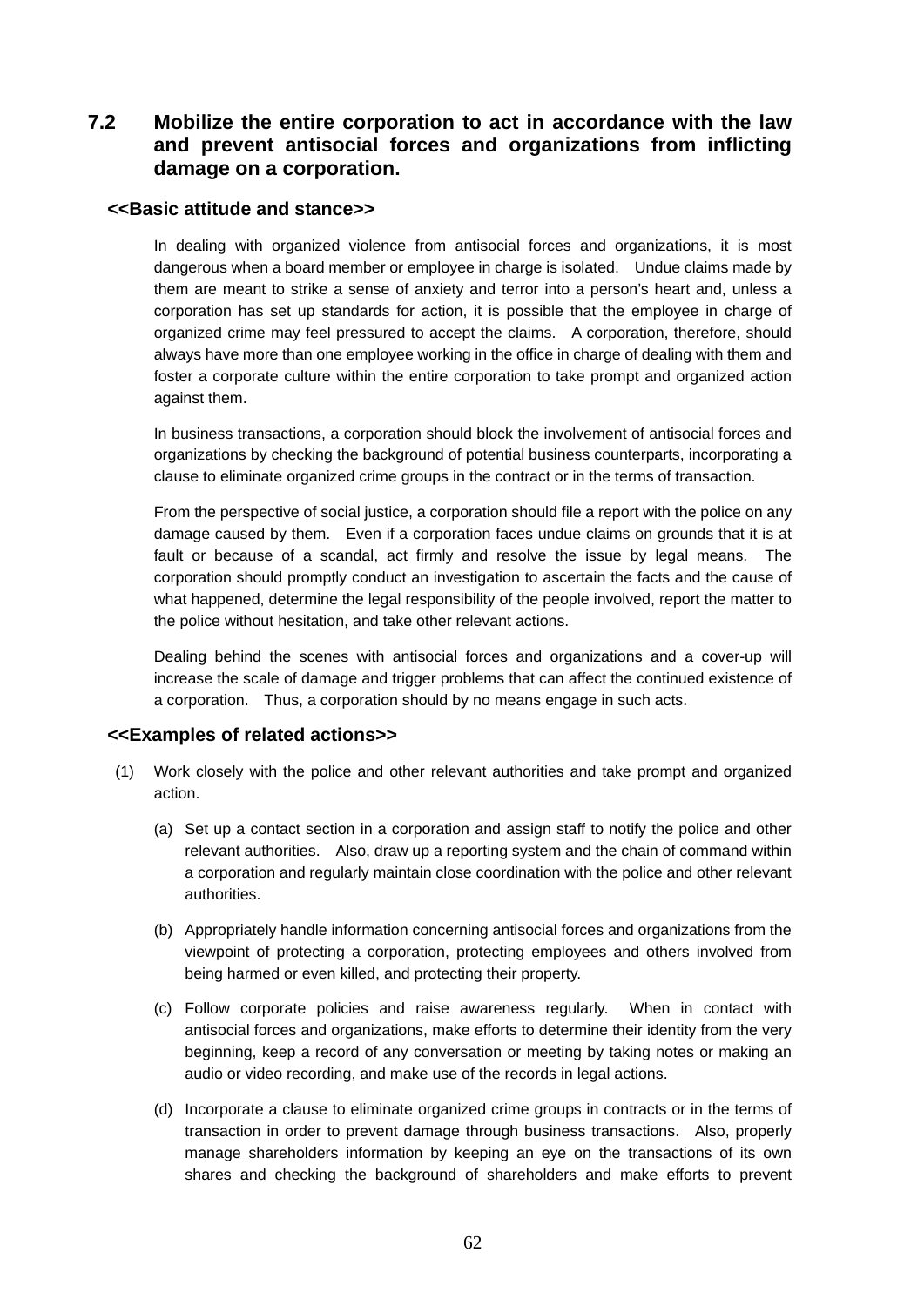## 7.2 Mobilize the entire corporation to act in accordance with the law and prevent antisocial forces and organizations from inflicting damage on a corporation.

**<<Basic attitude and stance>>**

In dealing with organized violence from antisocial forces and organizations, it is most dangerous when a board member or employee in charge is isolated. Undue claims made by them are meant to strike a sense of anxiety and terror into a person's heart and, unless a corporation has set up standards for action, it is possible that the employee in charge of organized crime may feel pressured to accept the claims. A corporation, therefore, should always have more than one employee working in the office in charge of dealing with them and foster a corporate culture within the entire corporation to take prompt and organized action against them.

In business transactions, a corporation should block the involvement of antisocial forces and organizations by checking the background of potential business counterparts, incorporating a clause to eliminate organized crime groups in the contract or in the terms of transaction.

From the perspective of social justice, a corporation should file a report with the police on any damage caused by them. Even if a corporation faces undue claims on grounds that it is at fault or because of a scandal, act firmly and resolve the issue by legal means. The corporation should promptly conduct an investigation to ascertain the facts and the cause of what happened, determine the legal responsibility of the people involved, report the matter to the police without hesitation, and take other relevant actions.

Dealing behind the scenes with antisocial forces and organizations and a cover-up will increase the scale of damage and trigger problems that can affect the continued existence of a corporation. Thus, a corporation should by no means engage in such acts.

**<<Examples of related actions>>**

(1) Work closely with the police and other relevant authorities and take prompt and organized action.

(a) Set up a contact section in a corporation and assign staff to notify the police and other relevant authorities. Also, draw up a reporting system and the chain of command within a corporation and regularly maintain close coordination with the police and other relevant authorities.

(b) Appropriately handle information concerning antisocial forces and organizations from the viewpoint of protecting a corporation, protecting employees and others involved from being harmed or even killed, and protecting their property.

(c) Follow corporate policies and raise awareness regularly. When in contact with antisocial forces and organizations, make efforts to determine their identity from the very beginning, keep a record of any conversation or meeting by taking notes or making an audio or video recording, and make use of the records in legal actions.

(d) Incorporate a clause to eliminate organized crime groups in contracts or in the terms of transaction in order to prevent damage through business transactions. Also, properly manage shareholders information by keeping an eye on the transactions of its own shares and checking the background of shareholders and make efforts to prevent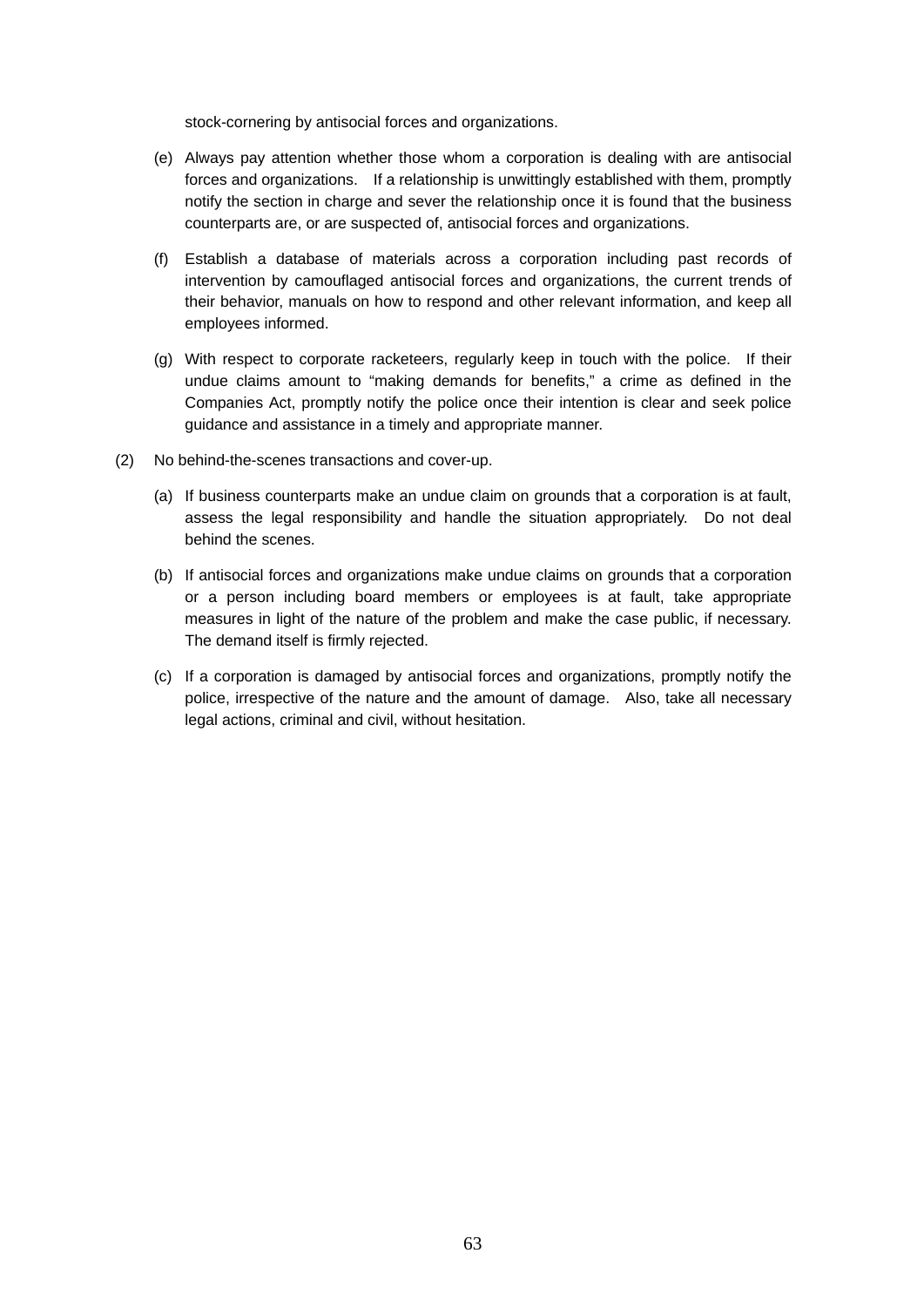stock-cornering by antisocial forces and organizations.

(e) Always pay attention whether those whom a corporation is dealing with are antisocial forces and organizations. If a relationship is unwittingly established with them, promptly notify the section in charge and sever the relationship once it is found that the business counterparts are, or are suspected of, antisocial forces and organizations.

(f) Establish a database of materials across a corporation including past records of intervention by camouflaged antisocial forces and organizations, the current trends of their behavior, manuals on how to respond and other relevant information, and keep all employees informed.

(g) With respect to corporate racketeers, regularly keep in touch with the police. If their undue claims amount to "making demands for benefits," a crime as defined in the Companies Act, promptly notify the police once their intention is clear and seek police guidance and assistance in a timely and appropriate manner.

(2) No behind-the-scenes transactions and cover-up.

(a) If business counterparts make an undue claim on grounds that a corporation is at fault, assess the legal responsibility and handle the situation appropriately. Do not deal behind the scenes.

(b) If antisocial forces and organizations make undue claims on grounds that a corporation or a person including board members or employees is at fault, take appropriate measures in light of the nature of the problem and make the case public, if necessary. The demand itself is firmly rejected.

(c) If a corporation is damaged by antisocial forces and organizations, promptly notify the police, irrespective of the nature and the amount of damage. Also, take all necessary legal actions, criminal and civil, without hesitation.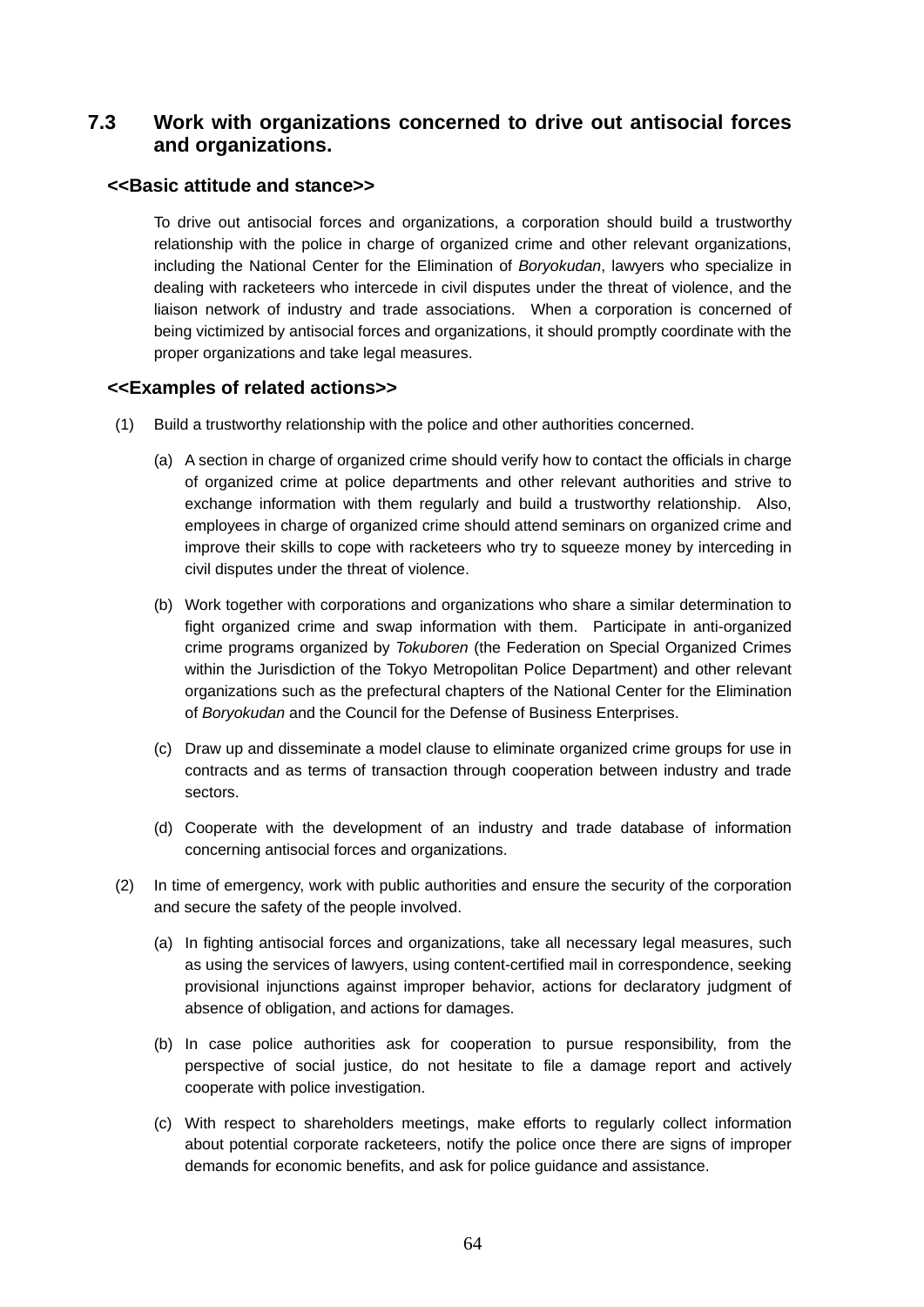## 7.3 Work with organizations concerned to drive out antisocial forces and organizations.

### <<Basic attitude and stance>>

To drive out antisocial forces and organizations, a corporation should build a trustworthy relationship with the police in charge of organized crime and other relevant organizations, including the National Center for the Elimination of *Boryokudan*, lawyers who specialize in dealing with racketeers who intercede in civil disputes under the threat of violence, and the liaison network of industry and trade associations. When a corporation is concerned of being victimized by antisocial forces and organizations, it should promptly coordinate with the proper organizations and take legal measures.

### <<Examples of related actions>>

(1) Build a trustworthy relationship with the police and other authorities concerned.

(a) A section in charge of organized crime should verify how to contact the officials in charge of organized crime at police departments and other relevant authorities and strive to exchange information with them regularly and build a trustworthy relationship. Also, employees in charge of organized crime should attend seminars on organized crime and improve their skills to cope with racketeers who try to squeeze money by interceding in civil disputes under the threat of violence.

(b) Work together with corporations and organizations who share a similar determination to fight organized crime and swap information with them. Participate in anti-organized crime programs organized by *Tokuboren* (the Federation on Special Organized Crimes within the Jurisdiction of the Tokyo Metropolitan Police Department) and other relevant organizations such as the prefectural chapters of the National Center for the Elimination of *Boryokudan* and the Council for the Defense of Business Enterprises.

(c) Draw up and disseminate a model clause to eliminate organized crime groups for use in contracts and as terms of transaction through cooperation between industry and trade sectors.

(d) Cooperate with the development of an industry and trade database of information concerning antisocial forces and organizations.

(2) In time of emergency, work with public authorities and ensure the security of the corporation and secure the safety of the people involved.

(a) In fighting antisocial forces and organizations, take all necessary legal measures, such as using the services of lawyers, using content-certified mail in correspondence, seeking provisional injunctions against improper behavior, actions for declaratory judgment of absence of obligation, and actions for damages.

(b) In case police authorities ask for cooperation to pursue responsibility, from the perspective of social justice, do not hesitate to file a damage report and actively cooperate with police investigation.

(c) With respect to shareholders meetings, make efforts to regularly collect information about potential corporate racketeers, notify the police once there are signs of improper demands for economic benefits, and ask for police guidance and assistance.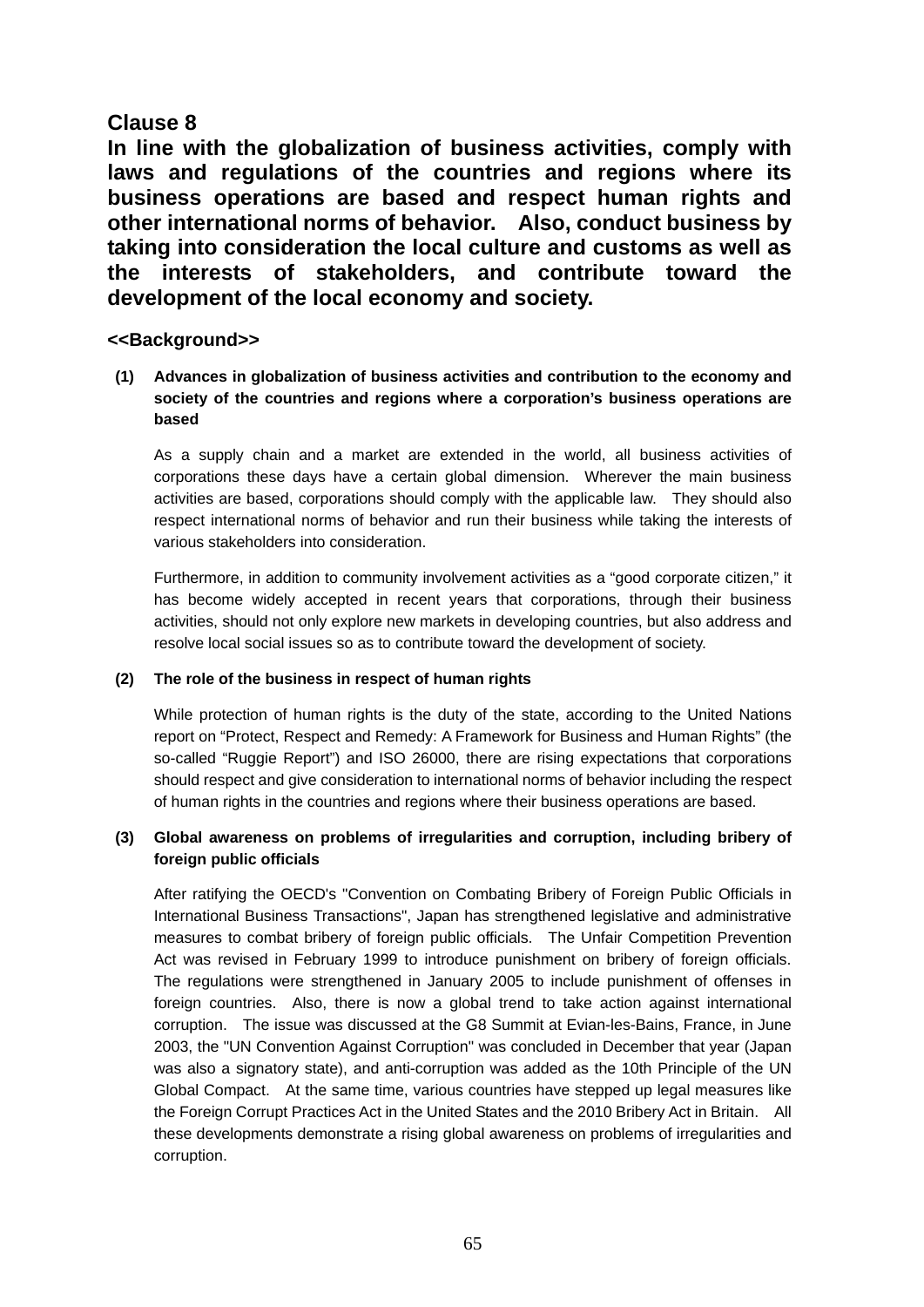## Clause 8

## In line with the globalization of business activities, comply with laws and regulations of the countries and regions where its business operations are based and respect human rights and other international norms of behavior. Also, conduct business by taking into consideration the local culture and customs as well as the interests of stakeholders, and contribute toward the development of the local economy and society.

### <<Background>>

**(1) Advances in globalization of business activities and contribution to the economy and society of the countries and regions where a corporation's business operations are based**

As a supply chain and a market are extended in the world, all business activities of corporations these days have a certain global dimension. Wherever the main business activities are based, corporations should comply with the applicable law. They should also respect international norms of behavior and run their business while taking the interests of various stakeholders into consideration.

Furthermore, in addition to community involvement activities as a "good corporate citizen," it has become widely accepted in recent years that corporations, through their business activities, should not only explore new markets in developing countries, but also address and resolve local social issues so as to contribute toward the development of society.

**(2) The role of the business in respect of human rights**

While protection of human rights is the duty of the state, according to the United Nations report on "Protect, Respect and Remedy: A Framework for Business and Human Rights" (the so-called "Ruggie Report") and ISO 26000, there are rising expectations that corporations should respect and give consideration to international norms of behavior including the respect of human rights in the countries and regions where their business operations are based.

**(3) Global awareness on problems of irregularities and corruption, including bribery of foreign public officials**

After ratifying the OECD's "Convention on Combating Bribery of Foreign Public Officials in International Business Transactions", Japan has strengthened legislative and administrative measures to combat bribery of foreign public officials. The Unfair Competition Prevention Act was revised in February 1999 to introduce punishment on bribery of foreign officials. The regulations were strengthened in January 2005 to include punishment of offenses in foreign countries. Also, there is now a global trend to take action against international corruption. The issue was discussed at the G8 Summit at Evian-les-Bains, France, in June 2003, the "UN Convention Against Corruption" was concluded in December that year (Japan was also a signatory state), and anti-corruption was added as the 10th Principle of the UN Global Compact. At the same time, various countries have stepped up legal measures like the Foreign Corrupt Practices Act in the United States and the 2010 Bribery Act in Britain. All these developments demonstrate a rising global awareness on problems of irregularities and corruption.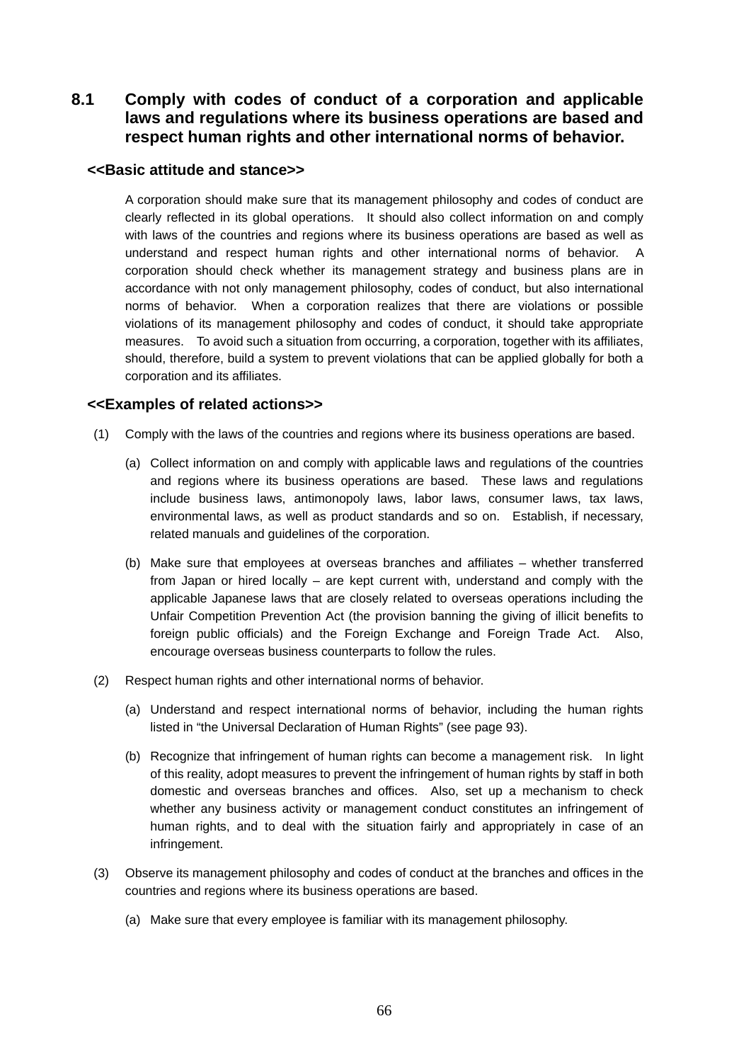## 8.1 Comply with codes of conduct of a corporation and applicable laws and regulations where its business operations are based and respect human rights and other international norms of behavior.

### <<Basic attitude and stance>>

A corporation should make sure that its management philosophy and codes of conduct are clearly reflected in its global operations. It should also collect information on and comply with laws of the countries and regions where its business operations are based as well as understand and respect human rights and other international norms of behavior. A corporation should check whether its management strategy and business plans are in accordance with not only management philosophy, codes of conduct, but also international norms of behavior. When a corporation realizes that there are violations or possible violations of its management philosophy and codes of conduct, it should take appropriate measures. To avoid such a situation from occurring, a corporation, together with its affiliates, should, therefore, build a system to prevent violations that can be applied globally for both a corporation and its affiliates.

### <<Examples of related actions>>

(1) Comply with the laws of the countries and regions where its business operations are based.

(a) Collect information on and comply with applicable laws and regulations of the countries and regions where its business operations are based. These laws and regulations include business laws, antimonopoly laws, labor laws, consumer laws, tax laws, environmental laws, as well as product standards and so on. Establish, if necessary, related manuals and guidelines of the corporation.

(b) Make sure that employees at overseas branches and affiliates – whether transferred from Japan or hired locally – are kept current with, understand and comply with the applicable Japanese laws that are closely related to overseas operations including the Unfair Competition Prevention Act (the provision banning the giving of illicit benefits to foreign public officials) and the Foreign Exchange and Foreign Trade Act. Also, encourage overseas business counterparts to follow the rules.

(2) Respect human rights and other international norms of behavior.

(a) Understand and respect international norms of behavior, including the human rights listed in "the Universal Declaration of Human Rights" (see page 93).

(b) Recognize that infringement of human rights can become a management risk. In light of this reality, adopt measures to prevent the infringement of human rights by staff in both domestic and overseas branches and offices. Also, set up a mechanism to check whether any business activity or management conduct constitutes an infringement of human rights, and to deal with the situation fairly and appropriately in case of an infringement.

(3) Observe its management philosophy and codes of conduct at the branches and offices in the countries and regions where its business operations are based.

(a) Make sure that every employee is familiar with its management philosophy.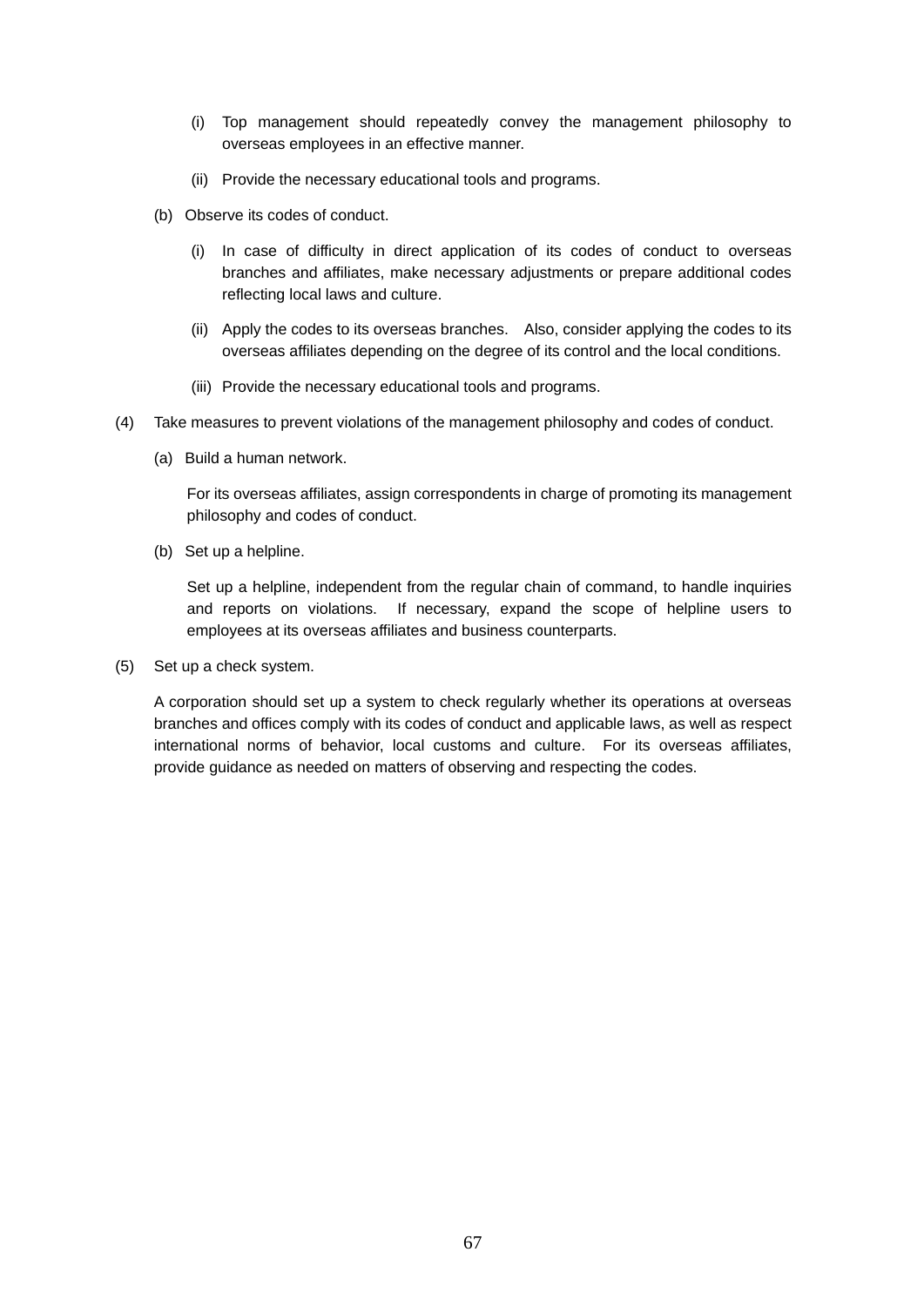(i) Top management should repeatedly convey the management philosophy to overseas employees in an effective manner.

(ii) Provide the necessary educational tools and programs.

(b) Observe its codes of conduct.

(i) In case of difficulty in direct application of its codes of conduct to overseas branches and affiliates, make necessary adjustments or prepare additional codes reflecting local laws and culture.

(ii) Apply the codes to its overseas branches. Also, consider applying the codes to its overseas affiliates depending on the degree of its control and the local conditions.

(iii) Provide the necessary educational tools and programs.

(4) Take measures to prevent violations of the management philosophy and codes of conduct.

(a) Build a human network.

For its overseas affiliates, assign correspondents in charge of promoting its management philosophy and codes of conduct.

(b) Set up a helpline.

Set up a helpline, independent from the regular chain of command, to handle inquiries and reports on violations. If necessary, expand the scope of helpline users to employees at its overseas affiliates and business counterparts.

(5) Set up a check system.

A corporation should set up a system to check regularly whether its operations at overseas branches and offices comply with its codes of conduct and applicable laws, as well as respect international norms of behavior, local customs and culture. For its overseas affiliates, provide guidance as needed on matters of observing and respecting the codes.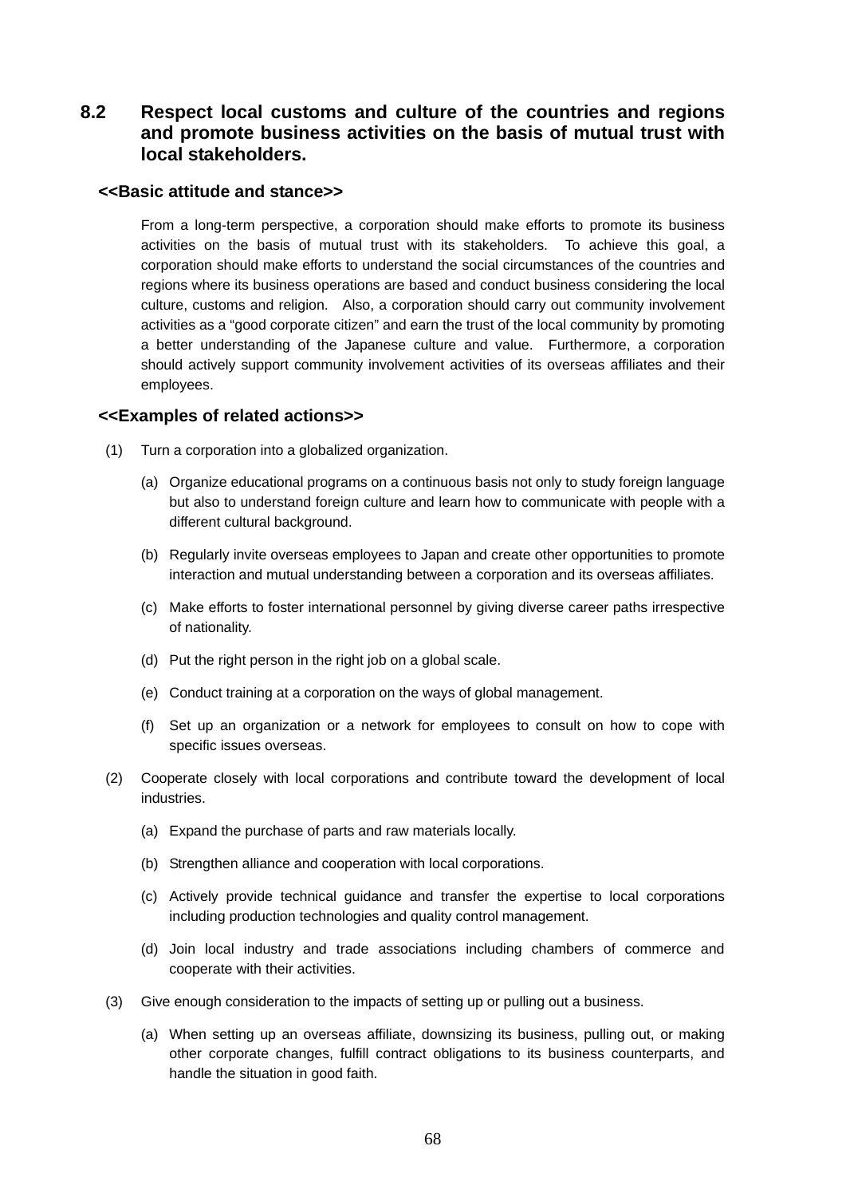## 8.2 Respect local customs and culture of the countries and regions and promote business activities on the basis of mutual trust with local stakeholders.

### <<Basic attitude and stance>>

From a long-term perspective, a corporation should make efforts to promote its business activities on the basis of mutual trust with its stakeholders. To achieve this goal, a corporation should make efforts to understand the social circumstances of the countries and regions where its business operations are based and conduct business considering the local culture, customs and religion. Also, a corporation should carry out community involvement activities as a "good corporate citizen" and earn the trust of the local community by promoting a better understanding of the Japanese culture and value. Furthermore, a corporation should actively support community involvement activities of its overseas affiliates and their employees.

### <<Examples of related actions>>

(1) Turn a corporation into a globalized organization.

- (a) Organize educational programs on a continuous basis not only to study foreign language but also to understand foreign culture and learn how to communicate with people with a different cultural background.
- (b) Regularly invite overseas employees to Japan and create other opportunities to promote interaction and mutual understanding between a corporation and its overseas affiliates.
- (c) Make efforts to foster international personnel by giving diverse career paths irrespective of nationality.
- (d) Put the right person in the right job on a global scale.
- (e) Conduct training at a corporation on the ways of global management.
- (f) Set up an organization or a network for employees to consult on how to cope with specific issues overseas.

(2) Cooperate closely with local corporations and contribute toward the development of local industries.

- (a) Expand the purchase of parts and raw materials locally.
- (b) Strengthen alliance and cooperation with local corporations.
- (c) Actively provide technical guidance and transfer the expertise to local corporations including production technologies and quality control management.
- (d) Join local industry and trade associations including chambers of commerce and cooperate with their activities.

(3) Give enough consideration to the impacts of setting up or pulling out a business.

- (a) When setting up an overseas affiliate, downsizing its business, pulling out, or making other corporate changes, fulfill contract obligations to its business counterparts, and handle the situation in good faith.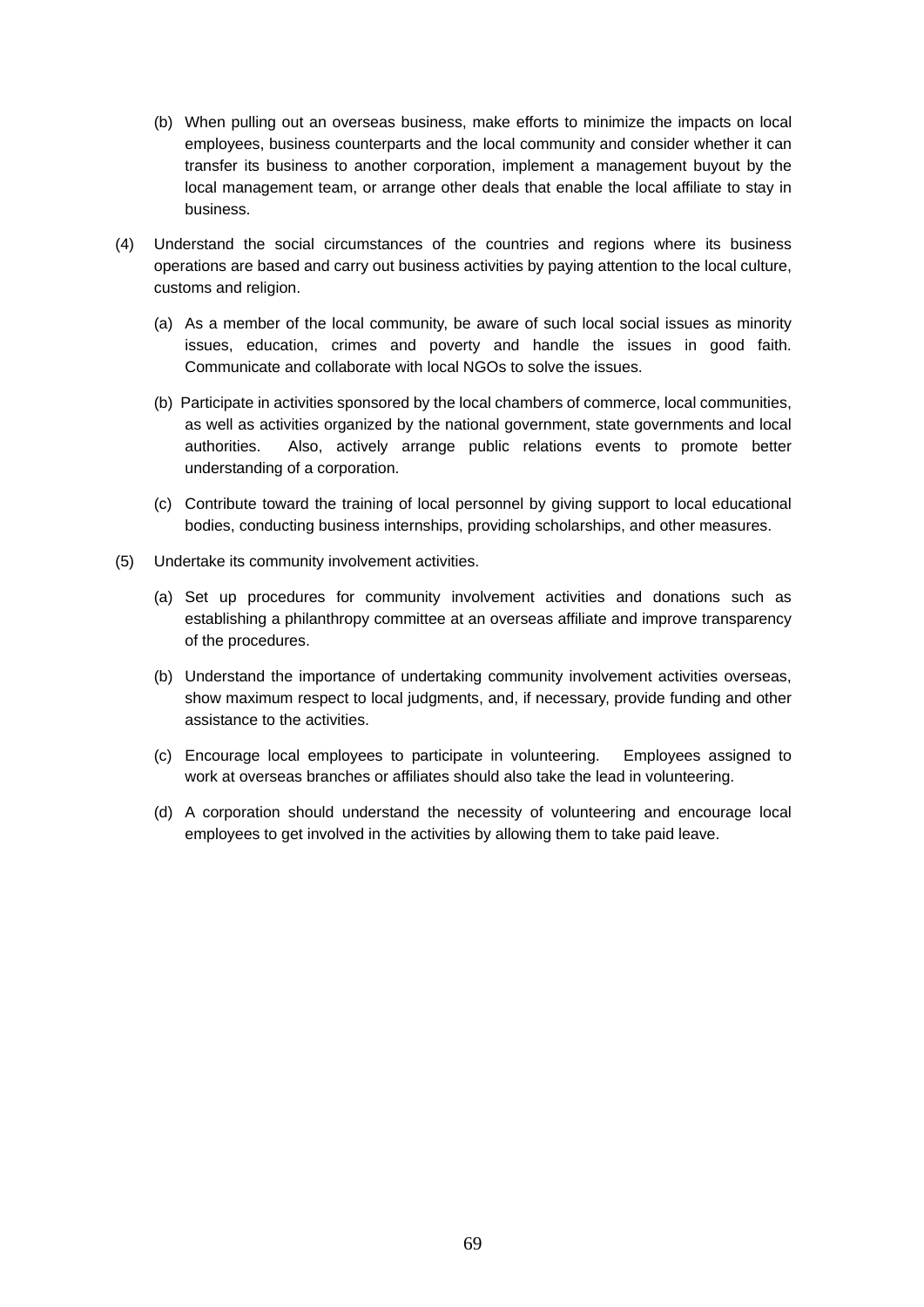(b) When pulling out an overseas business, make efforts to minimize the impacts on local employees, business counterparts and the local community and consider whether it can transfer its business to another corporation, implement a management buyout by the local management team, or arrange other deals that enable the local affiliate to stay in business.

(4) Understand the social circumstances of the countries and regions where its business operations are based and carry out business activities by paying attention to the local culture, customs and religion.

(a) As a member of the local community, be aware of such local social issues as minority issues, education, crimes and poverty and handle the issues in good faith. Communicate and collaborate with local NGOs to solve the issues.

(b) Participate in activities sponsored by the local chambers of commerce, local communities, as well as activities organized by the national government, state governments and local authorities. Also, actively arrange public relations events to promote better understanding of a corporation.

(c) Contribute toward the training of local personnel by giving support to local educational bodies, conducting business internships, providing scholarships, and other measures.

(5) Undertake its community involvement activities.

(a) Set up procedures for community involvement activities and donations such as establishing a philanthropy committee at an overseas affiliate and improve transparency of the procedures.

(b) Understand the importance of undertaking community involvement activities overseas, show maximum respect to local judgments, and, if necessary, provide funding and other assistance to the activities.

(c) Encourage local employees to participate in volunteering. Employees assigned to work at overseas branches or affiliates should also take the lead in volunteering.

(d) A corporation should understand the necessity of volunteering and encourage local employees to get involved in the activities by allowing them to take paid leave.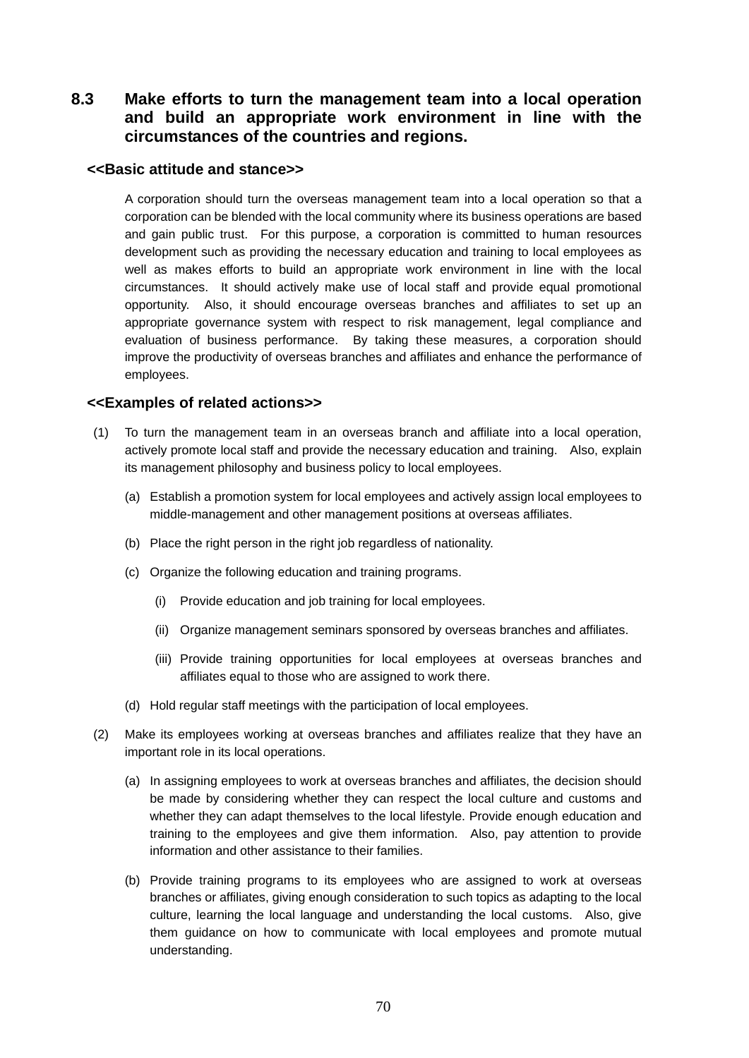## 8.3 Make efforts to turn the management team into a local operation and build an appropriate work environment in line with the circumstances of the countries and regions.

### <<Basic attitude and stance>>

A corporation should turn the overseas management team into a local operation so that a corporation can be blended with the local community where its business operations are based and gain public trust. For this purpose, a corporation is committed to human resources development such as providing the necessary education and training to local employees as well as makes efforts to build an appropriate work environment in line with the local circumstances. It should actively make use of local staff and provide equal promotional opportunity. Also, it should encourage overseas branches and affiliates to set up an appropriate governance system with respect to risk management, legal compliance and evaluation of business performance. By taking these measures, a corporation should improve the productivity of overseas branches and affiliates and enhance the performance of employees.

### <<Examples of related actions>>

(1) To turn the management team in an overseas branch and affiliate into a local operation, actively promote local staff and provide the necessary education and training. Also, explain its management philosophy and business policy to local employees.

- (a) Establish a promotion system for local employees and actively assign local employees to middle-management and other management positions at overseas affiliates.
- (b) Place the right person in the right job regardless of nationality.
- (c) Organize the following education and training programs.
  - (i) Provide education and job training for local employees.
  - (ii) Organize management seminars sponsored by overseas branches and affiliates.
  - (iii) Provide training opportunities for local employees at overseas branches and affiliates equal to those who are assigned to work there.
- (d) Hold regular staff meetings with the participation of local employees.

(2) Make its employees working at overseas branches and affiliates realize that they have an important role in its local operations.

- (a) In assigning employees to work at overseas branches and affiliates, the decision should be made by considering whether they can respect the local culture and customs and whether they can adapt themselves to the local lifestyle. Provide enough education and training to the employees and give them information. Also, pay attention to provide information and other assistance to their families.
- (b) Provide training programs to its employees who are assigned to work at overseas branches or affiliates, giving enough consideration to such topics as adapting to the local culture, learning the local language and understanding the local customs. Also, give them guidance on how to communicate with local employees and promote mutual understanding.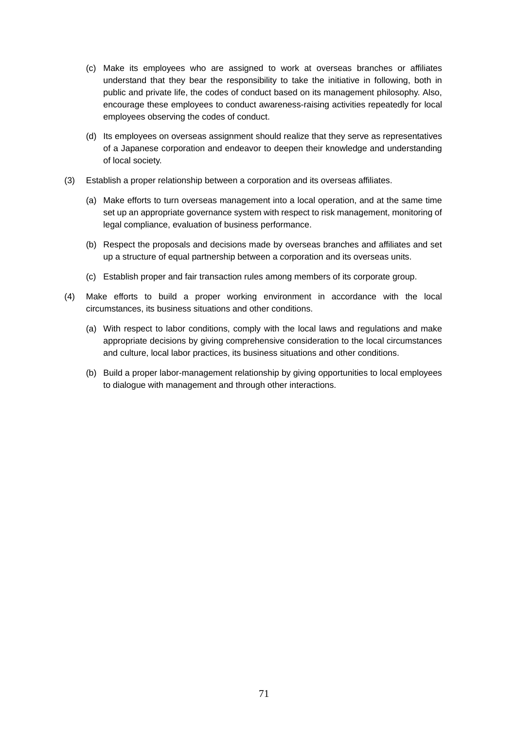(c) Make its employees who are assigned to work at overseas branches or affiliates understand that they bear the responsibility to take the initiative in following, both in public and private life, the codes of conduct based on its management philosophy. Also, encourage these employees to conduct awareness-raising activities repeatedly for local employees observing the codes of conduct.

(d) Its employees on overseas assignment should realize that they serve as representatives of a Japanese corporation and endeavor to deepen their knowledge and understanding of local society.

(3) Establish a proper relationship between a corporation and its overseas affiliates.

(a) Make efforts to turn overseas management into a local operation, and at the same time set up an appropriate governance system with respect to risk management, monitoring of legal compliance, evaluation of business performance.

(b) Respect the proposals and decisions made by overseas branches and affiliates and set up a structure of equal partnership between a corporation and its overseas units.

(c) Establish proper and fair transaction rules among members of its corporate group.

(4) Make efforts to build a proper working environment in accordance with the local circumstances, its business situations and other conditions.

(a) With respect to labor conditions, comply with the local laws and regulations and make appropriate decisions by giving comprehensive consideration to the local circumstances and culture, local labor practices, its business situations and other conditions.

(b) Build a proper labor-management relationship by giving opportunities to local employees to dialogue with management and through other interactions.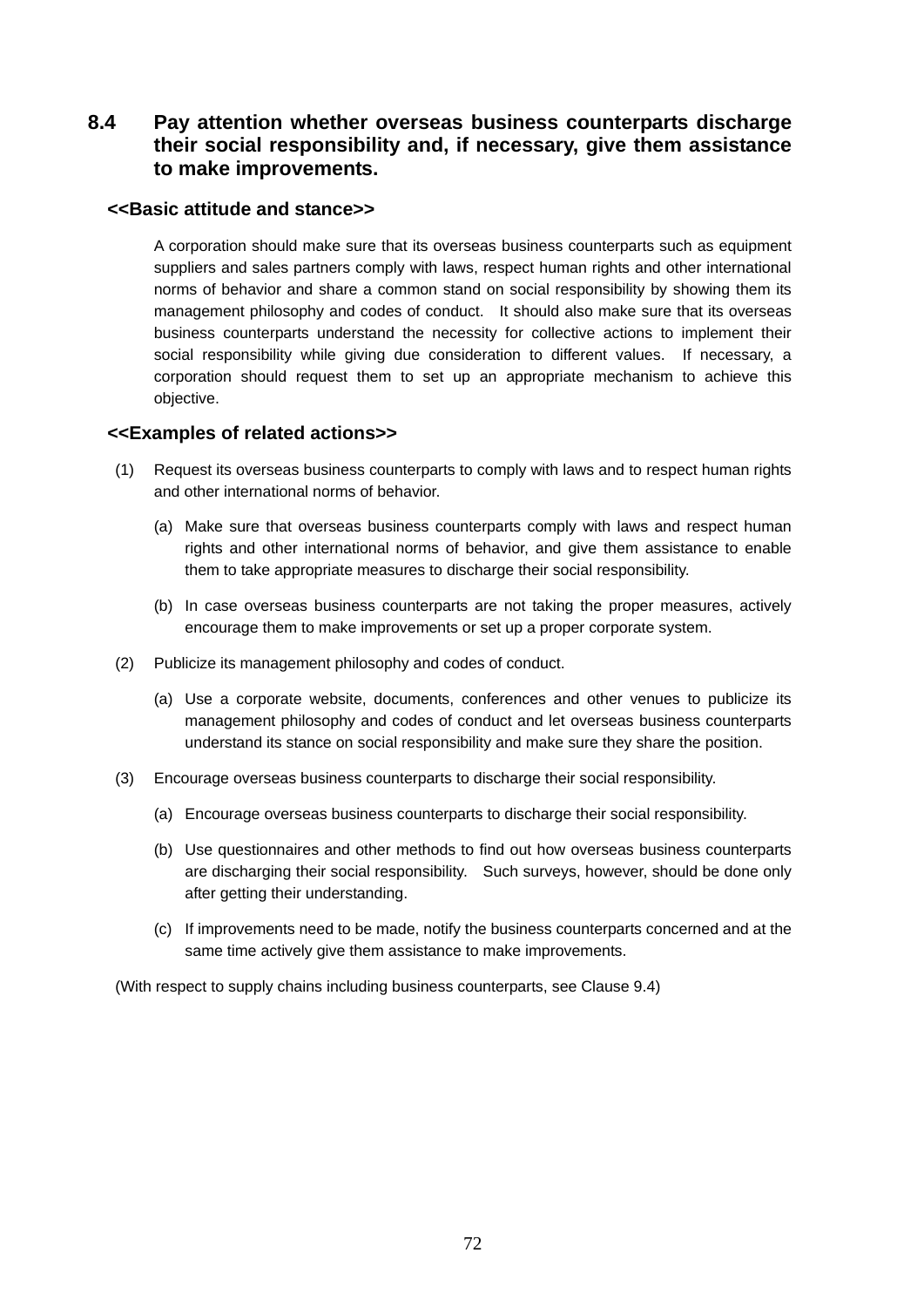### 8.4 Pay attention whether overseas business counterparts discharge their social responsibility and, if necessary, give them assistance to make improvements.

**<<Basic attitude and stance>>**

A corporation should make sure that its overseas business counterparts such as equipment suppliers and sales partners comply with laws, respect human rights and other international norms of behavior and share a common stand on social responsibility by showing them its management philosophy and codes of conduct. It should also make sure that its overseas business counterparts understand the necessity for collective actions to implement their social responsibility while giving due consideration to different values. If necessary, a corporation should request them to set up an appropriate mechanism to achieve this objective.

**<<Examples of related actions>>**

(1) Request its overseas business counterparts to comply with laws and to respect human rights and other international norms of behavior.

- (a) Make sure that overseas business counterparts comply with laws and respect human rights and other international norms of behavior, and give them assistance to enable them to take appropriate measures to discharge their social responsibility.
- (b) In case overseas business counterparts are not taking the proper measures, actively encourage them to make improvements or set up a proper corporate system.

(2) Publicize its management philosophy and codes of conduct.

- (a) Use a corporate website, documents, conferences and other venues to publicize its management philosophy and codes of conduct and let overseas business counterparts understand its stance on social responsibility and make sure they share the position.

(3) Encourage overseas business counterparts to discharge their social responsibility.

- (a) Encourage overseas business counterparts to discharge their social responsibility.
- (b) Use questionnaires and other methods to find out how overseas business counterparts are discharging their social responsibility. Such surveys, however, should be done only after getting their understanding.
- (c) If improvements need to be made, notify the business counterparts concerned and at the same time actively give them assistance to make improvements.

(With respect to supply chains including business counterparts, see Clause 9.4)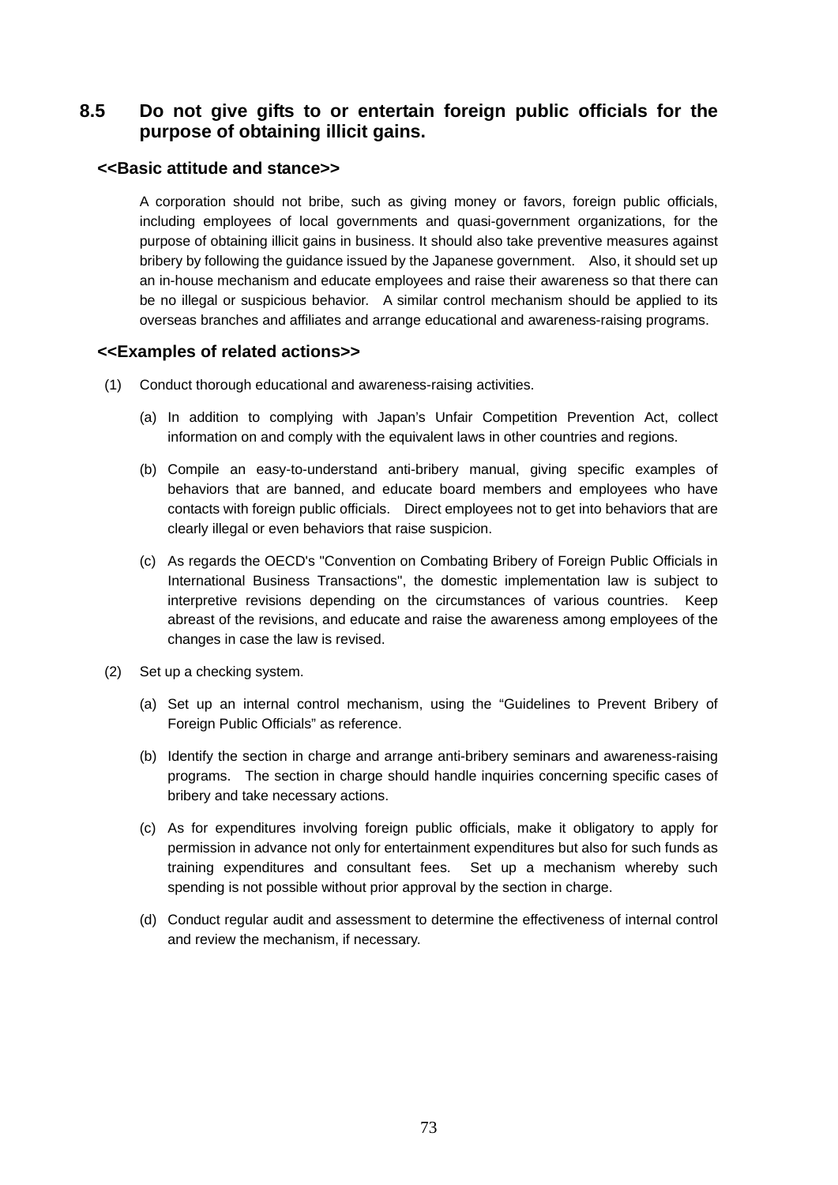## 8.5 Do not give gifts to or entertain foreign public officials for the purpose of obtaining illicit gains.

### <<Basic attitude and stance>>

A corporation should not bribe, such as giving money or favors, foreign public officials, including employees of local governments and quasi-government organizations, for the purpose of obtaining illicit gains in business. It should also take preventive measures against bribery by following the guidance issued by the Japanese government. Also, it should set up an in-house mechanism and educate employees and raise their awareness so that there can be no illegal or suspicious behavior. A similar control mechanism should be applied to its overseas branches and affiliates and arrange educational and awareness-raising programs.

### <<Examples of related actions>>

(1) Conduct thorough educational and awareness-raising activities.

(a) In addition to complying with Japan's Unfair Competition Prevention Act, collect information on and comply with the equivalent laws in other countries and regions.

(b) Compile an easy-to-understand anti-bribery manual, giving specific examples of behaviors that are banned, and educate board members and employees who have contacts with foreign public officials. Direct employees not to get into behaviors that are clearly illegal or even behaviors that raise suspicion.

(c) As regards the OECD's "Convention on Combating Bribery of Foreign Public Officials in International Business Transactions", the domestic implementation law is subject to interpretive revisions depending on the circumstances of various countries. Keep abreast of the revisions, and educate and raise the awareness among employees of the changes in case the law is revised.

(2) Set up a checking system.

(a) Set up an internal control mechanism, using the "Guidelines to Prevent Bribery of Foreign Public Officials" as reference.

(b) Identify the section in charge and arrange anti-bribery seminars and awareness-raising programs. The section in charge should handle inquiries concerning specific cases of bribery and take necessary actions.

(c) As for expenditures involving foreign public officials, make it obligatory to apply for permission in advance not only for entertainment expenditures but also for such funds as training expenditures and consultant fees. Set up a mechanism whereby such spending is not possible without prior approval by the section in charge.

(d) Conduct regular audit and assessment to determine the effectiveness of internal control and review the mechanism, if necessary.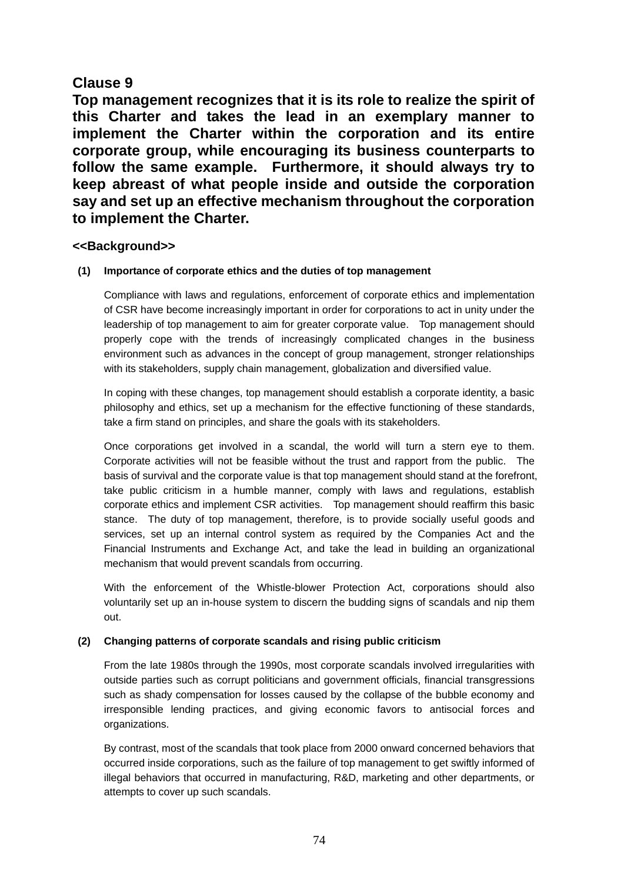## Clause 9

**Top management recognizes that it is its role to realize the spirit of this Charter and takes the lead in an exemplary manner to implement the Charter within the corporation and its entire corporate group, while encouraging its business counterparts to follow the same example. Furthermore, it should always try to keep abreast of what people inside and outside the corporation say and set up an effective mechanism throughout the corporation to implement the Charter.**

### <<Background>>

**(1) Importance of corporate ethics and the duties of top management**

Compliance with laws and regulations, enforcement of corporate ethics and implementation of CSR have become increasingly important in order for corporations to act in unity under the leadership of top management to aim for greater corporate value. Top management should properly cope with the trends of increasingly complicated changes in the business environment such as advances in the concept of group management, stronger relationships with its stakeholders, supply chain management, globalization and diversified value.

In coping with these changes, top management should establish a corporate identity, a basic philosophy and ethics, set up a mechanism for the effective functioning of these standards, take a firm stand on principles, and share the goals with its stakeholders.

Once corporations get involved in a scandal, the world will turn a stern eye to them. Corporate activities will not be feasible without the trust and rapport from the public. The basis of survival and the corporate value is that top management should stand at the forefront, take public criticism in a humble manner, comply with laws and regulations, establish corporate ethics and implement CSR activities. Top management should reaffirm this basic stance. The duty of top management, therefore, is to provide socially useful goods and services, set up an internal control system as required by the Companies Act and the Financial Instruments and Exchange Act, and take the lead in building an organizational mechanism that would prevent scandals from occurring.

With the enforcement of the Whistle-blower Protection Act, corporations should also voluntarily set up an in-house system to discern the budding signs of scandals and nip them out.

**(2) Changing patterns of corporate scandals and rising public criticism**

From the late 1980s through the 1990s, most corporate scandals involved irregularities with outside parties such as corrupt politicians and government officials, financial transgressions such as shady compensation for losses caused by the collapse of the bubble economy and irresponsible lending practices, and giving economic favors to antisocial forces and organizations.

By contrast, most of the scandals that took place from 2000 onward concerned behaviors that occurred inside corporations, such as the failure of top management to get swiftly informed of illegal behaviors that occurred in manufacturing, R&D, marketing and other departments, or attempts to cover up such scandals.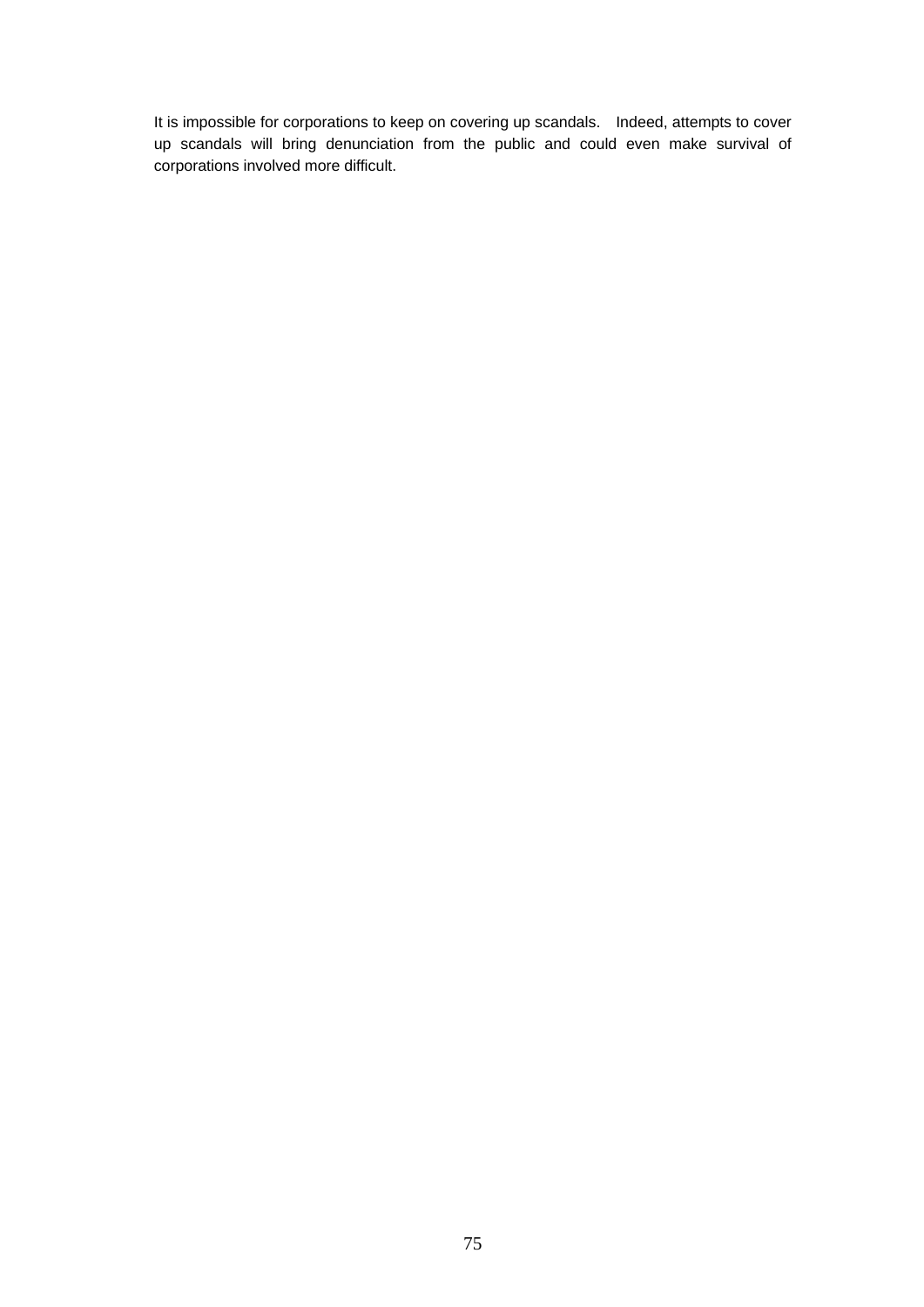It is impossible for corporations to keep on covering up scandals. Indeed, attempts to cover up scandals will bring denunciation from the public and could even make survival of corporations involved more difficult.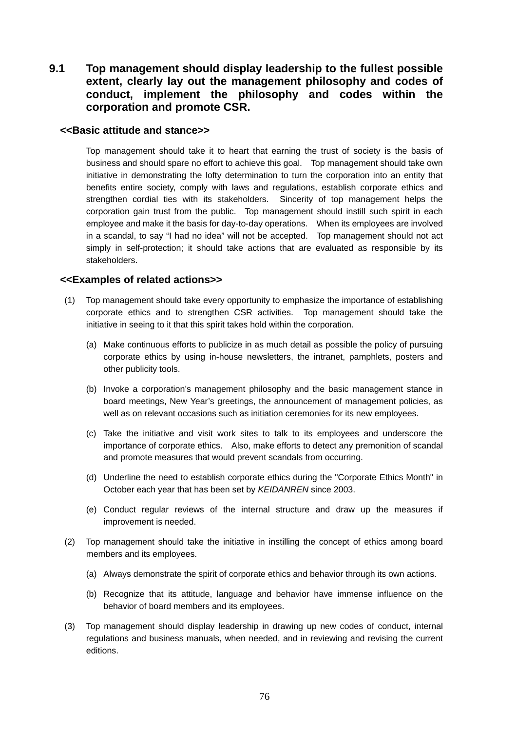## 9.1 Top management should display leadership to the fullest possible extent, clearly lay out the management philosophy and codes of conduct, implement the philosophy and codes within the corporation and promote CSR.

**<<Basic attitude and stance>>**

Top management should take it to heart that earning the trust of society is the basis of business and should spare no effort to achieve this goal. Top management should take own initiative in demonstrating the lofty determination to turn the corporation into an entity that benefits entire society, comply with laws and regulations, establish corporate ethics and strengthen cordial ties with its stakeholders. Sincerity of top management helps the corporation gain trust from the public. Top management should instill such spirit in each employee and make it the basis for day-to-day operations. When its employees are involved in a scandal, to say "I had no idea" will not be accepted. Top management should not act simply in self-protection; it should take actions that are evaluated as responsible by its stakeholders.

**<<Examples of related actions>>**

(1) Top management should take every opportunity to emphasize the importance of establishing corporate ethics and to strengthen CSR activities. Top management should take the initiative in seeing to it that this spirit takes hold within the corporation.

   (a) Make continuous efforts to publicize in as much detail as possible the policy of pursuing corporate ethics by using in-house newsletters, the intranet, pamphlets, posters and other publicity tools.

   (b) Invoke a corporation's management philosophy and the basic management stance in board meetings, New Year's greetings, the announcement of management policies, as well as on relevant occasions such as initiation ceremonies for its new employees.

   (c) Take the initiative and visit work sites to talk to its employees and underscore the importance of corporate ethics. Also, make efforts to detect any premonition of scandal and promote measures that would prevent scandals from occurring.

   (d) Underline the need to establish corporate ethics during the "Corporate Ethics Month" in October each year that has been set by *KEIDANREN* since 2003.

   (e) Conduct regular reviews of the internal structure and draw up the measures if improvement is needed.

(2) Top management should take the initiative in instilling the concept of ethics among board members and its employees.

   (a) Always demonstrate the spirit of corporate ethics and behavior through its own actions.

   (b) Recognize that its attitude, language and behavior have immense influence on the behavior of board members and its employees.

(3) Top management should display leadership in drawing up new codes of conduct, internal regulations and business manuals, when needed, and in reviewing and revising the current editions.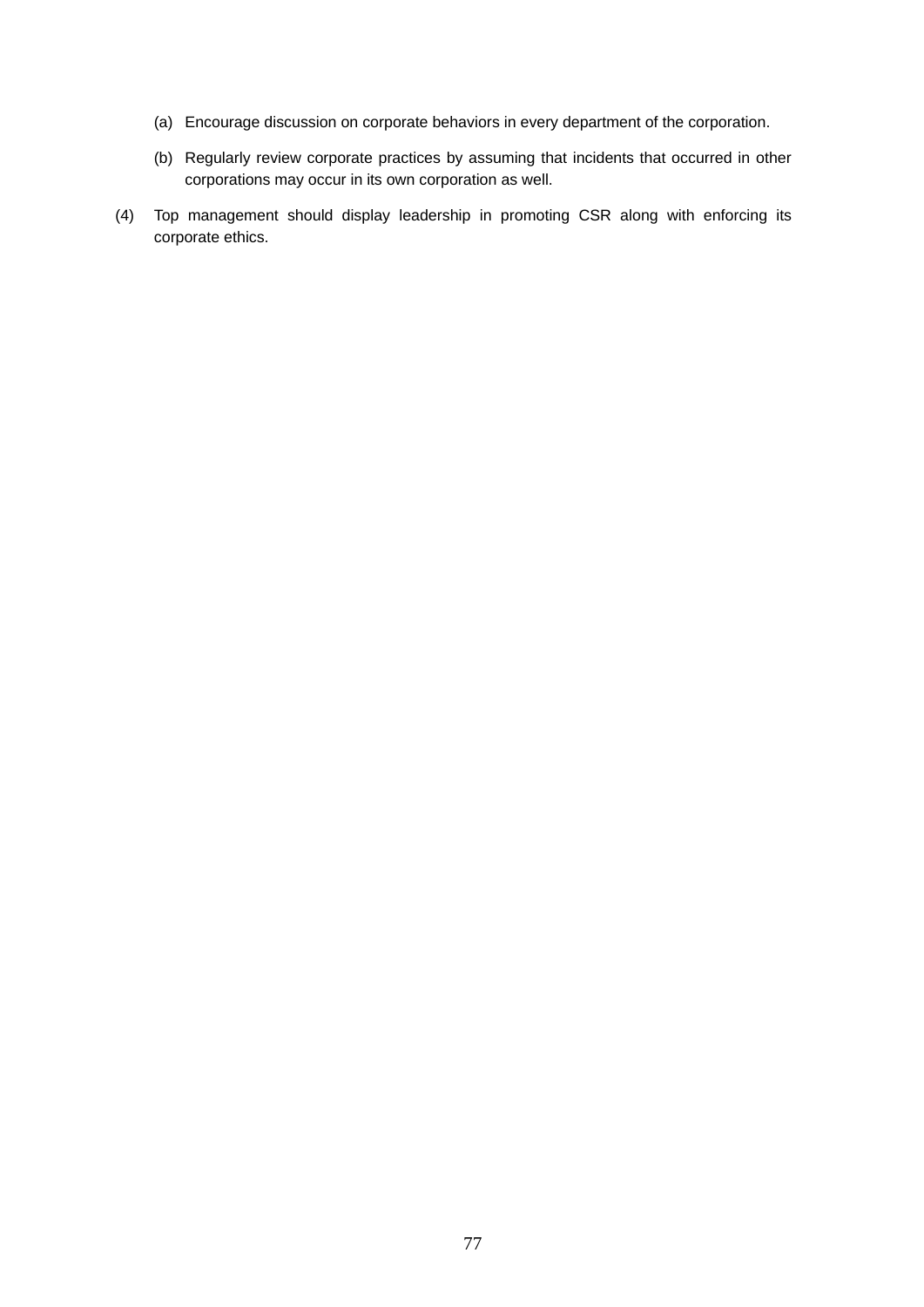(a) Encourage discussion on corporate behaviors in every department of the corporation.

(b) Regularly review corporate practices by assuming that incidents that occurred in other corporations may occur in its own corporation as well.

(4) Top management should display leadership in promoting CSR along with enforcing its corporate ethics.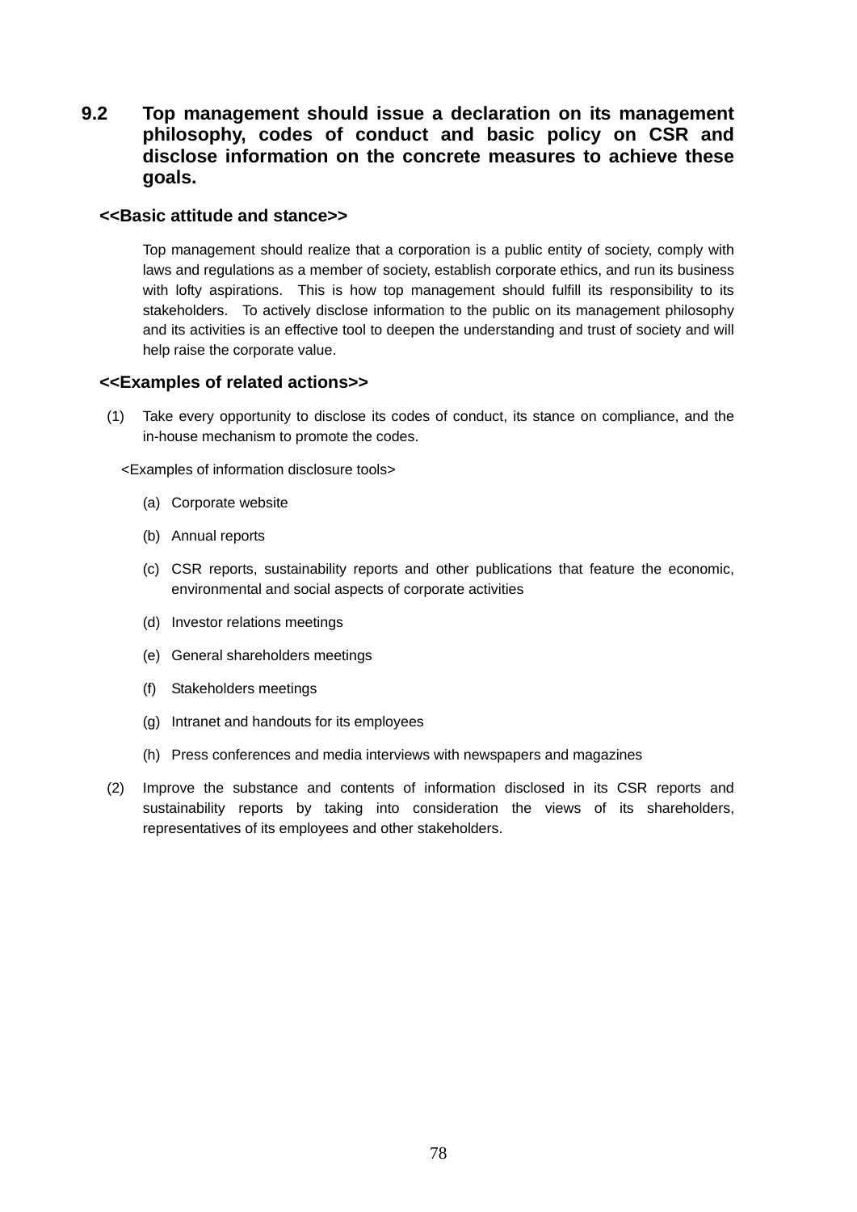### 9.2 Top management should issue a declaration on its management philosophy, codes of conduct and basic policy on CSR and disclose information on the concrete measures to achieve these goals.

**<<Basic attitude and stance>>**

Top management should realize that a corporation is a public entity of society, comply with laws and regulations as a member of society, establish corporate ethics, and run its business with lofty aspirations. This is how top management should fulfill its responsibility to its stakeholders. To actively disclose information to the public on its management philosophy and its activities is an effective tool to deepen the understanding and trust of society and will help raise the corporate value.

**<<Examples of related actions>>**

(1) Take every opportunity to disclose its codes of conduct, its stance on compliance, and the in-house mechanism to promote the codes.

<Examples of information disclosure tools>

(a) Corporate website

(b) Annual reports

(c) CSR reports, sustainability reports and other publications that feature the economic, environmental and social aspects of corporate activities

(d) Investor relations meetings

(e) General shareholders meetings

(f) Stakeholders meetings

(g) Intranet and handouts for its employees

(h) Press conferences and media interviews with newspapers and magazines

(2) Improve the substance and contents of information disclosed in its CSR reports and sustainability reports by taking into consideration the views of its shareholders, representatives of its employees and other stakeholders.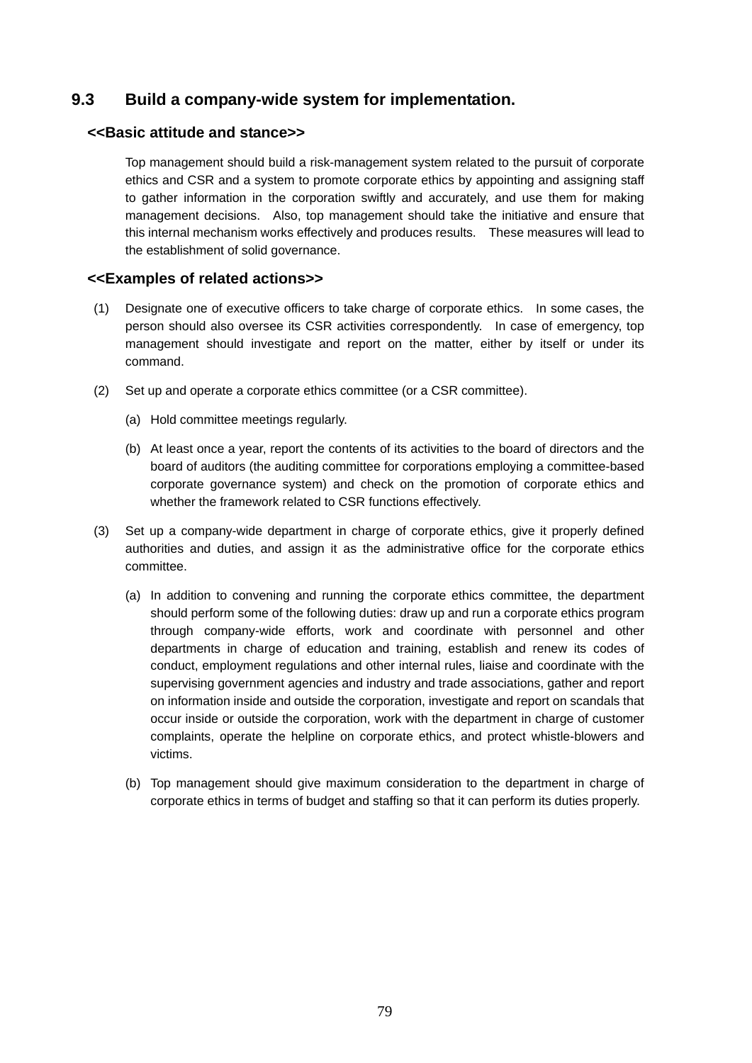## 9.3 Build a company-wide system for implementation.

### <<Basic attitude and stance>>

Top management should build a risk-management system related to the pursuit of corporate ethics and CSR and a system to promote corporate ethics by appointing and assigning staff to gather information in the corporation swiftly and accurately, and use them for making management decisions. Also, top management should take the initiative and ensure that this internal mechanism works effectively and produces results. These measures will lead to the establishment of solid governance.

### <<Examples of related actions>>

(1) Designate one of executive officers to take charge of corporate ethics. In some cases, the person should also oversee its CSR activities correspondently. In case of emergency, top management should investigate and report on the matter, either by itself or under its command.

(2) Set up and operate a corporate ethics committee (or a CSR committee).

  (a) Hold committee meetings regularly.

  (b) At least once a year, report the contents of its activities to the board of directors and the board of auditors (the auditing committee for corporations employing a committee-based corporate governance system) and check on the promotion of corporate ethics and whether the framework related to CSR functions effectively.

(3) Set up a company-wide department in charge of corporate ethics, give it properly defined authorities and duties, and assign it as the administrative office for the corporate ethics committee.

  (a) In addition to convening and running the corporate ethics committee, the department should perform some of the following duties: draw up and run a corporate ethics program through company-wide efforts, work and coordinate with personnel and other departments in charge of education and training, establish and renew its codes of conduct, employment regulations and other internal rules, liaise and coordinate with the supervising government agencies and industry and trade associations, gather and report on information inside and outside the corporation, investigate and report on scandals that occur inside or outside the corporation, work with the department in charge of customer complaints, operate the helpline on corporate ethics, and protect whistle-blowers and victims.

  (b) Top management should give maximum consideration to the department in charge of corporate ethics in terms of budget and staffing so that it can perform its duties properly.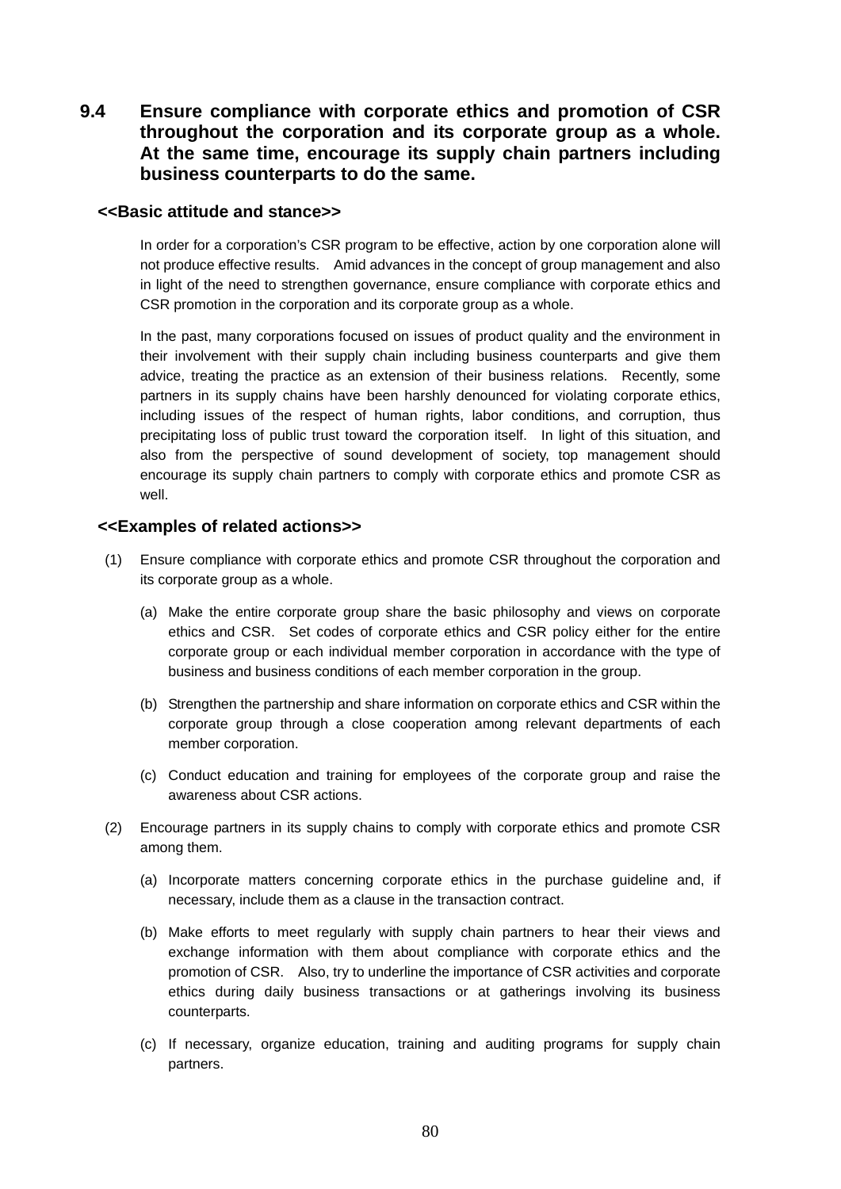## 9.4 Ensure compliance with corporate ethics and promotion of CSR throughout the corporation and its corporate group as a whole. At the same time, encourage its supply chain partners including business counterparts to do the same.

### <<Basic attitude and stance>>

In order for a corporation's CSR program to be effective, action by one corporation alone will not produce effective results. Amid advances in the concept of group management and also in light of the need to strengthen governance, ensure compliance with corporate ethics and CSR promotion in the corporation and its corporate group as a whole.

In the past, many corporations focused on issues of product quality and the environment in their involvement with their supply chain including business counterparts and give them advice, treating the practice as an extension of their business relations. Recently, some partners in its supply chains have been harshly denounced for violating corporate ethics, including issues of the respect of human rights, labor conditions, and corruption, thus precipitating loss of public trust toward the corporation itself. In light of this situation, and also from the perspective of sound development of society, top management should encourage its supply chain partners to comply with corporate ethics and promote CSR as well.

### <<Examples of related actions>>

(1) Ensure compliance with corporate ethics and promote CSR throughout the corporation and its corporate group as a whole.

  (a) Make the entire corporate group share the basic philosophy and views on corporate ethics and CSR. Set codes of corporate ethics and CSR policy either for the entire corporate group or each individual member corporation in accordance with the type of business and business conditions of each member corporation in the group.

  (b) Strengthen the partnership and share information on corporate ethics and CSR within the corporate group through a close cooperation among relevant departments of each member corporation.

  (c) Conduct education and training for employees of the corporate group and raise the awareness about CSR actions.

(2) Encourage partners in its supply chains to comply with corporate ethics and promote CSR among them.

  (a) Incorporate matters concerning corporate ethics in the purchase guideline and, if necessary, include them as a clause in the transaction contract.

  (b) Make efforts to meet regularly with supply chain partners to hear their views and exchange information with them about compliance with corporate ethics and the promotion of CSR. Also, try to underline the importance of CSR activities and corporate ethics during daily business transactions or at gatherings involving its business counterparts.

  (c) If necessary, organize education, training and auditing programs for supply chain partners.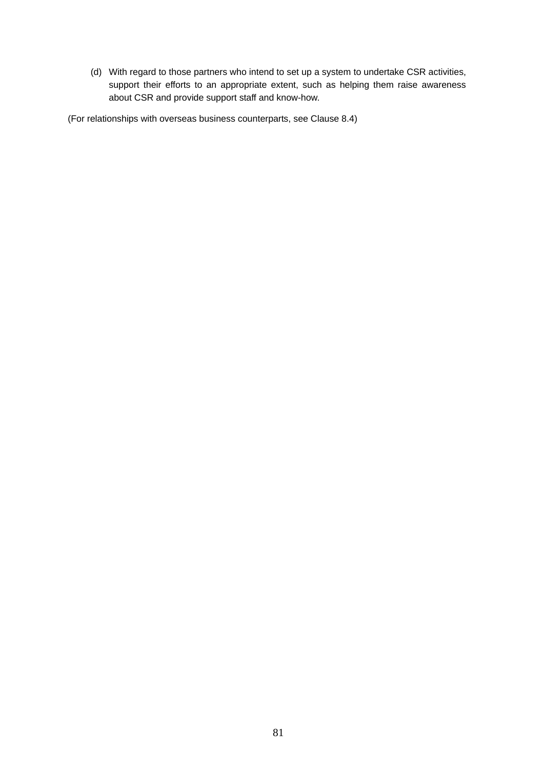(d) With regard to those partners who intend to set up a system to undertake CSR activities, support their efforts to an appropriate extent, such as helping them raise awareness about CSR and provide support staff and know-how.

(For relationships with overseas business counterparts, see Clause 8.4)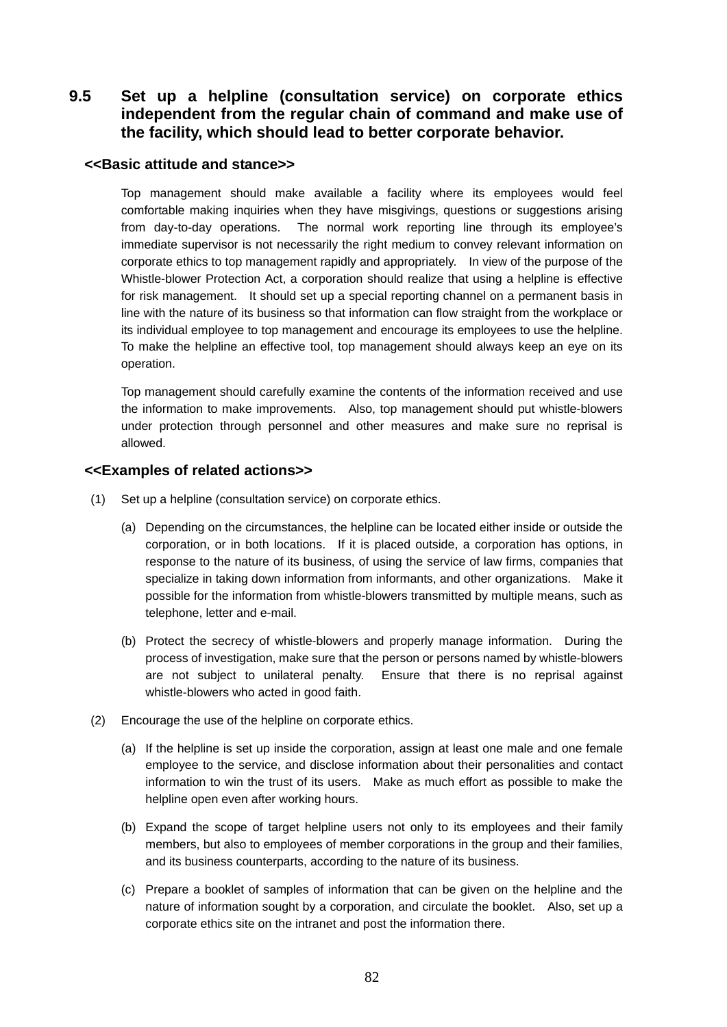## 9.5 Set up a helpline (consultation service) on corporate ethics independent from the regular chain of command and make use of the facility, which should lead to better corporate behavior.

### <<Basic attitude and stance>>

Top management should make available a facility where its employees would feel comfortable making inquiries when they have misgivings, questions or suggestions arising from day-to-day operations. The normal work reporting line through its employee's immediate supervisor is not necessarily the right medium to convey relevant information on corporate ethics to top management rapidly and appropriately. In view of the purpose of the Whistle-blower Protection Act, a corporation should realize that using a helpline is effective for risk management. It should set up a special reporting channel on a permanent basis in line with the nature of its business so that information can flow straight from the workplace or its individual employee to top management and encourage its employees to use the helpline. To make the helpline an effective tool, top management should always keep an eye on its operation.

Top management should carefully examine the contents of the information received and use the information to make improvements. Also, top management should put whistle-blowers under protection through personnel and other measures and make sure no reprisal is allowed.

### <<Examples of related actions>>

(1) Set up a helpline (consultation service) on corporate ethics.

(a) Depending on the circumstances, the helpline can be located either inside or outside the corporation, or in both locations. If it is placed outside, a corporation has options, in response to the nature of its business, of using the service of law firms, companies that specialize in taking down information from informants, and other organizations. Make it possible for the information from whistle-blowers transmitted by multiple means, such as telephone, letter and e-mail.

(b) Protect the secrecy of whistle-blowers and properly manage information. During the process of investigation, make sure that the person or persons named by whistle-blowers are not subject to unilateral penalty. Ensure that there is no reprisal against whistle-blowers who acted in good faith.

(2) Encourage the use of the helpline on corporate ethics.

(a) If the helpline is set up inside the corporation, assign at least one male and one female employee to the service, and disclose information about their personalities and contact information to win the trust of its users. Make as much effort as possible to make the helpline open even after working hours.

(b) Expand the scope of target helpline users not only to its employees and their family members, but also to employees of member corporations in the group and their families, and its business counterparts, according to the nature of its business.

(c) Prepare a booklet of samples of information that can be given on the helpline and the nature of information sought by a corporation, and circulate the booklet. Also, set up a corporate ethics site on the intranet and post the information there.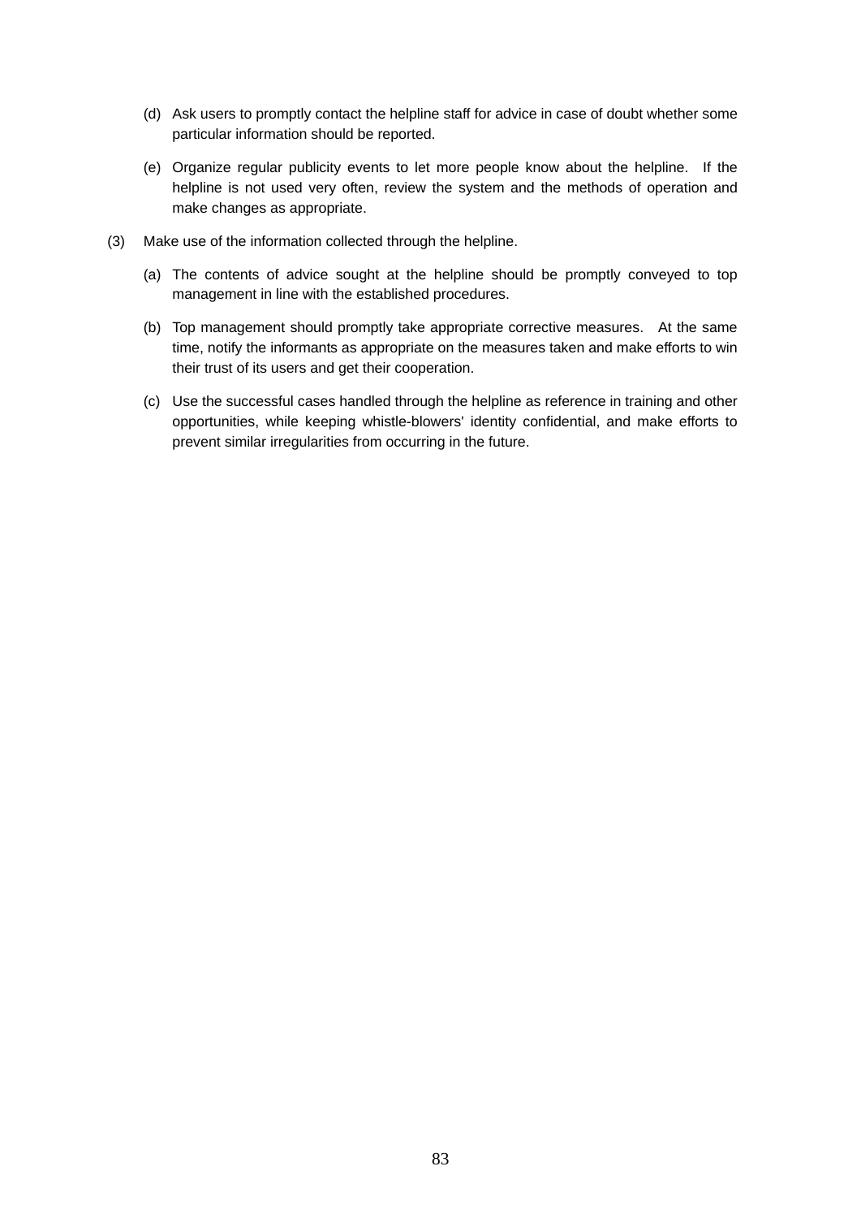(d) Ask users to promptly contact the helpline staff for advice in case of doubt whether some particular information should be reported.

(e) Organize regular publicity events to let more people know about the helpline. If the helpline is not used very often, review the system and the methods of operation and make changes as appropriate.

(3) Make use of the information collected through the helpline.

(a) The contents of advice sought at the helpline should be promptly conveyed to top management in line with the established procedures.

(b) Top management should promptly take appropriate corrective measures. At the same time, notify the informants as appropriate on the measures taken and make efforts to win their trust of its users and get their cooperation.

(c) Use the successful cases handled through the helpline as reference in training and other opportunities, while keeping whistle-blowers' identity confidential, and make efforts to prevent similar irregularities from occurring in the future.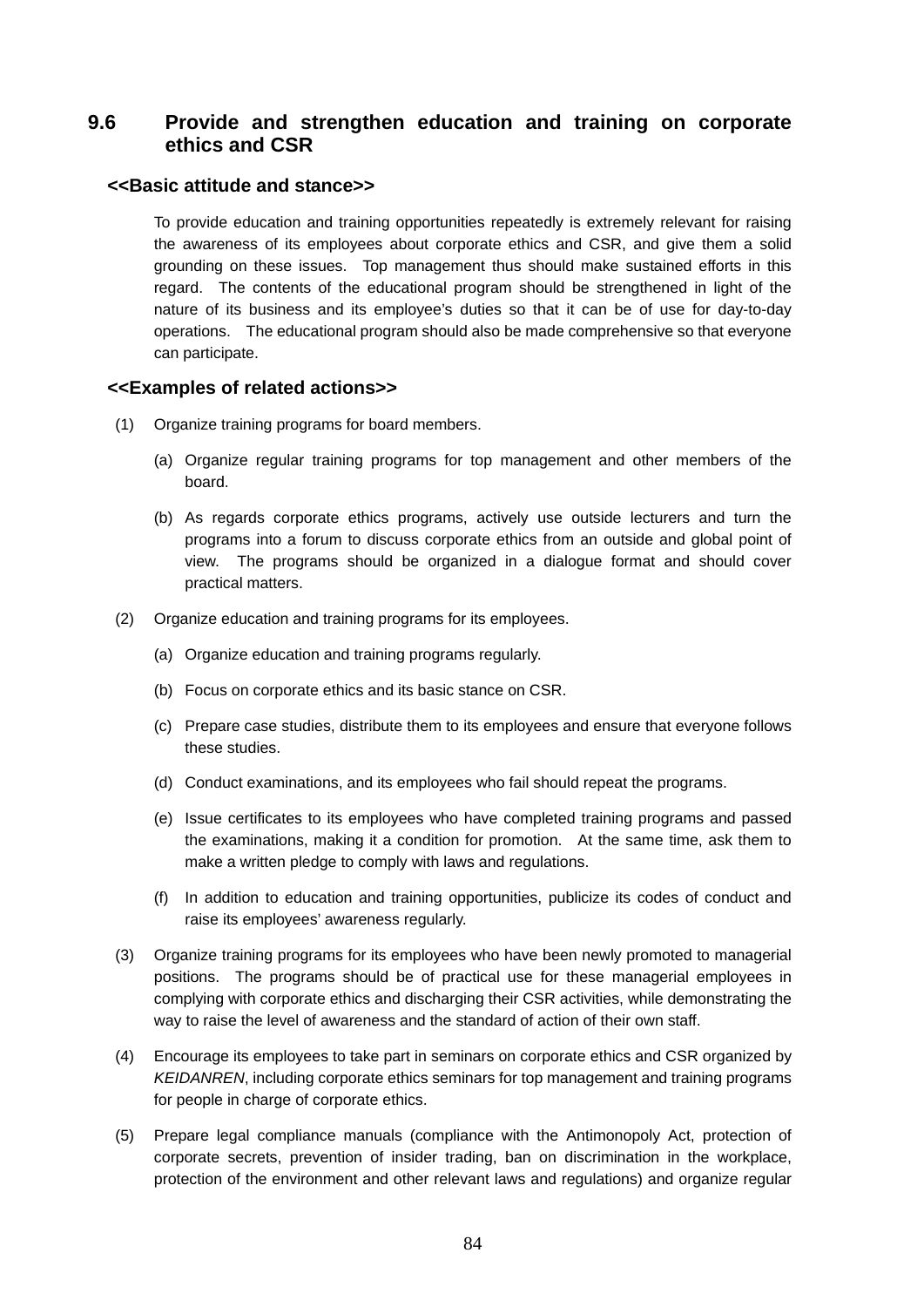## 9.6 Provide and strengthen education and training on corporate ethics and CSR

### <<Basic attitude and stance>>

To provide education and training opportunities repeatedly is extremely relevant for raising the awareness of its employees about corporate ethics and CSR, and give them a solid grounding on these issues. Top management thus should make sustained efforts in this regard. The contents of the educational program should be strengthened in light of the nature of its business and its employee's duties so that it can be of use for day-to-day operations. The educational program should also be made comprehensive so that everyone can participate.

### <<Examples of related actions>>

(1) Organize training programs for board members.

  (a) Organize regular training programs for top management and other members of the board.

  (b) As regards corporate ethics programs, actively use outside lecturers and turn the programs into a forum to discuss corporate ethics from an outside and global point of view. The programs should be organized in a dialogue format and should cover practical matters.

(2) Organize education and training programs for its employees.

  (a) Organize education and training programs regularly.

  (b) Focus on corporate ethics and its basic stance on CSR.

  (c) Prepare case studies, distribute them to its employees and ensure that everyone follows these studies.

  (d) Conduct examinations, and its employees who fail should repeat the programs.

  (e) Issue certificates to its employees who have completed training programs and passed the examinations, making it a condition for promotion. At the same time, ask them to make a written pledge to comply with laws and regulations.

  (f) In addition to education and training opportunities, publicize its codes of conduct and raise its employees' awareness regularly.

(3) Organize training programs for its employees who have been newly promoted to managerial positions. The programs should be of practical use for these managerial employees in complying with corporate ethics and discharging their CSR activities, while demonstrating the way to raise the level of awareness and the standard of action of their own staff.

(4) Encourage its employees to take part in seminars on corporate ethics and CSR organized by *KEIDANREN*, including corporate ethics seminars for top management and training programs for people in charge of corporate ethics.

(5) Prepare legal compliance manuals (compliance with the Antimonopoly Act, protection of corporate secrets, prevention of insider trading, ban on discrimination in the workplace, protection of the environment and other relevant laws and regulations) and organize regular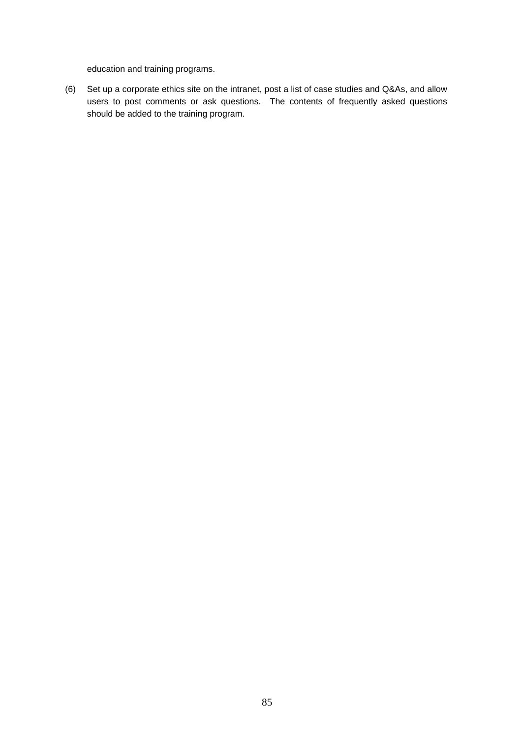education and training programs.

(6) Set up a corporate ethics site on the intranet, post a list of case studies and Q&As, and allow users to post comments or ask questions. The contents of frequently asked questions should be added to the training program.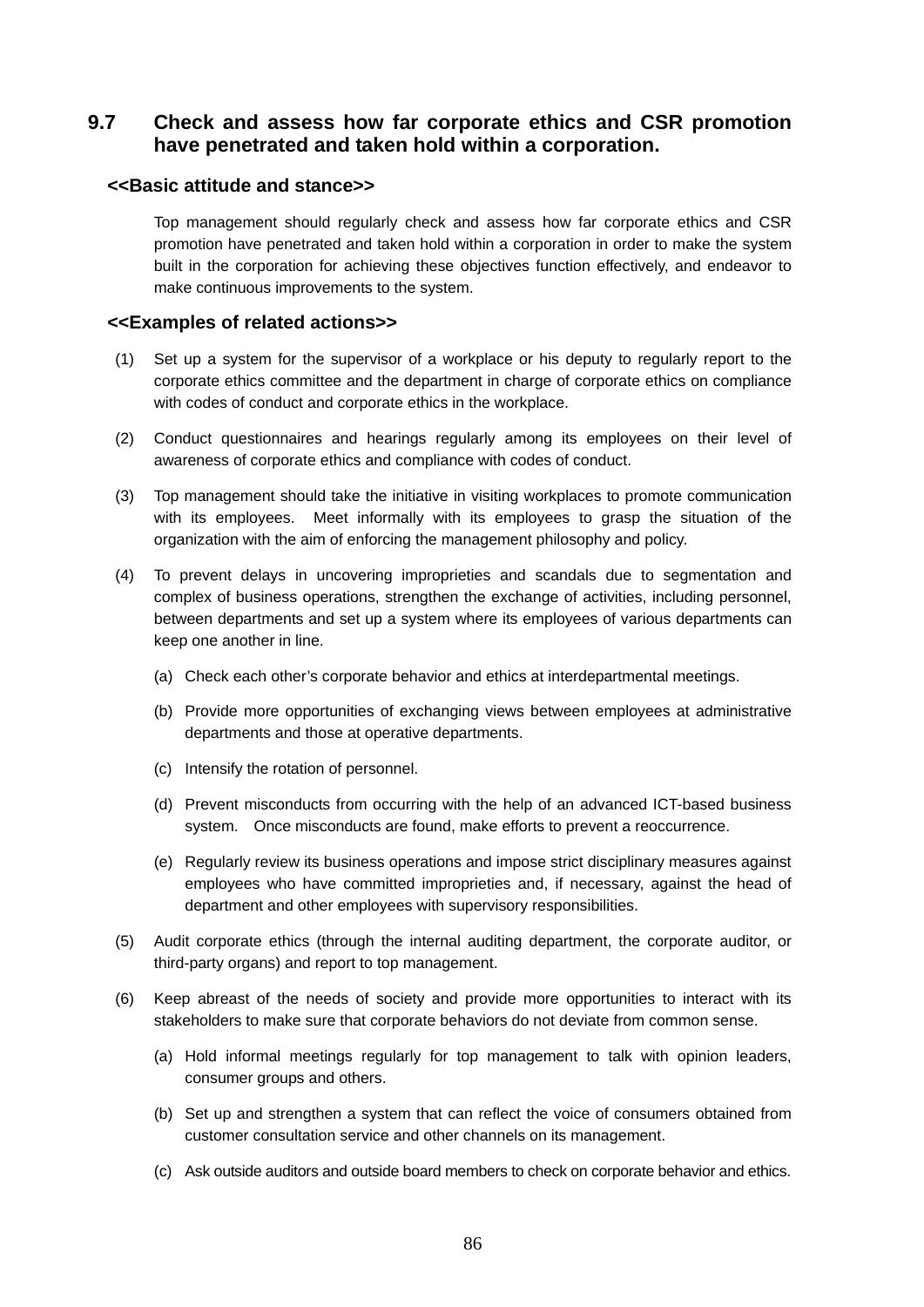## 9.7 Check and assess how far corporate ethics and CSR promotion have penetrated and taken hold within a corporation.

**<<Basic attitude and stance>>**

Top management should regularly check and assess how far corporate ethics and CSR promotion have penetrated and taken hold within a corporation in order to make the system built in the corporation for achieving these objectives function effectively, and endeavor to make continuous improvements to the system.

**<<Examples of related actions>>**

(1) Set up a system for the supervisor of a workplace or his deputy to regularly report to the corporate ethics committee and the department in charge of corporate ethics on compliance with codes of conduct and corporate ethics in the workplace.

(2) Conduct questionnaires and hearings regularly among its employees on their level of awareness of corporate ethics and compliance with codes of conduct.

(3) Top management should take the initiative in visiting workplaces to promote communication with its employees. Meet informally with its employees to grasp the situation of the organization with the aim of enforcing the management philosophy and policy.

(4) To prevent delays in uncovering improprieties and scandals due to segmentation and complex of business operations, strengthen the exchange of activities, including personnel, between departments and set up a system where its employees of various departments can keep one another in line.

   (a) Check each other's corporate behavior and ethics at interdepartmental meetings.

   (b) Provide more opportunities of exchanging views between employees at administrative departments and those at operative departments.

   (c) Intensify the rotation of personnel.

   (d) Prevent misconducts from occurring with the help of an advanced ICT-based business system. Once misconducts are found, make efforts to prevent a reoccurrence.

   (e) Regularly review its business operations and impose strict disciplinary measures against employees who have committed improprieties and, if necessary, against the head of department and other employees with supervisory responsibilities.

(5) Audit corporate ethics (through the internal auditing department, the corporate auditor, or third-party organs) and report to top management.

(6) Keep abreast of the needs of society and provide more opportunities to interact with its stakeholders to make sure that corporate behaviors do not deviate from common sense.

   (a) Hold informal meetings regularly for top management to talk with opinion leaders, consumer groups and others.

   (b) Set up and strengthen a system that can reflect the voice of consumers obtained from customer consultation service and other channels on its management.

   (c) Ask outside auditors and outside board members to check on corporate behavior and ethics.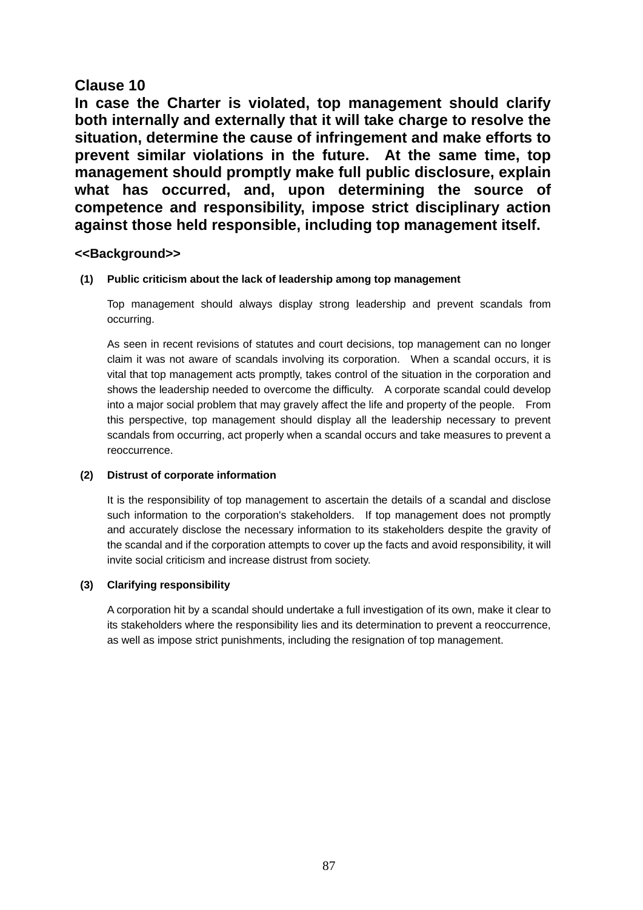## Clause 10

**In case the Charter is violated, top management should clarify both internally and externally that it will take charge to resolve the situation, determine the cause of infringement and make efforts to prevent similar violations in the future. At the same time, top management should promptly make full public disclosure, explain what has occurred, and, upon determining the source of competence and responsibility, impose strict disciplinary action against those held responsible, including top management itself.**

**<<Background>>**

**(1) Public criticism about the lack of leadership among top management**

Top management should always display strong leadership and prevent scandals from occurring.

As seen in recent revisions of statutes and court decisions, top management can no longer claim it was not aware of scandals involving its corporation. When a scandal occurs, it is vital that top management acts promptly, takes control of the situation in the corporation and shows the leadership needed to overcome the difficulty. A corporate scandal could develop into a major social problem that may gravely affect the life and property of the people. From this perspective, top management should display all the leadership necessary to prevent scandals from occurring, act properly when a scandal occurs and take measures to prevent a reoccurrence.

**(2) Distrust of corporate information**

It is the responsibility of top management to ascertain the details of a scandal and disclose such information to the corporation's stakeholders. If top management does not promptly and accurately disclose the necessary information to its stakeholders despite the gravity of the scandal and if the corporation attempts to cover up the facts and avoid responsibility, it will invite social criticism and increase distrust from society.

**(3) Clarifying responsibility**

A corporation hit by a scandal should undertake a full investigation of its own, make it clear to its stakeholders where the responsibility lies and its determination to prevent a reoccurrence, as well as impose strict punishments, including the resignation of top management.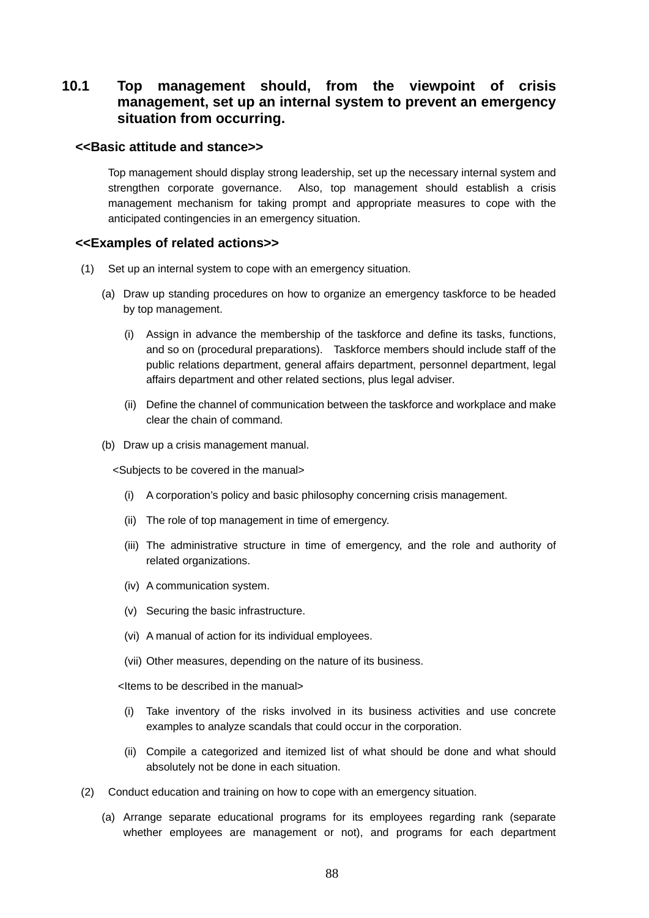## 10.1 Top management should, from the viewpoint of crisis management, set up an internal system to prevent an emergency situation from occurring.

**<<Basic attitude and stance>>**

Top management should display strong leadership, set up the necessary internal system and strengthen corporate governance. Also, top management should establish a crisis management mechanism for taking prompt and appropriate measures to cope with the anticipated contingencies in an emergency situation.

**<<Examples of related actions>>**

(1) Set up an internal system to cope with an emergency situation.

(a) Draw up standing procedures on how to organize an emergency taskforce to be headed by top management.

(i) Assign in advance the membership of the taskforce and define its tasks, functions, and so on (procedural preparations). Taskforce members should include staff of the public relations department, general affairs department, personnel department, legal affairs department and other related sections, plus legal adviser.

(ii) Define the channel of communication between the taskforce and workplace and make clear the chain of command.

(b) Draw up a crisis management manual.

<Subjects to be covered in the manual>

(i) A corporation's policy and basic philosophy concerning crisis management.

(ii) The role of top management in time of emergency.

(iii) The administrative structure in time of emergency, and the role and authority of related organizations.

(iv) A communication system.

(v) Securing the basic infrastructure.

(vi) A manual of action for its individual employees.

(vii) Other measures, depending on the nature of its business.

<Items to be described in the manual>

(i) Take inventory of the risks involved in its business activities and use concrete examples to analyze scandals that could occur in the corporation.

(ii) Compile a categorized and itemized list of what should be done and what should absolutely not be done in each situation.

(2) Conduct education and training on how to cope with an emergency situation.

(a) Arrange separate educational programs for its employees regarding rank (separate whether employees are management or not), and programs for each department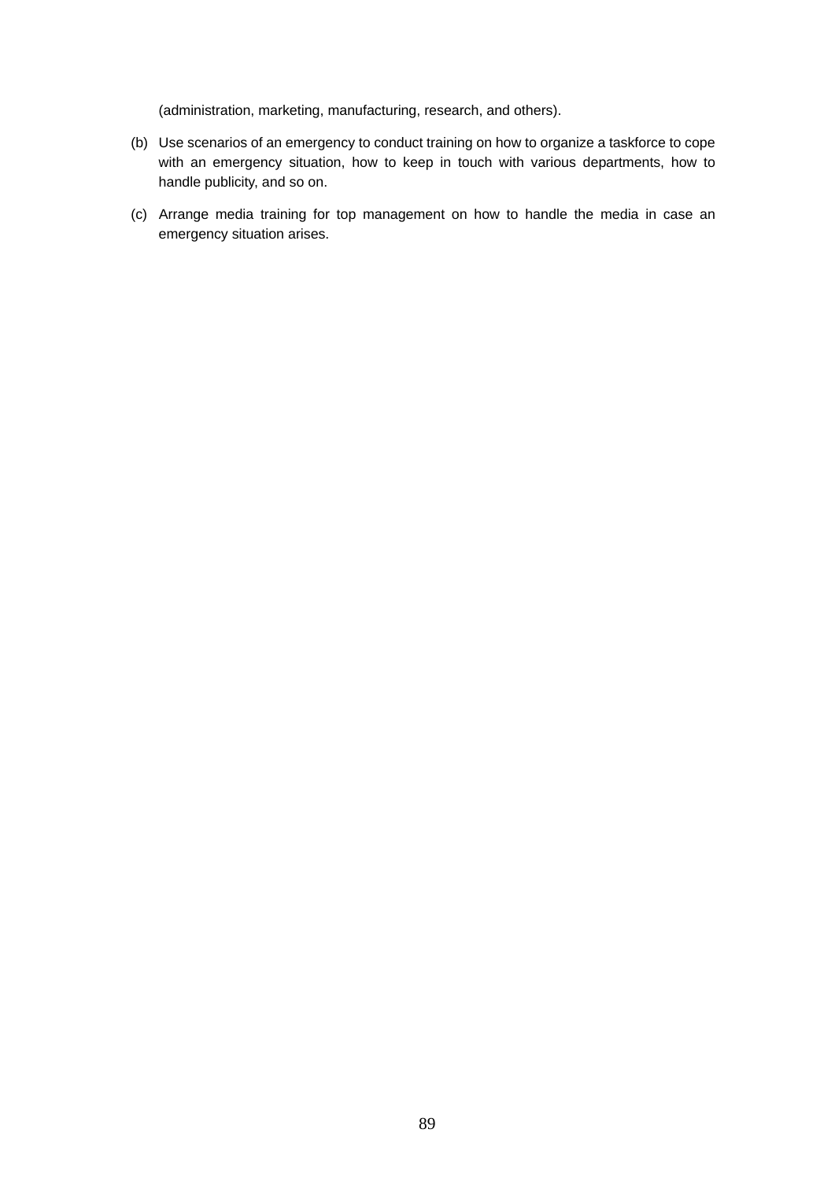(administration, marketing, manufacturing, research, and others).

(b) Use scenarios of an emergency to conduct training on how to organize a taskforce to cope with an emergency situation, how to keep in touch with various departments, how to handle publicity, and so on.

(c) Arrange media training for top management on how to handle the media in case an emergency situation arises.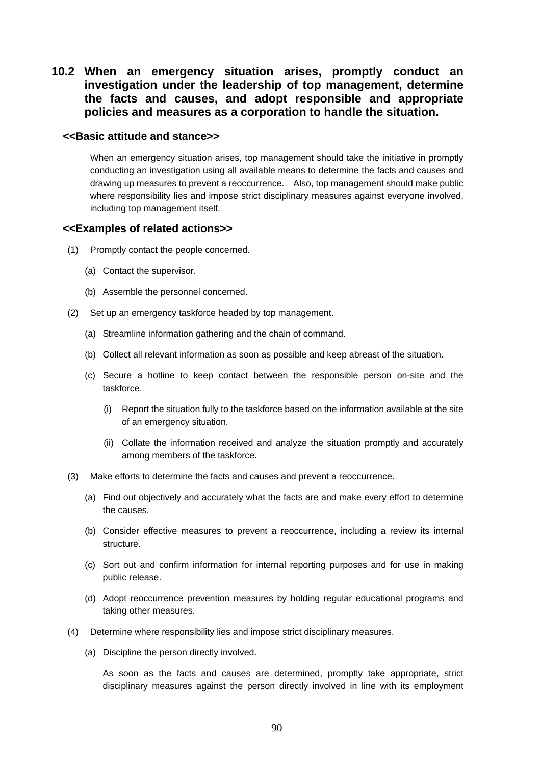## 10.2 When an emergency situation arises, promptly conduct an investigation under the leadership of top management, determine the facts and causes, and adopt responsible and appropriate policies and measures as a corporation to handle the situation.

**<<Basic attitude and stance>>**

When an emergency situation arises, top management should take the initiative in promptly conducting an investigation using all available means to determine the facts and causes and drawing up measures to prevent a reoccurrence. Also, top management should make public where responsibility lies and impose strict disciplinary measures against everyone involved, including top management itself.

**<<Examples of related actions>>**

(1) Promptly contact the people concerned.

- (a) Contact the supervisor.
- (b) Assemble the personnel concerned.

(2) Set up an emergency taskforce headed by top management.

- (a) Streamline information gathering and the chain of command.
- (b) Collect all relevant information as soon as possible and keep abreast of the situation.
- (c) Secure a hotline to keep contact between the responsible person on-site and the taskforce.
  - (i) Report the situation fully to the taskforce based on the information available at the site of an emergency situation.
  - (ii) Collate the information received and analyze the situation promptly and accurately among members of the taskforce.

(3) Make efforts to determine the facts and causes and prevent a reoccurrence.

- (a) Find out objectively and accurately what the facts are and make every effort to determine the causes.
- (b) Consider effective measures to prevent a reoccurrence, including a review its internal structure.
- (c) Sort out and confirm information for internal reporting purposes and for use in making public release.
- (d) Adopt reoccurrence prevention measures by holding regular educational programs and taking other measures.

(4) Determine where responsibility lies and impose strict disciplinary measures.

- (a) Discipline the person directly involved.

  As soon as the facts and causes are determined, promptly take appropriate, strict disciplinary measures against the person directly involved in line with its employment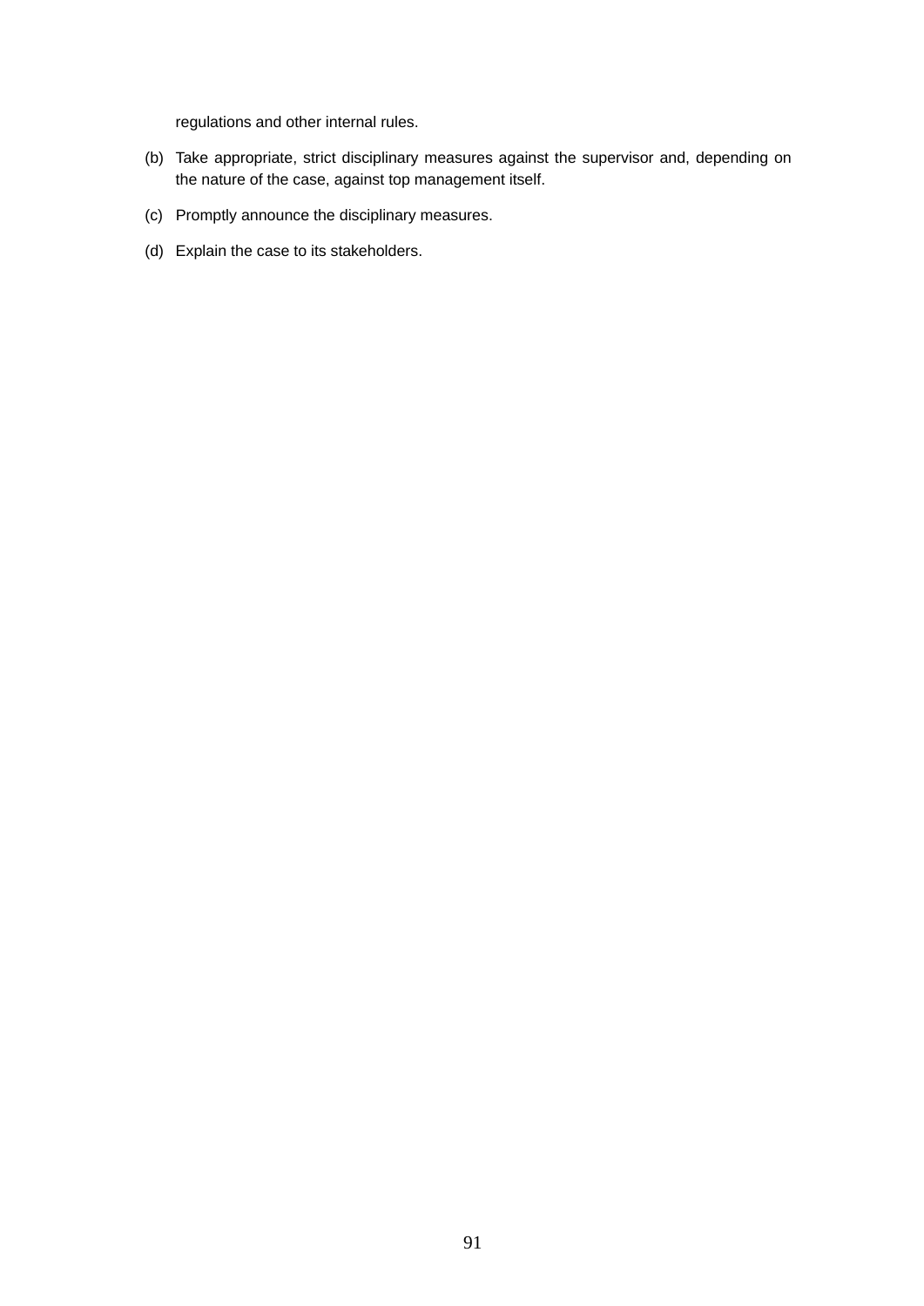regulations and other internal rules.

(b) Take appropriate, strict disciplinary measures against the supervisor and, depending on the nature of the case, against top management itself.

(c) Promptly announce the disciplinary measures.

(d) Explain the case to its stakeholders.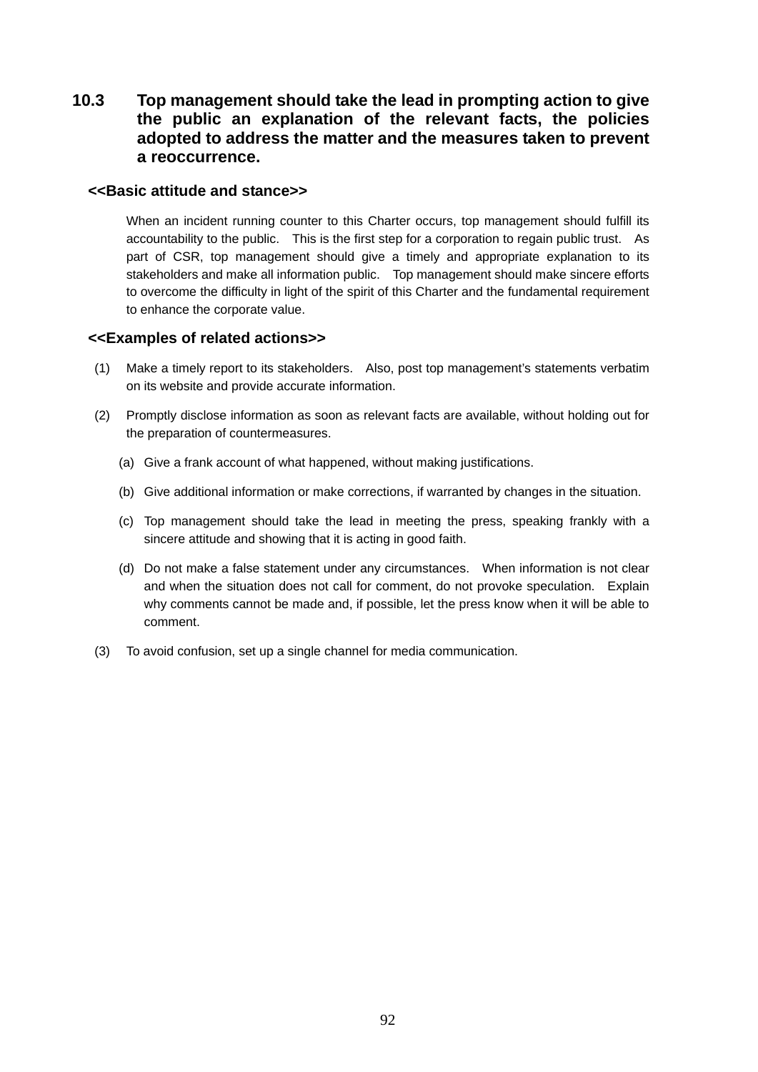## 10.3 Top management should take the lead in prompting action to give the public an explanation of the relevant facts, the policies adopted to address the matter and the measures taken to prevent a reoccurrence.

### <<Basic attitude and stance>>

When an incident running counter to this Charter occurs, top management should fulfill its accountability to the public. This is the first step for a corporation to regain public trust. As part of CSR, top management should give a timely and appropriate explanation to its stakeholders and make all information public. Top management should make sincere efforts to overcome the difficulty in light of the spirit of this Charter and the fundamental requirement to enhance the corporate value.

### <<Examples of related actions>>

(1) Make a timely report to its stakeholders. Also, post top management's statements verbatim on its website and provide accurate information.

(2) Promptly disclose information as soon as relevant facts are available, without holding out for the preparation of countermeasures.

  (a) Give a frank account of what happened, without making justifications.

  (b) Give additional information or make corrections, if warranted by changes in the situation.

  (c) Top management should take the lead in meeting the press, speaking frankly with a sincere attitude and showing that it is acting in good faith.

  (d) Do not make a false statement under any circumstances. When information is not clear and when the situation does not call for comment, do not provoke speculation. Explain why comments cannot be made and, if possible, let the press know when it will be able to comment.

(3) To avoid confusion, set up a single channel for media communication.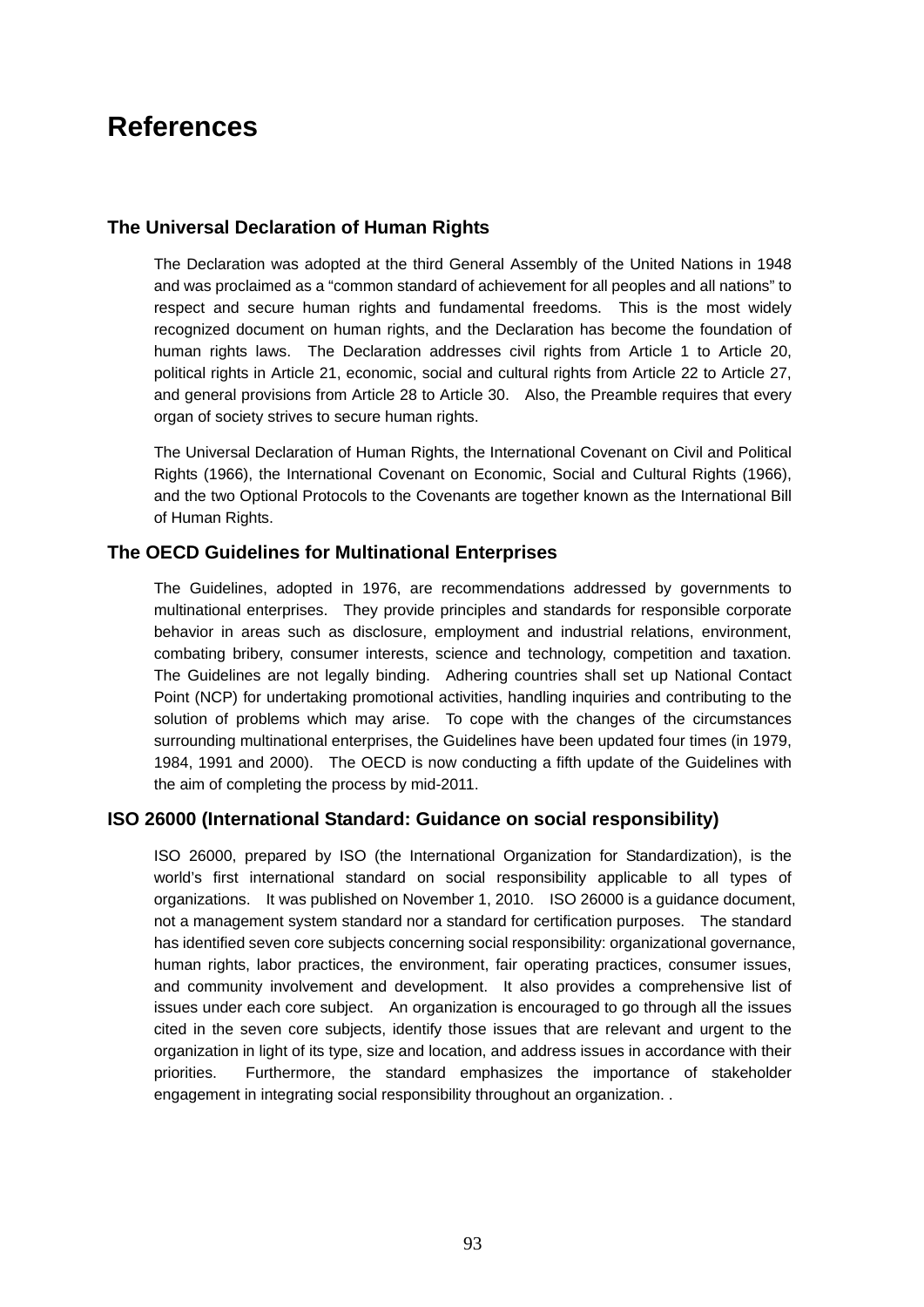# References

## The Universal Declaration of Human Rights

The Declaration was adopted at the third General Assembly of the United Nations in 1948 and was proclaimed as a "common standard of achievement for all peoples and all nations" to respect and secure human rights and fundamental freedoms. This is the most widely recognized document on human rights, and the Declaration has become the foundation of human rights laws. The Declaration addresses civil rights from Article 1 to Article 20, political rights in Article 21, economic, social and cultural rights from Article 22 to Article 27, and general provisions from Article 28 to Article 30. Also, the Preamble requires that every organ of society strives to secure human rights.

The Universal Declaration of Human Rights, the International Covenant on Civil and Political Rights (1966), the International Covenant on Economic, Social and Cultural Rights (1966), and the two Optional Protocols to the Covenants are together known as the International Bill of Human Rights.

## The OECD Guidelines for Multinational Enterprises

The Guidelines, adopted in 1976, are recommendations addressed by governments to multinational enterprises. They provide principles and standards for responsible corporate behavior in areas such as disclosure, employment and industrial relations, environment, combating bribery, consumer interests, science and technology, competition and taxation. The Guidelines are not legally binding. Adhering countries shall set up National Contact Point (NCP) for undertaking promotional activities, handling inquiries and contributing to the solution of problems which may arise. To cope with the changes of the circumstances surrounding multinational enterprises, the Guidelines have been updated four times (in 1979, 1984, 1991 and 2000). The OECD is now conducting a fifth update of the Guidelines with the aim of completing the process by mid-2011.

## ISO 26000 (International Standard: Guidance on social responsibility)

ISO 26000, prepared by ISO (the International Organization for Standardization), is the world's first international standard on social responsibility applicable to all types of organizations. It was published on November 1, 2010. ISO 26000 is a guidance document, not a management system standard nor a standard for certification purposes. The standard has identified seven core subjects concerning social responsibility: organizational governance, human rights, labor practices, the environment, fair operating practices, consumer issues, and community involvement and development. It also provides a comprehensive list of issues under each core subject. An organization is encouraged to go through all the issues cited in the seven core subjects, identify those issues that are relevant and urgent to the organization in light of its type, size and location, and address issues in accordance with their priorities. Furthermore, the standard emphasizes the importance of stakeholder engagement in integrating social responsibility throughout an organization. .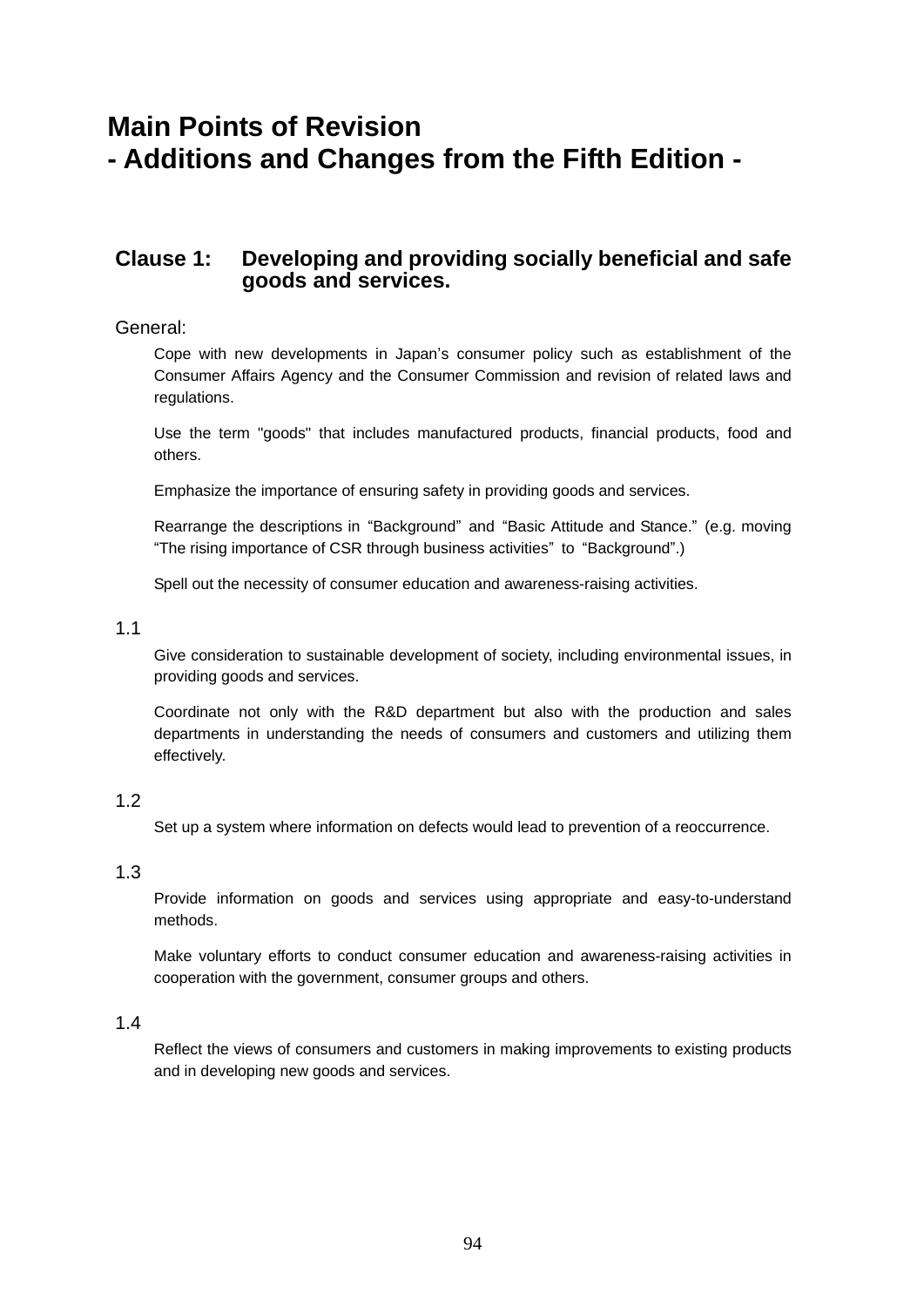# Main Points of Revision
# - Additions and Changes from the Fifth Edition -

## Clause 1: Developing and providing socially beneficial and safe goods and services.

General:

Cope with new developments in Japan's consumer policy such as establishment of the Consumer Affairs Agency and the Consumer Commission and revision of related laws and regulations.

Use the term "goods" that includes manufactured products, financial products, food and others.

Emphasize the importance of ensuring safety in providing goods and services.

Rearrange the descriptions in "Background" and "Basic Attitude and Stance." (e.g. moving "The rising importance of CSR through business activities" to "Background".)

Spell out the necessity of consumer education and awareness-raising activities.

1.1

Give consideration to sustainable development of society, including environmental issues, in providing goods and services.

Coordinate not only with the R&D department but also with the production and sales departments in understanding the needs of consumers and customers and utilizing them effectively.

1.2

Set up a system where information on defects would lead to prevention of a reoccurrence.

1.3

Provide information on goods and services using appropriate and easy-to-understand methods.

Make voluntary efforts to conduct consumer education and awareness-raising activities in cooperation with the government, consumer groups and others.

1.4

Reflect the views of consumers and customers in making improvements to existing products and in developing new goods and services.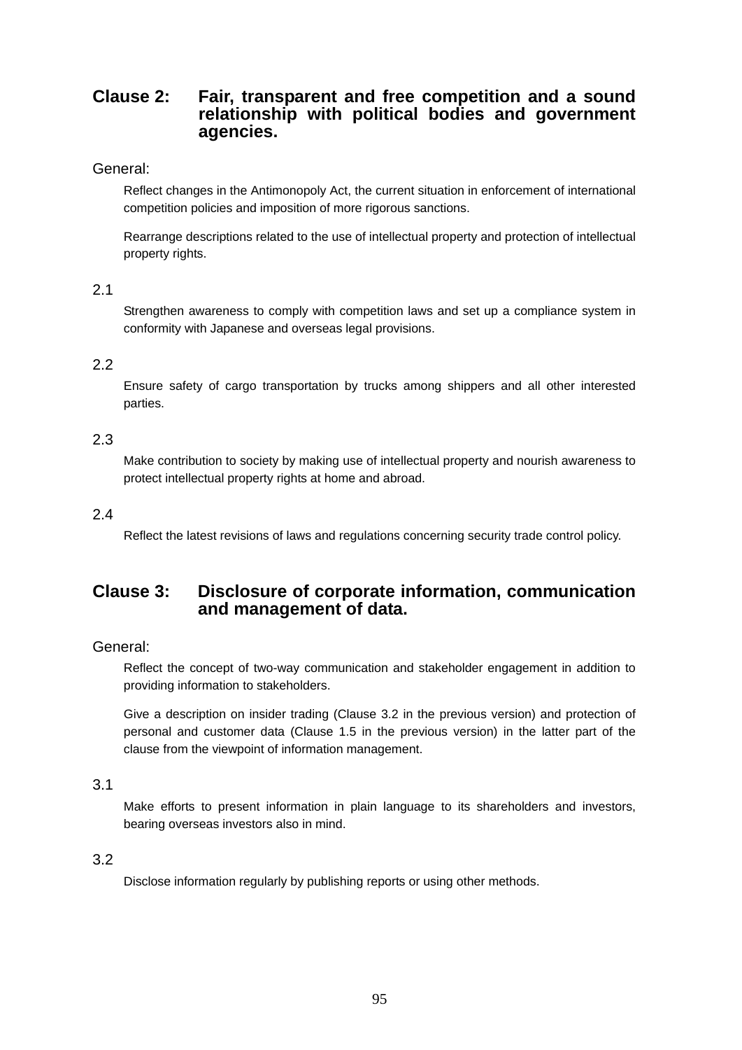## Clause 2: Fair, transparent and free competition and a sound relationship with political bodies and government agencies.

General:

Reflect changes in the Antimonopoly Act, the current situation in enforcement of international competition policies and imposition of more rigorous sanctions.

Rearrange descriptions related to the use of intellectual property and protection of intellectual property rights.

2.1

Strengthen awareness to comply with competition laws and set up a compliance system in conformity with Japanese and overseas legal provisions.

2.2

Ensure safety of cargo transportation by trucks among shippers and all other interested parties.

2.3

Make contribution to society by making use of intellectual property and nourish awareness to protect intellectual property rights at home and abroad.

2.4

Reflect the latest revisions of laws and regulations concerning security trade control policy.

## Clause 3: Disclosure of corporate information, communication and management of data.

General:

Reflect the concept of two-way communication and stakeholder engagement in addition to providing information to stakeholders.

Give a description on insider trading (Clause 3.2 in the previous version) and protection of personal and customer data (Clause 1.5 in the previous version) in the latter part of the clause from the viewpoint of information management.

3.1

Make efforts to present information in plain language to its shareholders and investors, bearing overseas investors also in mind.

3.2

Disclose information regularly by publishing reports or using other methods.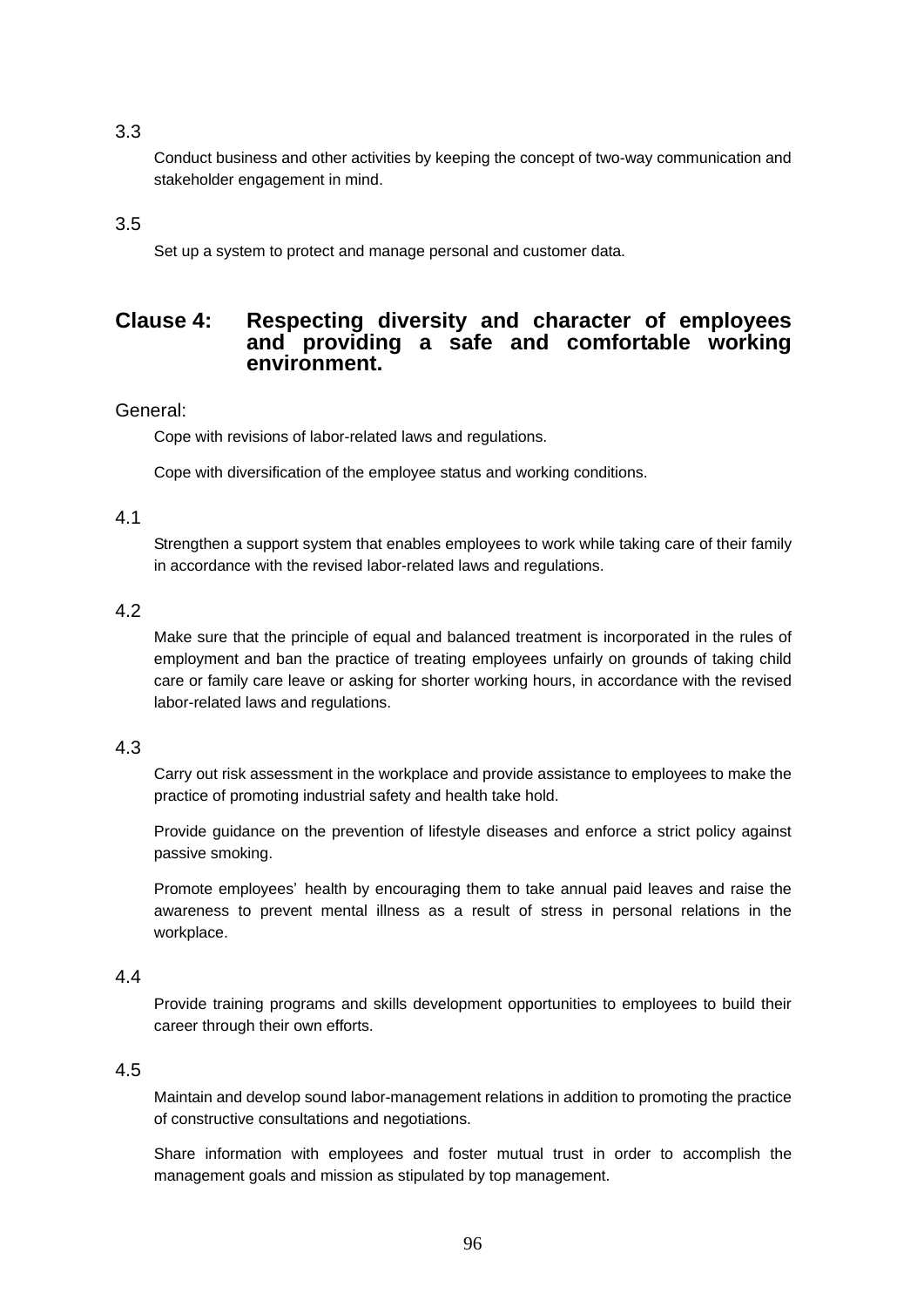3.3

Conduct business and other activities by keeping the concept of two-way communication and stakeholder engagement in mind.

3.5

Set up a system to protect and manage personal and customer data.

## Clause 4: Respecting diversity and character of employees and providing a safe and comfortable working environment.

General:

Cope with revisions of labor-related laws and regulations.

Cope with diversification of the employee status and working conditions.

4.1

Strengthen a support system that enables employees to work while taking care of their family in accordance with the revised labor-related laws and regulations.

4.2

Make sure that the principle of equal and balanced treatment is incorporated in the rules of employment and ban the practice of treating employees unfairly on grounds of taking child care or family care leave or asking for shorter working hours, in accordance with the revised labor-related laws and regulations.

4.3

Carry out risk assessment in the workplace and provide assistance to employees to make the practice of promoting industrial safety and health take hold.

Provide guidance on the prevention of lifestyle diseases and enforce a strict policy against passive smoking.

Promote employees' health by encouraging them to take annual paid leaves and raise the awareness to prevent mental illness as a result of stress in personal relations in the workplace.

4.4

Provide training programs and skills development opportunities to employees to build their career through their own efforts.

4.5

Maintain and develop sound labor-management relations in addition to promoting the practice of constructive consultations and negotiations.

Share information with employees and foster mutual trust in order to accomplish the management goals and mission as stipulated by top management.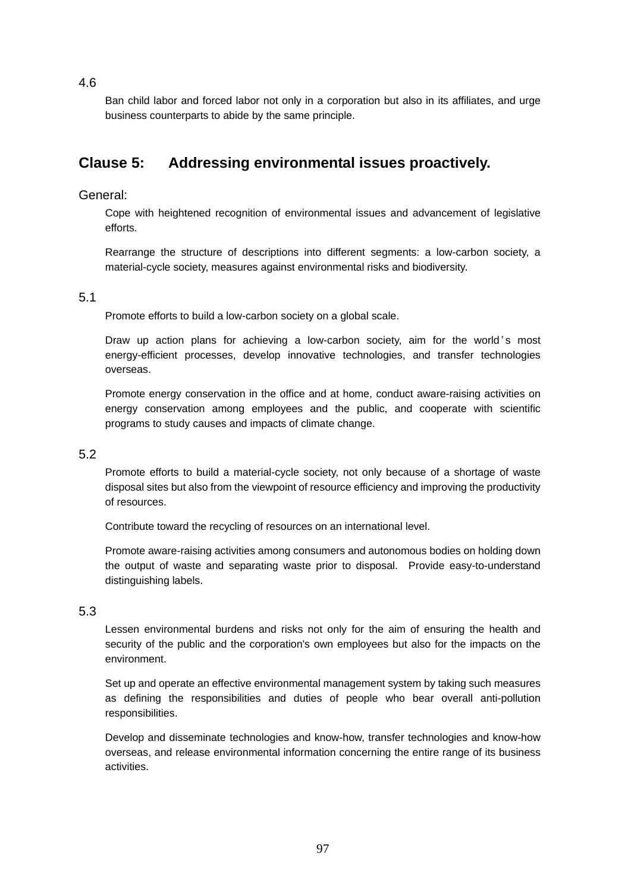4.6

Ban child labor and forced labor not only in a corporation but also in its affiliates, and urge business counterparts to abide by the same principle.

## Clause 5: Addressing environmental issues proactively.

General:

Cope with heightened recognition of environmental issues and advancement of legislative efforts.

Rearrange the structure of descriptions into different segments: a low-carbon society, a material-cycle society, measures against environmental risks and biodiversity.

5.1

Promote efforts to build a low-carbon society on a global scale.

Draw up action plans for achieving a low-carbon society, aim for the world's most energy-efficient processes, develop innovative technologies, and transfer technologies overseas.

Promote energy conservation in the office and at home, conduct aware-raising activities on energy conservation among employees and the public, and cooperate with scientific programs to study causes and impacts of climate change.

5.2

Promote efforts to build a material-cycle society, not only because of a shortage of waste disposal sites but also from the viewpoint of resource efficiency and improving the productivity of resources.

Contribute toward the recycling of resources on an international level.

Promote aware-raising activities among consumers and autonomous bodies on holding down the output of waste and separating waste prior to disposal. Provide easy-to-understand distinguishing labels.

5.3

Lessen environmental burdens and risks not only for the aim of ensuring the health and security of the public and the corporation's own employees but also for the impacts on the environment.

Set up and operate an effective environmental management system by taking such measures as defining the responsibilities and duties of people who bear overall anti-pollution responsibilities.

Develop and disseminate technologies and know-how, transfer technologies and know-how overseas, and release environmental information concerning the entire range of its business activities.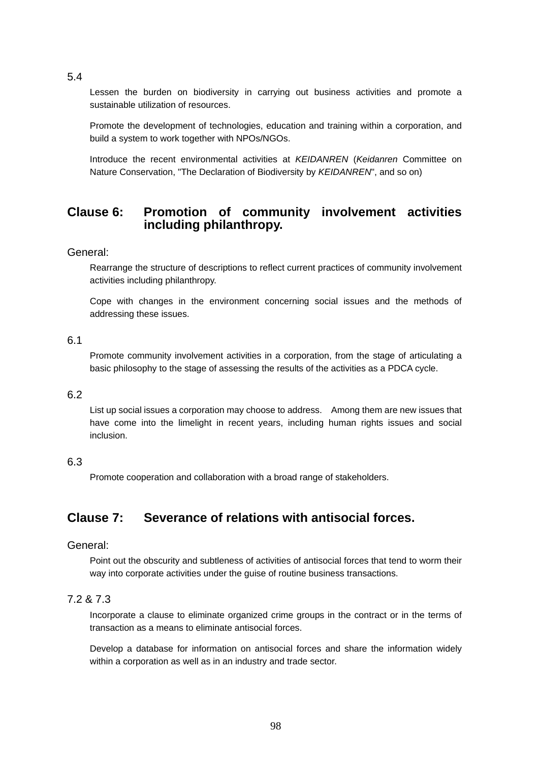5.4

Lessen the burden on biodiversity in carrying out business activities and promote a sustainable utilization of resources.

Promote the development of technologies, education and training within a corporation, and build a system to work together with NPOs/NGOs.

Introduce the recent environmental activities at *KEIDANREN* (*Keidanren* Committee on Nature Conservation, "The Declaration of Biodiversity by *KEIDANREN*", and so on)

## Clause 6: Promotion of community involvement activities including philanthropy.

General:

Rearrange the structure of descriptions to reflect current practices of community involvement activities including philanthropy.

Cope with changes in the environment concerning social issues and the methods of addressing these issues.

6.1

Promote community involvement activities in a corporation, from the stage of articulating a basic philosophy to the stage of assessing the results of the activities as a PDCA cycle.

6.2

List up social issues a corporation may choose to address. Among them are new issues that have come into the limelight in recent years, including human rights issues and social inclusion.

6.3

Promote cooperation and collaboration with a broad range of stakeholders.

## Clause 7: Severance of relations with antisocial forces.

General:

Point out the obscurity and subtleness of activities of antisocial forces that tend to worm their way into corporate activities under the guise of routine business transactions.

7.2 & 7.3

Incorporate a clause to eliminate organized crime groups in the contract or in the terms of transaction as a means to eliminate antisocial forces.

Develop a database for information on antisocial forces and share the information widely within a corporation as well as in an industry and trade sector.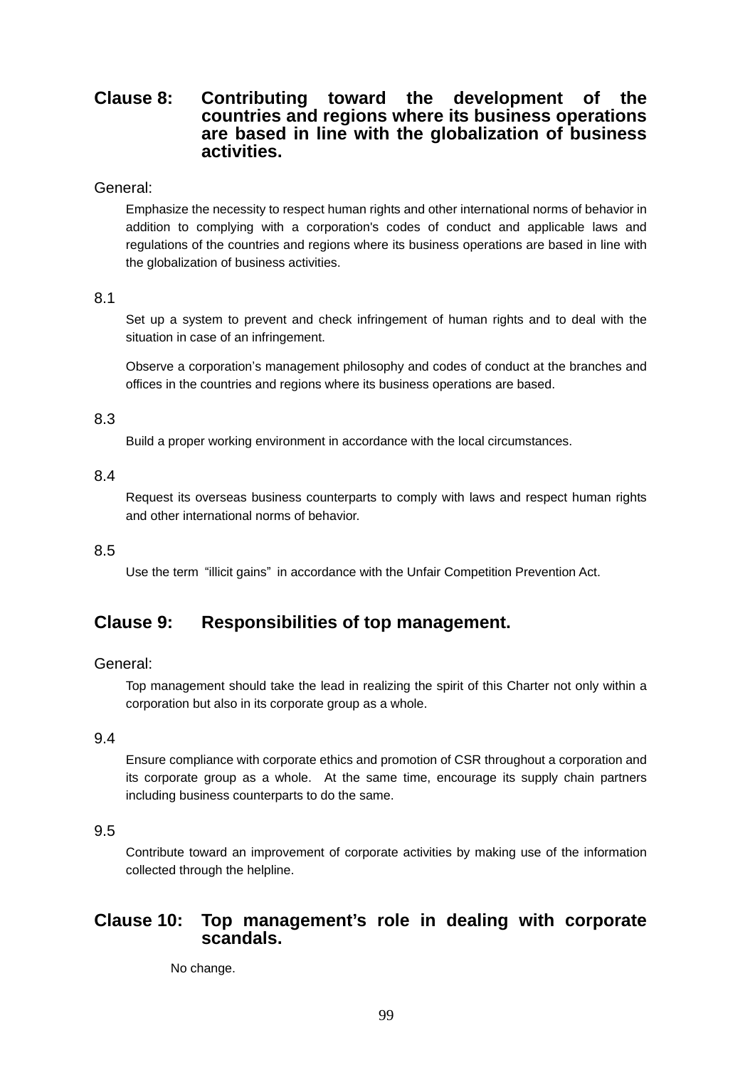## Clause 8: Contributing toward the development of the countries and regions where its business operations are based in line with the globalization of business activities.

General:

Emphasize the necessity to respect human rights and other international norms of behavior in addition to complying with a corporation's codes of conduct and applicable laws and regulations of the countries and regions where its business operations are based in line with the globalization of business activities.

8.1

Set up a system to prevent and check infringement of human rights and to deal with the situation in case of an infringement.

Observe a corporation's management philosophy and codes of conduct at the branches and offices in the countries and regions where its business operations are based.

8.3

Build a proper working environment in accordance with the local circumstances.

8.4

Request its overseas business counterparts to comply with laws and respect human rights and other international norms of behavior.

8.5

Use the term "illicit gains" in accordance with the Unfair Competition Prevention Act.

## Clause 9: Responsibilities of top management.

General:

Top management should take the lead in realizing the spirit of this Charter not only within a corporation but also in its corporate group as a whole.

9.4

Ensure compliance with corporate ethics and promotion of CSR throughout a corporation and its corporate group as a whole. At the same time, encourage its supply chain partners including business counterparts to do the same.

9.5

Contribute toward an improvement of corporate activities by making use of the information collected through the helpline.

## Clause 10: Top management's role in dealing with corporate scandals.

No change.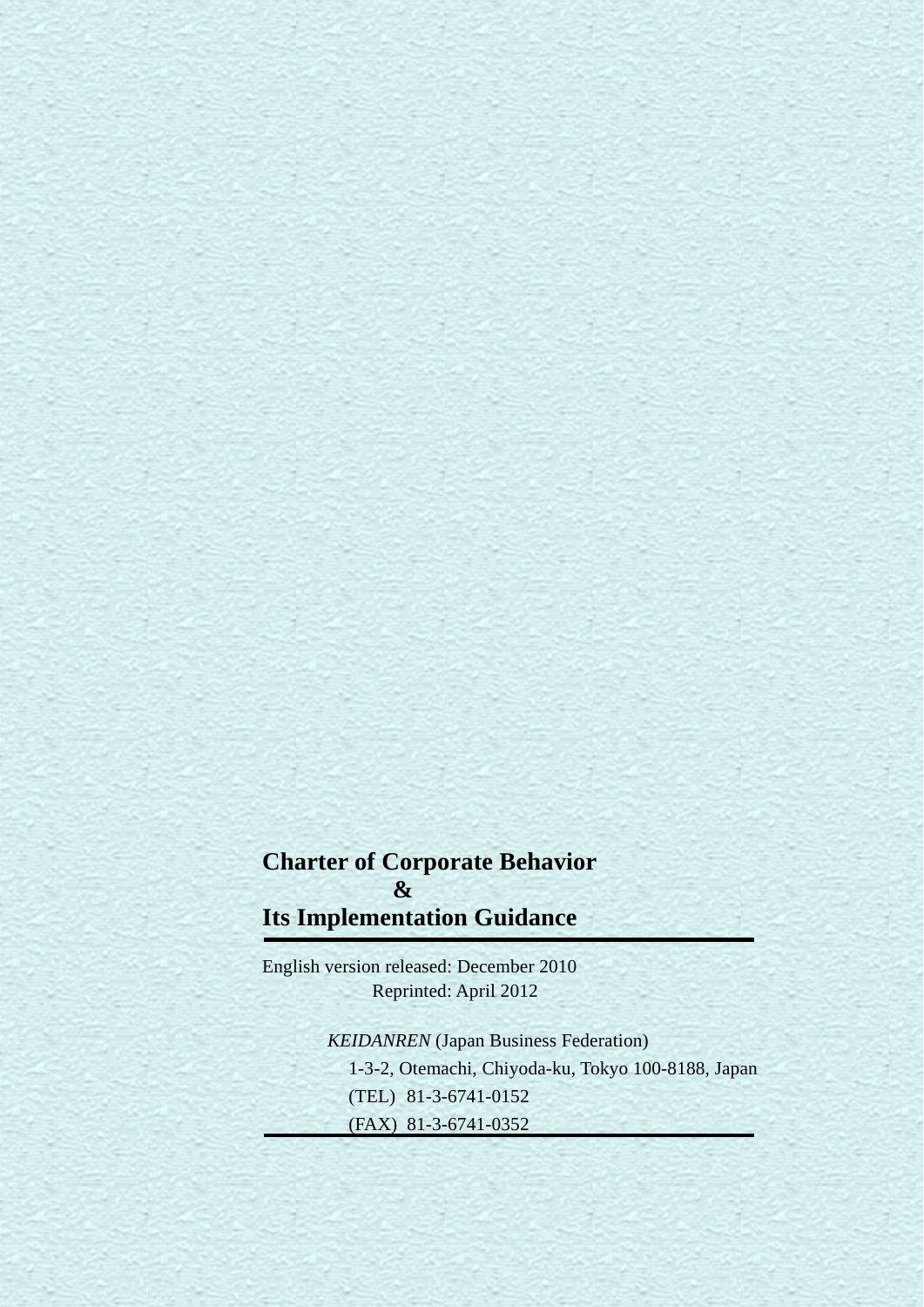**Charter of Corporate Behavior**
**&**
**Its Implementation Guidance**

---

English version released: December 2010
Reprinted: April 2012

*KEIDANREN* (Japan Business Federation)
1-3-2, Otemachi, Chiyoda-ku, Tokyo 100-8188, Japan
(TEL) 81-3-6741-0152
(FAX) 81-3-6741-0352

---